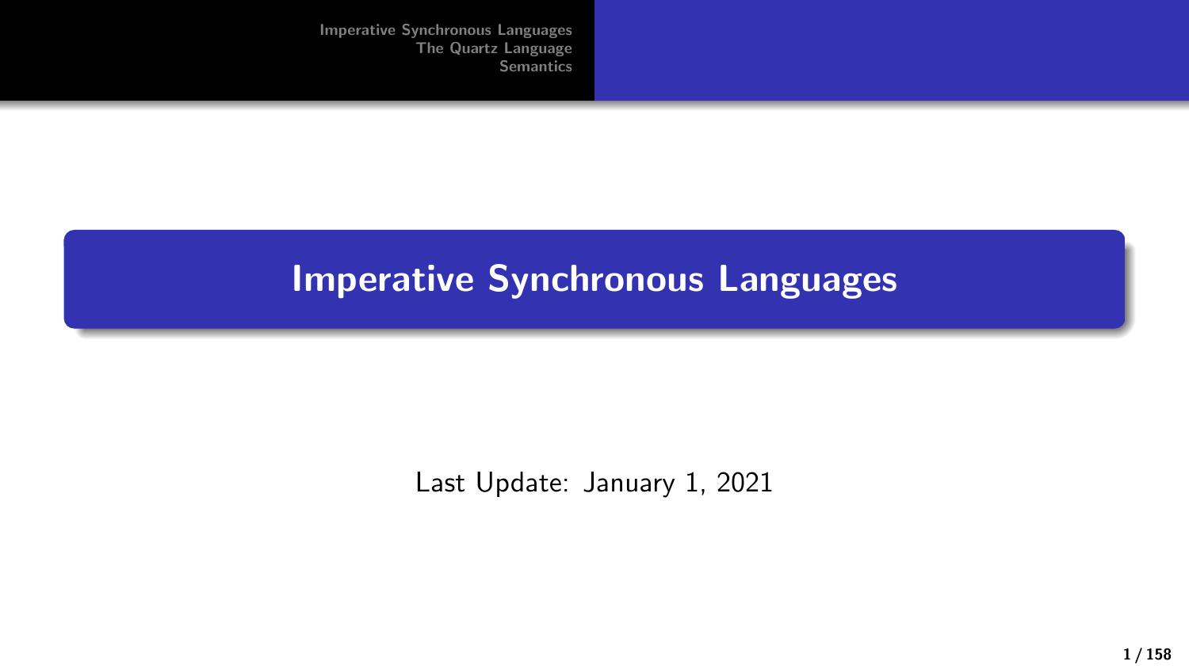# Imperative Synchronous Languages

Last Update: January 1, 2021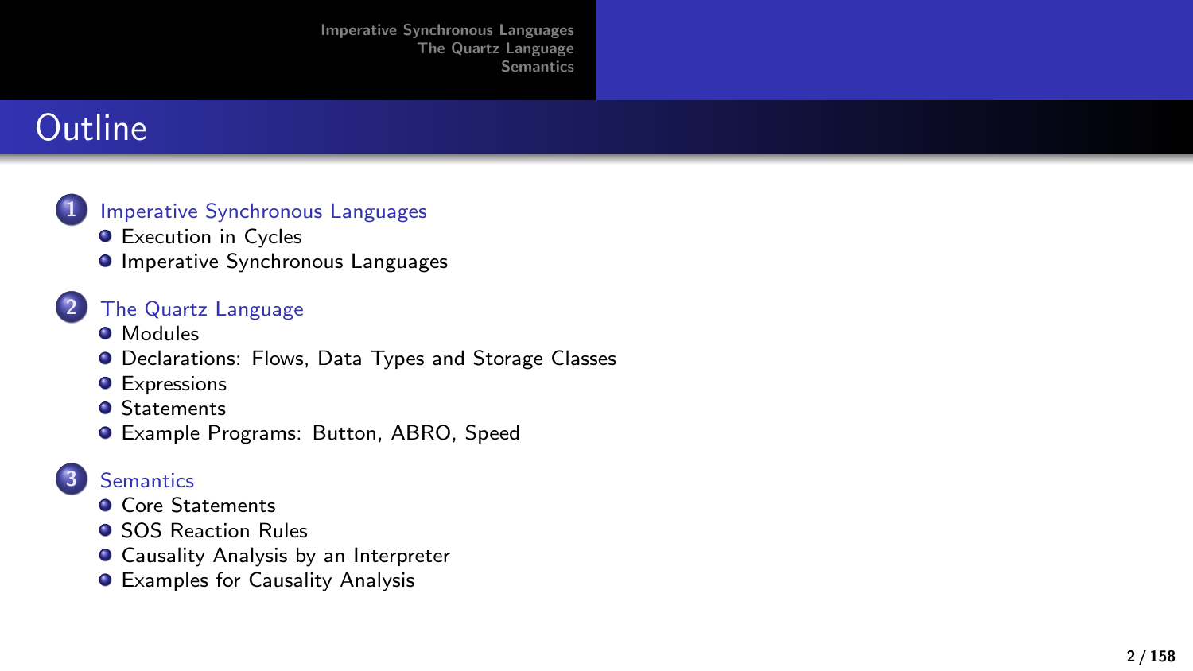# Outline

1. Imperative Synchronous Languages
   - Execution in Cycles
   - Imperative Synchronous Languages

2. The Quartz Language
   - Modules
   - Declarations: Flows, Data Types and Storage Classes
   - Expressions
   - Statements
   - Example Programs: Button, ABRO, Speed

3. Semantics
   - Core Statements
   - SOS Reaction Rules
   - Causality Analysis by an Interpreter
   - Examples for Causality Analysis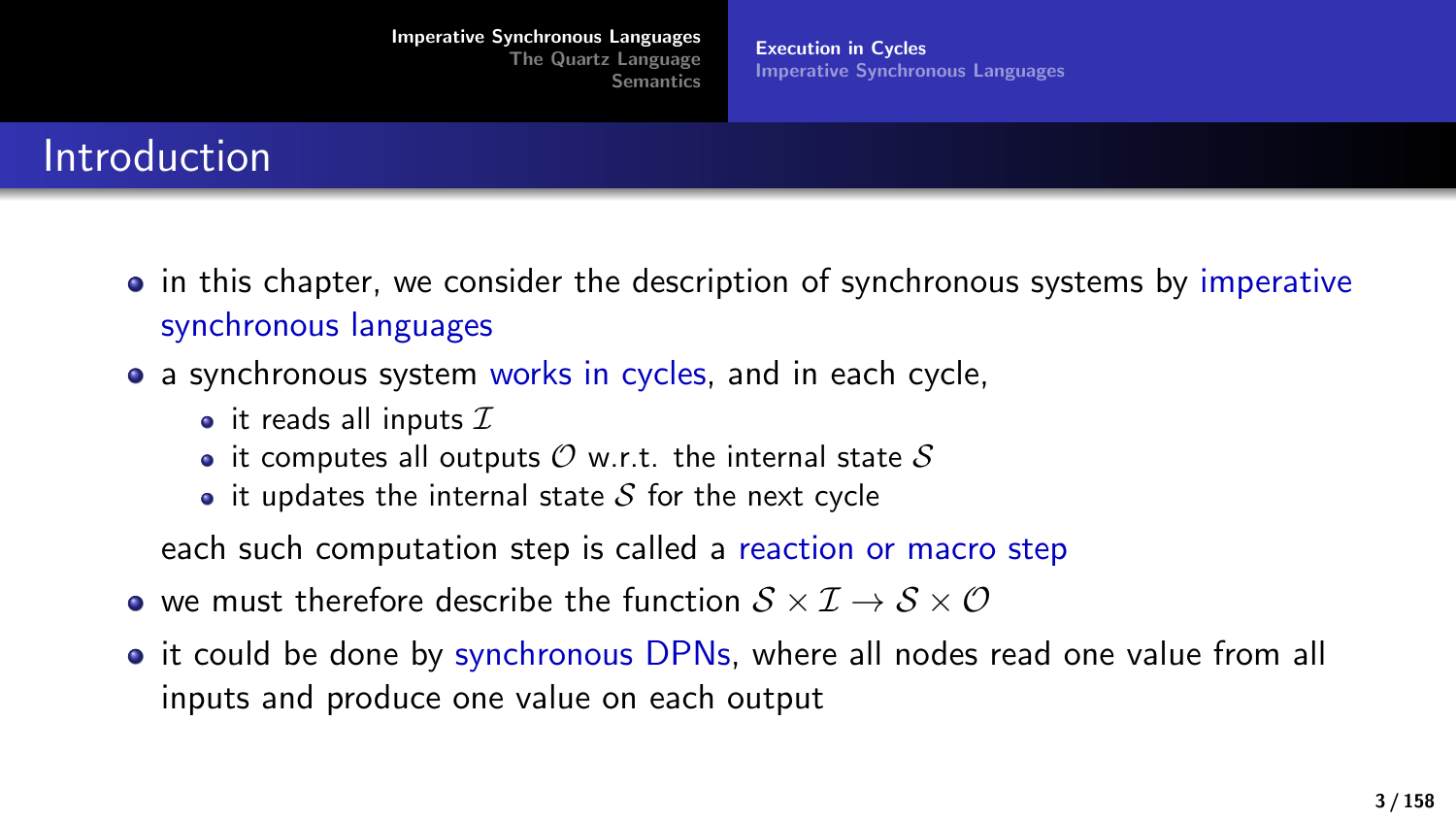# Introduction

- in this chapter, we consider the description of synchronous systems by imperative synchronous languages
- a synchronous system works in cycles, and in each cycle,
  - it reads all inputs $\mathcal{I}$
  - it computes all outputs $\mathcal{O}$ w.r.t. the internal state $\mathcal{S}$
  - it updates the internal state $\mathcal{S}$ for the next cycle

  each such computation step is called a reaction or macro step
- we must therefore describe the function $\mathcal{S} \times \mathcal{I} \to \mathcal{S} \times \mathcal{O}$
- it could be done by synchronous DPNs, where all nodes read one value from all inputs and produce one value on each output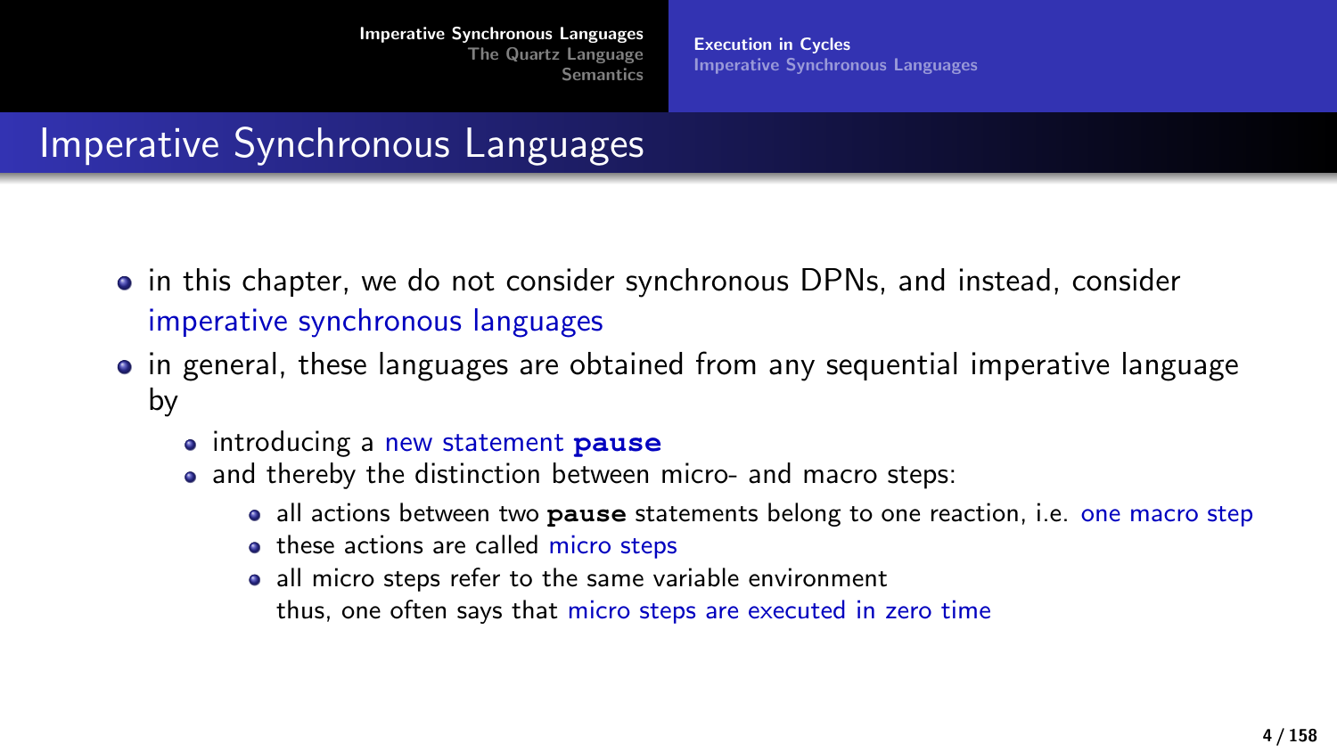# Imperative Synchronous Languages

- in this chapter, we do not consider synchronous DPNs, and instead, consider imperative synchronous languages
- in general, these languages are obtained from any sequential imperative language by
  - introducing a new statement **pause**
  - and thereby the distinction between micro- and macro steps:
    - all actions between two **pause** statements belong to one reaction, i.e. one macro step
    - these actions are called micro steps
    - all micro steps refer to the same variable environment
      thus, one often says that micro steps are executed in zero time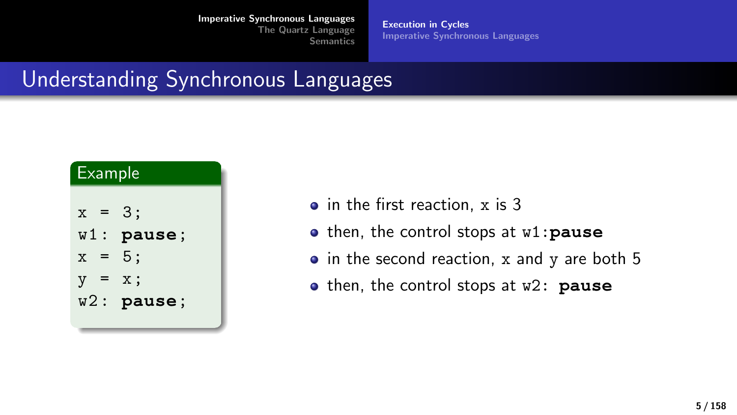## Understanding Synchronous Languages

**Example**

```
x = 3;
w1: pause;
x = 5;
y = x;
w2: pause;
```

- in the first reaction, `x` is 3
- then, the control stops at `w1:`**`pause`**
- in the second reaction, `x` and `y` are both 5
- then, the control stops at `w2:` **`pause`**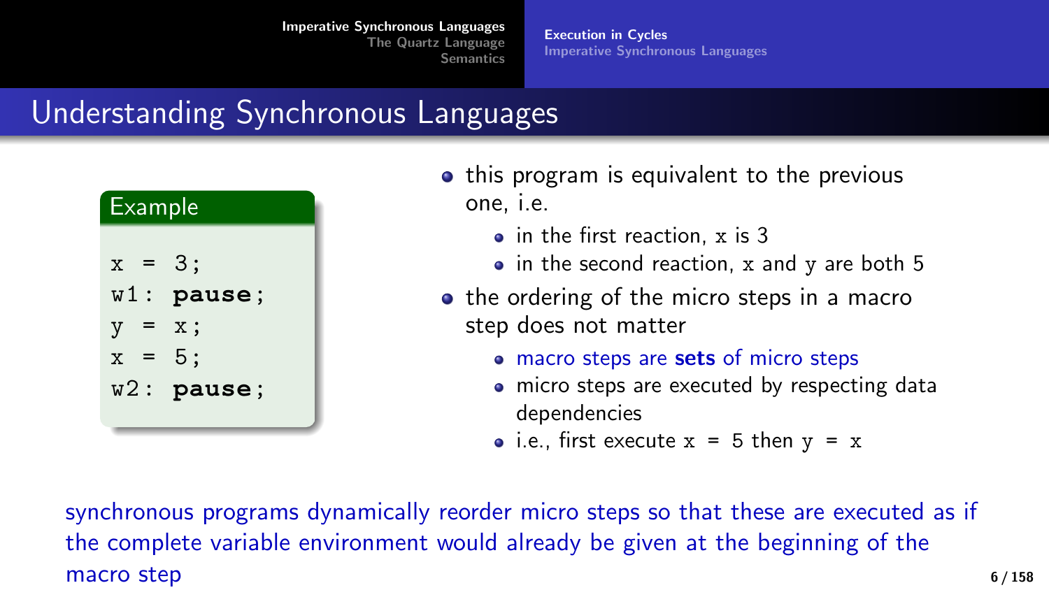## Understanding Synchronous Languages

**Example**

```
x = 3;
w1: pause;
y = x;
x = 5;
w2: pause;
```

- this program is equivalent to the previous one, i.e.
  - in the first reaction, `x` is 3
  - in the second reaction, `x` and `y` are both 5
- the ordering of the micro steps in a macro step does not matter
  - macro steps are **sets** of micro steps
  - micro steps are executed by respecting data dependencies
  - i.e., first execute `x = 5` then `y = x`

synchronous programs dynamically reorder micro steps so that these are executed as if the complete variable environment would already be given at the beginning of the macro step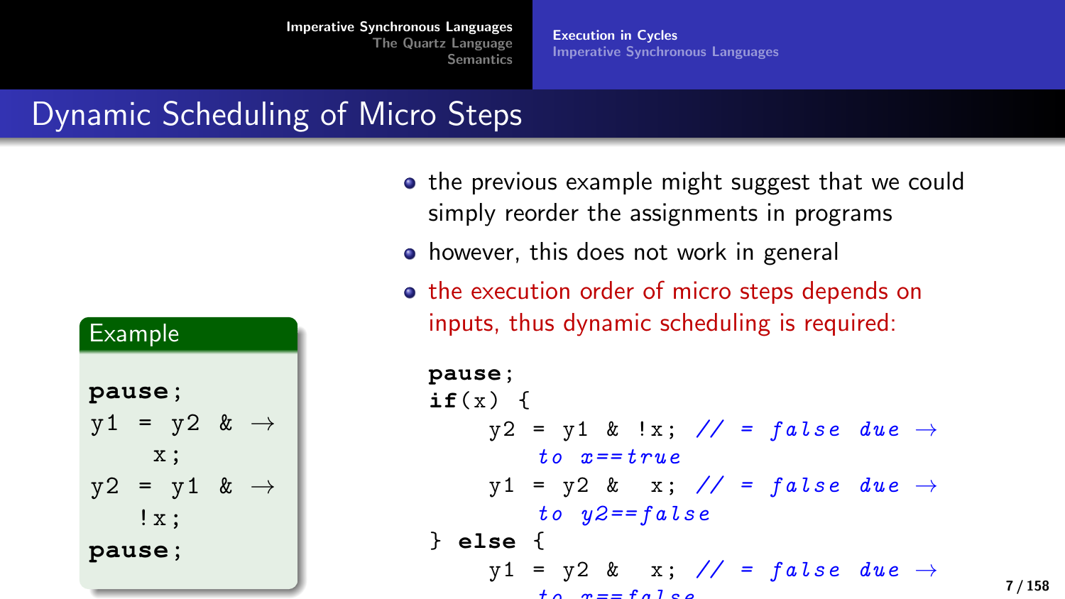# Dynamic Scheduling of Micro Steps

**Example**

```
pause;
y1 = y2 & →
    x;
y2 = y1 & →
   !x;
pause;
```

- the previous example might suggest that we could simply reorder the assignments in programs
- however, this does not work in general
- the execution order of micro steps depends on inputs, thus dynamic scheduling is required:

```
pause;
if(x) {
    y2 = y1 & !x; // = false due →
        to x==true
    y1 = y2 &  x; // = false due →
        to y2==false
} else {
    y1 = y2 &  x; // = false due →
        to x==false
```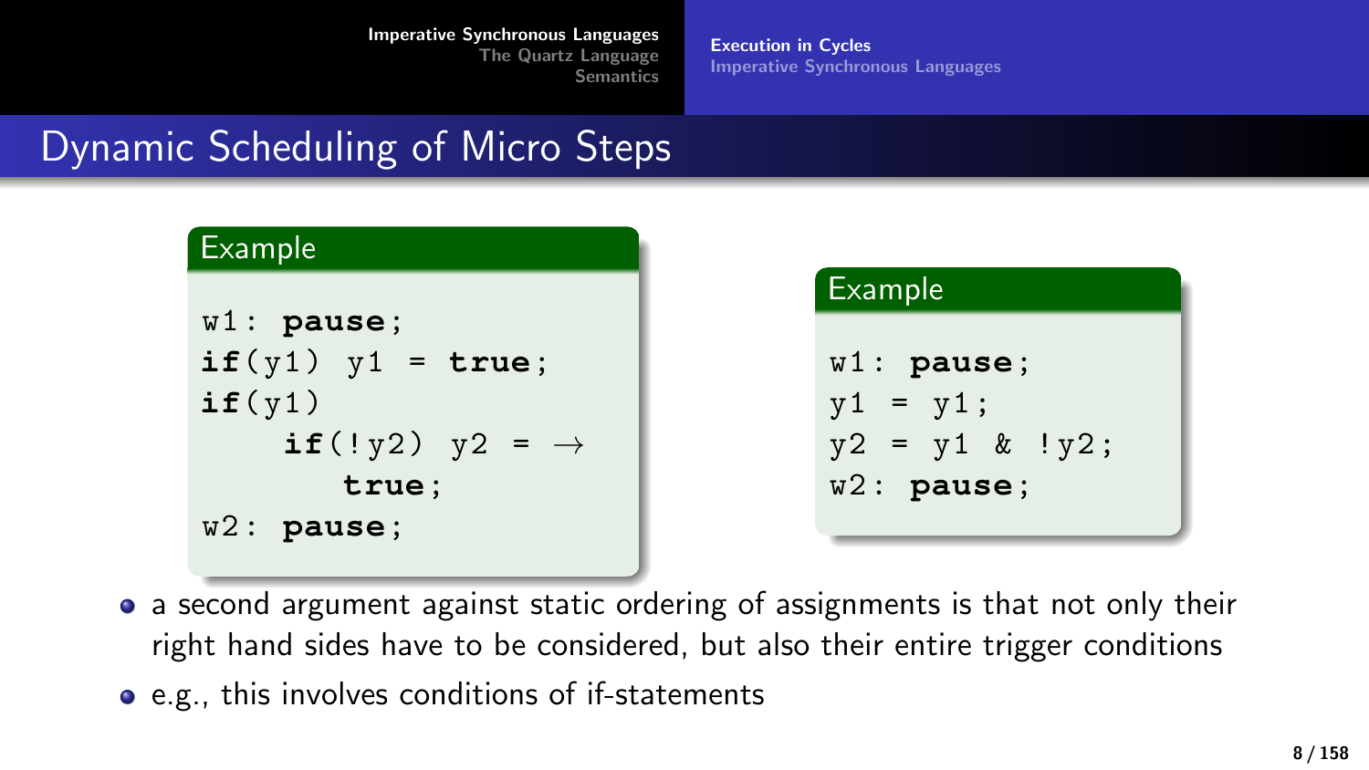# Dynamic Scheduling of Micro Steps

**Example**

```
w1: pause;
if(y1) y1 = true;
if(y1)
    if(!y2) y2 = →
        true;
w2: pause;
```

**Example**

```
w1: pause;
y1 = y1;
y2 = y1 & !y2;
w2: pause;
```

- a second argument against static ordering of assignments is that not only their right hand sides have to be considered, but also their entire trigger conditions
- e.g., this involves conditions of if-statements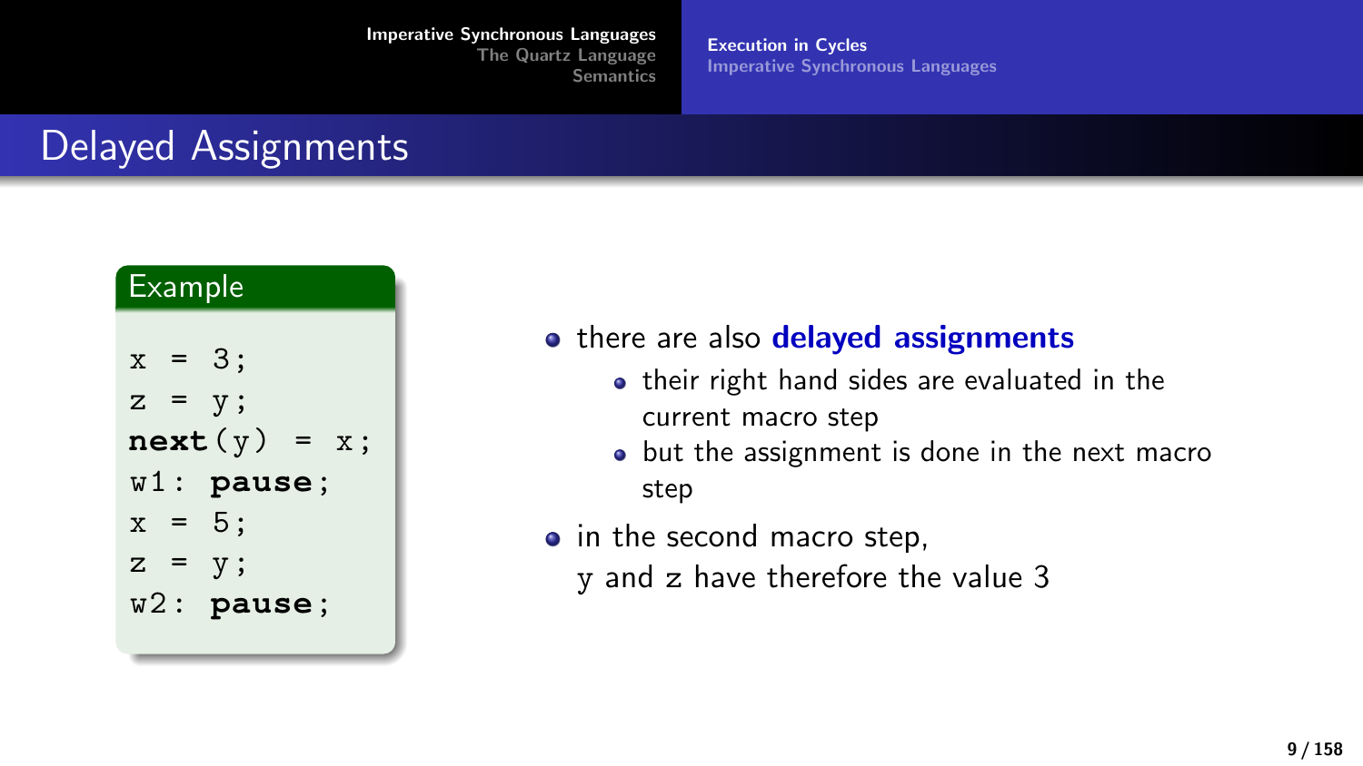# Delayed Assignments

**Example**

```
x = 3;
z = y;
next(y) = x;
w1: pause;
x = 5;
z = y;
w2: pause;
```

- there are also **delayed assignments**
  - their right hand sides are evaluated in the current macro step
  - but the assignment is done in the next macro step
- in the second macro step, y and z have therefore the value 3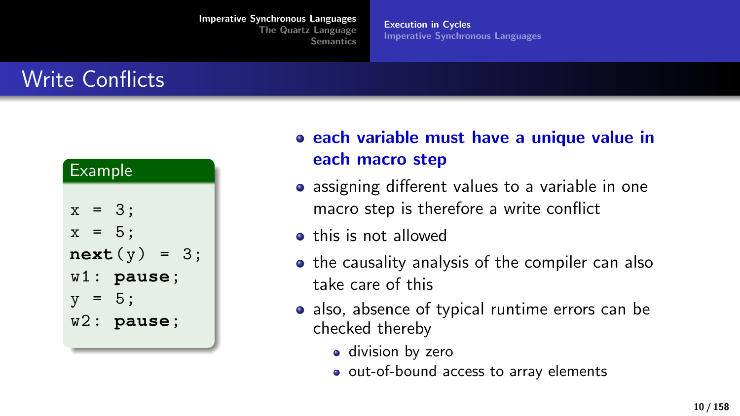## Write Conflicts

**Example**

```
x = 3;
x = 5;
next(y) = 3;
w1: pause;
y = 5;
w2: pause;
```

- **each variable must have a unique value in each macro step**
- assigning different values to a variable in one macro step is therefore a write conflict
- this is not allowed
- the causality analysis of the compiler can also take care of this
- also, absence of typical runtime errors can be checked thereby
  - division by zero
  - out-of-bound access to array elements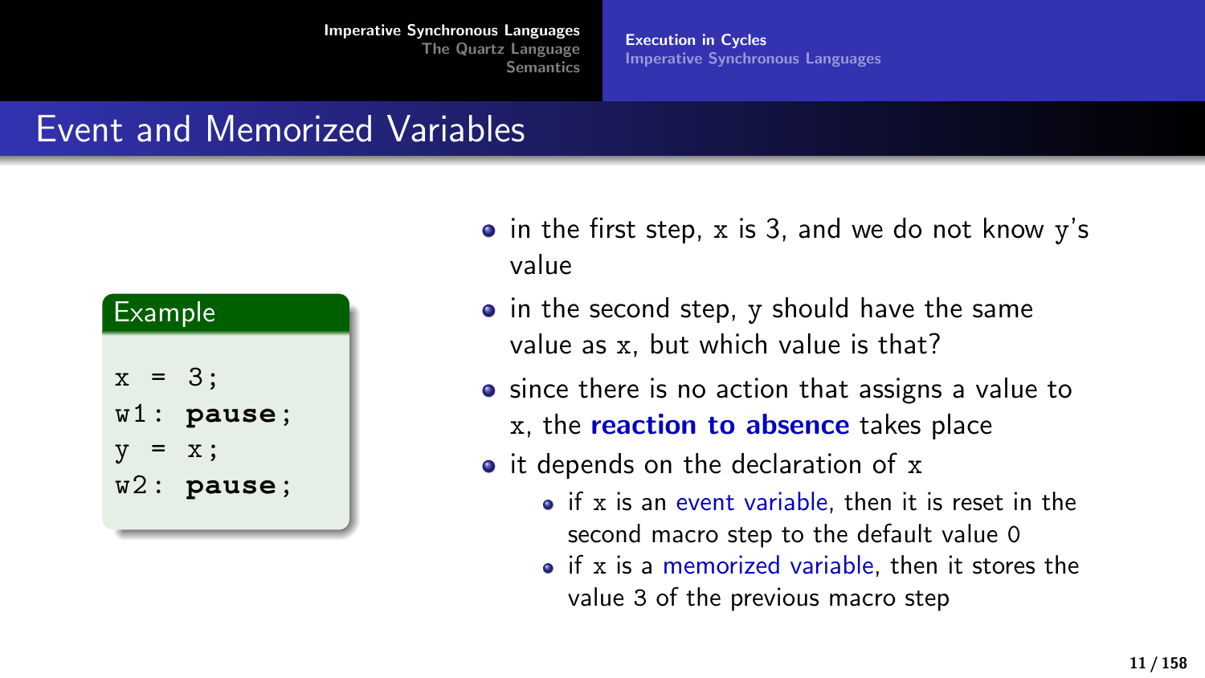## Event and Memorized Variables

**Example**

```
x = 3;
w1: pause;
y = x;
w2: pause;
```

- in the first step, x is 3, and we do not know y's value
- in the second step, y should have the same value as x, but which value is that?
- since there is no action that assigns a value to x, the **reaction to absence** takes place
- it depends on the declaration of x
  - if x is an event variable, then it is reset in the second macro step to the default value 0
  - if x is a memorized variable, then it stores the value 3 of the previous macro step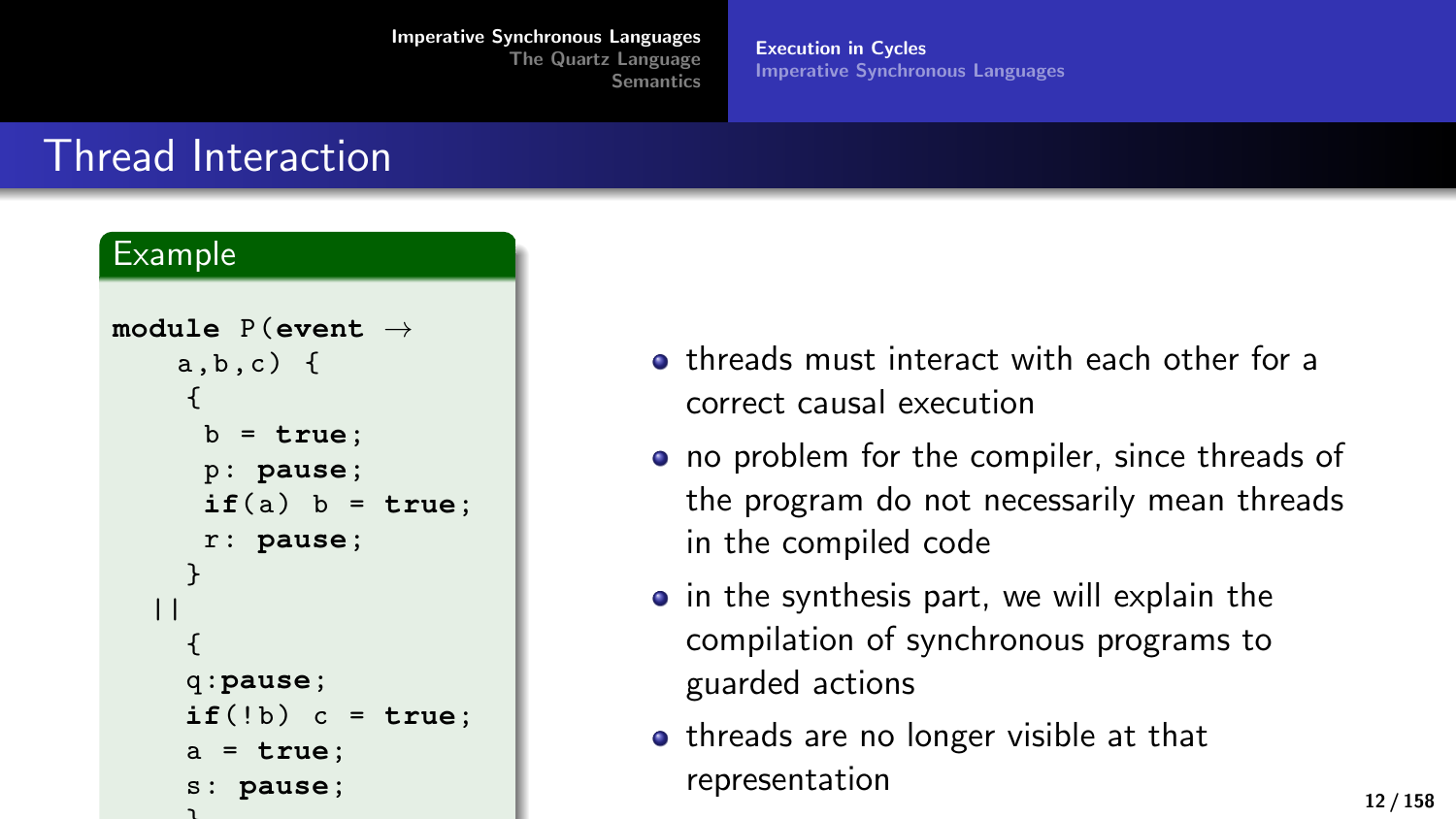## Thread Interaction

**Example**

```
module P(event →
    a,b,c) {
     {
      b = true;
      p: pause;
      if(a) b = true;
      r: pause;
     }
   ||
     {
     q:pause;
     if(!b) c = true;
     a = true;
     s: pause;
     }
```

- threads must interact with each other for a correct causal execution
- no problem for the compiler, since threads of the program do not necessarily mean threads in the compiled code
- in the synthesis part, we will explain the compilation of synchronous programs to guarded actions
- threads are no longer visible at that representation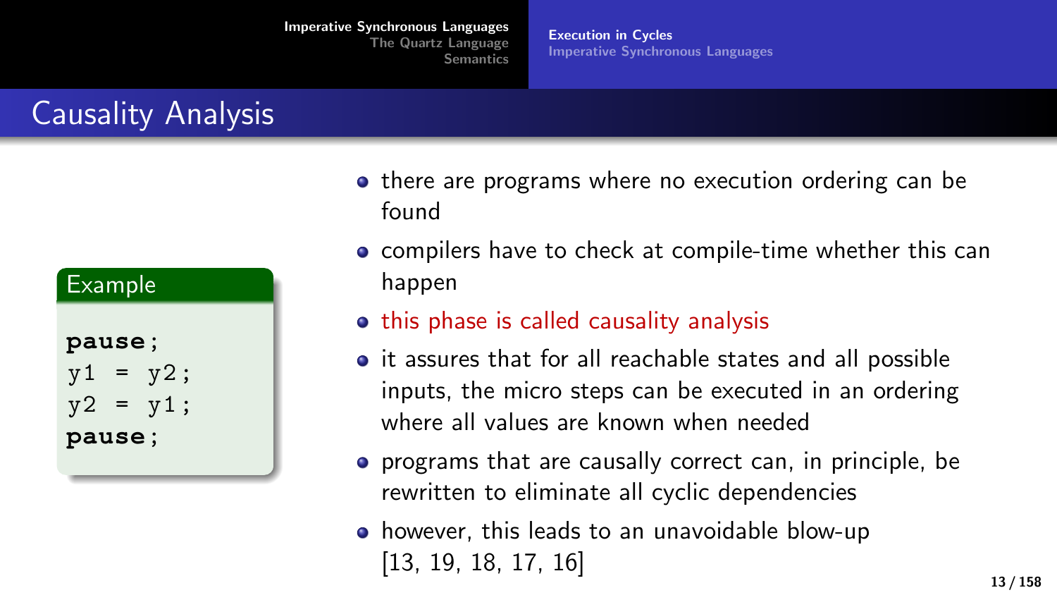# Causality Analysis

**Example**

```
pause;
y1 = y2;
y2 = y1;
pause;
```

- there are programs where no execution ordering can be found
- compilers have to check at compile-time whether this can happen
- this phase is called causality analysis
- it assures that for all reachable states and all possible inputs, the micro steps can be executed in an ordering where all values are known when needed
- programs that are causally correct can, in principle, be rewritten to eliminate all cyclic dependencies
- however, this leads to an unavoidable blow-up [13, 19, 18, 17, 16]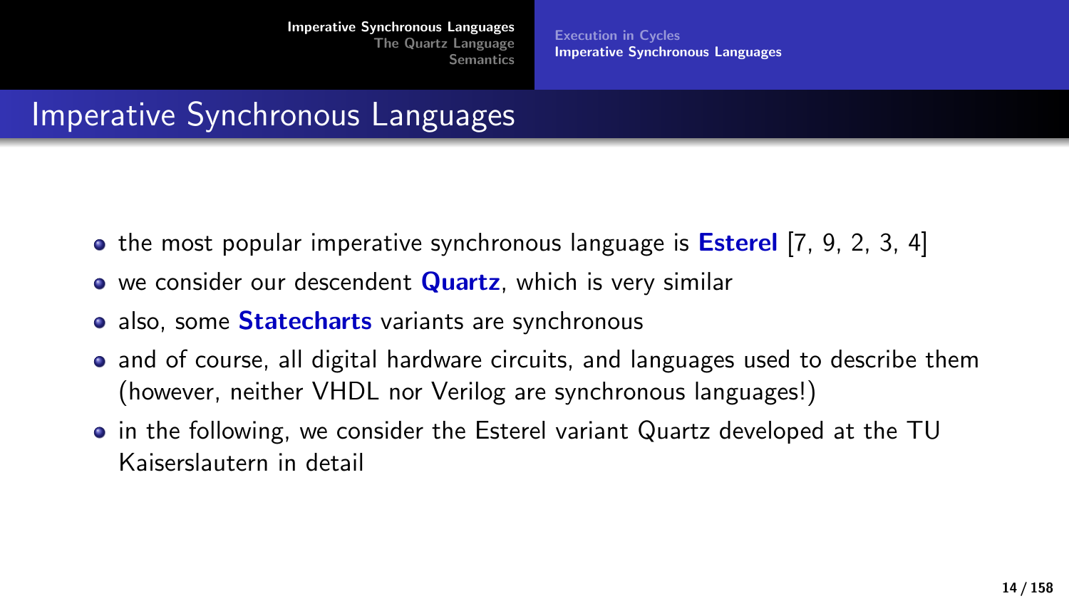# Imperative Synchronous Languages

- the most popular imperative synchronous language is **Esterel** [7, 9, 2, 3, 4]
- we consider our descendent **Quartz**, which is very similar
- also, some **Statecharts** variants are synchronous
- and of course, all digital hardware circuits, and languages used to describe them (however, neither VHDL nor Verilog are synchronous languages!)
- in the following, we consider the Esterel variant Quartz developed at the TU Kaiserslautern in detail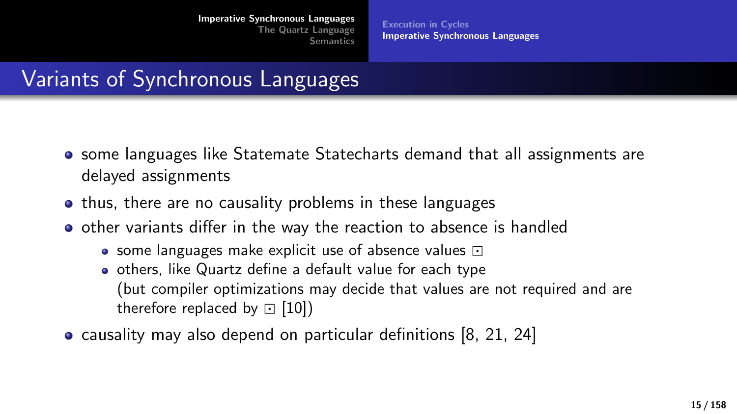# Variants of Synchronous Languages

- some languages like Statemate Statecharts demand that all assignments are delayed assignments
- thus, there are no causality problems in these languages
- other variants differ in the way the reaction to absence is handled
  - some languages make explicit use of absence values $\boxdot$
  - others, like Quartz define a default value for each type (but compiler optimizations may decide that values are not required and are therefore replaced by $\boxdot$ [10])
- causality may also depend on particular definitions [8, 21, 24]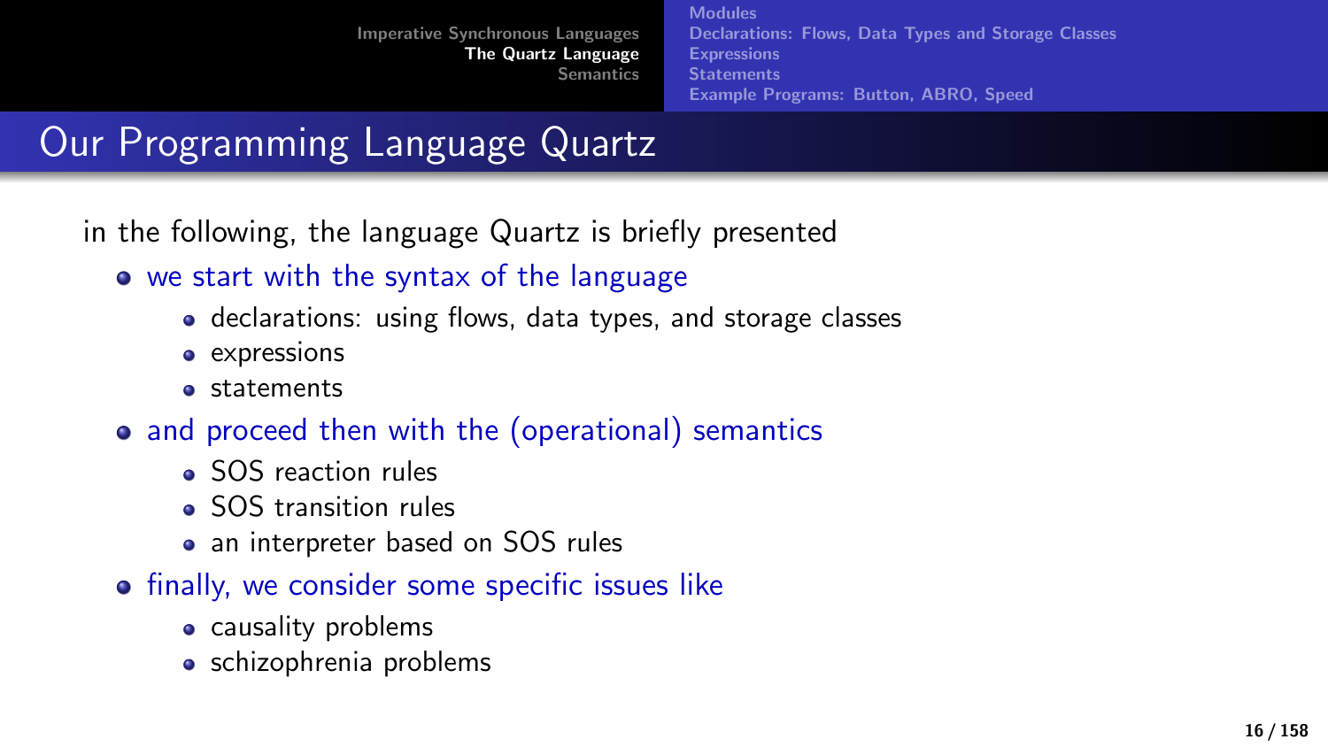# Our Programming Language Quartz

in the following, the language Quartz is briefly presented

- we start with the syntax of the language
  - declarations: using flows, data types, and storage classes
  - expressions
  - statements
- and proceed then with the (operational) semantics
  - SOS reaction rules
  - SOS transition rules
  - an interpreter based on SOS rules
- finally, we consider some specific issues like
  - causality problems
  - schizophrenia problems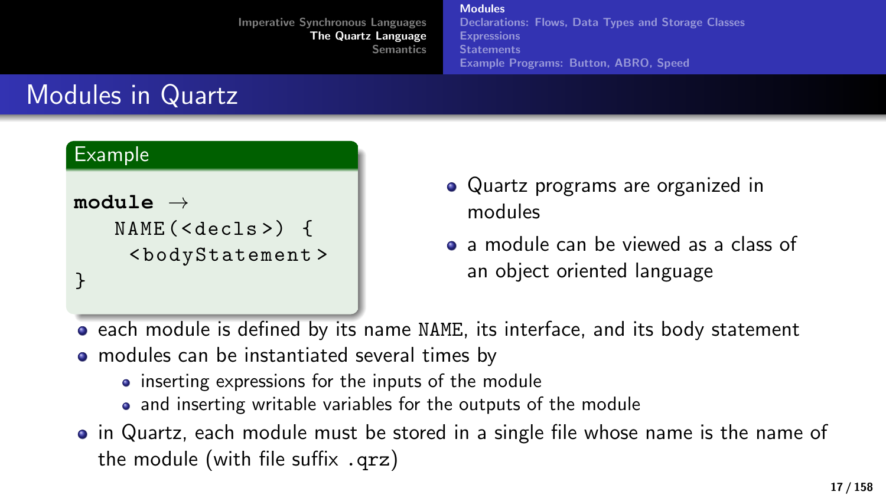# Modules in Quartz

**Example**

```
module →
   NAME(<decls>) {
    <bodyStatement>
}
```

- Quartz programs are organized in modules
- a module can be viewed as a class of an object oriented language

- each module is defined by its name `NAME`, its interface, and its body statement
- modules can be instantiated several times by
  - inserting expressions for the inputs of the module
  - and inserting writable variables for the outputs of the module
- in Quartz, each module must be stored in a single file whose name is the name of the module (with file suffix `.qrz`)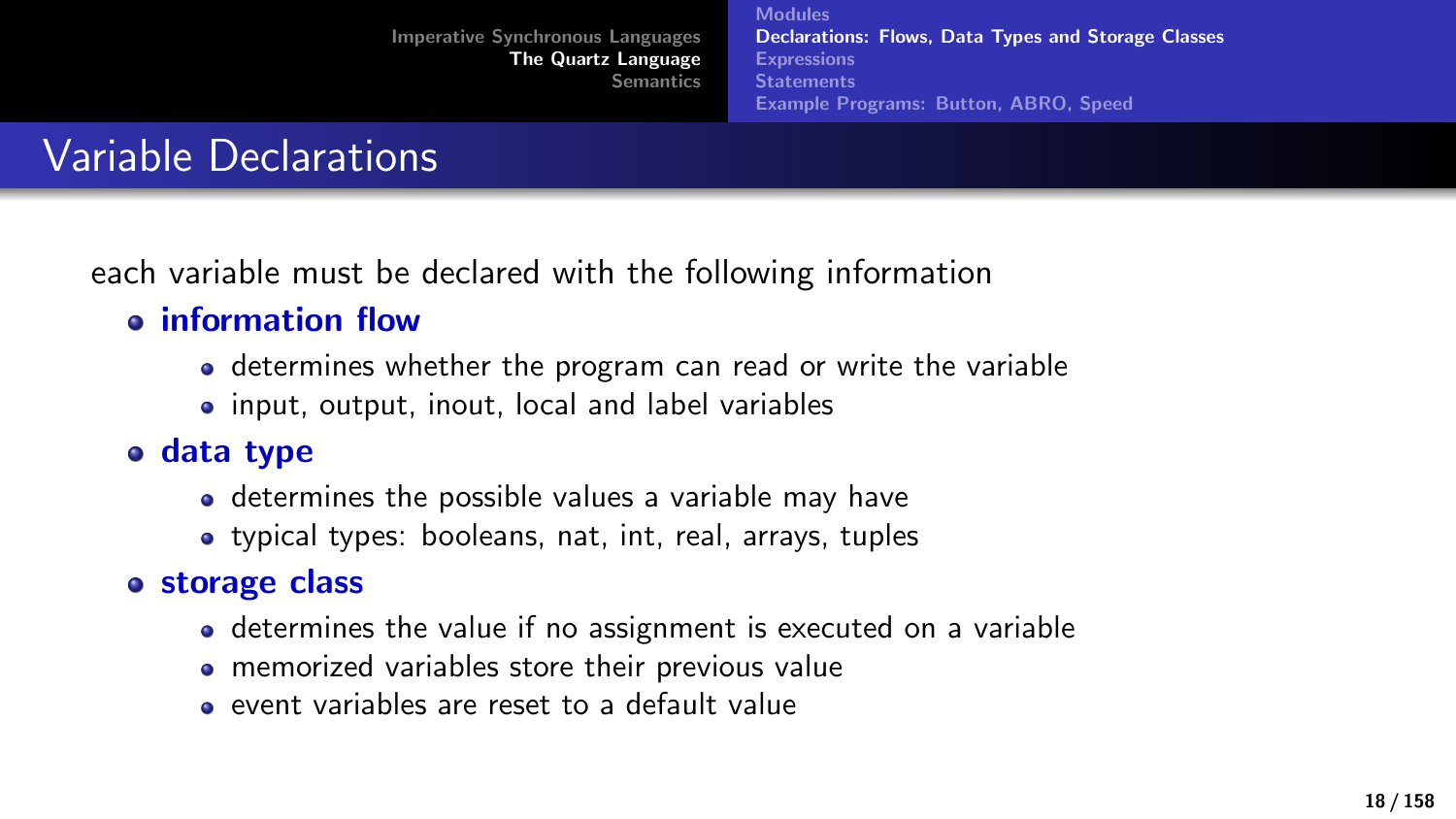# Variable Declarations

each variable must be declared with the following information

- **information flow**
  - determines whether the program can read or write the variable
  - input, output, inout, local and label variables
- **data type**
  - determines the possible values a variable may have
  - typical types: booleans, nat, int, real, arrays, tuples
- **storage class**
  - determines the value if no assignment is executed on a variable
  - memorized variables store their previous value
  - event variables are reset to a default value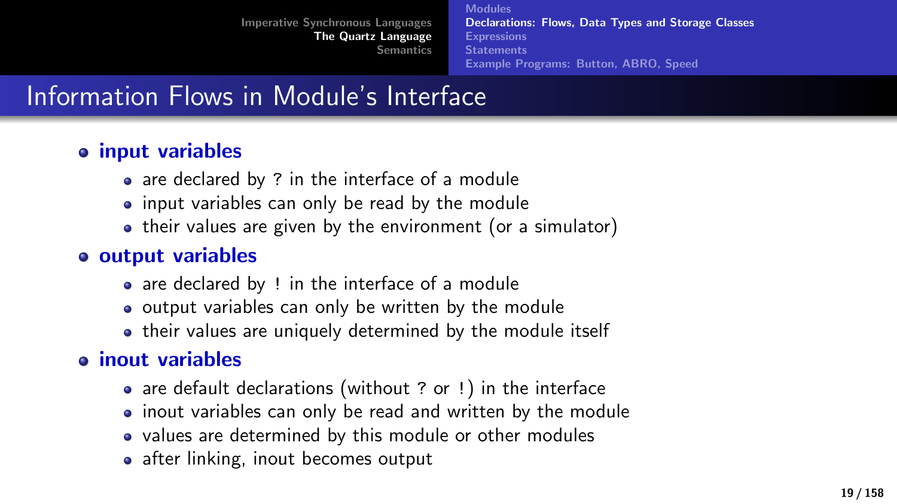# Information Flows in Module's Interface

- **input variables**
  - are declared by ? in the interface of a module
  - input variables can only be read by the module
  - their values are given by the environment (or a simulator)
- **output variables**
  - are declared by ! in the interface of a module
  - output variables can only be written by the module
  - their values are uniquely determined by the module itself
- **inout variables**
  - are default declarations (without ? or !) in the interface
  - inout variables can only be read and written by the module
  - values are determined by this module or other modules
  - after linking, inout becomes output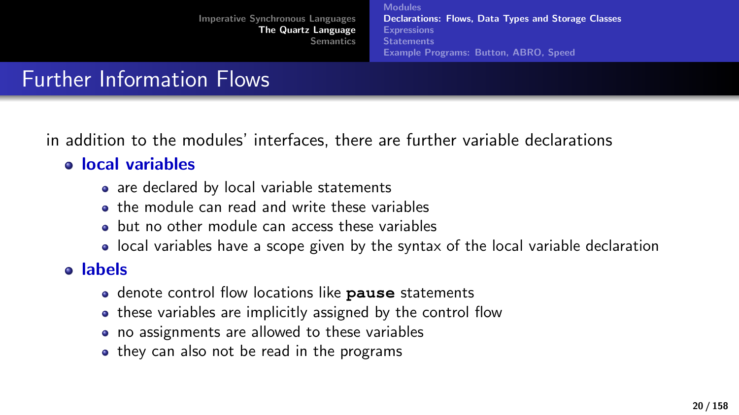# Further Information Flows

in addition to the modules' interfaces, there are further variable declarations

- **local variables**
  - are declared by local variable statements
  - the module can read and write these variables
  - but no other module can access these variables
  - local variables have a scope given by the syntax of the local variable declaration
- **labels**
  - denote control flow locations like **`pause`** statements
  - these variables are implicitly assigned by the control flow
  - no assignments are allowed to these variables
  - they can also not be read in the programs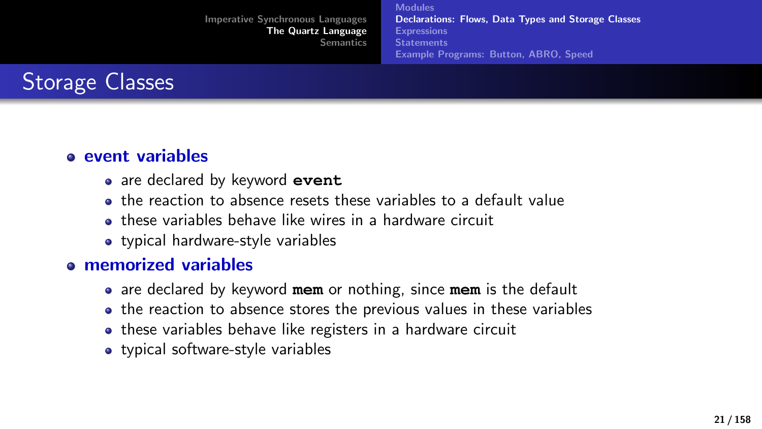# Storage Classes

- **event variables**
  - are declared by keyword **event**
  - the reaction to absence resets these variables to a default value
  - these variables behave like wires in a hardware circuit
  - typical hardware-style variables
- **memorized variables**
  - are declared by keyword **mem** or nothing, since **mem** is the default
  - the reaction to absence stores the previous values in these variables
  - these variables behave like registers in a hardware circuit
  - typical software-style variables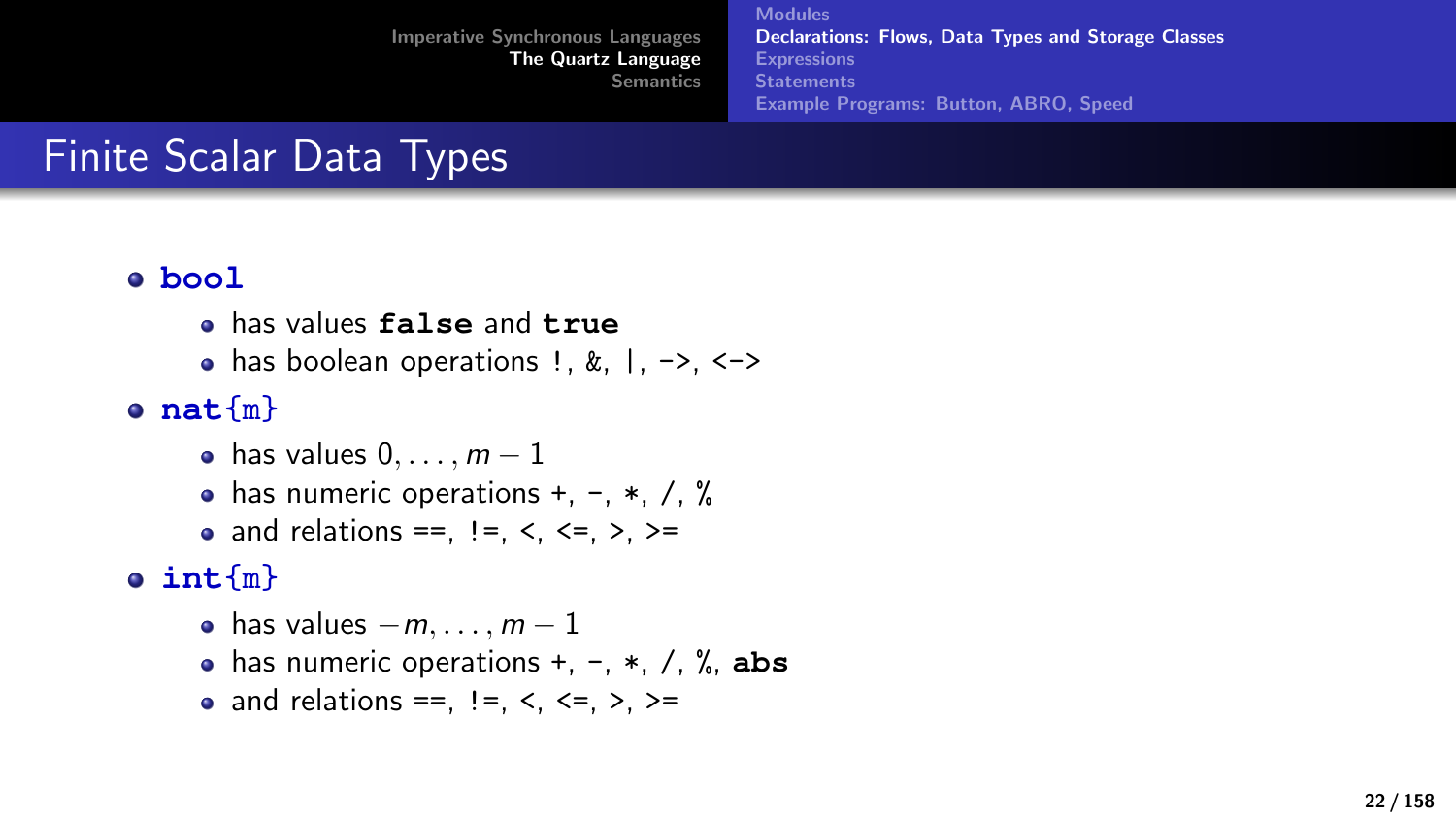# Finite Scalar Data Types

- **bool**
  - has values **false** and **true**
  - has boolean operations !, &, |, ->, <->
- **nat**{m}
  - has values $0, \ldots, m-1$
  - has numeric operations +, -, *, /, %
  - and relations ==, !=, <, <=, >, >=
- **int**{m}
  - has values $-m, \ldots, m-1$
  - has numeric operations +, -, *, /, %, **abs**
  - and relations ==, !=, <, <=, >, >=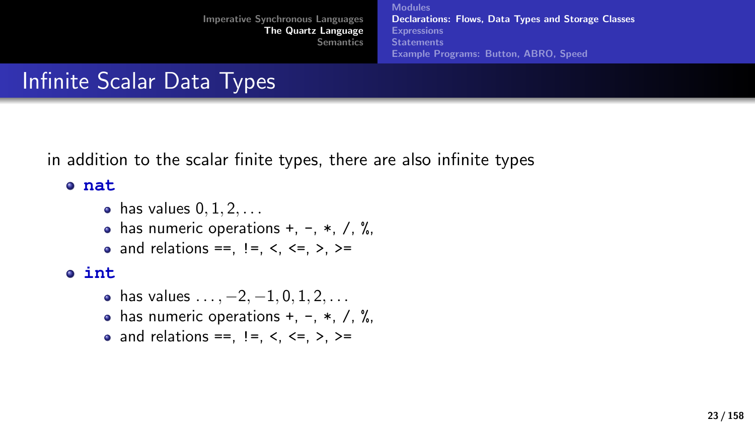# Infinite Scalar Data Types

in addition to the scalar finite types, there are also infinite types

- **nat**
  - has values $0, 1, 2, \ldots$
  - has numeric operations +, -, *, /, %,
  - and relations ==, !=, <, <=, >, >=
- **int**
  - has values $\ldots, -2, -1, 0, 1, 2, \ldots$
  - has numeric operations +, -, *, /, %,
  - and relations ==, !=, <, <=, >, >=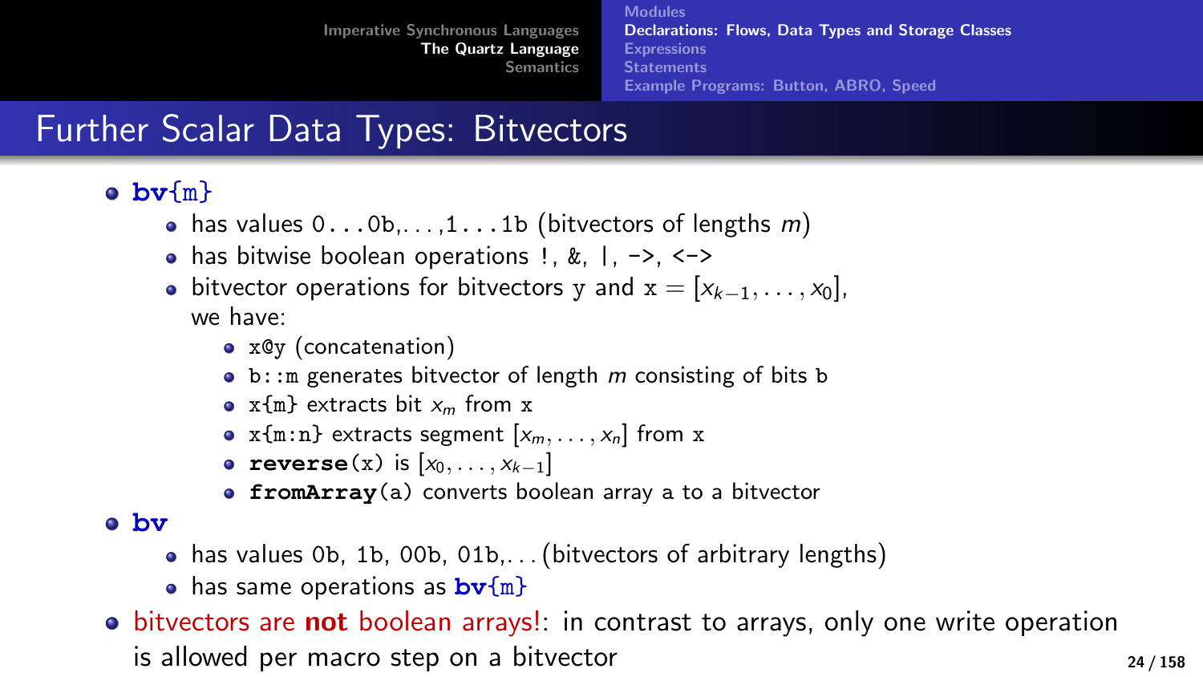# Further Scalar Data Types: Bitvectors

- **bv**{m}
  - has values `0...0b`,...,`1...1b` (bitvectors of lengths $m$)
  - has bitwise boolean operations `!`, `&`, `|`, `->`, `<->`
  - bitvector operations for bitvectors `y` and $\mathtt{x} = [x_{k-1}, \ldots, x_0]$, we have:
    - `x@y` (concatenation)
    - `b::m` generates bitvector of length $m$ consisting of bits `b`
    - `x{m}` extracts bit $x_m$ from `x`
    - `x{m:n}` extracts segment $[x_m, \ldots, x_n]$ from `x`
    - **`reverse`**`(x)` is $[x_0, \ldots, x_{k-1}]$
    - **`fromArray`**`(a)` converts boolean array `a` to a bitvector
- **bv**
  - has values `0b`, `1b`, `00b`, `01b`,... (bitvectors of arbitrary lengths)
  - has same operations as **bv**{m}
- bitvectors are **not** boolean arrays!: in contrast to arrays, only one write operation is allowed per macro step on a bitvector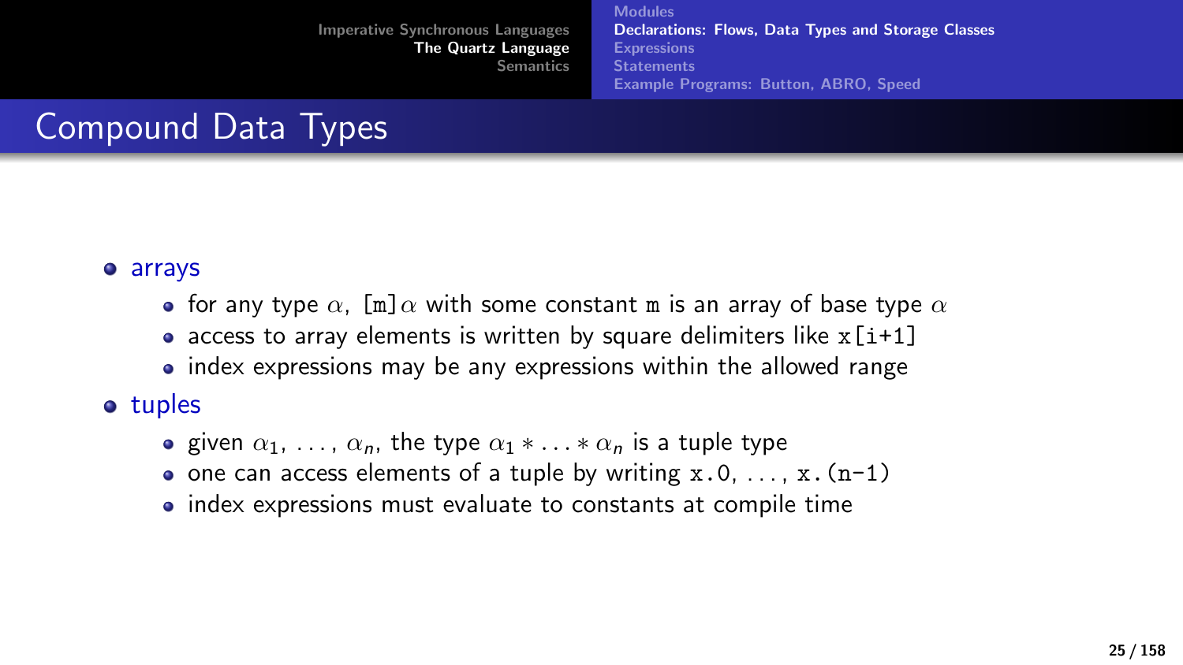## Compound Data Types

- arrays
  - for any type $\alpha$, `[m]` $\alpha$ with some constant `m` is an array of base type $\alpha$
  - access to array elements is written by square delimiters like `x[i+1]`
  - index expressions may be any expressions within the allowed range
- tuples
  - given $\alpha_1, \ldots, \alpha_n$, the type $\alpha_1 * \ldots * \alpha_n$ is a tuple type
  - one can access elements of a tuple by writing `x.0`, ..., `x.(n-1)`
  - index expressions must evaluate to constants at compile time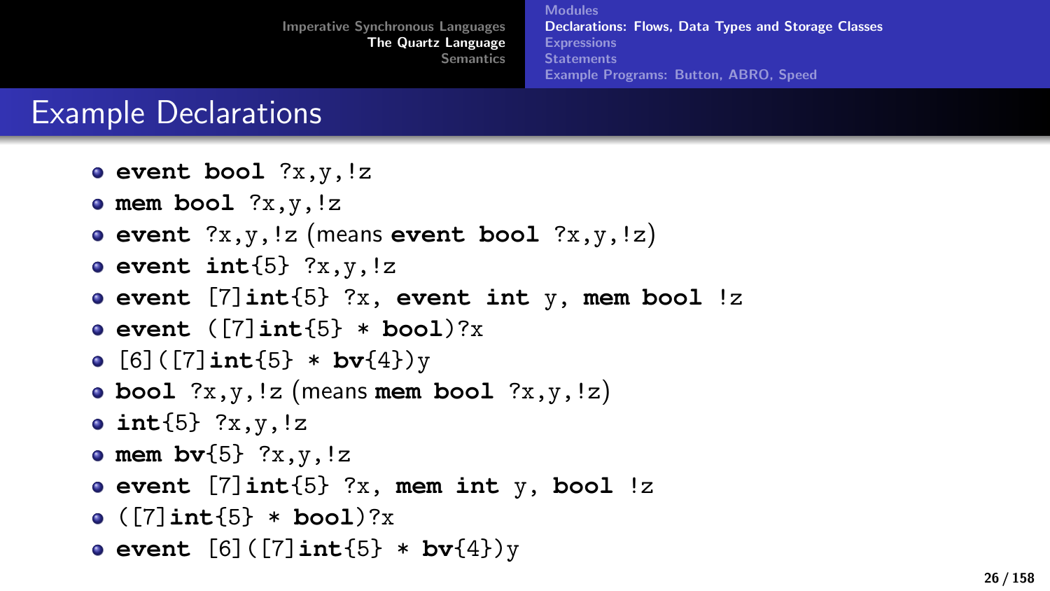# Example Declarations

- **event bool** ?x,y,!z
- **mem bool** ?x,y,!z
- **event** ?x,y,!z (means **event bool** ?x,y,!z)
- **event int**{5} ?x,y,!z
- **event** [7]**int**{5} ?x, **event int** y, **mem bool** !z
- **event** ([7]**int**{5} * **bool**)?x
- [6]([7]**int**{5} * **bv**{4})y
- **bool** ?x,y,!z (means **mem bool** ?x,y,!z)
- **int**{5} ?x,y,!z
- **mem bv**{5} ?x,y,!z
- **event** [7]**int**{5} ?x, **mem int** y, **bool** !z
- ([7]**int**{5} * **bool**)?x
- **event** [6]([7]**int**{5} * **bv**{4})y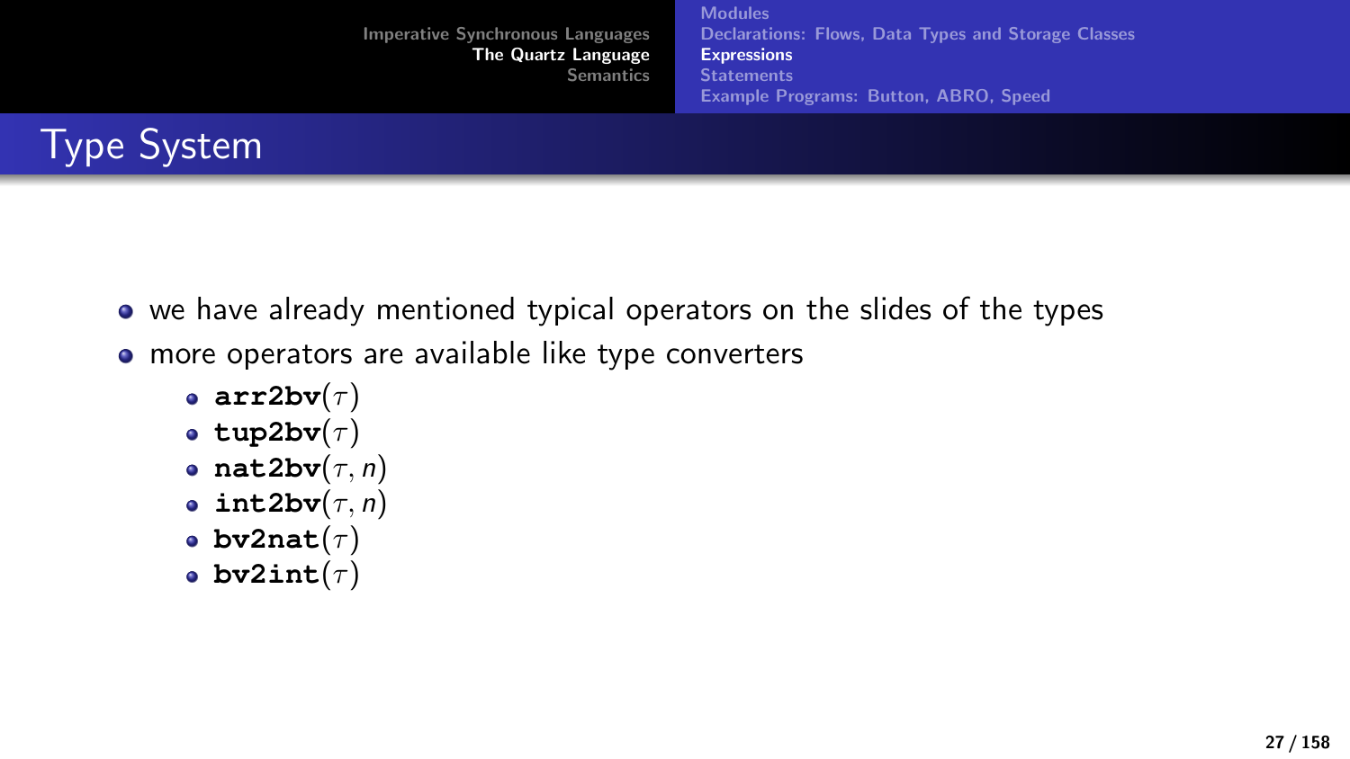# Type System

- we have already mentioned typical operators on the slides of the types
- more operators are available like type converters
  - **arr2bv**($\tau$)
  - **tup2bv**($\tau$)
  - **nat2bv**($\tau, n$)
  - **int2bv**($\tau, n$)
  - **bv2nat**($\tau$)
  - **bv2int**($\tau$)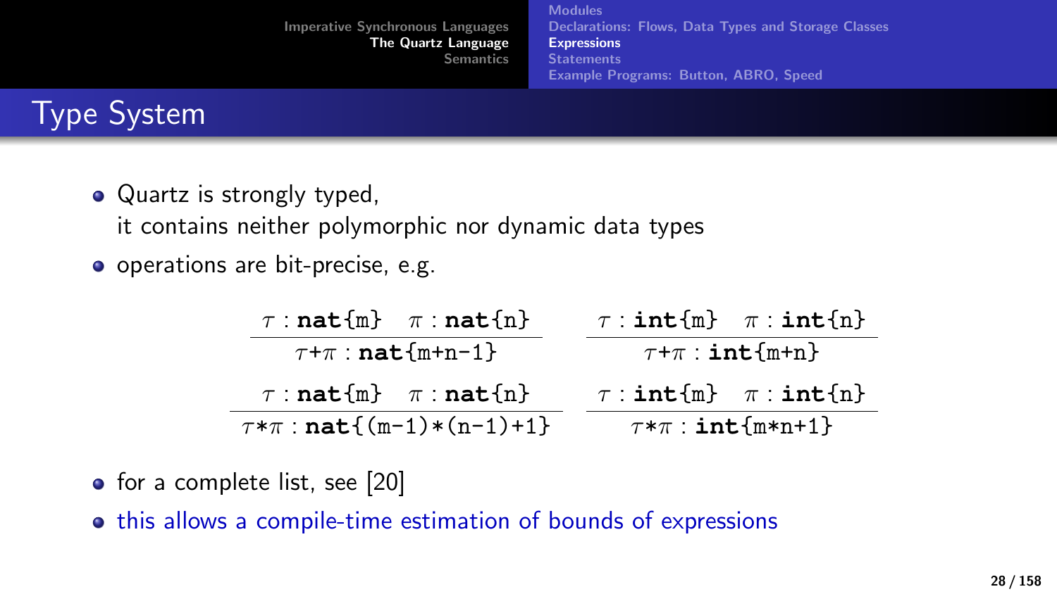# Type System

- Quartz is strongly typed,
  it contains neither polymorphic nor dynamic data types
- operations are bit-precise, e.g.

$$\frac{\tau : \textbf{nat}\{\texttt{m}\} \quad \pi : \textbf{nat}\{\texttt{n}\}}{\tau\texttt{+}\pi : \textbf{nat}\{\texttt{m+n-1}\}} \qquad \frac{\tau : \textbf{int}\{\texttt{m}\} \quad \pi : \textbf{int}\{\texttt{n}\}}{\tau\texttt{+}\pi : \textbf{int}\{\texttt{m+n}\}}$$

$$\frac{\tau : \textbf{nat}\{\texttt{m}\} \quad \pi : \textbf{nat}\{\texttt{n}\}}{\tau\texttt{*}\pi : \textbf{nat}\{\texttt{(m-1)*(n-1)+1}\}} \qquad \frac{\tau : \textbf{int}\{\texttt{m}\} \quad \pi : \textbf{int}\{\texttt{n}\}}{\tau\texttt{*}\pi : \textbf{int}\{\texttt{m*n+1}\}}$$

- for a complete list, see [20]
- this allows a compile-time estimation of bounds of expressions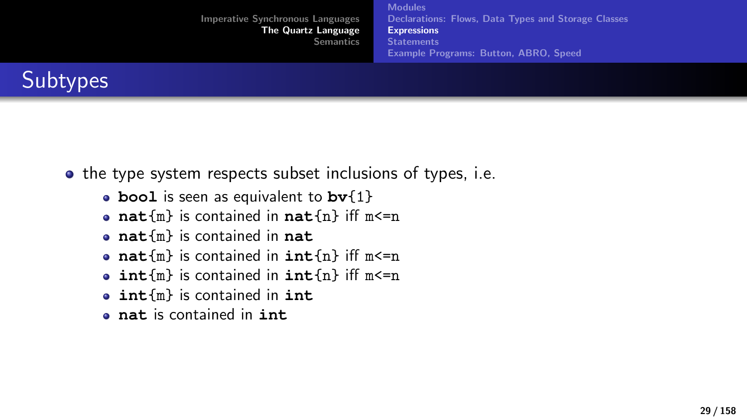## Subtypes

- the type system respects subset inclusions of types, i.e.
  - **bool** is seen as equivalent to **bv**{1}
  - **nat**{m} is contained in **nat**{n} iff m<=n
  - **nat**{m} is contained in **nat**
  - **nat**{m} is contained in **int**{n} iff m<=n
  - **int**{m} is contained in **int**{n} iff m<=n
  - **int**{m} is contained in **int**
  - **nat** is contained in **int**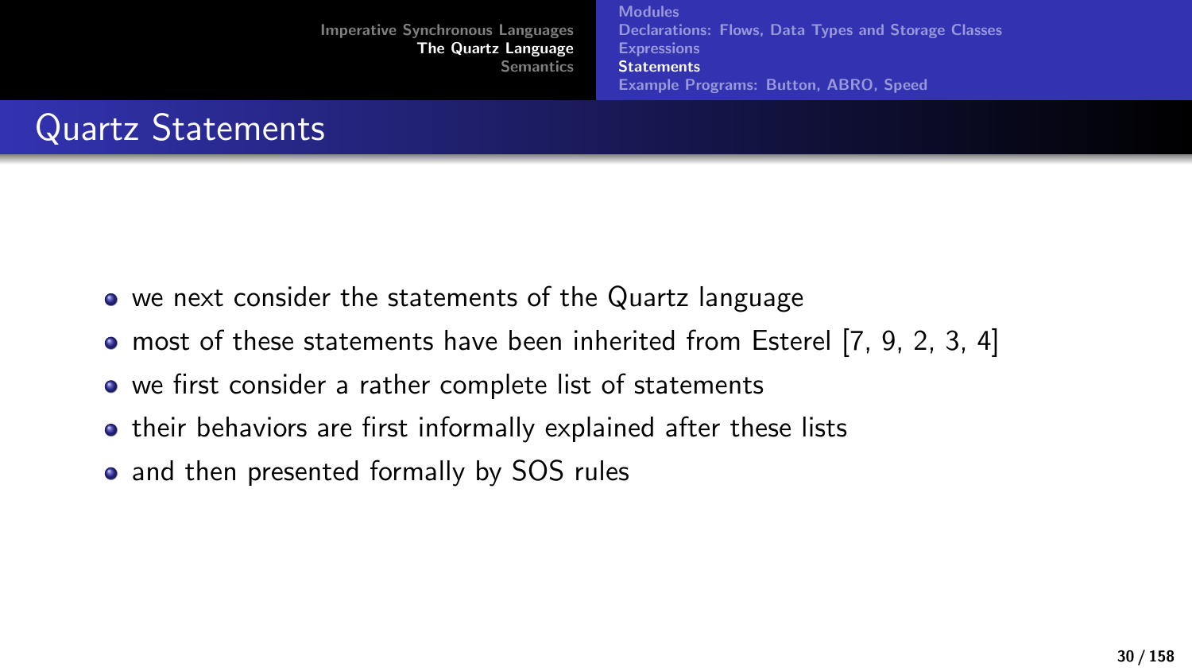# Quartz Statements

- we next consider the statements of the Quartz language
- most of these statements have been inherited from Esterel [7, 9, 2, 3, 4]
- we first consider a rather complete list of statements
- their behaviors are first informally explained after these lists
- and then presented formally by SOS rules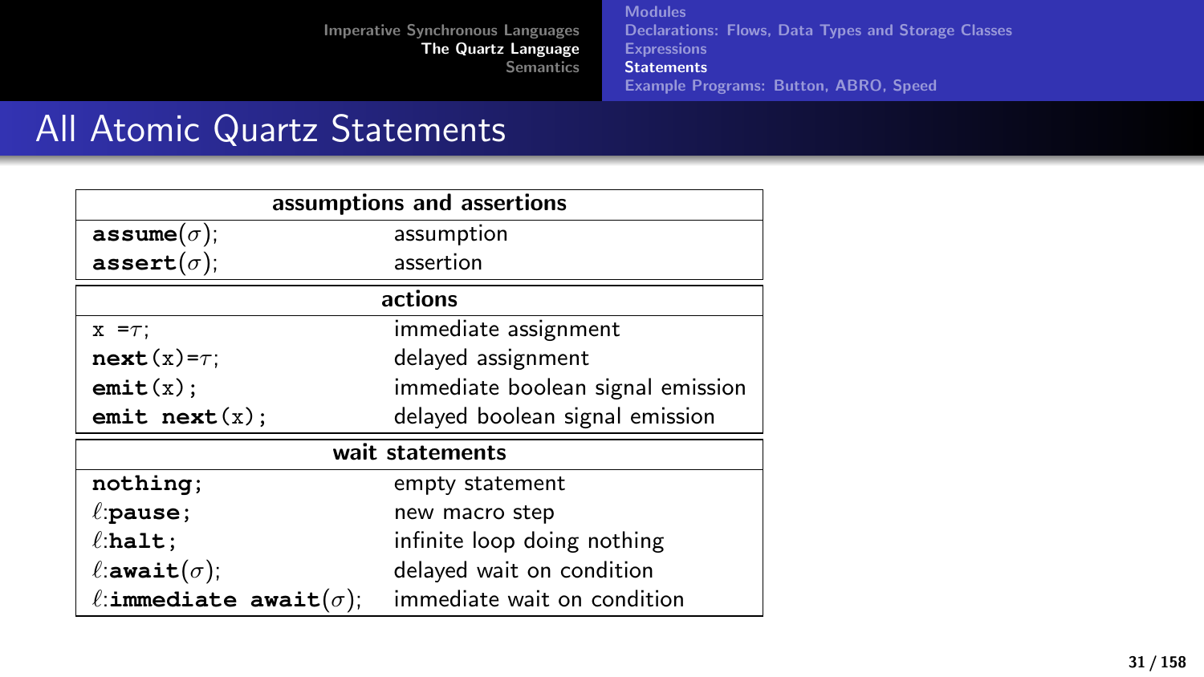# All Atomic Quartz Statements

| assumptions and assertions | |
|---|---|
| **assume**($\sigma$); | assumption |
| **assert**($\sigma$); | assertion |
| **actions** | |
| x =$\tau$; | immediate assignment |
| **next**(x)=$\tau$; | delayed assignment |
| **emit**(x); | immediate boolean signal emission |
| **emit next**(x); | delayed boolean signal emission |
| **wait statements** | |
| **nothing**; | empty statement |
| $\ell$:**pause**; | new macro step |
| $\ell$:**halt**; | infinite loop doing nothing |
| $\ell$:**await**($\sigma$); | delayed wait on condition |
| $\ell$:**immediate await**($\sigma$); | immediate wait on condition |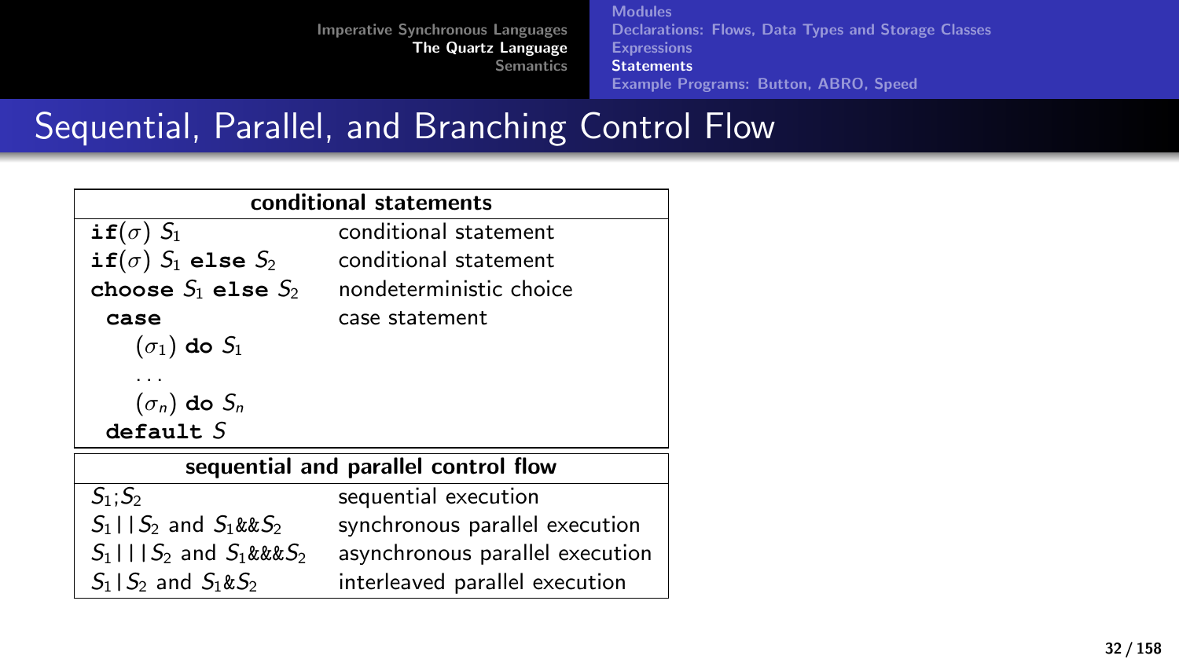# Sequential, Parallel, and Branching Control Flow

| conditional statements | |
|---|---|
| **if**($\sigma$) $S_1$ | conditional statement |
| **if**($\sigma$) $S_1$ **else** $S_2$ | conditional statement |
| **choose** $S_1$ **else** $S_2$ | nondeterministic choice |
| **case** | case statement |
| ($\sigma_1$) **do** $S_1$ | |
| ... | |
| ($\sigma_n$) **do** $S_n$ | |
| **default** $S$ | |

| sequential and parallel control flow | |
|---|---|
| $S_1$;$S_2$ | sequential execution |
| $S_1$ \|\| $S_2$ and $S_1$&&$S_2$ | synchronous parallel execution |
| $S_1$ \|\|\| $S_2$ and $S_1$&&&$S_2$ | asynchronous parallel execution |
| $S_1$ \| $S_2$ and $S_1$&$S_2$ | interleaved parallel execution |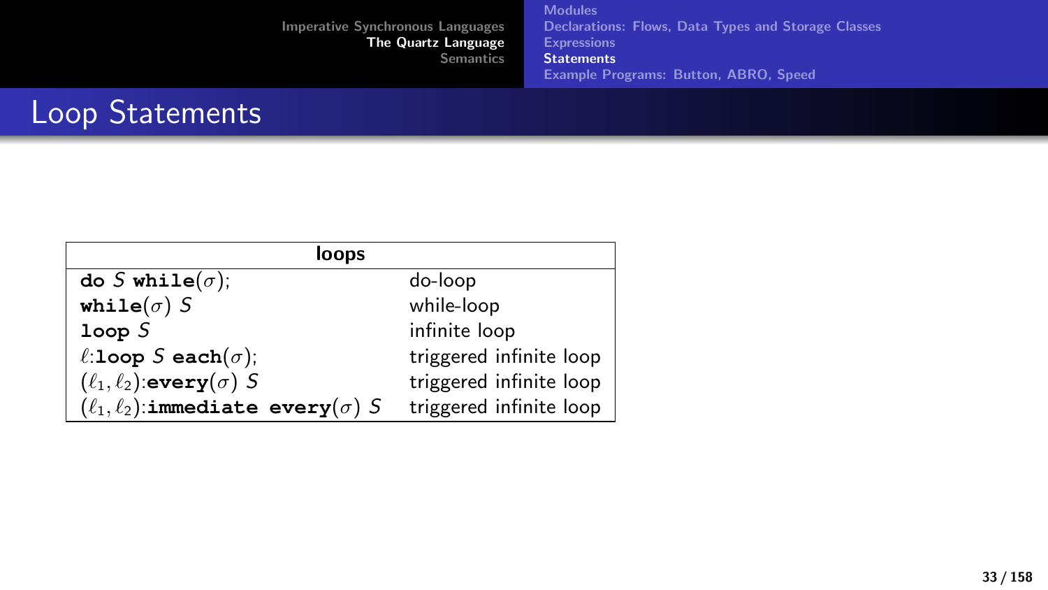# Loop Statements

| loops | |
|---|---|
| **do** $S$ **while**($\sigma$); | do-loop |
| **while**($\sigma$) $S$ | while-loop |
| **loop** $S$ | infinite loop |
| $\ell$:**loop** $S$ **each**($\sigma$); | triggered infinite loop |
| $(\ell_1, \ell_2)$:**every**($\sigma$) $S$ | triggered infinite loop |
| $(\ell_1, \ell_2)$:**immediate every**($\sigma$) $S$ | triggered infinite loop |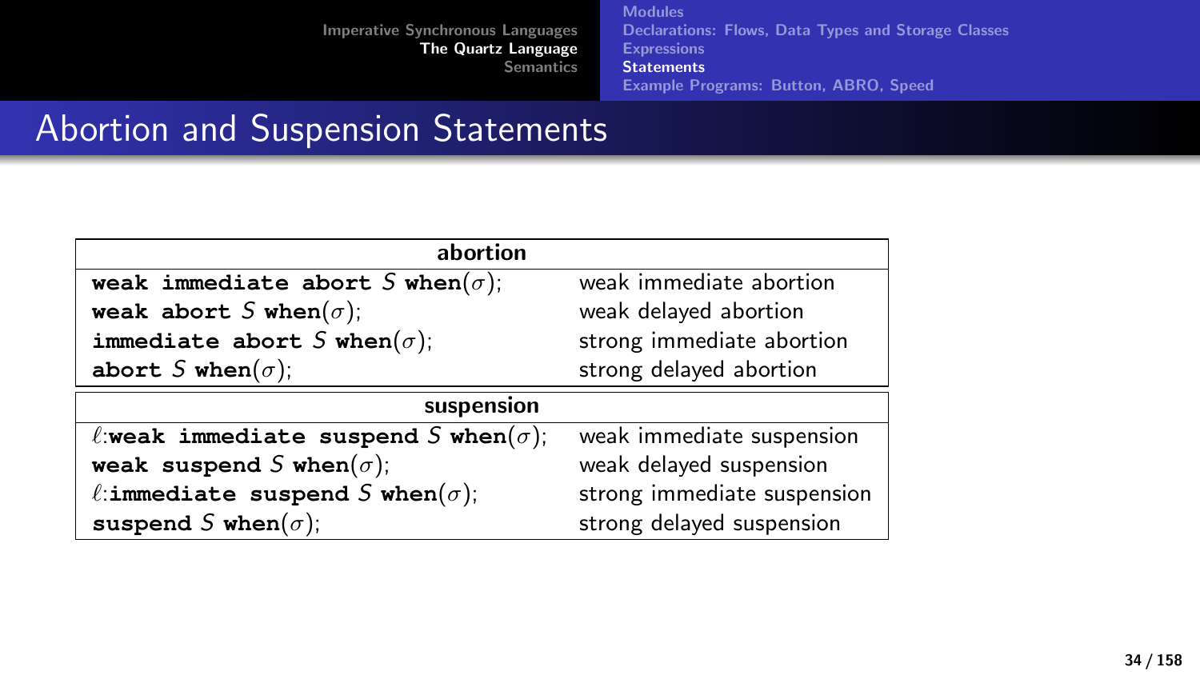# Abortion and Suspension Statements

| abortion | |
|---|---|
| **weak immediate abort** $S$ **when**$(\sigma)$; | weak immediate abortion |
| **weak abort** $S$ **when**$(\sigma)$; | weak delayed abortion |
| **immediate abort** $S$ **when**$(\sigma)$; | strong immediate abortion |
| **abort** $S$ **when**$(\sigma)$; | strong delayed abortion |

| suspension | |
|---|---|
| $\ell$:**weak immediate suspend** $S$ **when**$(\sigma)$; | weak immediate suspension |
| **weak suspend** $S$ **when**$(\sigma)$; | weak delayed suspension |
| $\ell$:**immediate suspend** $S$ **when**$(\sigma)$; | strong immediate suspension |
| **suspend** $S$ **when**$(\sigma)$; | strong delayed suspension |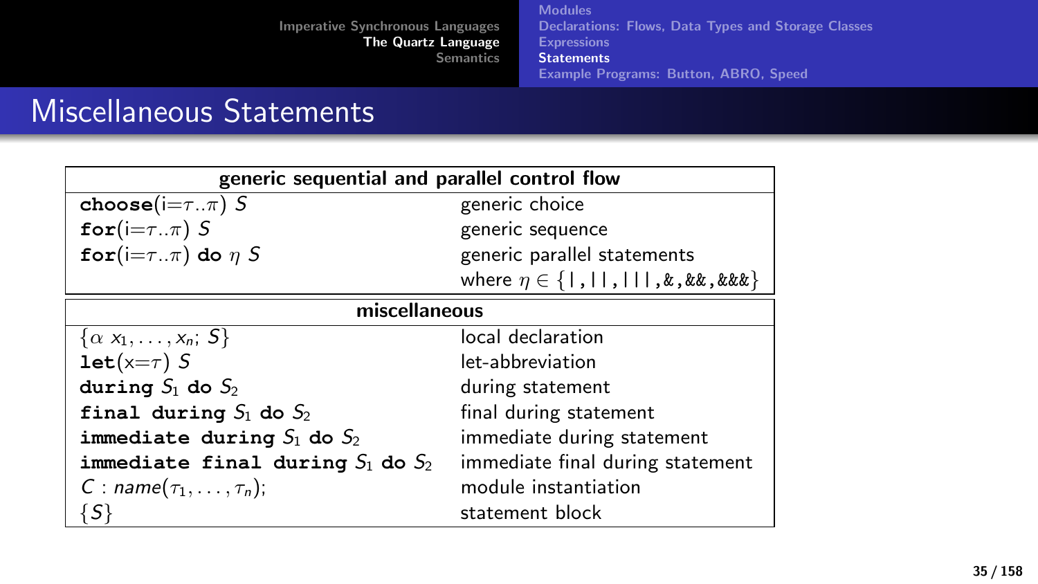# Miscellaneous Statements

| generic sequential and parallel control flow | |
|---|---|
| **choose**(i=$\tau..\pi$) $S$ | generic choice |
| **for**(i=$\tau..\pi$) $S$ | generic sequence |
| **for**(i=$\tau..\pi$) **do** $\eta$ $S$ | generic parallel statements |
| | where $\eta \in$ {`|`,`||`,`|||`,`&`,`&&`,`&&&`} |

| miscellaneous | |
|---|---|
| $\{\alpha\ x_1, \ldots, x_n;\ S\}$ | local declaration |
| **let**(x=$\tau$) $S$ | let-abbreviation |
| **during** $S_1$ **do** $S_2$ | during statement |
| **final during** $S_1$ **do** $S_2$ | final during statement |
| **immediate during** $S_1$ **do** $S_2$ | immediate during statement |
| **immediate final during** $S_1$ **do** $S_2$ | immediate final during statement |
| $C$ : $name(\tau_1, \ldots, \tau_n)$; | module instantiation |
| $\{S\}$ | statement block |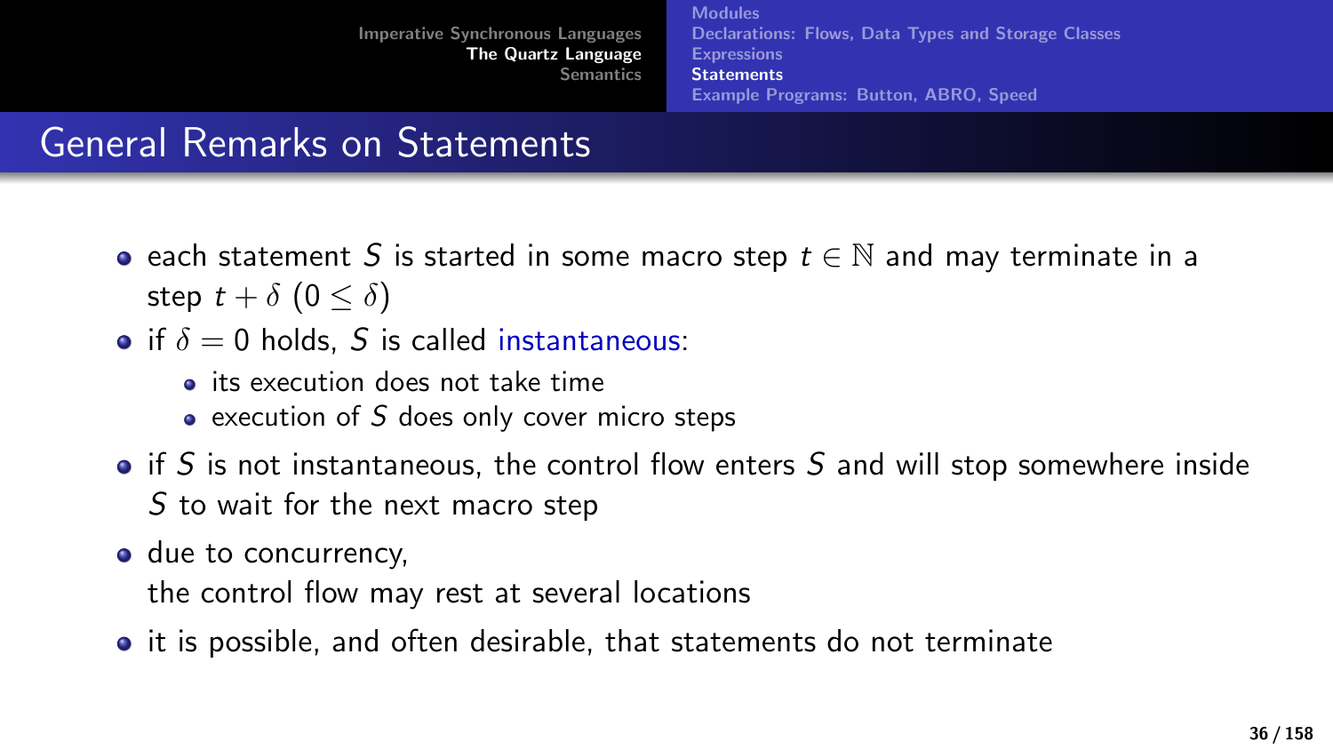# General Remarks on Statements

- each statement $S$ is started in some macro step $t \in \mathbb{N}$ and may terminate in a step $t + \delta$ $(0 \leq \delta)$
- if $\delta = 0$ holds, $S$ is called instantaneous:
  - its execution does not take time
  - execution of $S$ does only cover micro steps
- if $S$ is not instantaneous, the control flow enters $S$ and will stop somewhere inside $S$ to wait for the next macro step
- due to concurrency,
  the control flow may rest at several locations
- it is possible, and often desirable, that statements do not terminate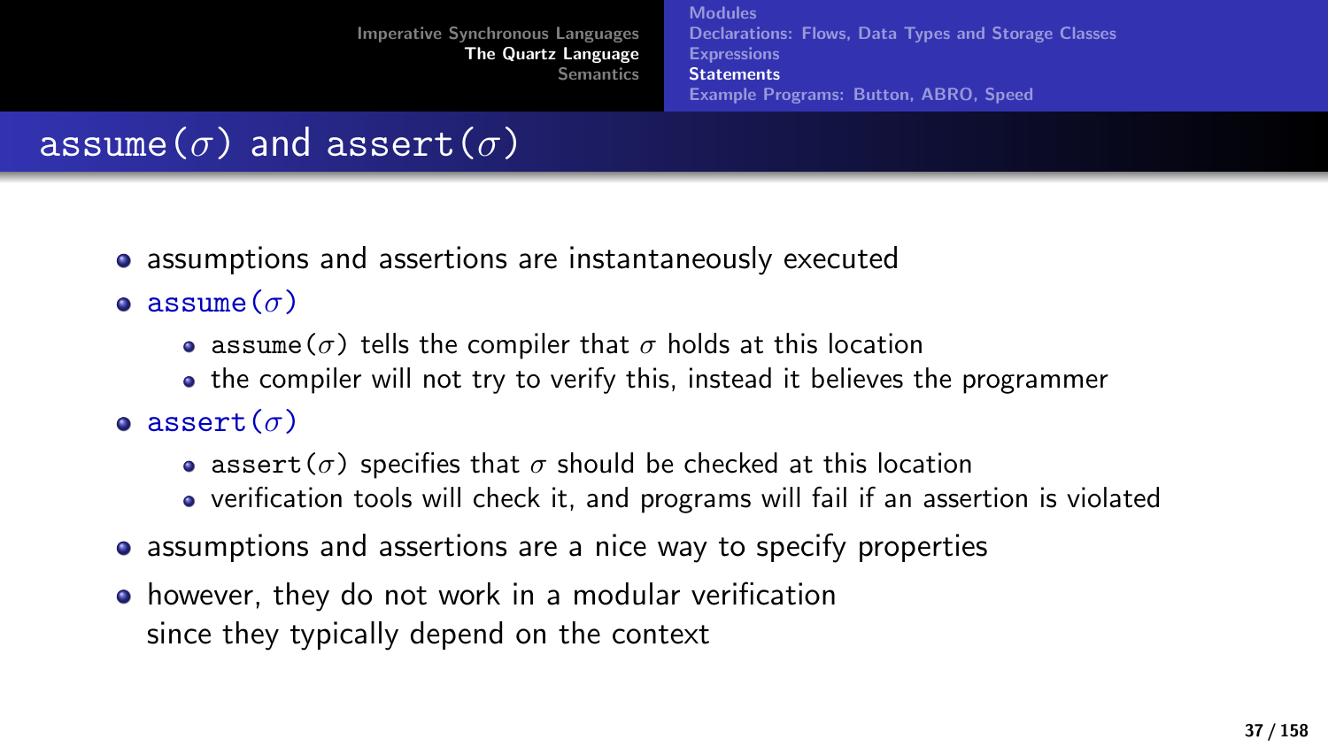## assume($\sigma$) and assert($\sigma$)

- assumptions and assertions are instantaneously executed
- assume($\sigma$)
  - assume($\sigma$) tells the compiler that $\sigma$ holds at this location
  - the compiler will not try to verify this, instead it believes the programmer
- assert($\sigma$)
  - assert($\sigma$) specifies that $\sigma$ should be checked at this location
  - verification tools will check it, and programs will fail if an assertion is violated
- assumptions and assertions are a nice way to specify properties
- however, they do not work in a modular verification since they typically depend on the context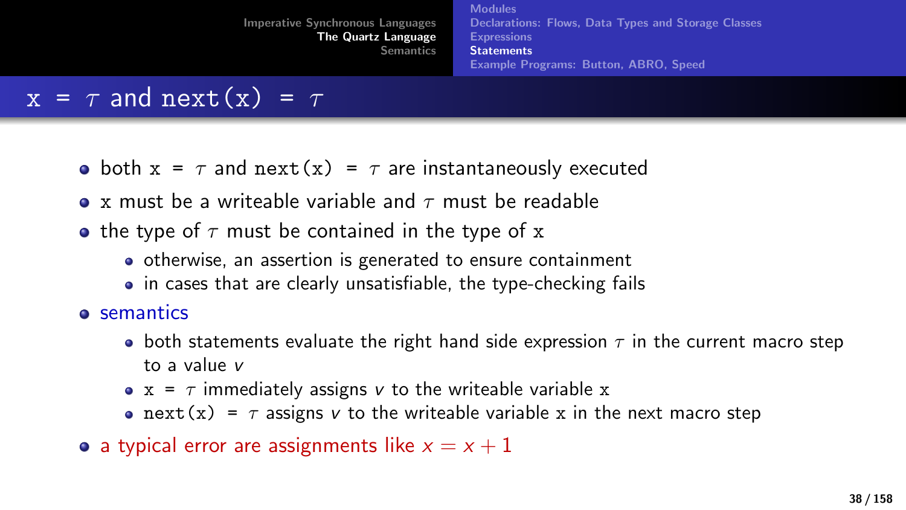# x = $\tau$ and next(x) = $\tau$

- both x = $\tau$ and next(x) = $\tau$ are instantaneously executed
- x must be a writeable variable and $\tau$ must be readable
- the type of $\tau$ must be contained in the type of x
  - otherwise, an assertion is generated to ensure containment
  - in cases that are clearly unsatisfiable, the type-checking fails
- semantics
  - both statements evaluate the right hand side expression $\tau$ in the current macro step to a value $v$
  - x = $\tau$ immediately assigns $v$ to the writeable variable x
  - next(x) = $\tau$ assigns $v$ to the writeable variable x in the next macro step
- a typical error are assignments like $x = x + 1$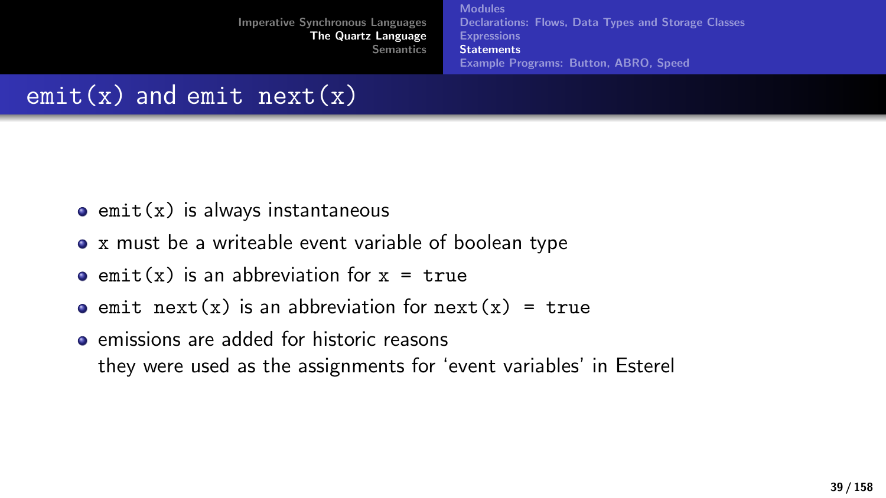## `emit(x)` and `emit next(x)`

- `emit(x)` is always instantaneous
- `x` must be a writeable event variable of boolean type
- `emit(x)` is an abbreviation for `x = true`
- `emit next(x)` is an abbreviation for `next(x) = true`
- emissions are added for historic reasons
  they were used as the assignments for 'event variables' in Esterel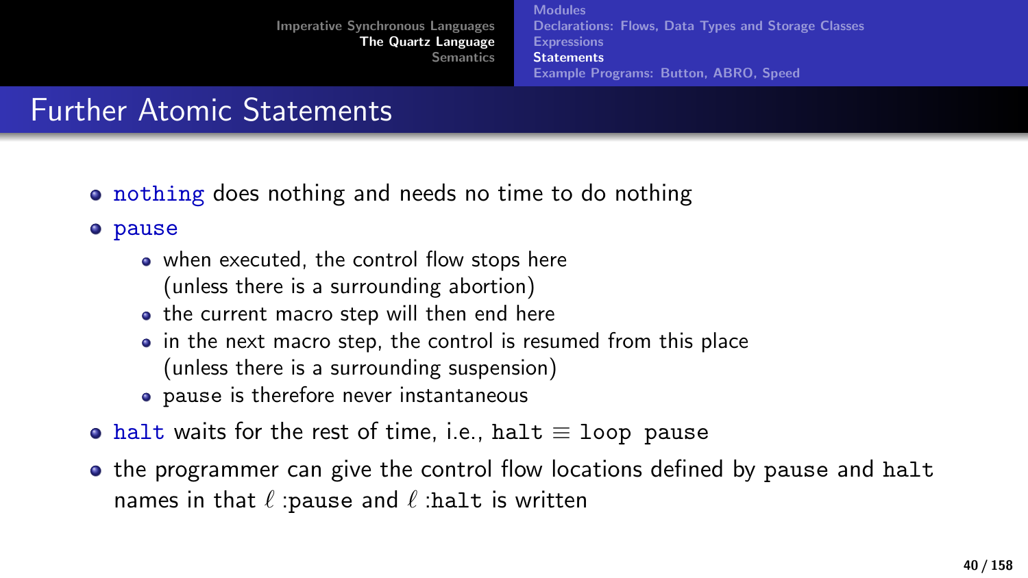# Further Atomic Statements

- `nothing` does nothing and needs no time to do nothing
- `pause`
  - when executed, the control flow stops here (unless there is a surrounding abortion)
  - the current macro step will then end here
  - in the next macro step, the control is resumed from this place (unless there is a surrounding suspension)
  - pause is therefore never instantaneous
- `halt` waits for the rest of time, i.e., `halt` $\equiv$ `loop pause`
- the programmer can give the control flow locations defined by `pause` and `halt` names in that $\ell$ :`pause` and $\ell$ :`halt` is written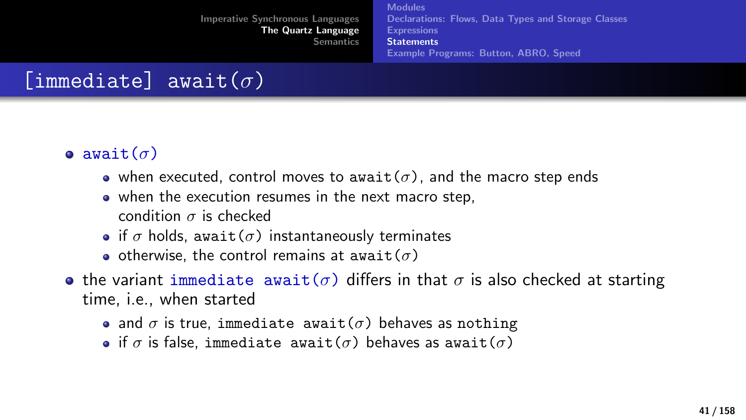# [immediate] await($\sigma$)

- `await`($\sigma$)
  - when executed, control moves to `await`($\sigma$), and the macro step ends
  - when the execution resumes in the next macro step, condition $\sigma$ is checked
  - if $\sigma$ holds, `await`($\sigma$) instantaneously terminates
  - otherwise, the control remains at `await`($\sigma$)
- the variant `immediate await`($\sigma$) differs in that $\sigma$ is also checked at starting time, i.e., when started
  - and $\sigma$ is true, `immediate await`($\sigma$) behaves as `nothing`
  - if $\sigma$ is false, `immediate await`($\sigma$) behaves as `await`($\sigma$)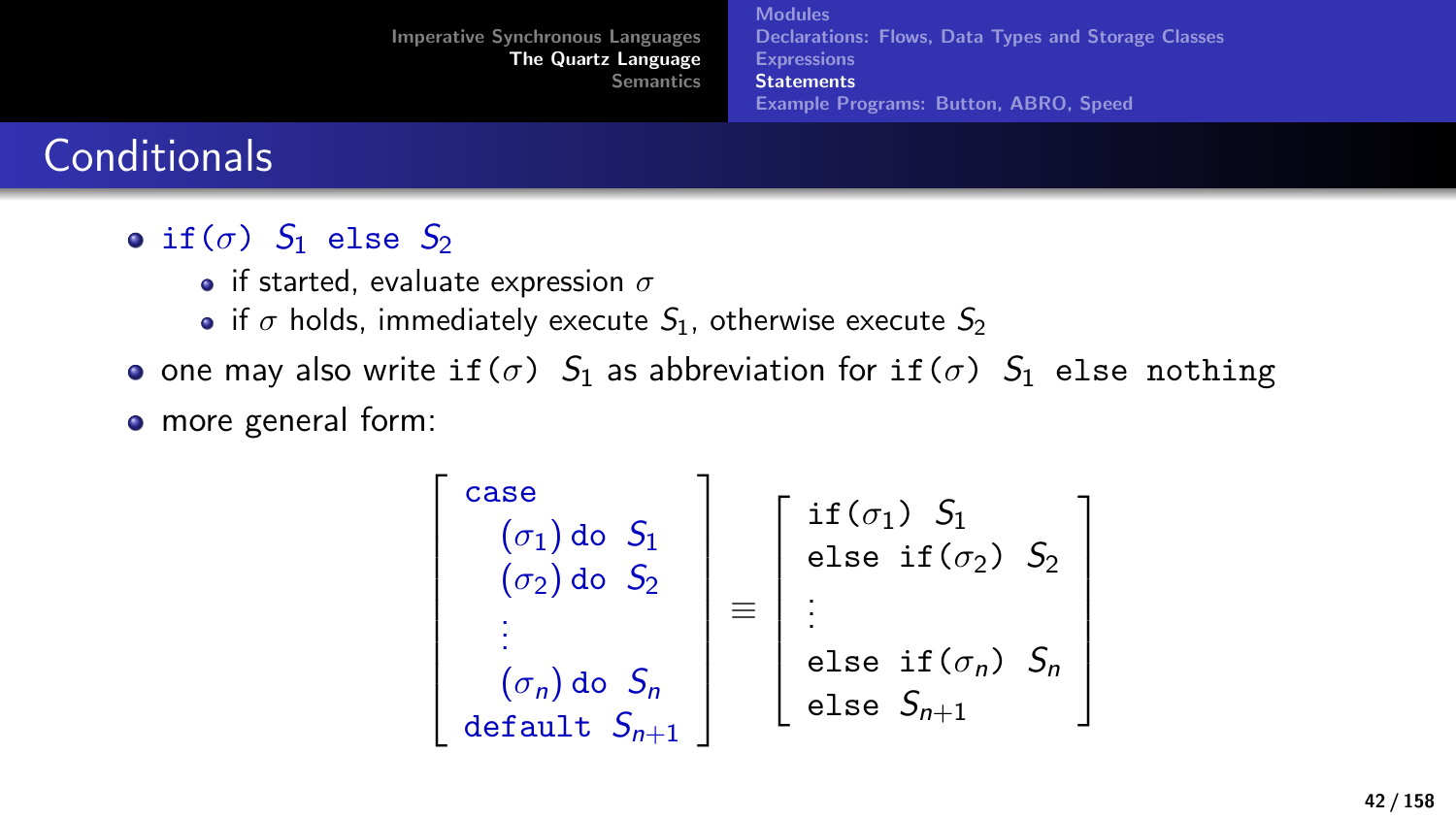# Conditionals

- $\texttt{if}(\sigma)\ S_1\ \texttt{else}\ S_2$
  - if started, evaluate expression $\sigma$
  - if $\sigma$ holds, immediately execute $S_1$, otherwise execute $S_2$
- one may also write $\texttt{if}(\sigma)\ S_1$ as abbreviation for $\texttt{if}(\sigma)\ S_1\ \texttt{else nothing}$
- more general form:

$$
\left[
\begin{array}{l}
\texttt{case} \\
\quad (\sigma_1)\,\texttt{do}\ S_1 \\
\quad (\sigma_2)\,\texttt{do}\ S_2 \\
\quad \vdots \\
\quad (\sigma_n)\,\texttt{do}\ S_n \\
\texttt{default}\ S_{n+1}
\end{array}
\right]
\equiv
\left[
\begin{array}{l}
\texttt{if}(\sigma_1)\ S_1 \\
\texttt{else if}(\sigma_2)\ S_2 \\
\vdots \\
\texttt{else if}(\sigma_n)\ S_n \\
\texttt{else}\ S_{n+1}
\end{array}
\right]
$$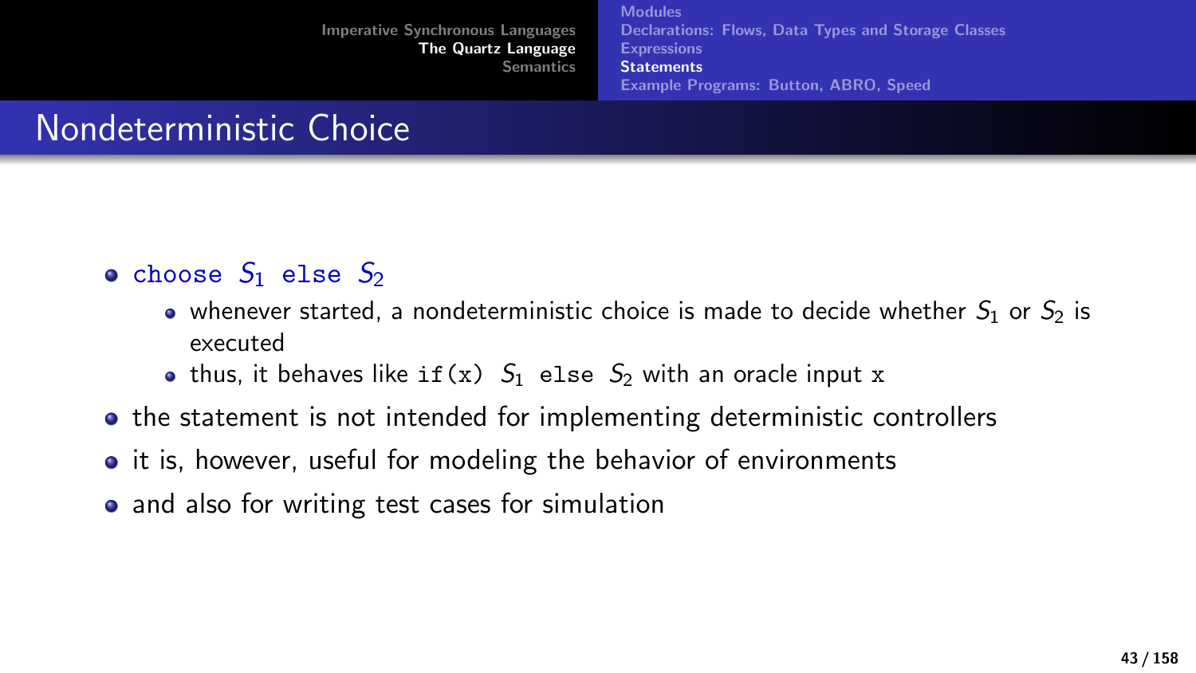## Nondeterministic Choice

- choose $S_1$ else $S_2$
  - whenever started, a nondeterministic choice is made to decide whether $S_1$ or $S_2$ is executed
  - thus, it behaves like `if(x)` $S_1$ `else` $S_2$ with an oracle input `x`
- the statement is not intended for implementing deterministic controllers
- it is, however, useful for modeling the behavior of environments
- and also for writing test cases for simulation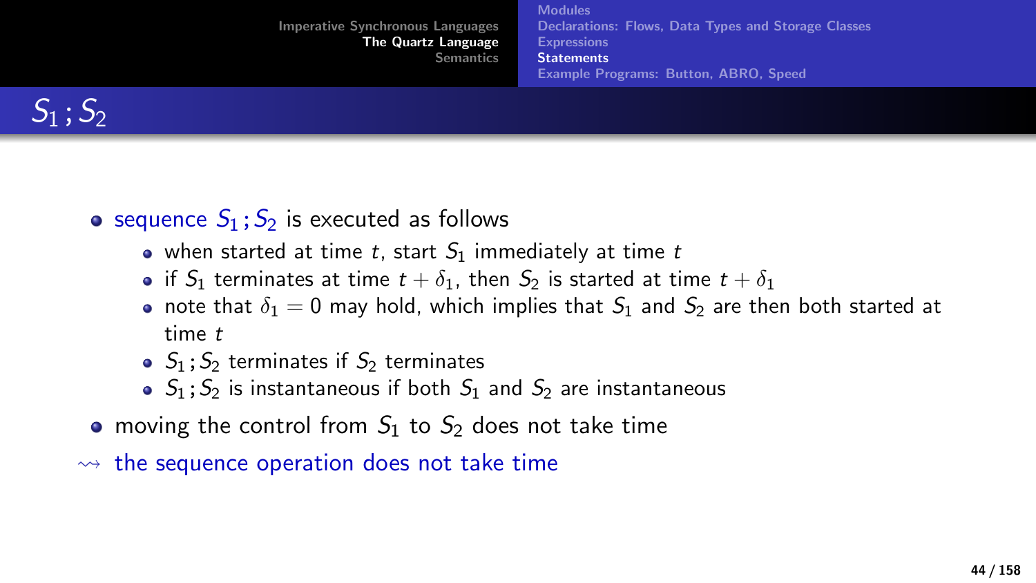## $S_1 \,;\, S_2$

- sequence $S_1 \,;\, S_2$ is executed as follows
  - when started at time $t$, start $S_1$ immediately at time $t$
  - if $S_1$ terminates at time $t + \delta_1$, then $S_2$ is started at time $t + \delta_1$
  - note that $\delta_1 = 0$ may hold, which implies that $S_1$ and $S_2$ are then both started at time $t$
  - $S_1 \,;\, S_2$ terminates if $S_2$ terminates
  - $S_1 \,;\, S_2$ is instantaneous if both $S_1$ and $S_2$ are instantaneous
- moving the control from $S_1$ to $S_2$ does not take time

$\rightsquigarrow$ the sequence operation does not take time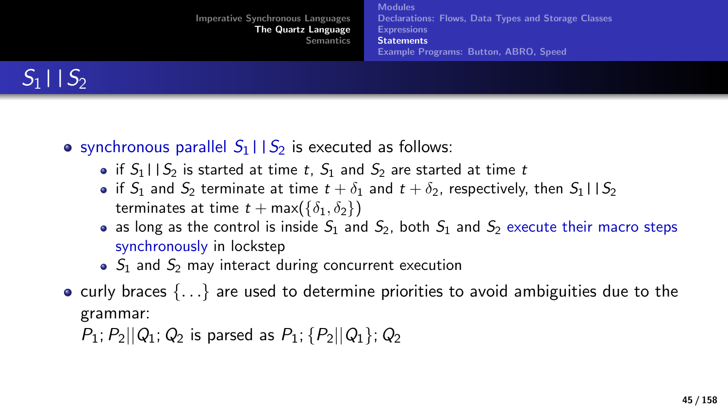# $S_1 \,||\, S_2$

- synchronous parallel $S_1 \,||\, S_2$ is executed as follows:
  - if $S_1 \,||\, S_2$ is started at time $t$, $S_1$ and $S_2$ are started at time $t$
  - if $S_1$ and $S_2$ terminate at time $t + \delta_1$ and $t + \delta_2$, respectively, then $S_1 \,||\, S_2$ terminates at time $t + \max(\{\delta_1, \delta_2\})$
  - as long as the control is inside $S_1$ and $S_2$, both $S_1$ and $S_2$ execute their macro steps synchronously in lockstep
  - $S_1$ and $S_2$ may interact during concurrent execution
- curly braces $\{\ldots\}$ are used to determine priorities to avoid ambiguities due to the grammar:
  $P_1; P_2 || Q_1; Q_2$ is parsed as $P_1; \{P_2 || Q_1\}; Q_2$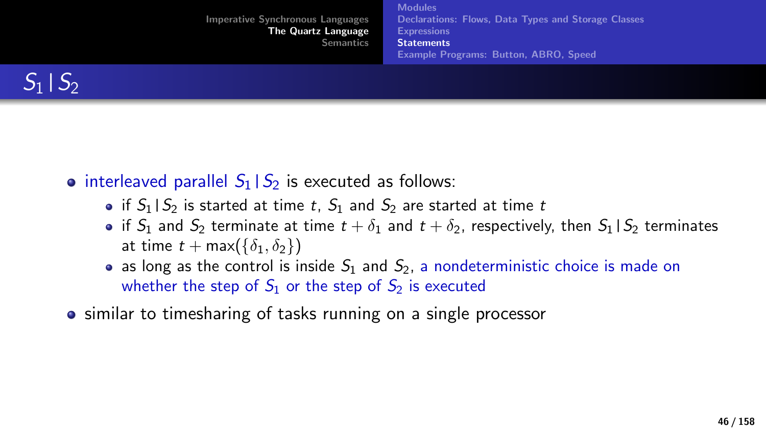# $S_1 \,|\, S_2$

- interleaved parallel $S_1 \,|\, S_2$ is executed as follows:
  - if $S_1 \,|\, S_2$ is started at time $t$, $S_1$ and $S_2$ are started at time $t$
  - if $S_1$ and $S_2$ terminate at time $t + \delta_1$ and $t + \delta_2$, respectively, then $S_1 \,|\, S_2$ terminates at time $t + \max(\{\delta_1, \delta_2\})$
  - as long as the control is inside $S_1$ and $S_2$, a nondeterministic choice is made on whether the step of $S_1$ or the step of $S_2$ is executed
- similar to timesharing of tasks running on a single processor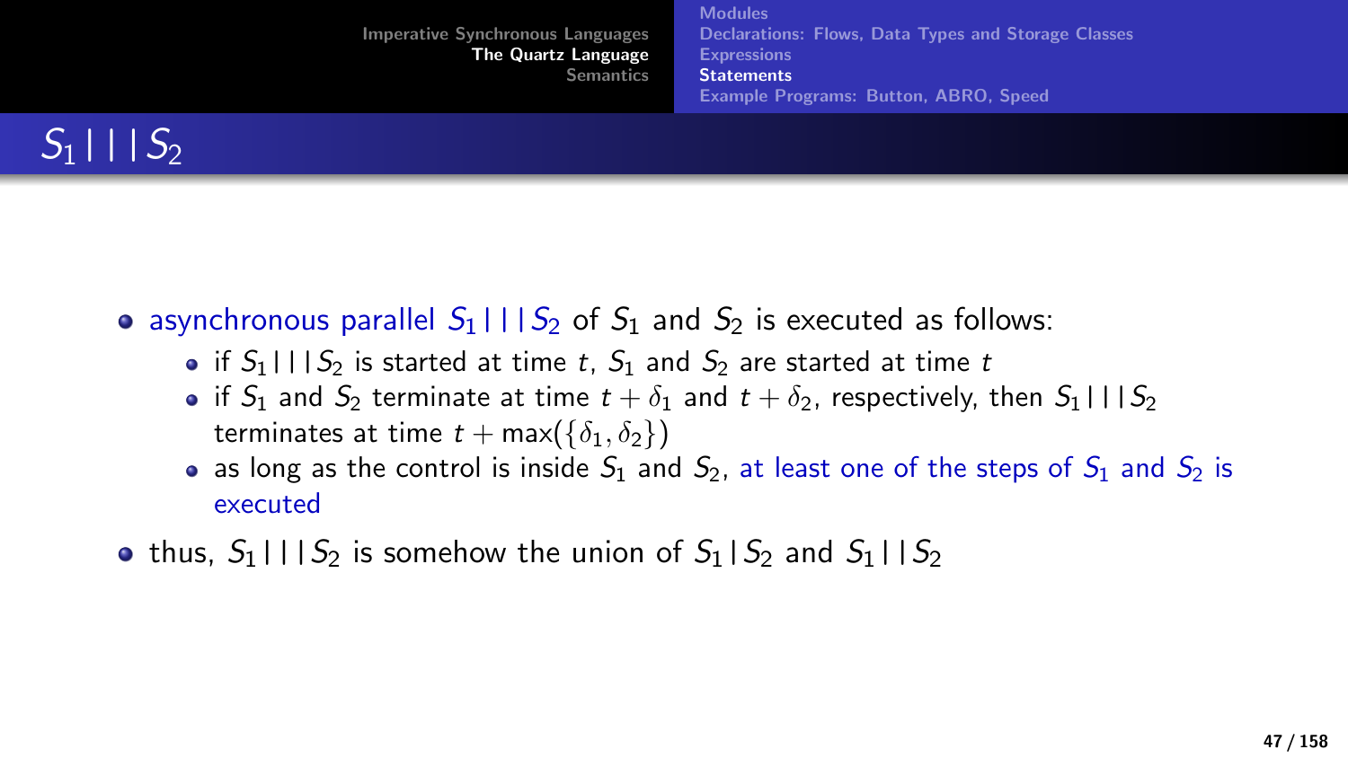# $S_1 \,|||\, S_2$

- asynchronous parallel $S_1 \,|||\, S_2$ of $S_1$ and $S_2$ is executed as follows:
  - if $S_1 \,|||\, S_2$ is started at time $t$, $S_1$ and $S_2$ are started at time $t$
  - if $S_1$ and $S_2$ terminate at time $t + \delta_1$ and $t + \delta_2$, respectively, then $S_1 \,|||\, S_2$ terminates at time $t + \max(\{\delta_1, \delta_2\})$
  - as long as the control is inside $S_1$ and $S_2$, at least one of the steps of $S_1$ and $S_2$ is executed
- thus, $S_1 \,|||\, S_2$ is somehow the union of $S_1 \,|\, S_2$ and $S_1 \,||\, S_2$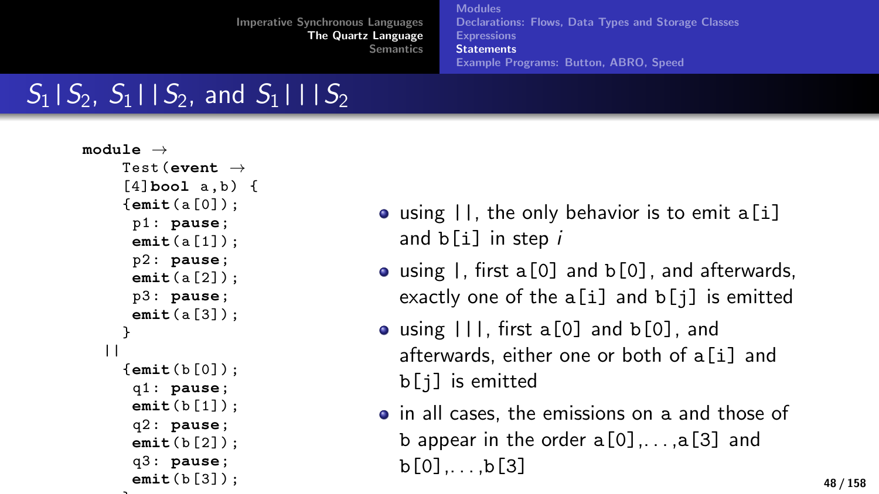## $S_1 \,|\, S_2$, $S_1 \,||\, S_2$, and $S_1 \,|||\, S_2$

```
module →
    Test(event →
    [4]bool a,b) {
    {emit(a[0]);
     p1: pause;
     emit(a[1]);
     p2: pause;
     emit(a[2]);
     p3: pause;
     emit(a[3]);
    }
  ||
    {emit(b[0]);
     q1: pause;
     emit(b[1]);
     q2: pause;
     emit(b[2]);
     q3: pause;
     emit(b[3]);
```

- using ||, the only behavior is to emit a[i] and b[i] in step $i$
- using |, first a[0] and b[0], and afterwards, exactly one of the a[i] and b[j] is emitted
- using |||, first a[0] and b[0], and afterwards, either one or both of a[i] and b[j] is emitted
- in all cases, the emissions on a and those of b appear in the order a[0],...,a[3] and b[0],...,b[3]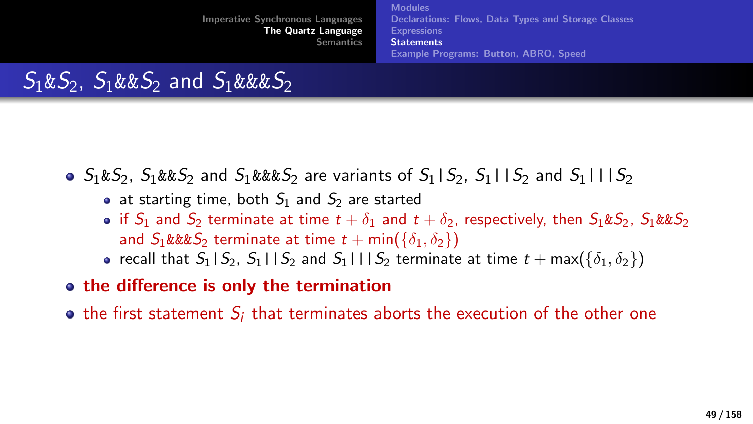# $S_1 \& S_2$, $S_1 \&\& S_2$ and $S_1 \&\&\& S_2$

- $S_1 \& S_2$, $S_1 \&\& S_2$ and $S_1 \&\&\& S_2$ are variants of $S_1 \,|\, S_2$, $S_1 \,||\, S_2$ and $S_1 \,|||\, S_2$
  - at starting time, both $S_1$ and $S_2$ are started
  - if $S_1$ and $S_2$ terminate at time $t + \delta_1$ and $t + \delta_2$, respectively, then $S_1 \& S_2$, $S_1 \&\& S_2$ and $S_1 \&\&\& S_2$ terminate at time $t + \min(\{\delta_1, \delta_2\})$
  - recall that $S_1 \,|\, S_2$, $S_1 \,||\, S_2$ and $S_1 \,|||\, S_2$ terminate at time $t + \max(\{\delta_1, \delta_2\})$
- **the difference is only the termination**
- the first statement $S_i$ that terminates aborts the execution of the other one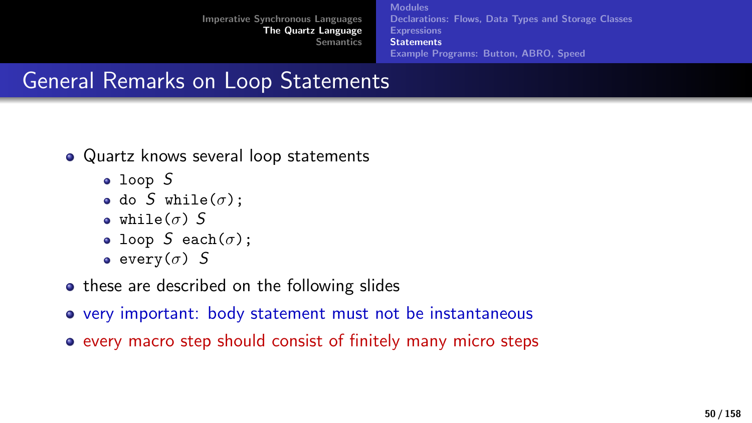## General Remarks on Loop Statements

- Quartz knows several loop statements
  - `loop` $S$
  - `do` $S$ `while(`$\sigma$`);`
  - `while(`$\sigma$`)` $S$
  - `loop` $S$ `each(`$\sigma$`);`
  - `every(`$\sigma$`)` $S$
- these are described on the following slides
- very important: body statement must not be instantaneous
- every macro step should consist of finitely many micro steps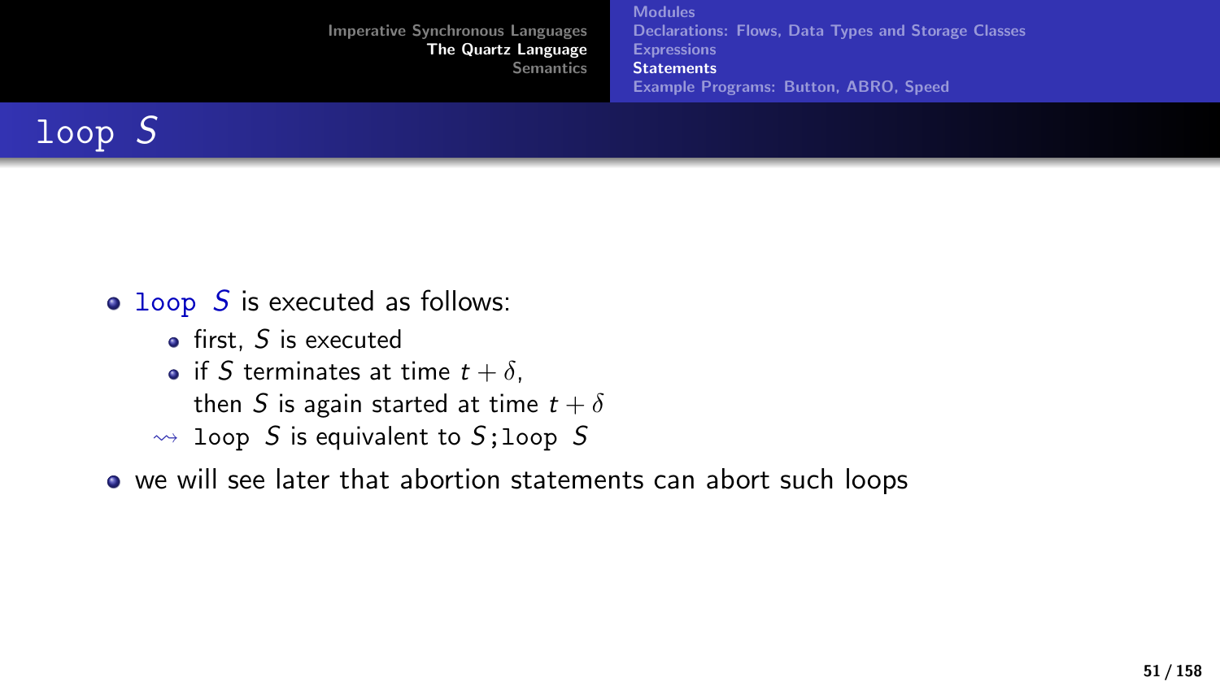# `loop` $S$

- `loop` $S$ is executed as follows:
  - first, $S$ is executed
  - if $S$ terminates at time $t + \delta$, then $S$ is again started at time $t + \delta$
  - $\rightsquigarrow$ `loop` $S$ is equivalent to $S$;`loop` $S$
- we will see later that abortion statements can abort such loops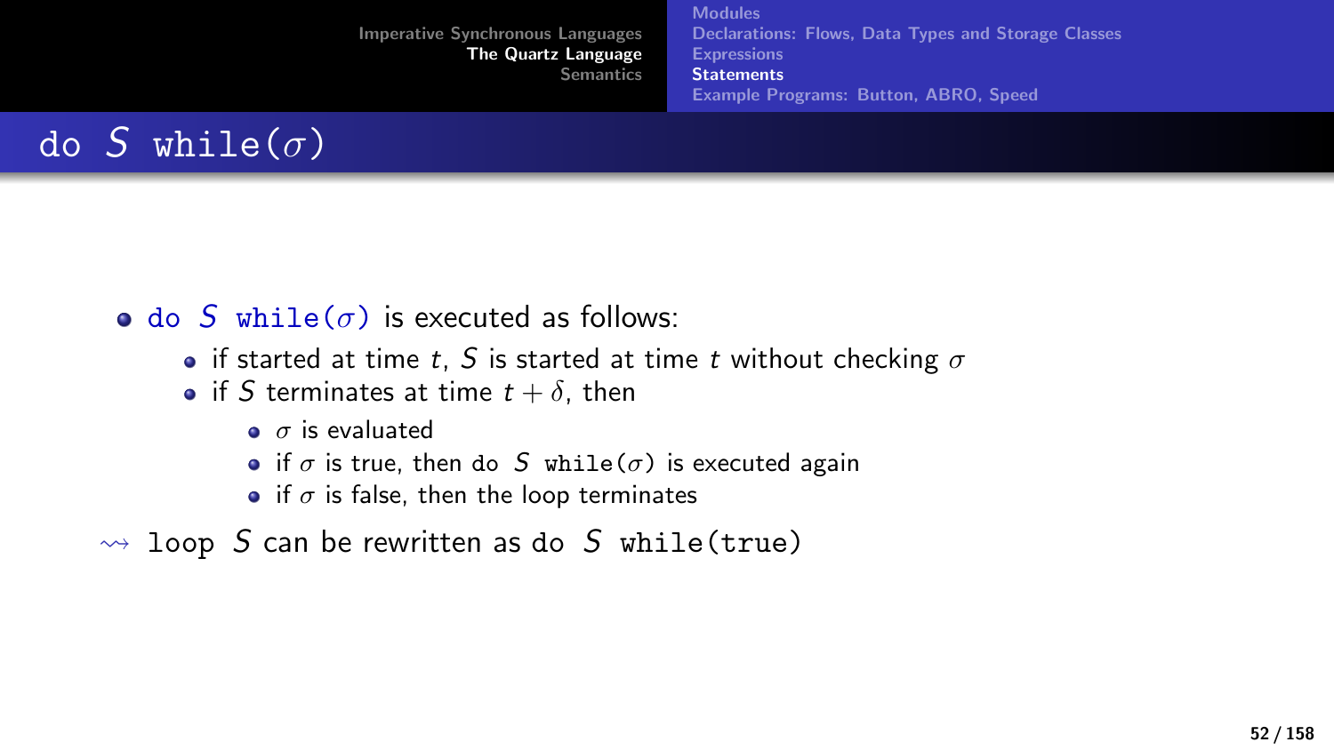# do $S$ while($\sigma$)

- do $S$ while($\sigma$) is executed as follows:
  - if started at time $t$, $S$ is started at time $t$ without checking $\sigma$
  - if $S$ terminates at time $t + \delta$, then
    - $\sigma$ is evaluated
    - if $\sigma$ is true, then do $S$ while($\sigma$) is executed again
    - if $\sigma$ is false, then the loop terminates

$\rightsquigarrow$ loop $S$ can be rewritten as do $S$ while(true)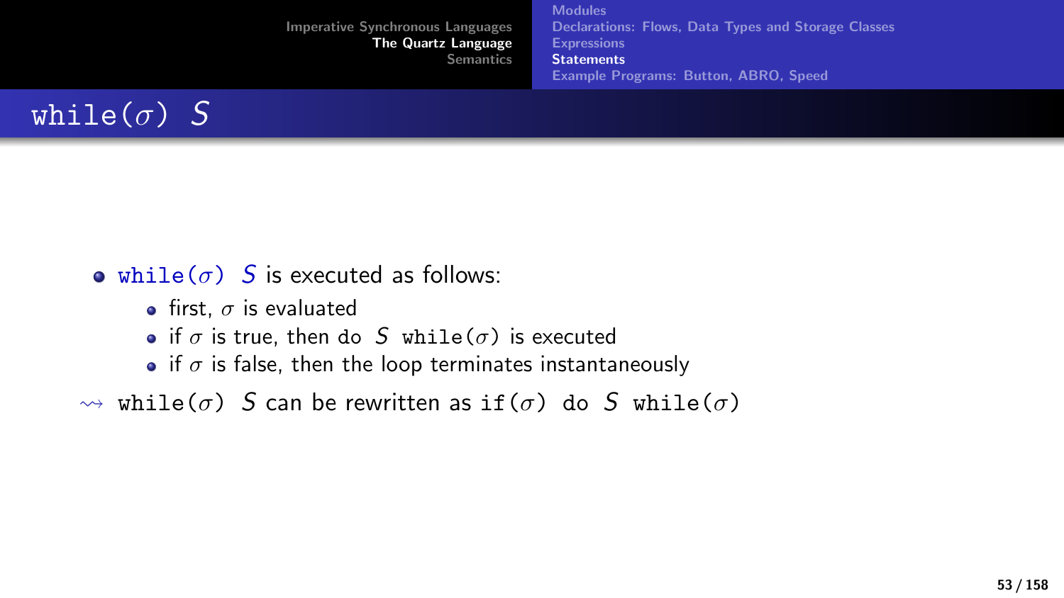# while($\sigma$) $S$

- while($\sigma$) $S$ is executed as follows:
  - first, $\sigma$ is evaluated
  - if $\sigma$ is true, then do $S$ while($\sigma$) is executed
  - if $\sigma$ is false, then the loop terminates instantaneously

$\leadsto$ while($\sigma$) $S$ can be rewritten as if($\sigma$) do $S$ while($\sigma$)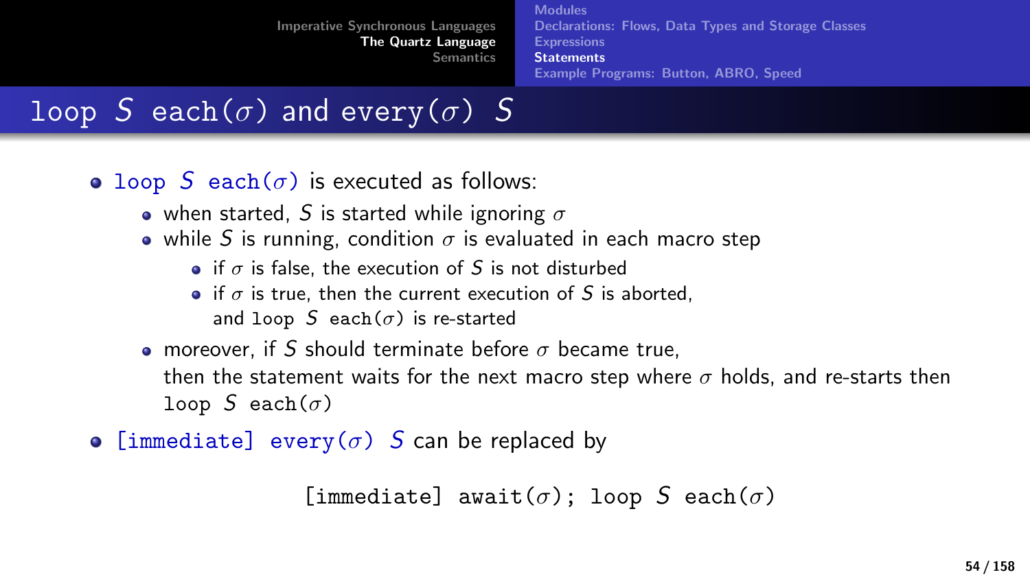## loop $S$ each($\sigma$) and every($\sigma$) $S$

- loop $S$ each($\sigma$) is executed as follows:
  - when started, $S$ is started while ignoring $\sigma$
  - while $S$ is running, condition $\sigma$ is evaluated in each macro step
    - if $\sigma$ is false, the execution of $S$ is not disturbed
    - if $\sigma$ is true, then the current execution of $S$ is aborted, and loop $S$ each($\sigma$) is re-started
  - moreover, if $S$ should terminate before $\sigma$ became true, then the statement waits for the next macro step where $\sigma$ holds, and re-starts then loop $S$ each($\sigma$)
- [immediate] every($\sigma$) $S$ can be replaced by

```
[immediate] await(σ); loop S each(σ)
```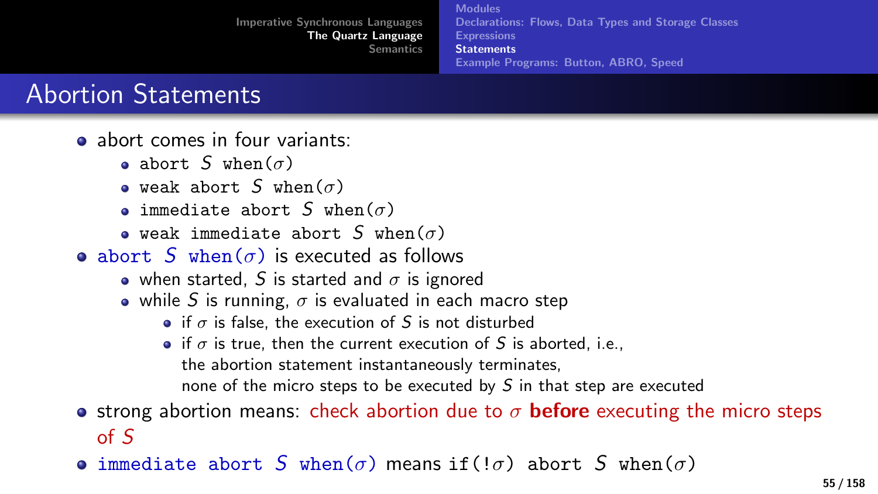## Abortion Statements

- abort comes in four variants:
  - `abort` $S$ `when(`$\sigma$`)`
  - `weak abort` $S$ `when(`$\sigma$`)`
  - `immediate abort` $S$ `when(`$\sigma$`)`
  - `weak immediate abort` $S$ `when(`$\sigma$`)`
- `abort` $S$ `when(`$\sigma$`)` is executed as follows
  - when started, $S$ is started and $\sigma$ is ignored
  - while $S$ is running, $\sigma$ is evaluated in each macro step
    - if $\sigma$ is false, the execution of $S$ is not disturbed
    - if $\sigma$ is true, then the current execution of $S$ is aborted, i.e., the abortion statement instantaneously terminates, none of the micro steps to be executed by $S$ in that step are executed
- strong abortion means: check abortion due to $\sigma$ **before** executing the micro steps of $S$
- `immediate abort` $S$ `when(`$\sigma$`)` means `if(!`$\sigma$`) abort` $S$ `when(`$\sigma$`)`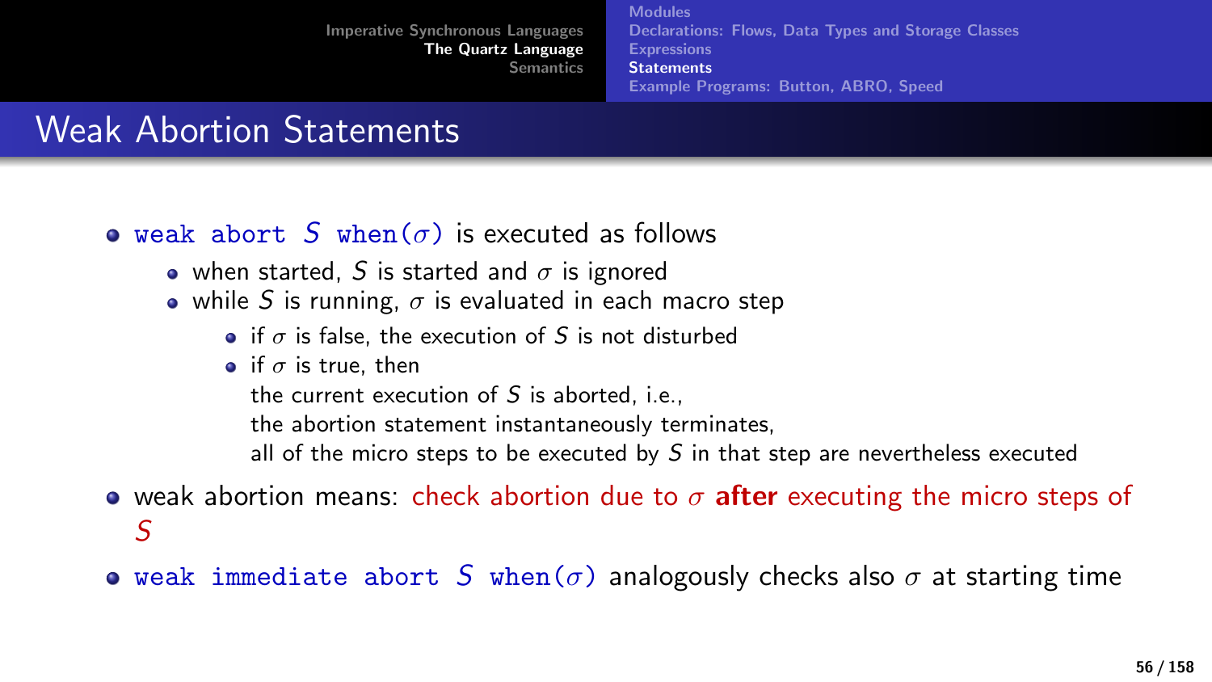# Weak Abortion Statements

- `weak abort` $S$ `when(`$\sigma$`)` is executed as follows
  - when started, $S$ is started and $\sigma$ is ignored
  - while $S$ is running, $\sigma$ is evaluated in each macro step
    - if $\sigma$ is false, the execution of $S$ is not disturbed
    - if $\sigma$ is true, then
      the current execution of $S$ is aborted, i.e.,
      the abortion statement instantaneously terminates,
      all of the micro steps to be executed by $S$ in that step are nevertheless executed
- weak abortion means: check abortion due to $\sigma$ **after** executing the micro steps of $S$
- `weak immediate abort` $S$ `when(`$\sigma$`)` analogously checks also $\sigma$ at starting time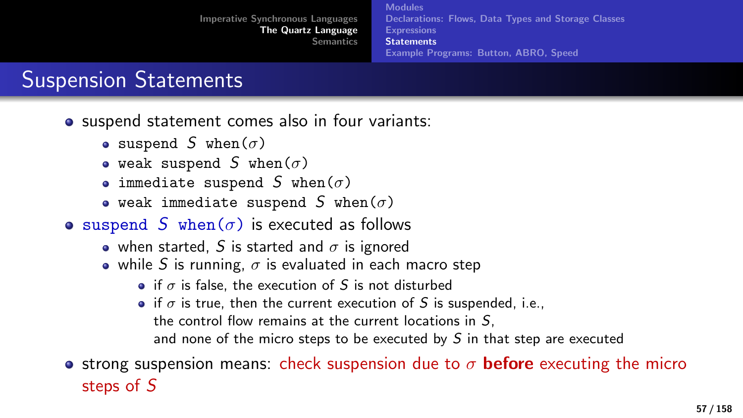## Suspension Statements

- suspend statement comes also in four variants:
  - `suspend` $S$ `when(`$\sigma$`)`
  - `weak suspend` $S$ `when(`$\sigma$`)`
  - `immediate suspend` $S$ `when(`$\sigma$`)`
  - `weak immediate suspend` $S$ `when(`$\sigma$`)`
- `suspend` $S$ `when(`$\sigma$`)` is executed as follows
  - when started, $S$ is started and $\sigma$ is ignored
  - while $S$ is running, $\sigma$ is evaluated in each macro step
    - if $\sigma$ is false, the execution of $S$ is not disturbed
    - if $\sigma$ is true, then the current execution of $S$ is suspended, i.e., the control flow remains at the current locations in $S$, and none of the micro steps to be executed by $S$ in that step are executed
- strong suspension means: check suspension due to $\sigma$ **before** executing the micro steps of $S$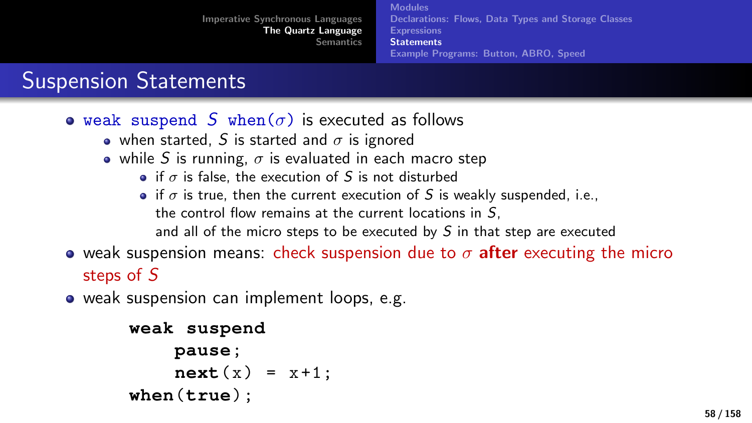## Suspension Statements

- `weak suspend` $S$ `when(`$\sigma$`)` is executed as follows
  - when started, $S$ is started and $\sigma$ is ignored
  - while $S$ is running, $\sigma$ is evaluated in each macro step
    - if $\sigma$ is false, the execution of $S$ is not disturbed
    - if $\sigma$ is true, then the current execution of $S$ is weakly suspended, i.e., the control flow remains at the current locations in $S$, and all of the micro steps to be executed by $S$ in that step are executed
- weak suspension means: check suspension due to $\sigma$ **after** executing the micro steps of $S$
- weak suspension can implement loops, e.g.

```
weak suspend
    pause;
    next(x) = x+1;
when(true);
```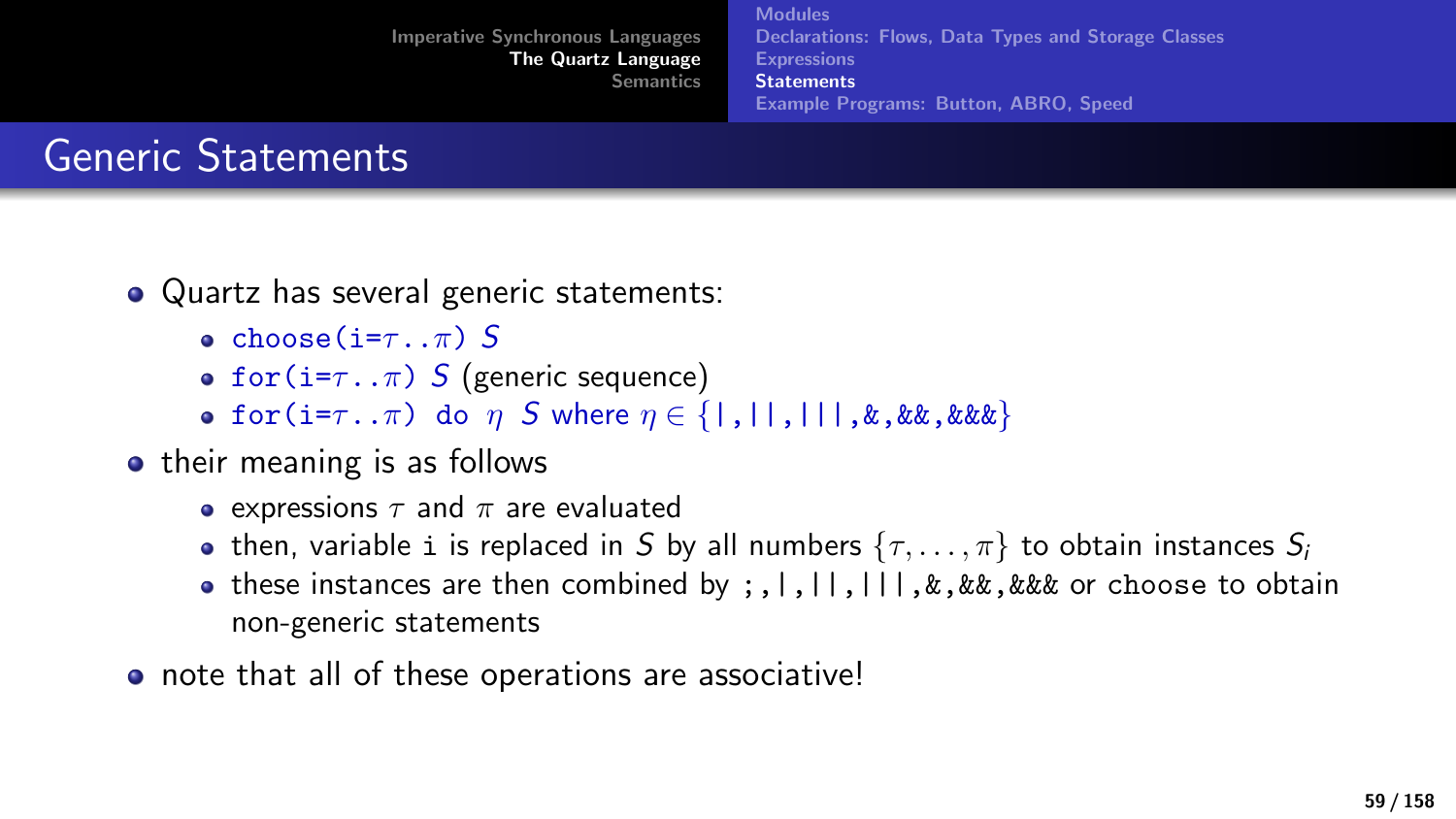## Generic Statements

- Quartz has several generic statements:
  - `choose(i=`$\tau$`..`$\pi$`)` $S$
  - `for(i=`$\tau$`..`$\pi$`)` $S$ (generic sequence)
  - `for(i=`$\tau$`..`$\pi$`) do` $\eta$ $S$ where $\eta \in \{$`|`,`||`,`|||`,`&`,`&&`,`&&&`$\}$
- their meaning is as follows
  - expressions $\tau$ and $\pi$ are evaluated
  - then, variable `i` is replaced in $S$ by all numbers $\{\tau, \ldots, \pi\}$ to obtain instances $S_i$
  - these instances are then combined by `;`,`|`,`||`,`|||`,`&`,`&&`,`&&&` or `choose` to obtain non-generic statements
- note that all of these operations are associative!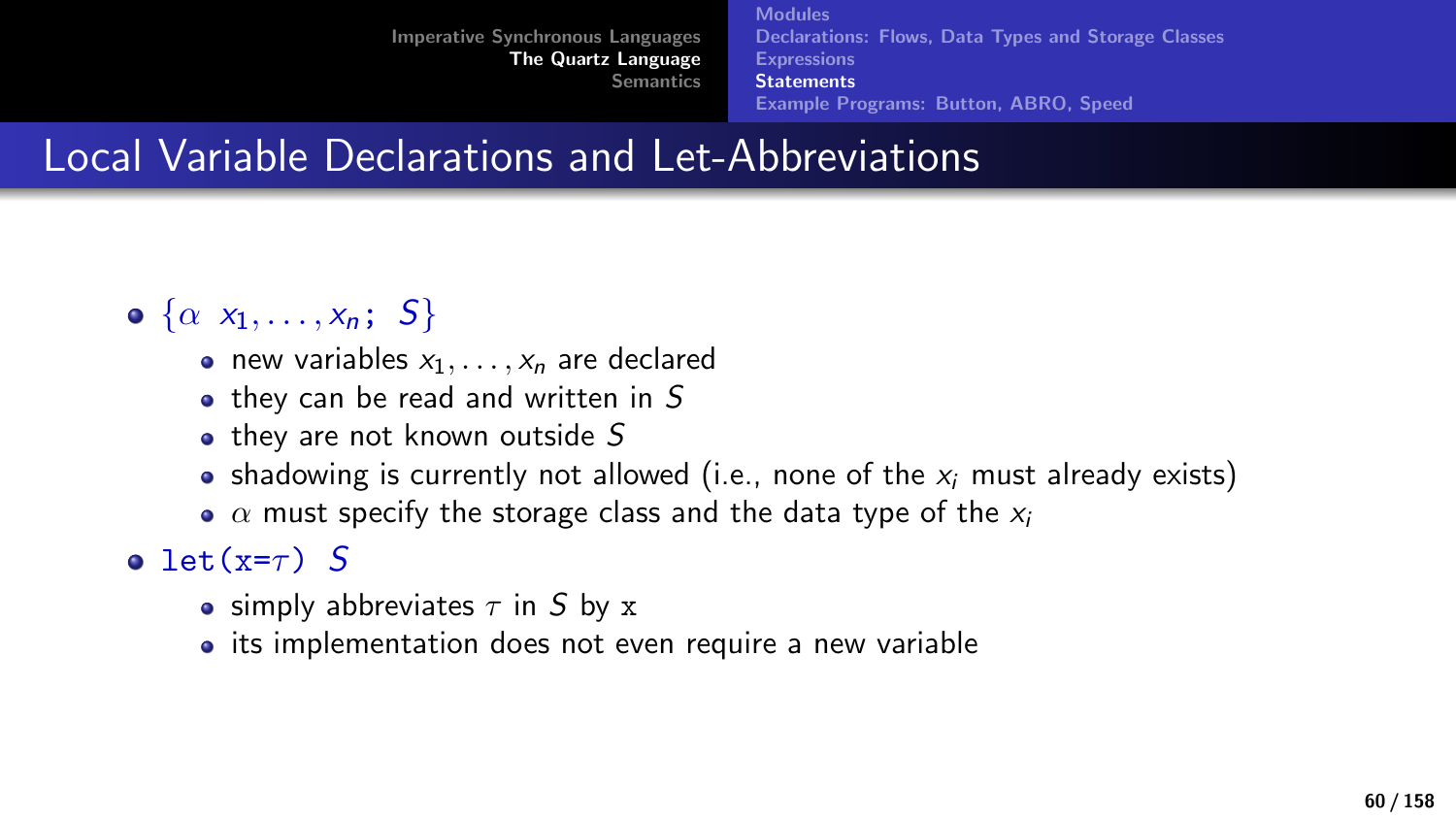## Local Variable Declarations and Let-Abbreviations

- $\{\alpha\ x_1, \ldots, x_n;\ S\}$
  - new variables $x_1, \ldots, x_n$ are declared
  - they can be read and written in $S$
  - they are not known outside $S$
  - shadowing is currently not allowed (i.e., none of the $x_i$ must already exists)
  - $\alpha$ must specify the storage class and the data type of the $x_i$
- `let(x=`$\tau$`)` $S$
  - simply abbreviates $\tau$ in $S$ by `x`
  - its implementation does not even require a new variable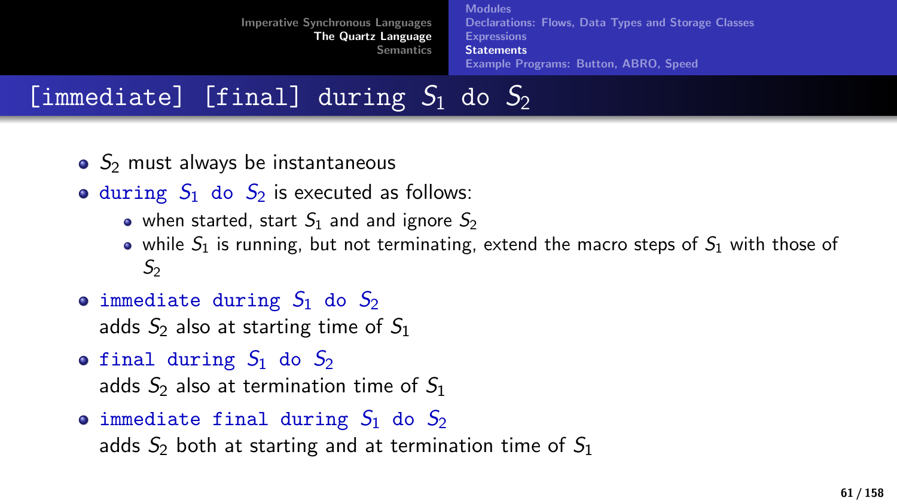# [immediate] [final] during $S_1$ do $S_2$

- $S_2$ must always be instantaneous
- `during` $S_1$ `do` $S_2$ is executed as follows:
  - when started, start $S_1$ and and ignore $S_2$
  - while $S_1$ is running, but not terminating, extend the macro steps of $S_1$ with those of $S_2$
- `immediate during` $S_1$ `do` $S_2$
  adds $S_2$ also at starting time of $S_1$
- `final during` $S_1$ `do` $S_2$
  adds $S_2$ also at termination time of $S_1$
- `immediate final during` $S_1$ `do` $S_2$
  adds $S_2$ both at starting and at termination time of $S_1$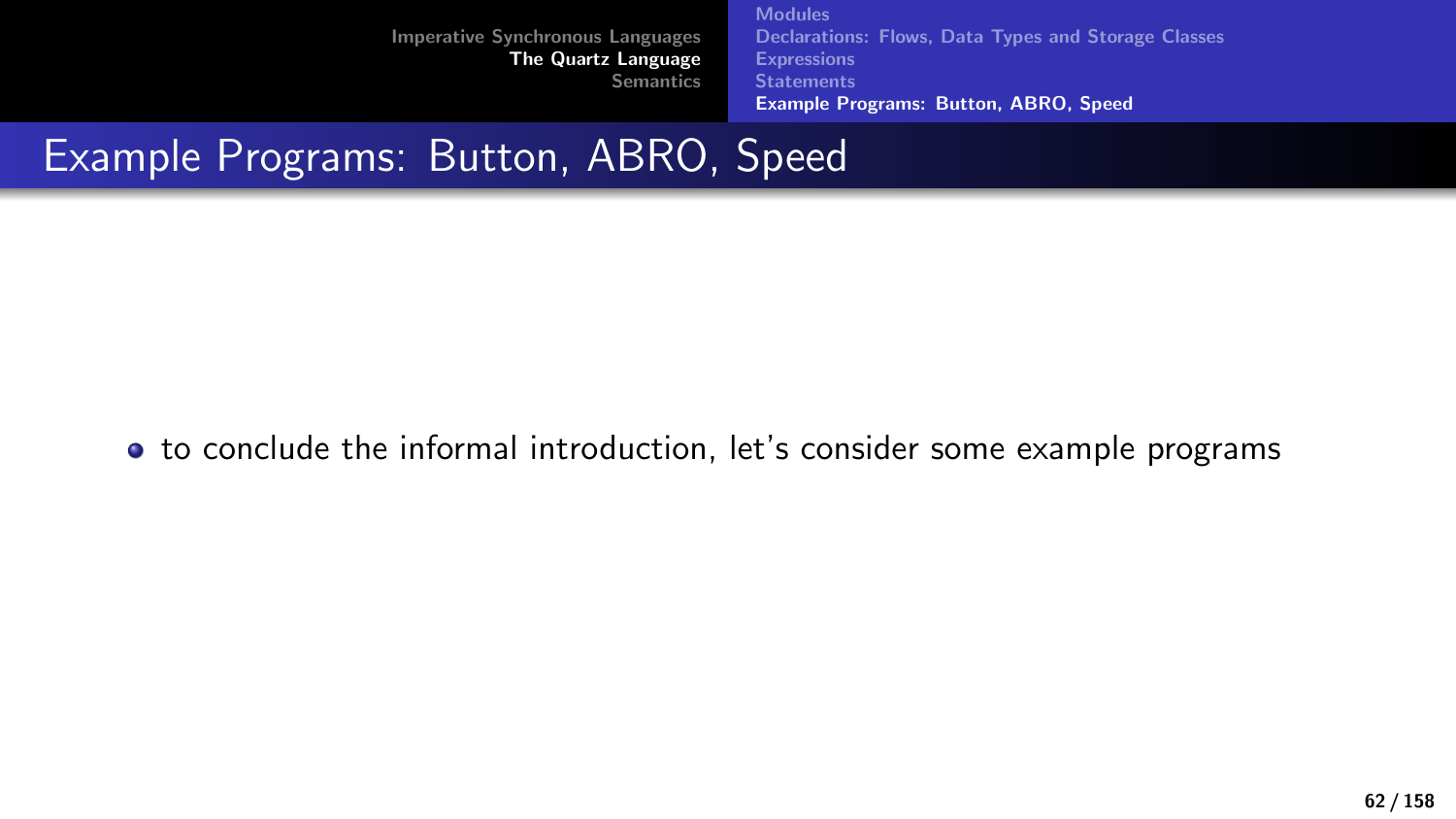# Example Programs: Button, ABRO, Speed

- to conclude the informal introduction, let's consider some example programs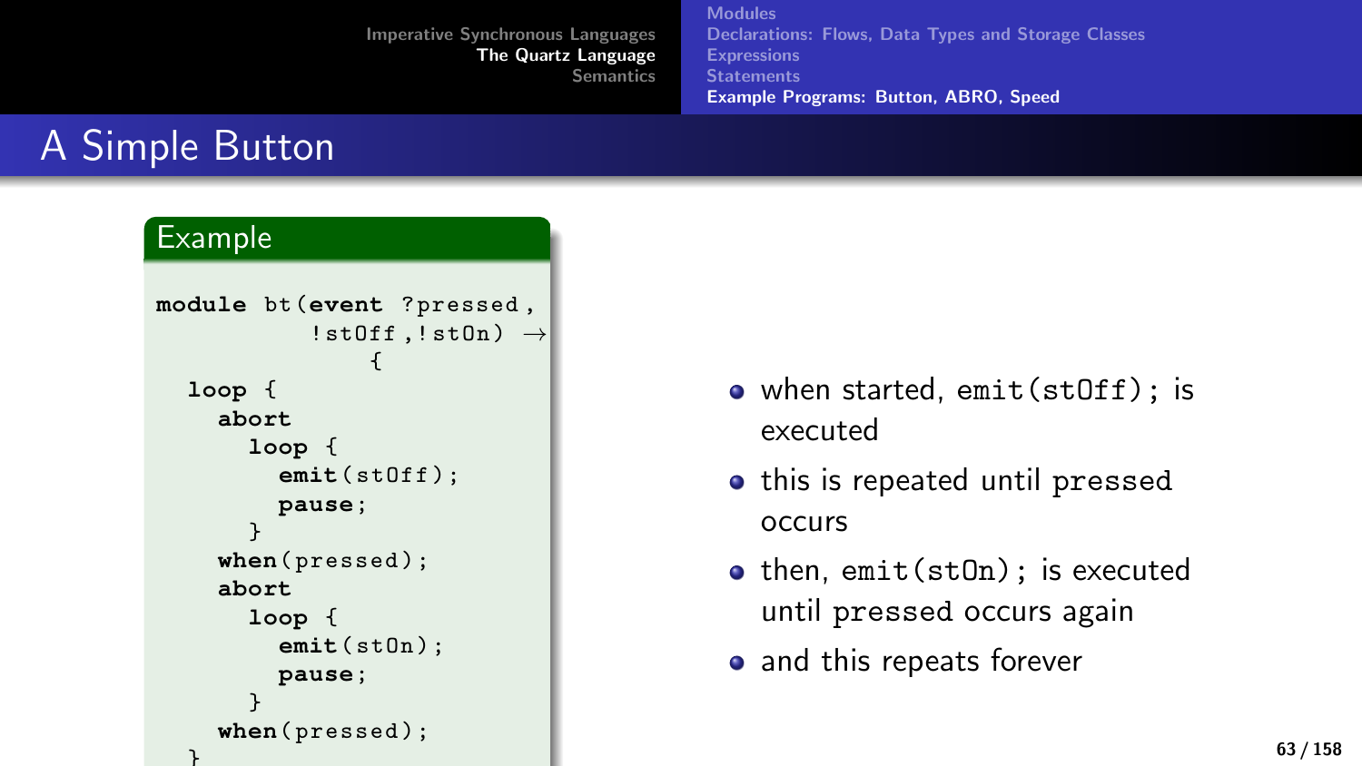# A Simple Button

**Example**

```
module bt(event ?pressed,
          !stOff,!stOn) →
              {
  loop {
    abort
      loop {
        emit(stOff);
        pause;
      }
    when(pressed);
    abort
      loop {
        emit(stOn);
        pause;
      }
    when(pressed);
  }
```

- when started, `emit(stOff);` is executed
- this is repeated until `pressed` occurs
- then, `emit(stOn);` is executed until `pressed` occurs again
- and this repeats forever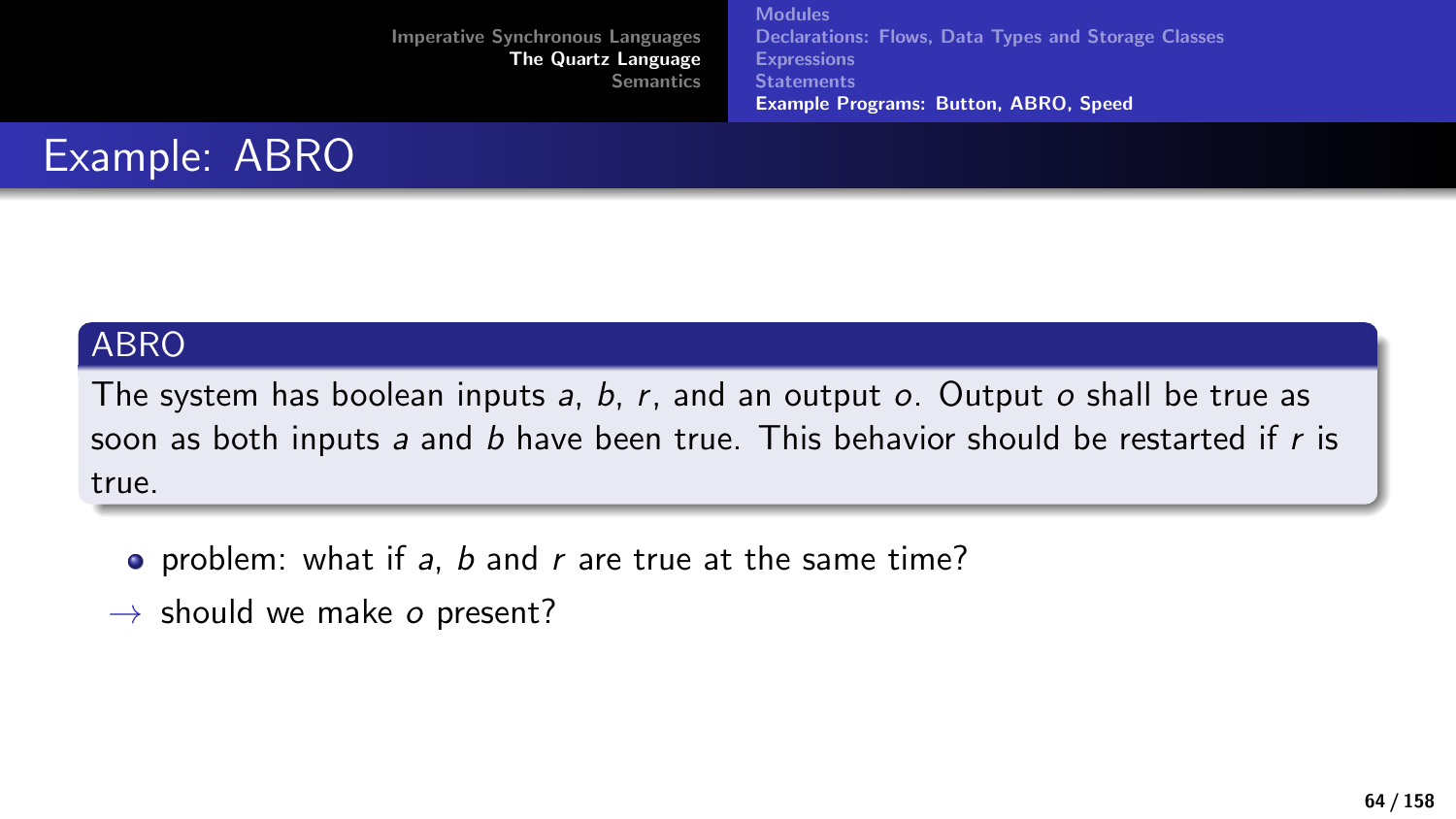# Example: ABRO

**ABRO**

The system has boolean inputs $a$, $b$, $r$, and an output $o$. Output $o$ shall be true as soon as both inputs $a$ and $b$ have been true. This behavior should be restarted if $r$ is true.

- problem: what if $a$, $b$ and $r$ are true at the same time?

$\rightarrow$ should we make $o$ present?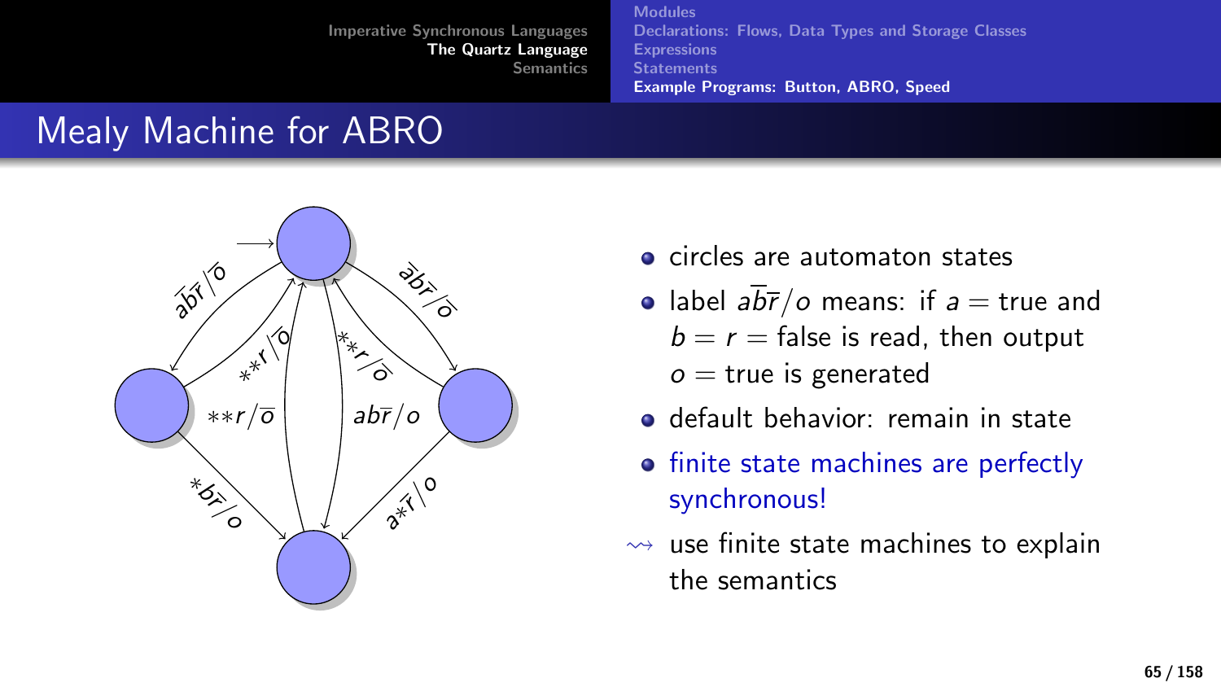# Mealy Machine for ABRO

- circles are automaton states
- label $a\overline{b}\overline{r}/o$ means: if $a =$ true and $b = r =$ false is read, then output $o =$ true is generated
- default behavior: remain in state
- finite state machines are perfectly synchronous!

$\rightsquigarrow$ use finite state machines to explain the semantics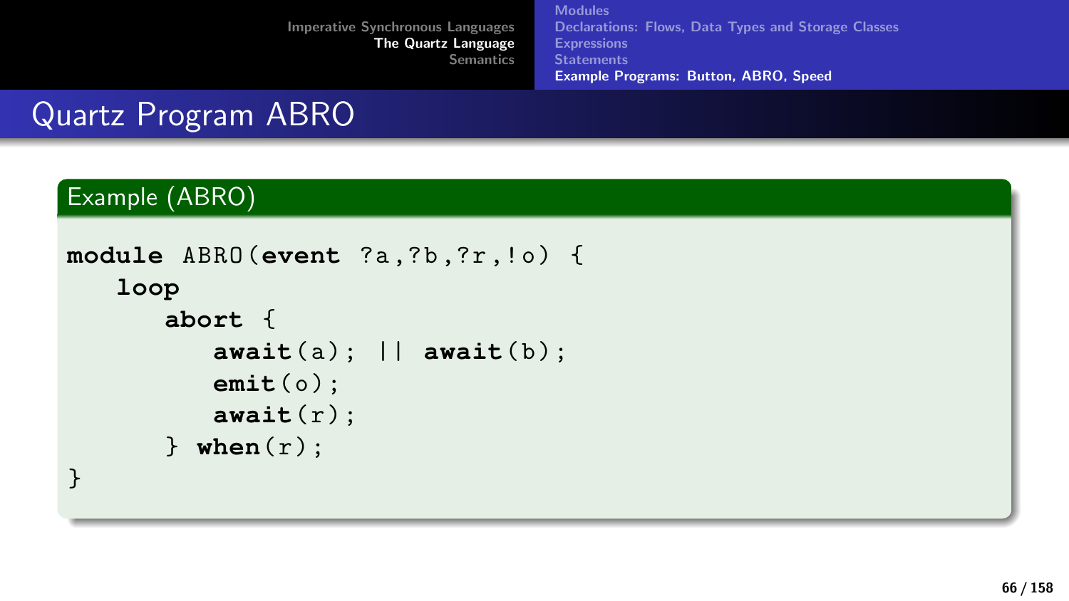# Quartz Program ABRO

## Example (ABRO)

```
module ABRO(event ?a,?b,?r,!o) {
   loop
      abort {
         await(a); || await(b);
         emit(o);
         await(r);
      } when(r);
}
```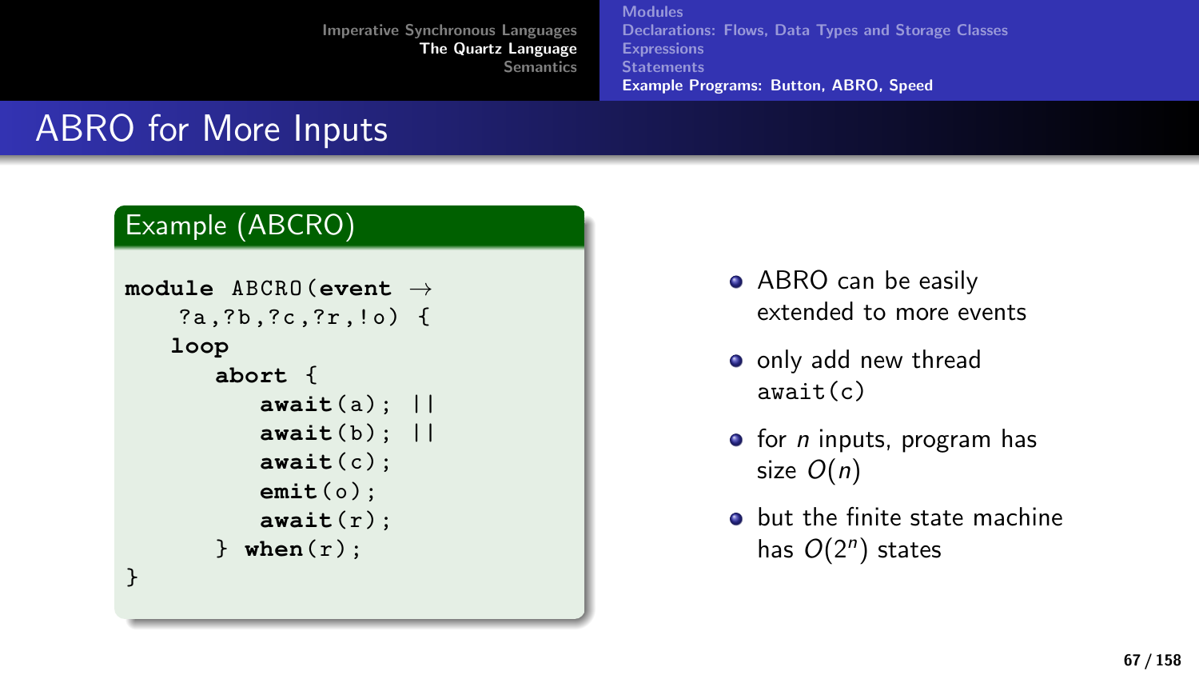# ABRO for More Inputs

**Example (ABCRO)**

```
module ABCRO(event →
    ?a,?b,?c,?r,!o) {
   loop
      abort {
         await(a); ||
         await(b); ||
         await(c);
         emit(o);
         await(r);
      } when(r);
}
```

- ABRO can be easily extended to more events
- only add new thread `await(c)`
- for $n$ inputs, program has size $O(n)$
- but the finite state machine has $O(2^n)$ states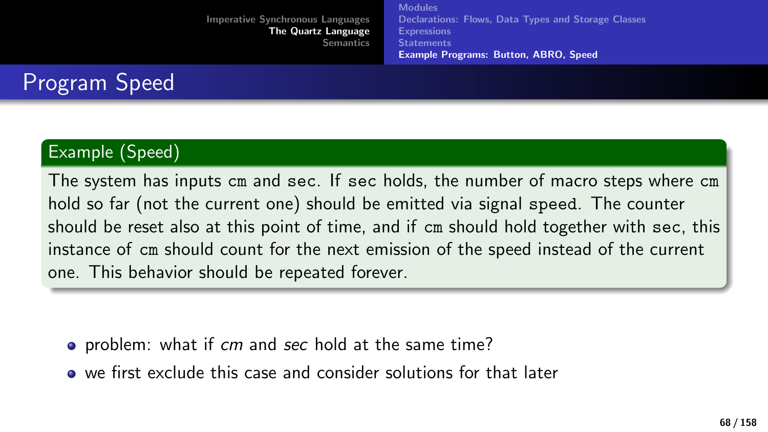# Program Speed

**Example (Speed)**

The system has inputs `cm` and `sec`. If `sec` holds, the number of macro steps where `cm` hold so far (not the current one) should be emitted via signal `speed`. The counter should be reset also at this point of time, and if `cm` should hold together with `sec`, this instance of `cm` should count for the next emission of the speed instead of the current one. This behavior should be repeated forever.

- problem: what if *cm* and *sec* hold at the same time?
- we first exclude this case and consider solutions for that later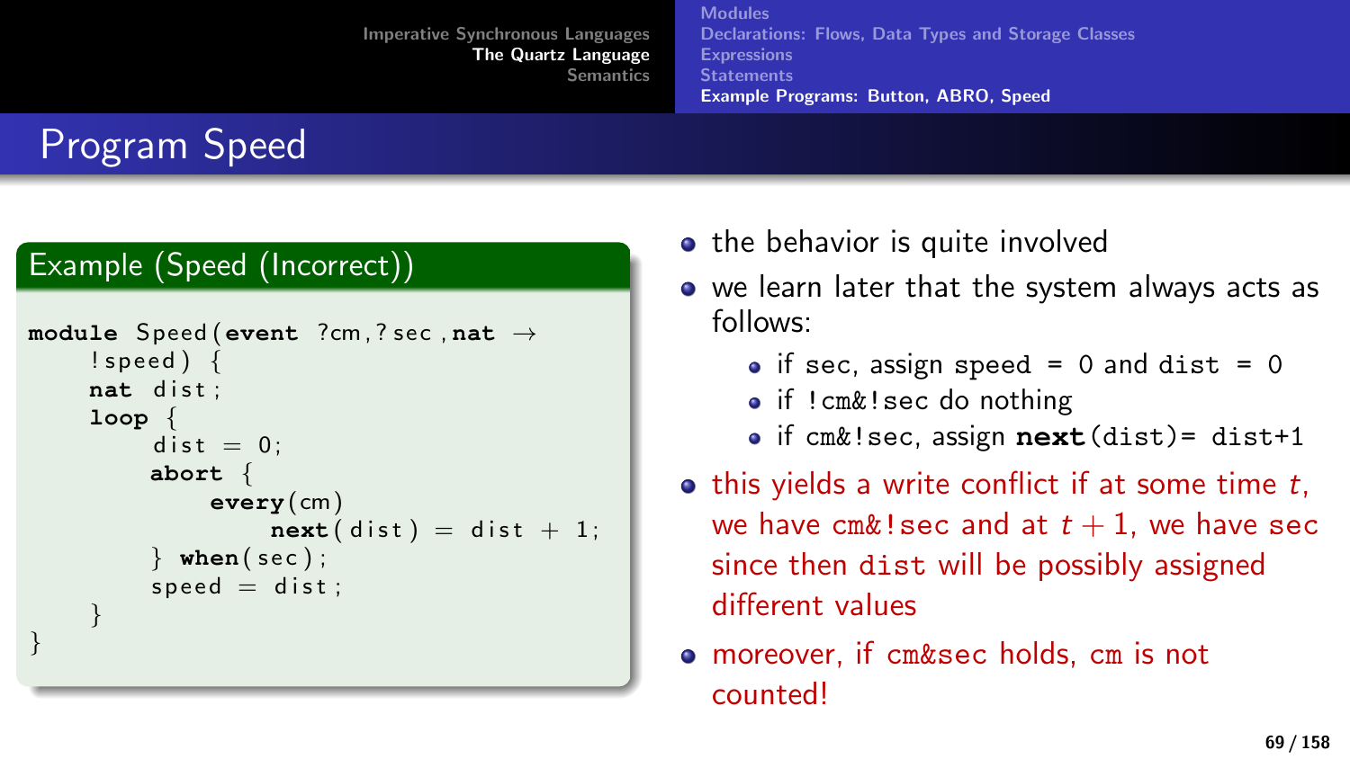# Program Speed

### Example (Speed (Incorrect))

```
module Speed(event ?cm,?sec,nat →
    !speed) {
    nat dist;
    loop {
        dist = 0;
        abort {
            every(cm)
                next(dist) = dist + 1;
        } when(sec);
        speed = dist;
    }
}
```

- the behavior is quite involved
- we learn later that the system always acts as follows:
  - if sec, assign speed = 0 and dist = 0
  - if !cm&!sec do nothing
  - if cm&!sec, assign **next**(dist)= dist+1
- this yields a write conflict if at some time $t$, we have cm&!sec and at $t+1$, we have sec since then dist will be possibly assigned different values
- moreover, if cm&sec holds, cm is not counted!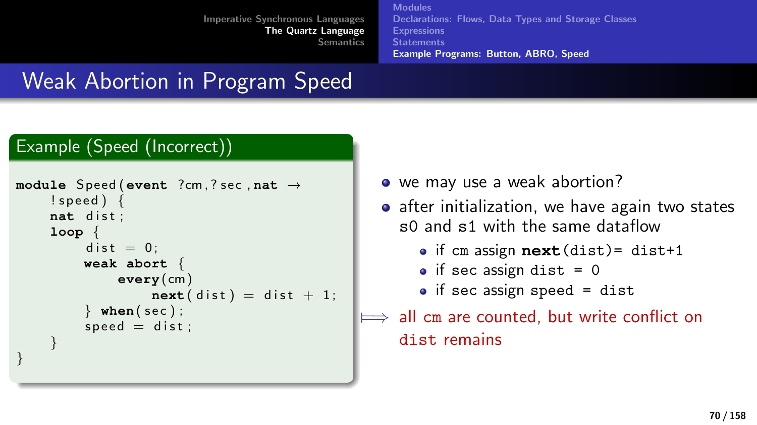# Weak Abortion in Program Speed

## Example (Speed (Incorrect))

```
module Speed(event ?cm,?sec,nat →
    !speed) {
    nat dist;
    loop {
        dist = 0;
        weak abort {
            every(cm)
                next(dist) = dist + 1;
        } when(sec);
        speed = dist;
    }
}
```

- we may use a weak abortion?
- after initialization, we have again two states s0 and s1 with the same dataflow
  - if cm assign `next(dist)= dist+1`
  - if sec assign `dist = 0`
  - if sec assign `speed = dist`

⟹ all cm are counted, but write conflict on `dist` remains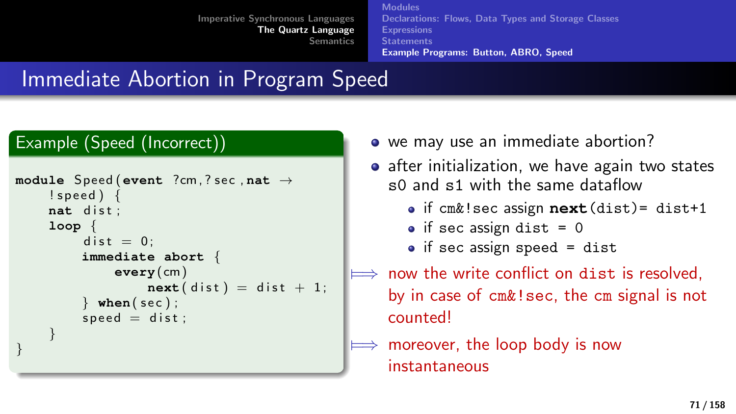# Immediate Abortion in Program Speed

**Example (Speed (Incorrect))**

```
module Speed(event ?cm,?sec,nat →
    !speed) {
    nat dist;
    loop {
        dist = 0;
        immediate abort {
            every(cm)
                next(dist) = dist + 1;
        } when(sec);
        speed = dist;
    }
}
```

- we may use an immediate abortion?
- after initialization, we have again two states `s0` and `s1` with the same dataflow
  - if `cm&!sec` assign **next**`(dist)= dist+1`
  - if `sec` assign `dist = 0`
  - if `sec` assign `speed = dist`

⟹ now the write conflict on `dist` is resolved, by in case of `cm&!sec`, the `cm` signal is not counted!

⟹ moreover, the loop body is now instantaneous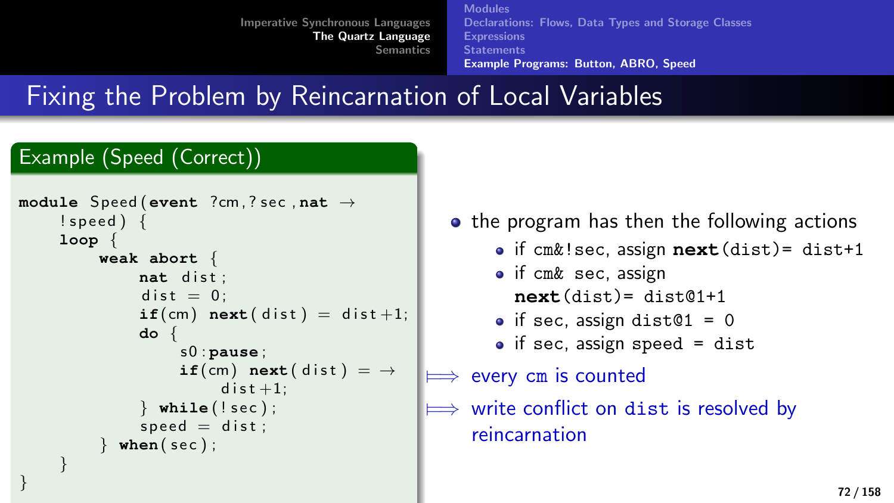# Fixing the Problem by Reincarnation of Local Variables

## Example (Speed (Correct))

```
module Speed(event ?cm,?sec,nat →
    !speed) {
    loop {
        weak abort {
            nat dist;
            dist = 0;
            if(cm) next(dist) = dist+1;
            do {
                s0:pause;
                if(cm) next(dist) = →
                    dist+1;
            } while(!sec);
            speed = dist;
        } when(sec);
    }
}
```

- the program has then the following actions
  - if `cm&!sec`, assign **next**`(dist)= dist+1`
  - if `cm& sec`, assign **next**`(dist)= dist@1+1`
  - if `sec`, assign `dist@1 = 0`
  - if `sec`, assign `speed = dist`

⟹ every `cm` is counted

⟹ write conflict on `dist` is resolved by reincarnation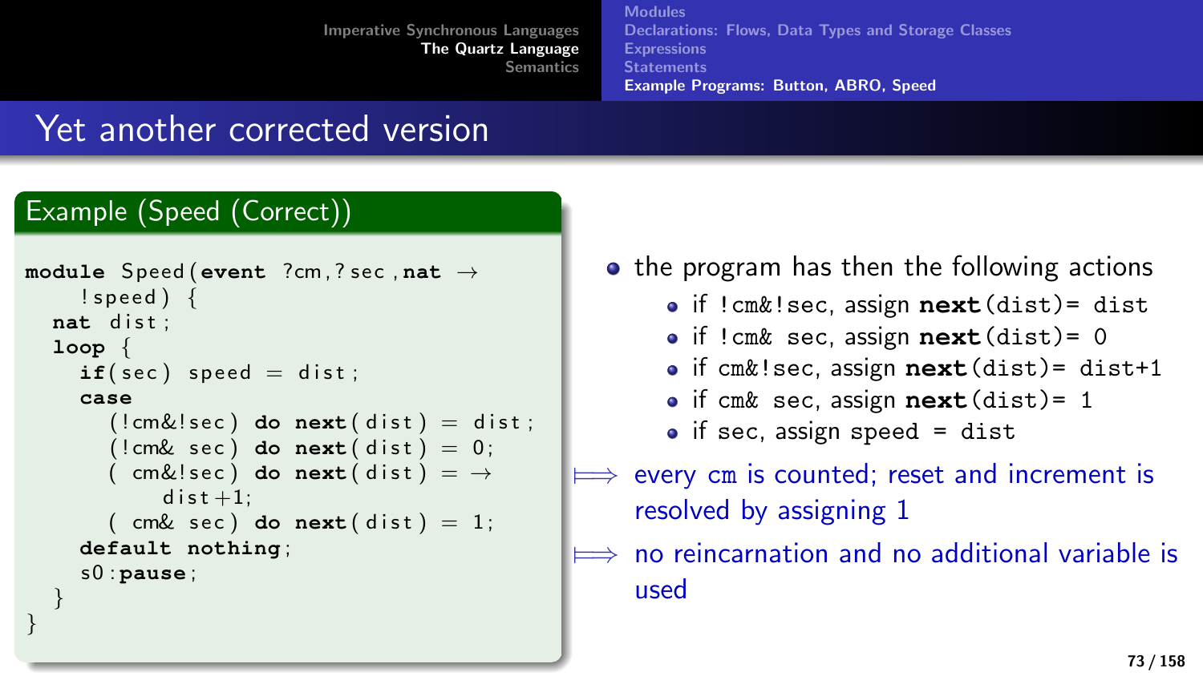# Yet another corrected version

**Example (Speed (Correct))**

```
module Speed(event ?cm,?sec,nat →
    !speed) {
  nat dist;
  loop {
    if(sec) speed = dist;
    case
      (!cm&!sec) do next(dist) = dist;
      (!cm& sec) do next(dist) = 0;
      ( cm&!sec) do next(dist) = →
          dist+1;
      ( cm& sec) do next(dist) = 1;
    default nothing;
    s0:pause;
  }
}
```

- the program has then the following actions
  - if `!cm&!sec`, assign `next(dist)= dist`
  - if `!cm& sec`, assign `next(dist)= 0`
  - if `cm&!sec`, assign `next(dist)= dist+1`
  - if `cm& sec`, assign `next(dist)= 1`
  - if `sec`, assign `speed = dist`

$\Longrightarrow$ every cm is counted; reset and increment is resolved by assigning 1

$\Longrightarrow$ no reincarnation and no additional variable is used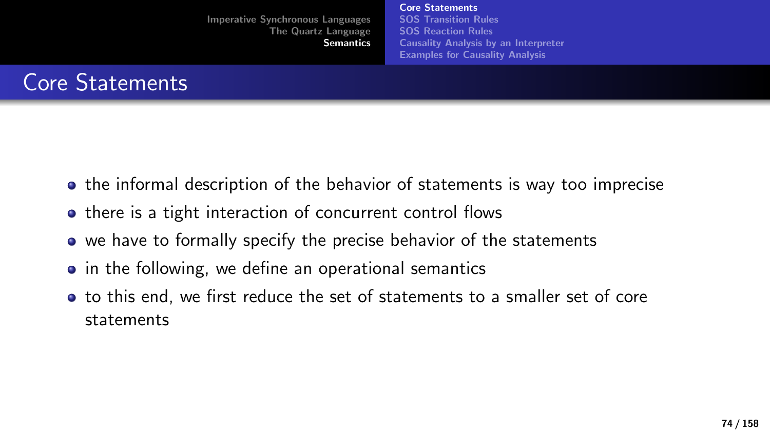# Core Statements

- the informal description of the behavior of statements is way too imprecise
- there is a tight interaction of concurrent control flows
- we have to formally specify the precise behavior of the statements
- in the following, we define an operational semantics
- to this end, we first reduce the set of statements to a smaller set of core statements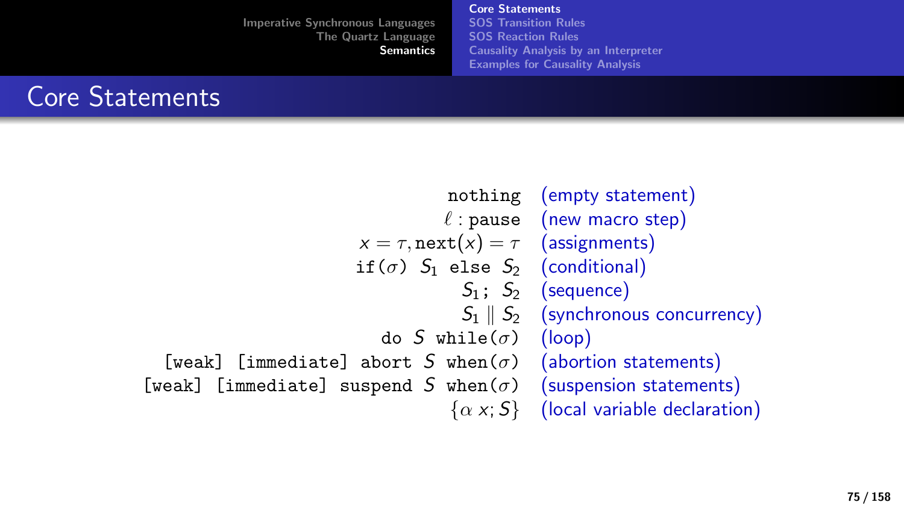# Core Statements

| Statement | Description |
|---|---|
| `nothing` | (empty statement) |
| $\ell$ : `pause` | (new macro step) |
| $x = \tau$, `next`$(x) = \tau$ | (assignments) |
| `if`$(\sigma)$ $S_1$ `else` $S_2$ | (conditional) |
| $S_1$ ; $S_2$ | (sequence) |
| $S_1 \parallel S_2$ | (synchronous concurrency) |
| `do` $S$ `while`$(\sigma)$ | (loop) |
| [weak] [immediate] `abort` $S$ `when`$(\sigma)$ | (abortion statements) |
| [weak] [immediate] `suspend` $S$ `when`$(\sigma)$ | (suspension statements) |
| $\{\alpha\ x; S\}$ | (local variable declaration) |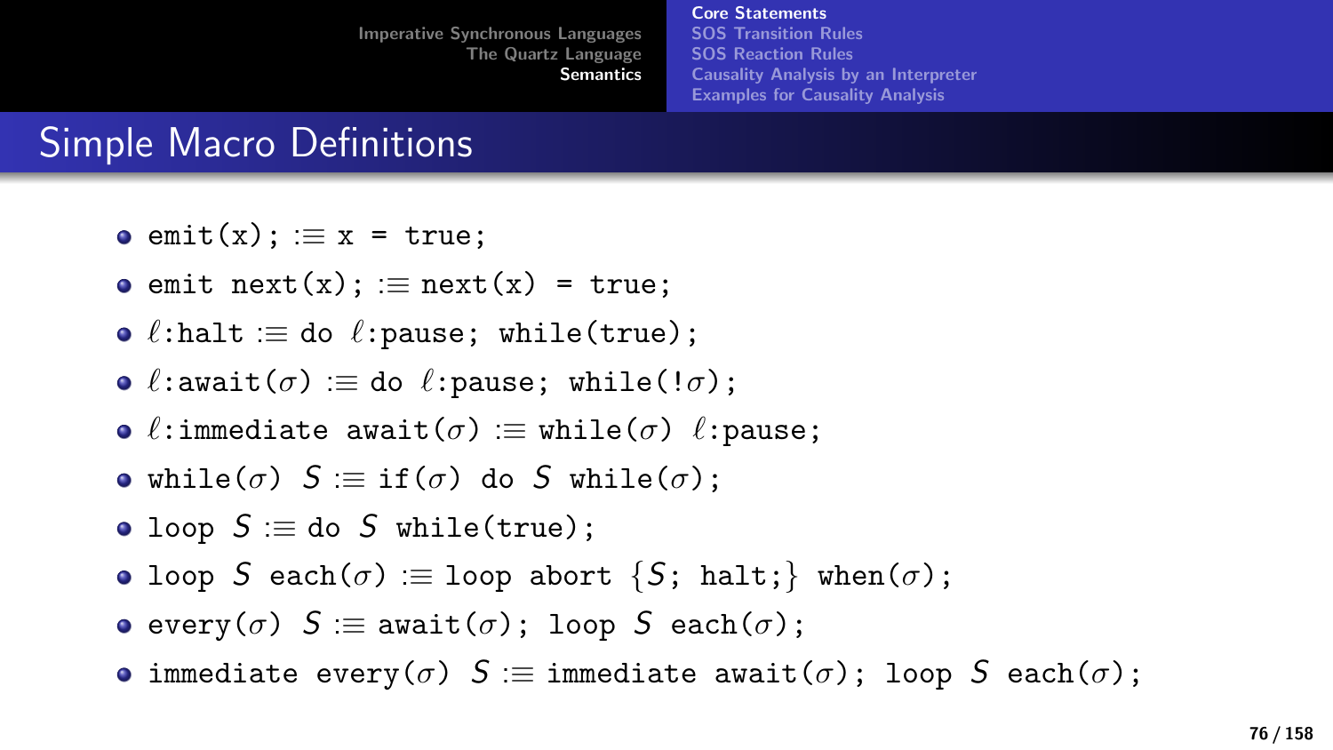## Simple Macro Definitions

- `emit(x);` $:\equiv$ `x = true;`
- `emit next(x);` $:\equiv$ `next(x) = true;`
- $\ell$`:halt` $:\equiv$ `do` $\ell$`:pause; while(true);`
- $\ell$`:await(`$\sigma$`)` $:\equiv$ `do` $\ell$`:pause; while(!`$\sigma$`);`
- $\ell$`:immediate await(`$\sigma$`)` $:\equiv$ `while(`$\sigma$`)` $\ell$`:pause;`
- `while(`$\sigma$`)` $S$ $:\equiv$ `if(`$\sigma$`) do` $S$ `while(`$\sigma$`);`
- `loop` $S$ $:\equiv$ `do` $S$ `while(true);`
- `loop` $S$ `each(`$\sigma$`)` $:\equiv$ `loop abort {`$S$`; halt;} when(`$\sigma$`);`
- `every(`$\sigma$`)` $S$ $:\equiv$ `await(`$\sigma$`); loop` $S$ `each(`$\sigma$`);`
- `immediate every(`$\sigma$`)` $S$ $:\equiv$ `immediate await(`$\sigma$`); loop` $S$ `each(`$\sigma$`);`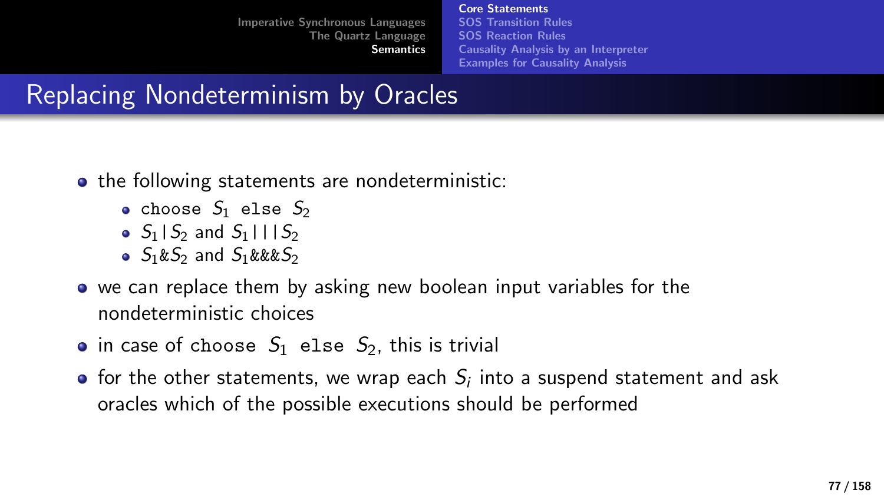# Replacing Nondeterminism by Oracles

- the following statements are nondeterministic:
  - `choose` $S_1$ `else` $S_2$
  - $S_1 \,|\, S_2$ and $S_1 \,|||\, S_2$
  - $S_1 \& S_2$ and $S_1 \&\&\& S_2$
- we can replace them by asking new boolean input variables for the nondeterministic choices
- in case of `choose` $S_1$ `else` $S_2$, this is trivial
- for the other statements, we wrap each $S_i$ into a suspend statement and ask oracles which of the possible executions should be performed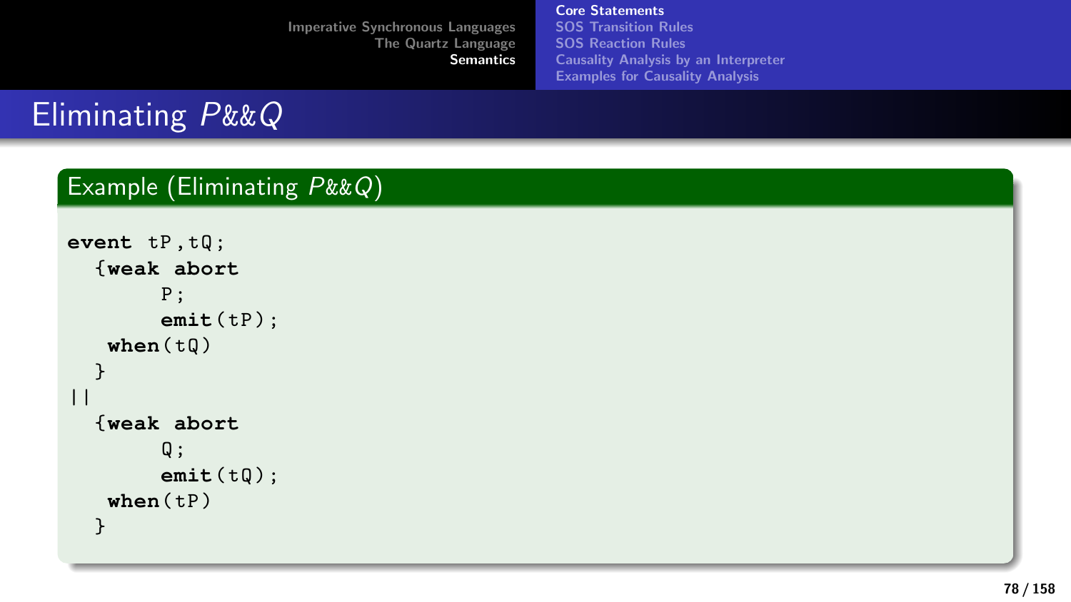# Eliminating $P \&\& Q$

## Example (Eliminating $P \&\& Q$)

```
event tP,tQ;
  {weak abort
       P;
       emit(tP);
   when(tQ)
  }
||
  {weak abort
       Q;
       emit(tQ);
   when(tP)
  }
```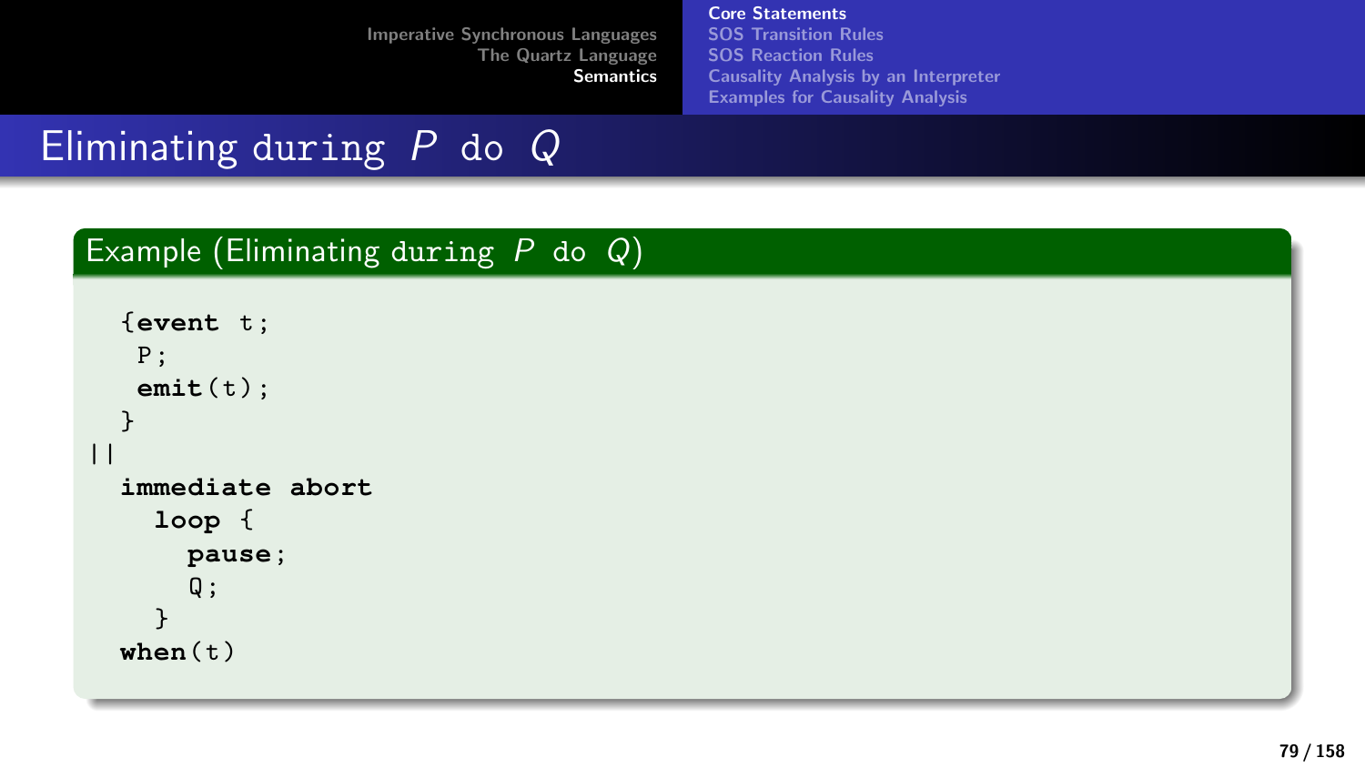# Eliminating during $P$ do $Q$

## Example (Eliminating during $P$ do $Q$)

```
  {event t;
   P;
   emit(t);
  }
||
  immediate abort
    loop {
      pause;
      Q;
    }
  when(t)
```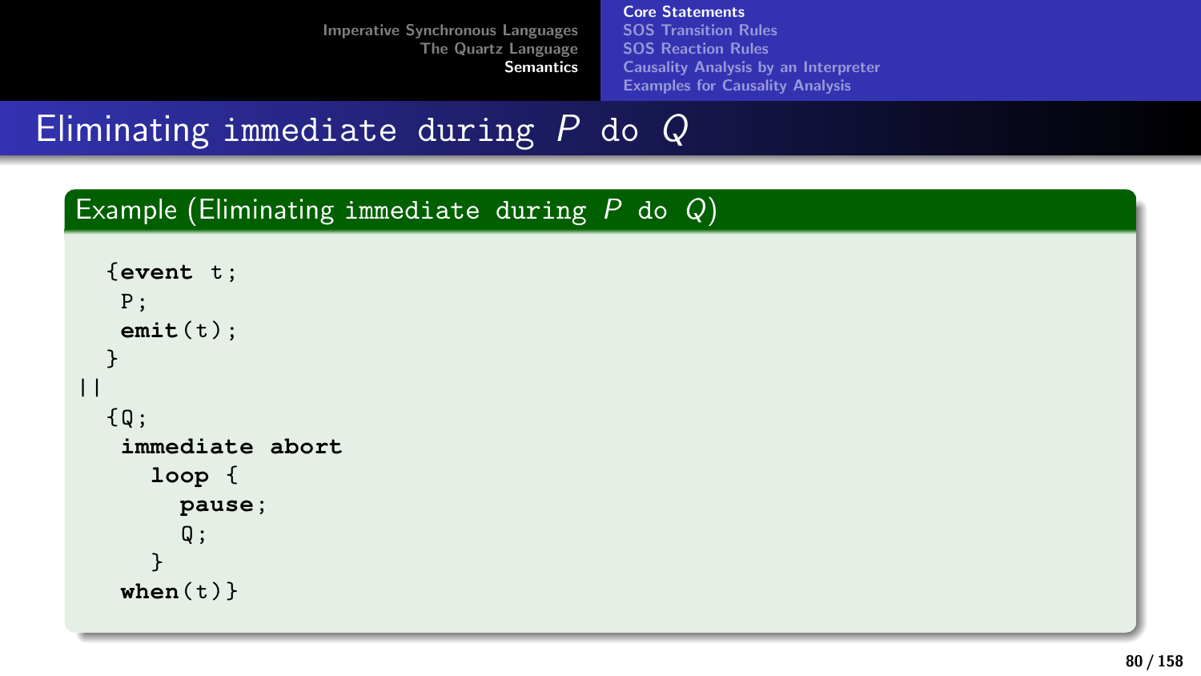# Eliminating immediate during $P$ do $Q$

## Example (Eliminating immediate during $P$ do $Q$)

```
  {event t;
   P;
   emit(t);
  }
||
  {Q;
   immediate abort
     loop {
       pause;
       Q;
     }
   when(t)}
```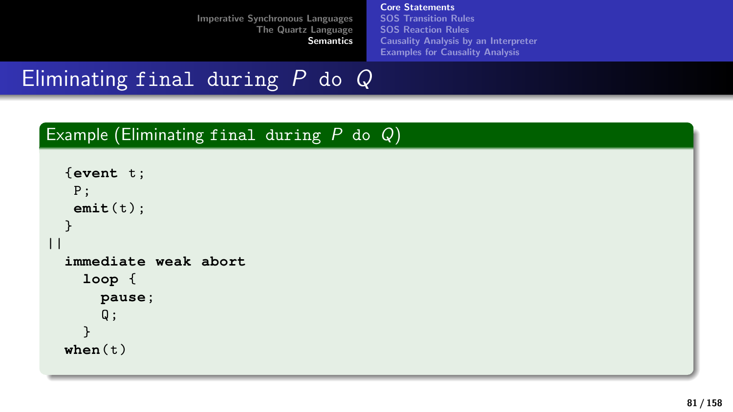# Eliminating `final during` $P$ `do` $Q$

## Example (Eliminating `final during` $P$ `do` $Q$)

```
  {event t;
   P;
   emit(t);
  }
||
  immediate weak abort
    loop {
      pause;
      Q;
    }
  when(t)
```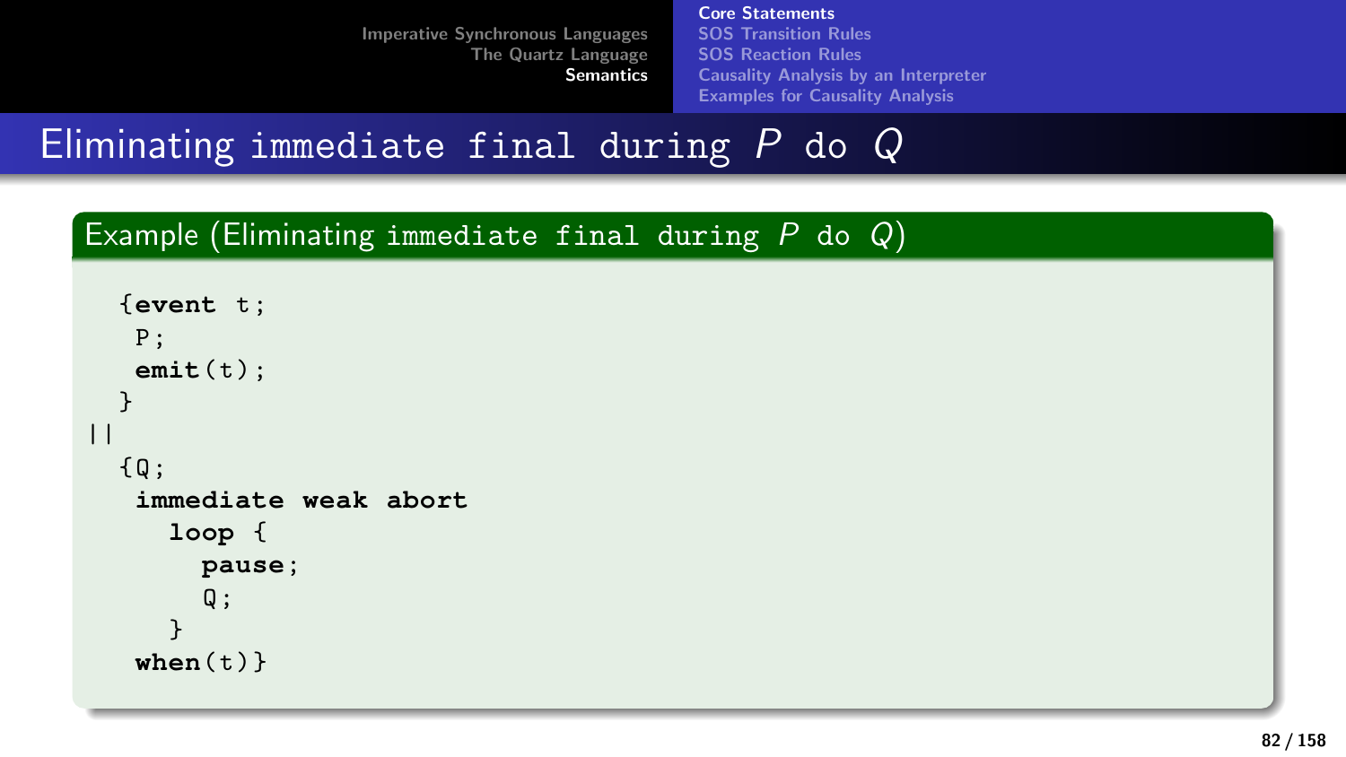# Eliminating `immediate final during` $P$ `do` $Q$

**Example (Eliminating `immediate final during` $P$ `do` $Q$)**

```
  {event t;
   P;
   emit(t);
  }
||
  {Q;
   immediate weak abort
     loop {
       pause;
       Q;
     }
   when(t)}
```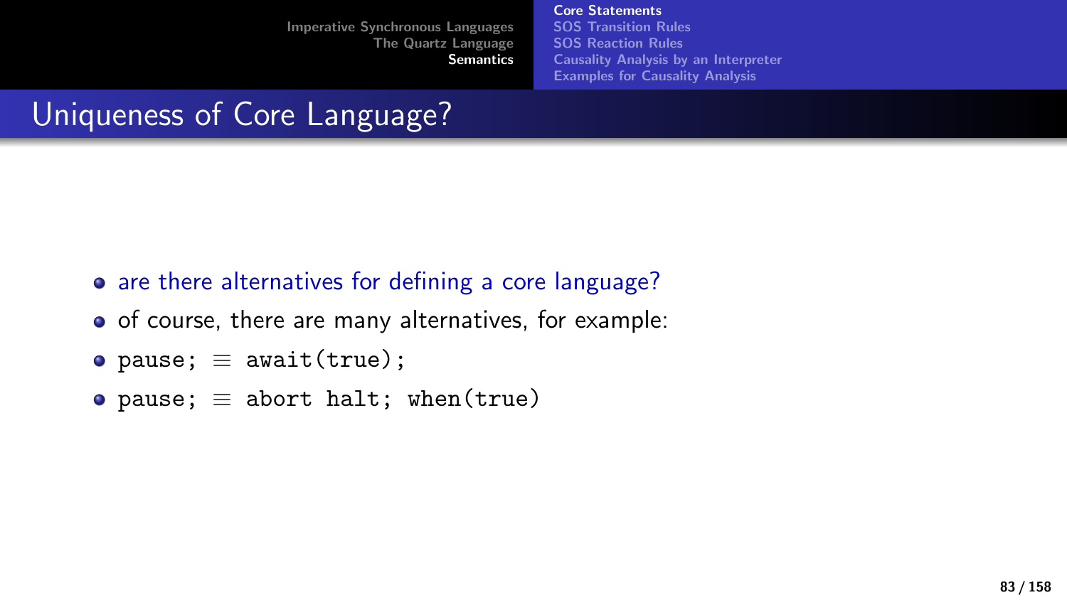# Uniqueness of Core Language?

- are there alternatives for defining a core language?
- of course, there are many alternatives, for example:
- `pause;` $\equiv$ `await(true);`
- `pause;` $\equiv$ `abort halt; when(true)`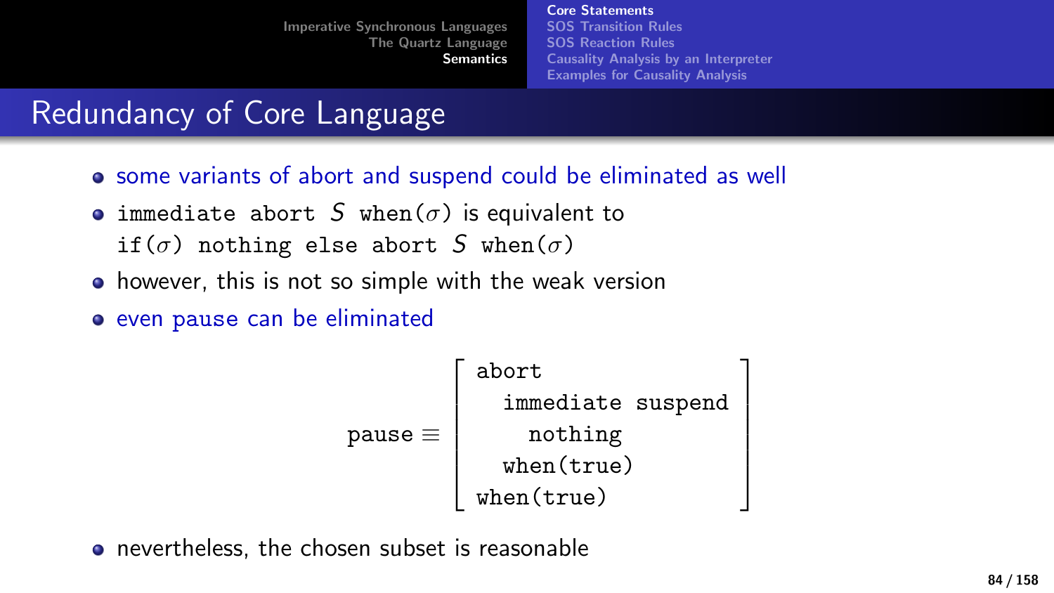## Redundancy of Core Language

- some variants of abort and suspend could be eliminated as well
- `immediate abort` $S$ `when(`$\sigma$`)` is equivalent to `if(`$\sigma$`) nothing else abort` $S$ `when(`$\sigma$`)`
- however, this is not so simple with the weak version
- even pause can be eliminated

$$
\texttt{pause} \equiv \left[\begin{array}{l}
\texttt{abort} \\
\quad \texttt{immediate suspend} \\
\quad\quad \texttt{nothing} \\
\quad \texttt{when(true)} \\
\texttt{when(true)}
\end{array}\right]
$$

- nevertheless, the chosen subset is reasonable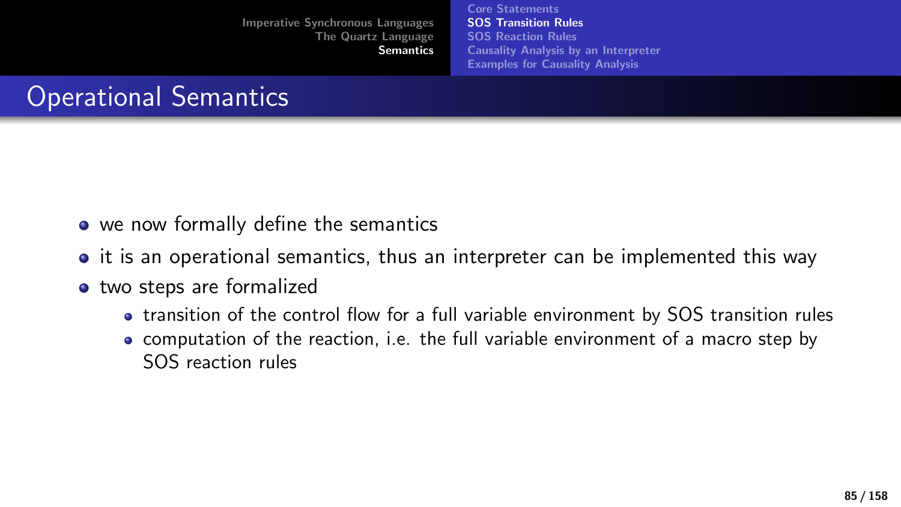# Operational Semantics

- we now formally define the semantics
- it is an operational semantics, thus an interpreter can be implemented this way
- two steps are formalized
  - transition of the control flow for a full variable environment by SOS transition rules
  - computation of the reaction, i.e. the full variable environment of a macro step by SOS reaction rules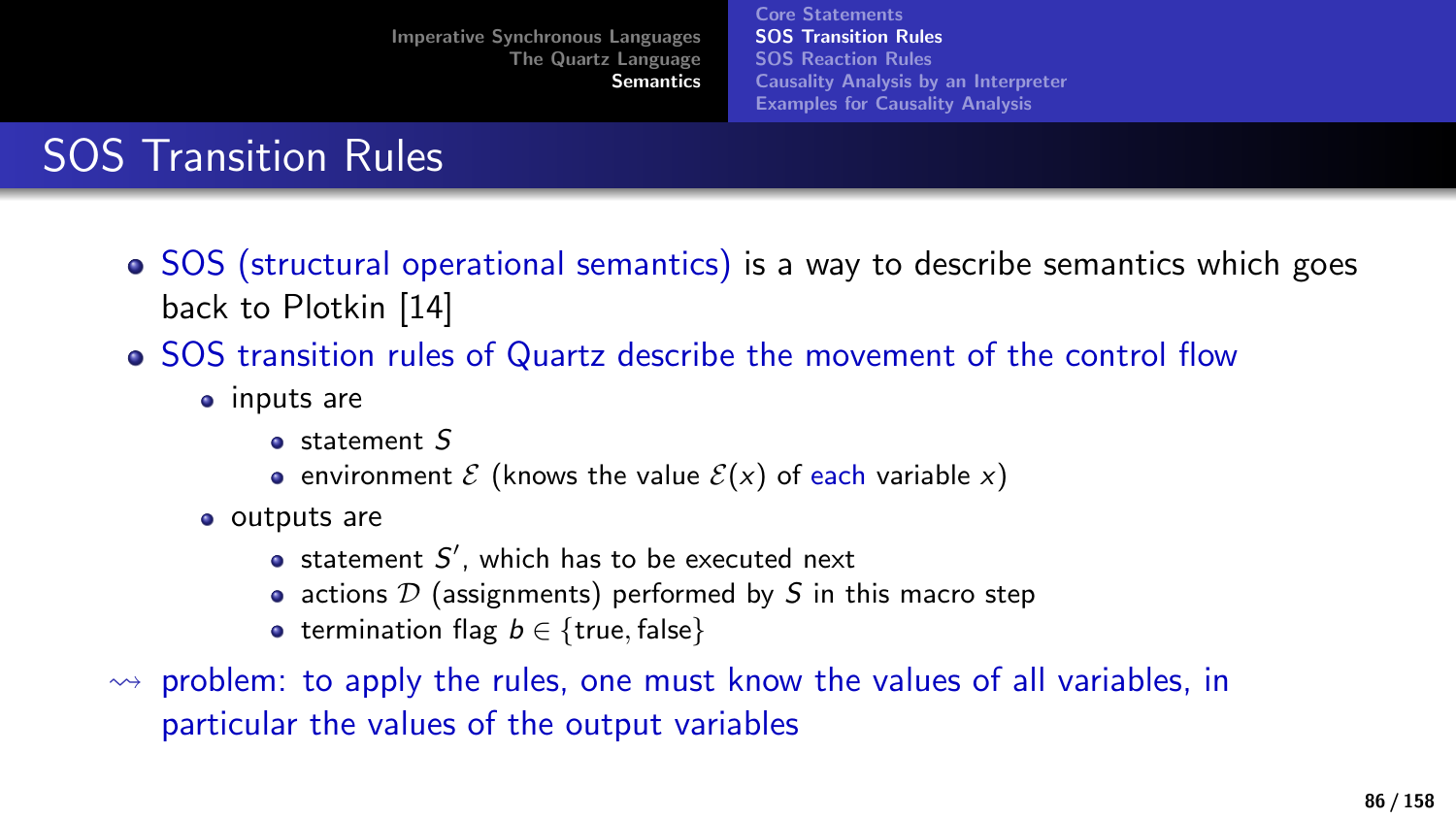# SOS Transition Rules

- SOS (structural operational semantics) is a way to describe semantics which goes back to Plotkin [14]
- SOS transition rules of Quartz describe the movement of the control flow
  - inputs are
    - statement $S$
    - environment $\mathcal{E}$ (knows the value $\mathcal{E}(x)$ of each variable $x$)
  - outputs are
    - statement $S'$, which has to be executed next
    - actions $\mathcal{D}$ (assignments) performed by $S$ in this macro step
    - termination flag $b \in \{\text{true}, \text{false}\}$

$\rightsquigarrow$ problem: to apply the rules, one must know the values of all variables, in particular the values of the output variables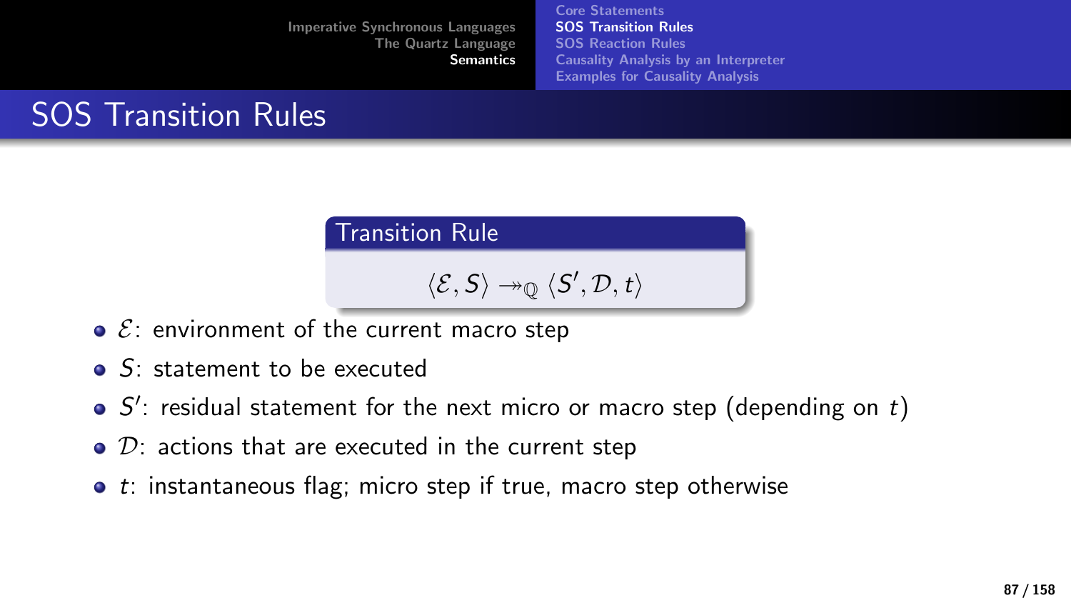# SOS Transition Rules

**Transition Rule**

$$\langle \mathcal{E}, S \rangle \twoheadrightarrow_{\mathbb{Q}} \langle S', \mathcal{D}, t \rangle$$

- $\mathcal{E}$: environment of the current macro step
- $S$: statement to be executed
- $S'$: residual statement for the next micro or macro step (depending on $t$)
- $\mathcal{D}$: actions that are executed in the current step
- $t$: instantaneous flag; micro step if true, macro step otherwise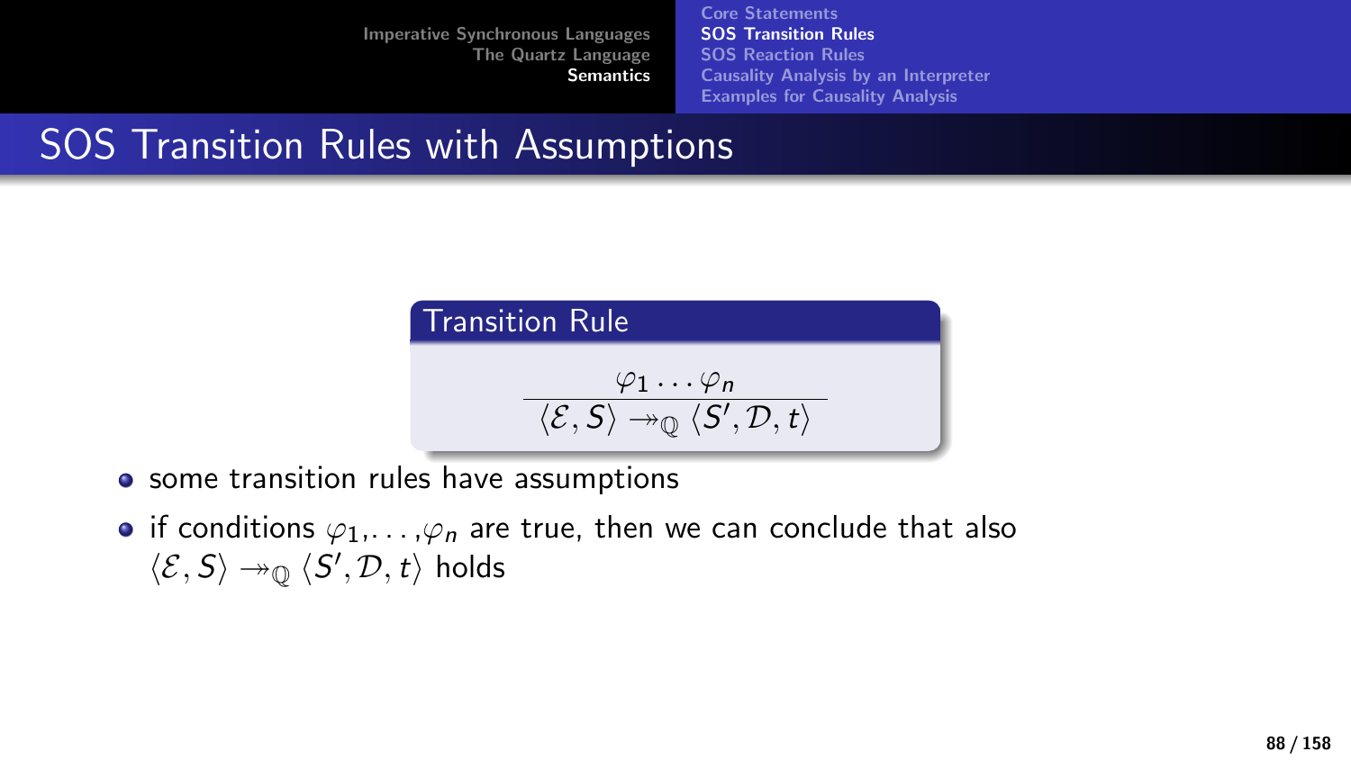## SOS Transition Rules with Assumptions

**Transition Rule**

$$\frac{\varphi_1 \cdots \varphi_n}{\langle \mathcal{E}, S \rangle \twoheadrightarrow_{\mathbb{Q}} \langle S', \mathcal{D}, t \rangle}$$

- some transition rules have assumptions
- if conditions $\varphi_1, \ldots, \varphi_n$ are true, then we can conclude that also $\langle \mathcal{E}, S \rangle \twoheadrightarrow_{\mathbb{Q}} \langle S', \mathcal{D}, t \rangle$ holds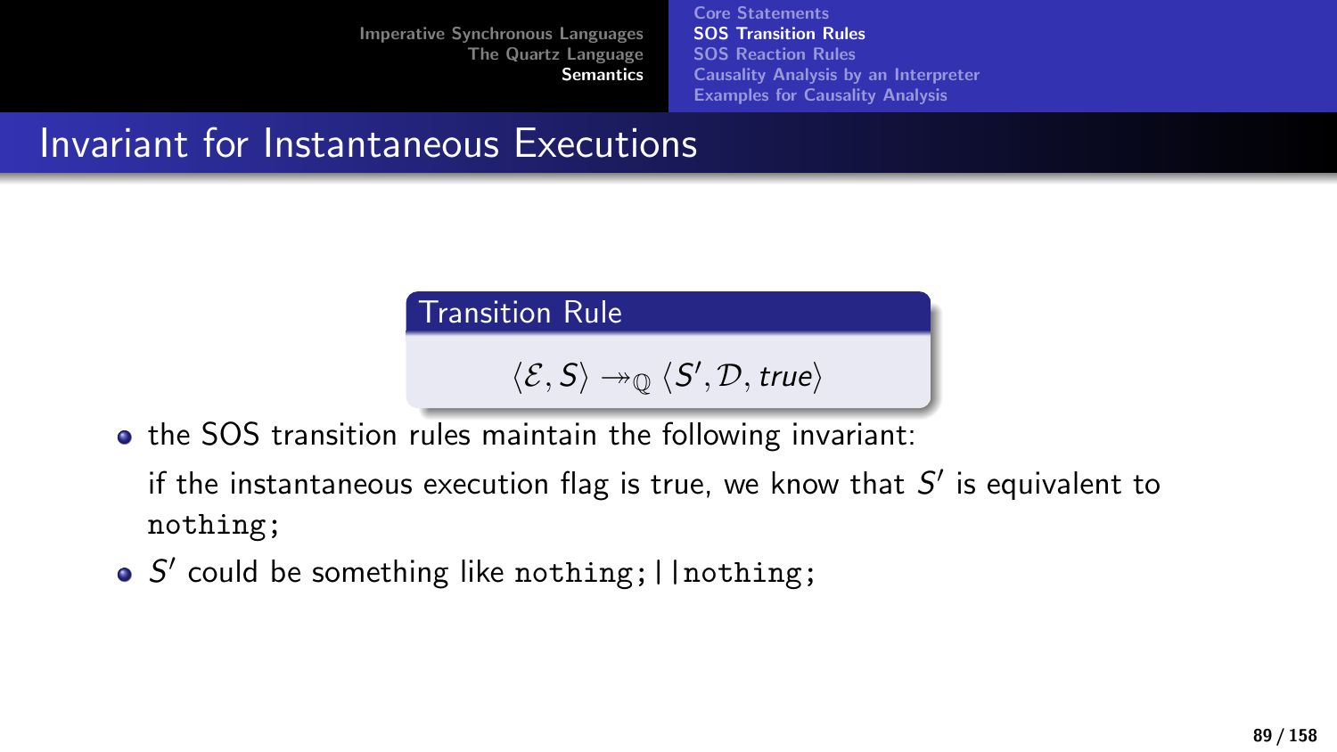# Invariant for Instantaneous Executions

**Transition Rule**

$$\langle \mathcal{E}, S \rangle \twoheadrightarrow_{\mathbb{Q}} \langle S', \mathcal{D}, true \rangle$$

- the SOS transition rules maintain the following invariant:

  if the instantaneous execution flag is true, we know that $S'$ is equivalent to `nothing;`
- $S'$ could be something like `nothing;||nothing;`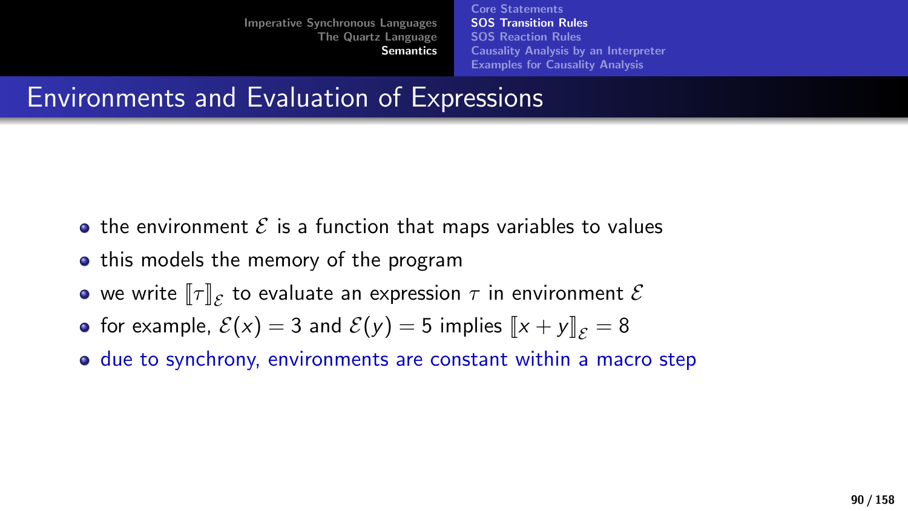## Environments and Evaluation of Expressions

- the environment $\mathcal{E}$ is a function that maps variables to values
- this models the memory of the program
- we write $[\![\tau]\!]_{\mathcal{E}}$ to evaluate an expression $\tau$ in environment $\mathcal{E}$
- for example, $\mathcal{E}(x) = 3$ and $\mathcal{E}(y) = 5$ implies $[\![x + y]\!]_{\mathcal{E}} = 8$
- due to synchrony, environments are constant within a macro step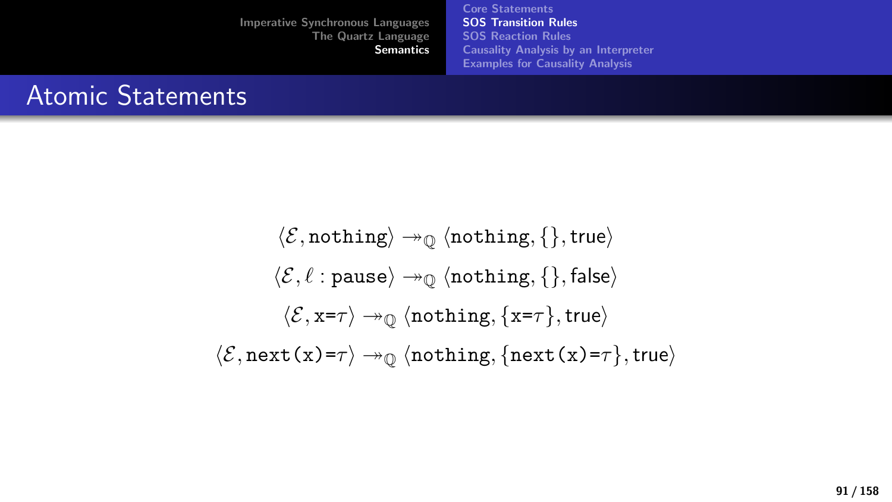# Atomic Statements

$$\langle \mathcal{E}, \texttt{nothing} \rangle \twoheadrightarrow_{\mathbb{Q}} \langle \texttt{nothing}, \{\}, \mathsf{true} \rangle$$

$$\langle \mathcal{E}, \ell : \texttt{pause} \rangle \twoheadrightarrow_{\mathbb{Q}} \langle \texttt{nothing}, \{\}, \mathsf{false} \rangle$$

$$\langle \mathcal{E}, \texttt{x=}\tau \rangle \twoheadrightarrow_{\mathbb{Q}} \langle \texttt{nothing}, \{\texttt{x=}\tau\}, \mathsf{true} \rangle$$

$$\langle \mathcal{E}, \texttt{next(x)=}\tau \rangle \twoheadrightarrow_{\mathbb{Q}} \langle \texttt{nothing}, \{\texttt{next(x)=}\tau\}, \mathsf{true} \rangle$$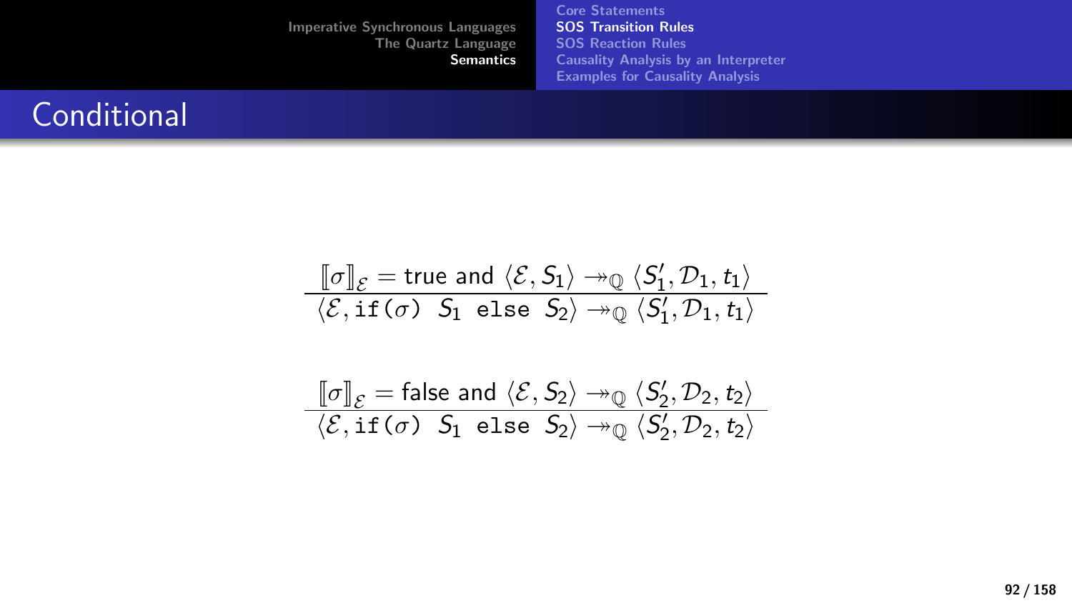# Conditional

$$\frac{[\![\sigma]\!]_{\mathcal{E}} = \text{true and } \langle \mathcal{E}, S_1 \rangle \twoheadrightarrow_{\mathbb{Q}} \langle S_1', \mathcal{D}_1, t_1 \rangle}{\langle \mathcal{E}, \texttt{if}(\sigma)\ \ S_1\ \ \texttt{else}\ \ S_2 \rangle \twoheadrightarrow_{\mathbb{Q}} \langle S_1', \mathcal{D}_1, t_1 \rangle}$$

$$\frac{[\![\sigma]\!]_{\mathcal{E}} = \text{false and } \langle \mathcal{E}, S_2 \rangle \twoheadrightarrow_{\mathbb{Q}} \langle S_2', \mathcal{D}_2, t_2 \rangle}{\langle \mathcal{E}, \texttt{if}(\sigma)\ \ S_1\ \ \texttt{else}\ \ S_2 \rangle \twoheadrightarrow_{\mathbb{Q}} \langle S_2', \mathcal{D}_2, t_2 \rangle}$$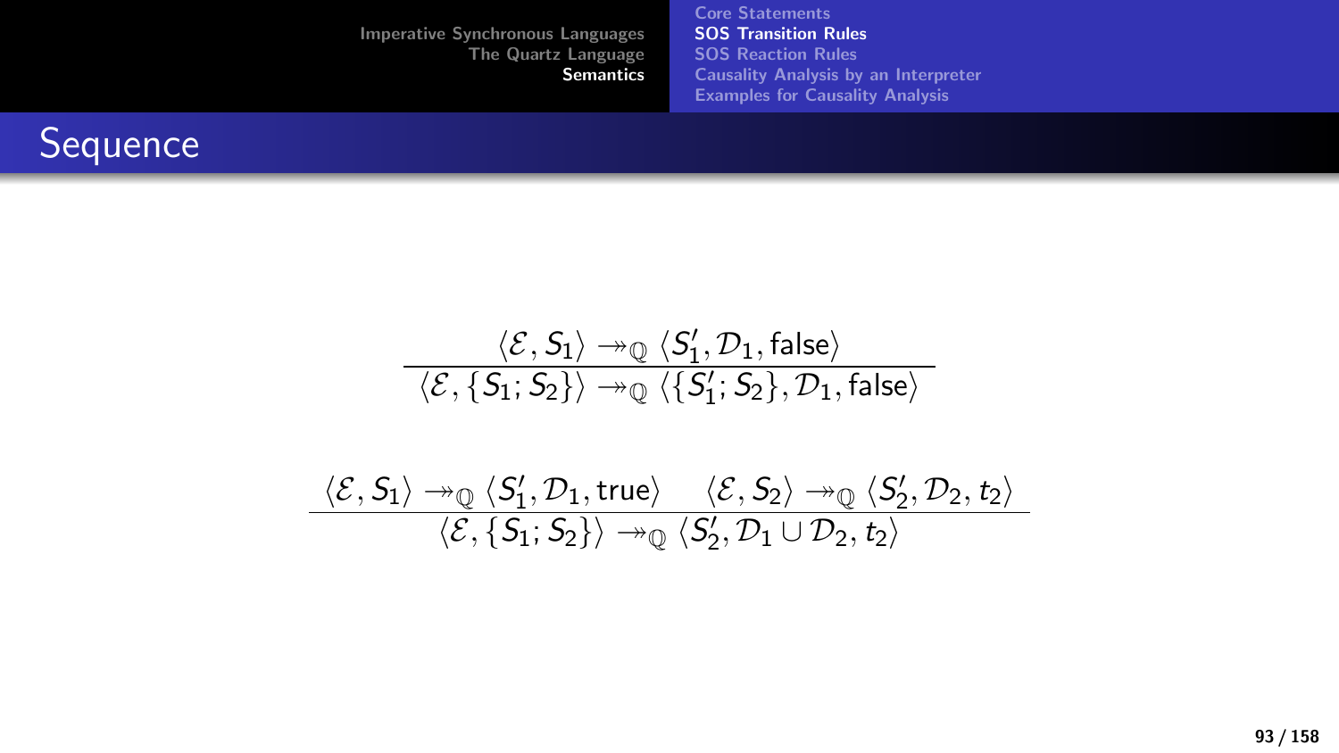# Sequence

$$\frac{\langle \mathcal{E}, S_1 \rangle \twoheadrightarrow_{\mathbb{Q}} \langle S_1', \mathcal{D}_1, \mathsf{false} \rangle}{\langle \mathcal{E}, \{S_1; S_2\} \rangle \twoheadrightarrow_{\mathbb{Q}} \langle \{S_1'; S_2\}, \mathcal{D}_1, \mathsf{false} \rangle}$$

$$\frac{\langle \mathcal{E}, S_1 \rangle \twoheadrightarrow_{\mathbb{Q}} \langle S_1', \mathcal{D}_1, \mathsf{true} \rangle \qquad \langle \mathcal{E}, S_2 \rangle \twoheadrightarrow_{\mathbb{Q}} \langle S_2', \mathcal{D}_2, t_2 \rangle}{\langle \mathcal{E}, \{S_1; S_2\} \rangle \twoheadrightarrow_{\mathbb{Q}} \langle S_2', \mathcal{D}_1 \cup \mathcal{D}_2, t_2 \rangle}$$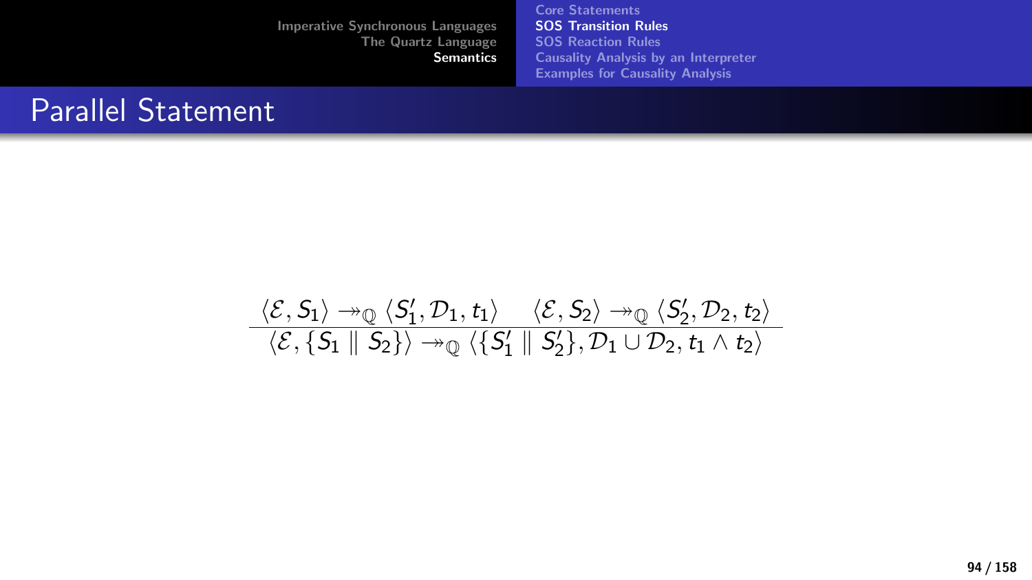# Parallel Statement

$$\frac{\langle \mathcal{E}, S_1\rangle \twoheadrightarrow_{\mathbb{Q}} \langle S_1', \mathcal{D}_1, t_1\rangle \quad \langle \mathcal{E}, S_2\rangle \twoheadrightarrow_{\mathbb{Q}} \langle S_2', \mathcal{D}_2, t_2\rangle}{\langle \mathcal{E}, \{S_1 \parallel S_2\}\rangle \twoheadrightarrow_{\mathbb{Q}} \langle \{S_1' \parallel S_2'\}, \mathcal{D}_1 \cup \mathcal{D}_2, t_1 \wedge t_2\rangle}$$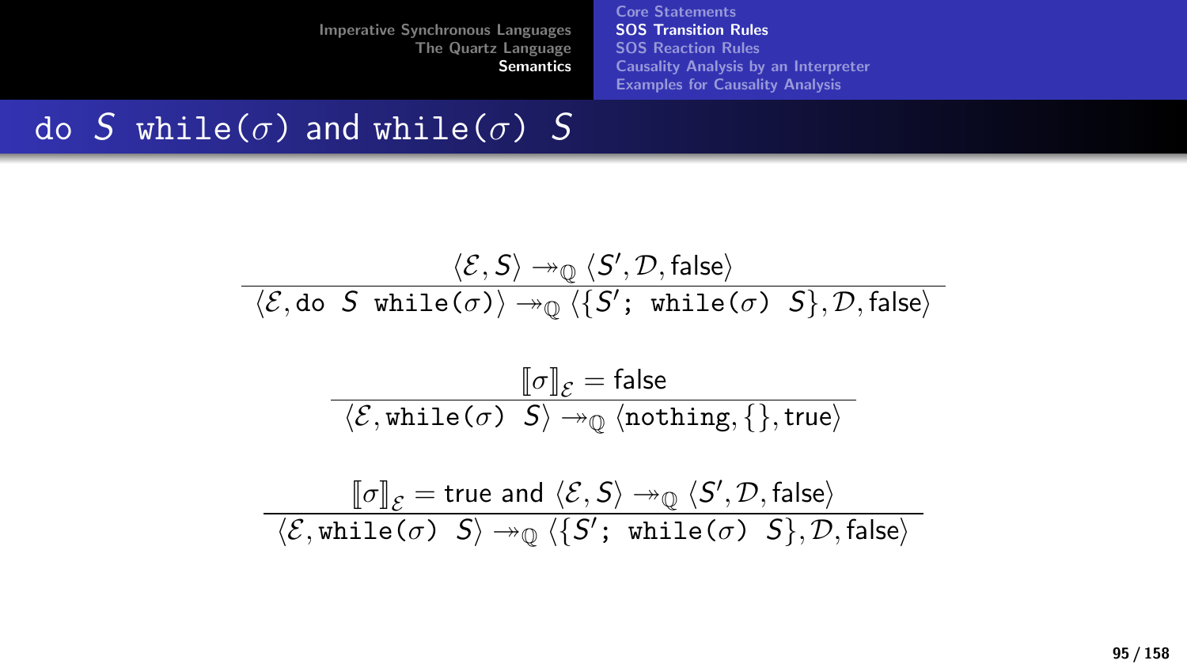## do $S$ while($\sigma$) and while($\sigma$) $S$

$$\frac{\langle \mathcal{E}, S\rangle \twoheadrightarrow_{\mathbb{Q}} \langle S', \mathcal{D}, \mathsf{false}\rangle}{\langle \mathcal{E}, \texttt{do}\ S\ \texttt{while}(\sigma)\rangle \twoheadrightarrow_{\mathbb{Q}} \langle \{S';\ \texttt{while}(\sigma)\ \ S\}, \mathcal{D}, \mathsf{false}\rangle}$$

$$\frac{[\![\sigma]\!]_{\mathcal{E}} = \mathsf{false}}{\langle \mathcal{E}, \texttt{while}(\sigma)\ \ S\rangle \twoheadrightarrow_{\mathbb{Q}} \langle \texttt{nothing}, \{\}, \mathsf{true}\rangle}$$

$$\frac{[\![\sigma]\!]_{\mathcal{E}} = \mathsf{true}\ \text{and}\ \langle \mathcal{E}, S\rangle \twoheadrightarrow_{\mathbb{Q}} \langle S', \mathcal{D}, \mathsf{false}\rangle}{\langle \mathcal{E}, \texttt{while}(\sigma)\ \ S\rangle \twoheadrightarrow_{\mathbb{Q}} \langle \{S';\ \texttt{while}(\sigma)\ \ S\}, \mathcal{D}, \mathsf{false}\rangle}$$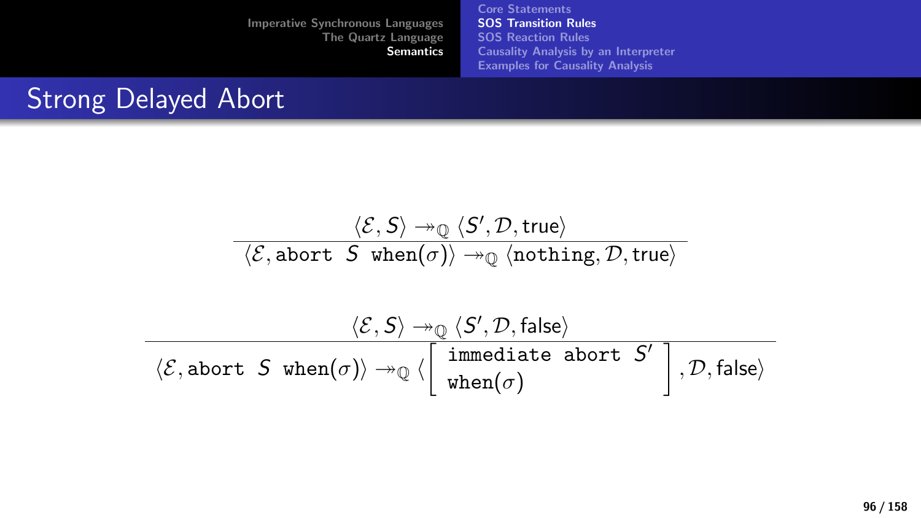## Strong Delayed Abort

$$\frac{\langle \mathcal{E}, S\rangle \twoheadrightarrow_{\mathbb{Q}} \langle S', \mathcal{D}, \mathsf{true}\rangle}{\langle \mathcal{E}, \texttt{abort}\ \ S\ \ \texttt{when}(\sigma)\rangle \twoheadrightarrow_{\mathbb{Q}} \langle \texttt{nothing}, \mathcal{D}, \mathsf{true}\rangle}$$

$$\frac{\langle \mathcal{E}, S\rangle \twoheadrightarrow_{\mathbb{Q}} \langle S', \mathcal{D}, \mathsf{false}\rangle}{\langle \mathcal{E}, \texttt{abort}\ \ S\ \ \texttt{when}(\sigma)\rangle \twoheadrightarrow_{\mathbb{Q}} \left\langle \begin{bmatrix} \texttt{immediate abort}\ \ S' \\ \texttt{when}(\sigma) \end{bmatrix}, \mathcal{D}, \mathsf{false}\right\rangle}$$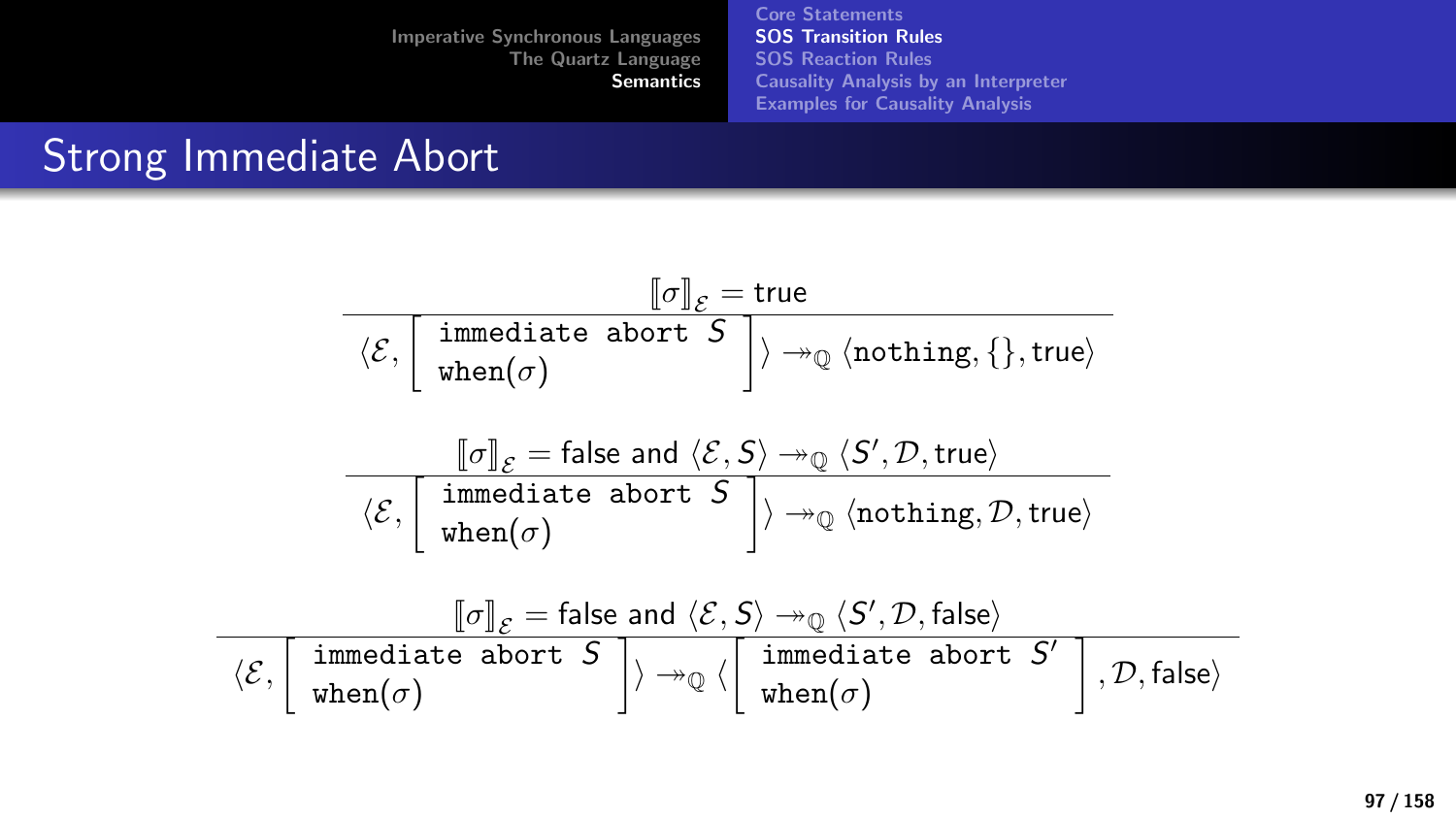# Strong Immediate Abort

$$\frac{[\![\sigma]\!]_{\mathcal{E}} = \mathsf{true}}{\langle \mathcal{E}, \left[\begin{array}{l}\texttt{immediate abort } S\\ \texttt{when}(\sigma)\end{array}\right] \rangle \twoheadrightarrow_{\mathbb{Q}} \langle \texttt{nothing}, \{\}, \mathsf{true} \rangle}$$

$$\frac{[\![\sigma]\!]_{\mathcal{E}} = \mathsf{false} \text{ and } \langle \mathcal{E}, S \rangle \twoheadrightarrow_{\mathbb{Q}} \langle S', \mathcal{D}, \mathsf{true} \rangle}{\langle \mathcal{E}, \left[\begin{array}{l}\texttt{immediate abort } S\\ \texttt{when}(\sigma)\end{array}\right] \rangle \twoheadrightarrow_{\mathbb{Q}} \langle \texttt{nothing}, \mathcal{D}, \mathsf{true} \rangle}$$

$$\frac{[\![\sigma]\!]_{\mathcal{E}} = \mathsf{false} \text{ and } \langle \mathcal{E}, S \rangle \twoheadrightarrow_{\mathbb{Q}} \langle S', \mathcal{D}, \mathsf{false} \rangle}{\langle \mathcal{E}, \left[\begin{array}{l}\texttt{immediate abort } S\\ \texttt{when}(\sigma)\end{array}\right] \rangle \twoheadrightarrow_{\mathbb{Q}} \langle \left[\begin{array}{l}\texttt{immediate abort } S'\\ \texttt{when}(\sigma)\end{array}\right], \mathcal{D}, \mathsf{false} \rangle}$$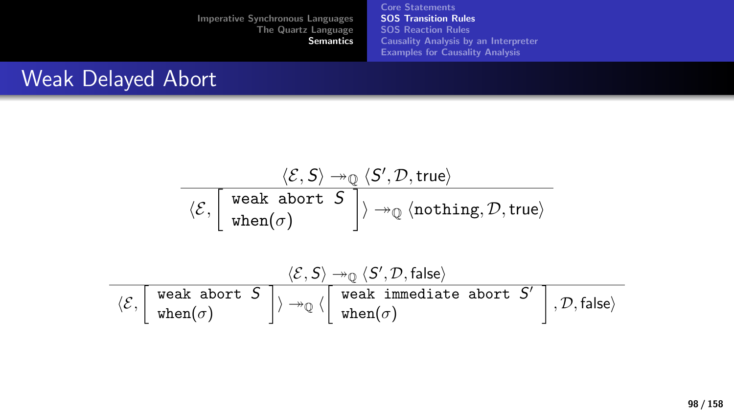# Weak Delayed Abort

$$\frac{\langle \mathcal{E}, S \rangle \twoheadrightarrow_{\mathbb{Q}} \langle S', \mathcal{D}, \mathsf{true} \rangle}{\langle \mathcal{E}, \left[\begin{array}{l}\texttt{weak abort } S\\ \texttt{when}(\sigma)\end{array}\right] \rangle \twoheadrightarrow_{\mathbb{Q}} \langle \texttt{nothing}, \mathcal{D}, \mathsf{true} \rangle}$$

$$\frac{\langle \mathcal{E}, S \rangle \twoheadrightarrow_{\mathbb{Q}} \langle S', \mathcal{D}, \mathsf{false} \rangle}{\langle \mathcal{E}, \left[\begin{array}{l}\texttt{weak abort } S\\ \texttt{when}(\sigma)\end{array}\right] \rangle \twoheadrightarrow_{\mathbb{Q}} \langle \left[\begin{array}{l}\texttt{weak immediate abort } S'\\ \texttt{when}(\sigma)\end{array}\right], \mathcal{D}, \mathsf{false} \rangle}$$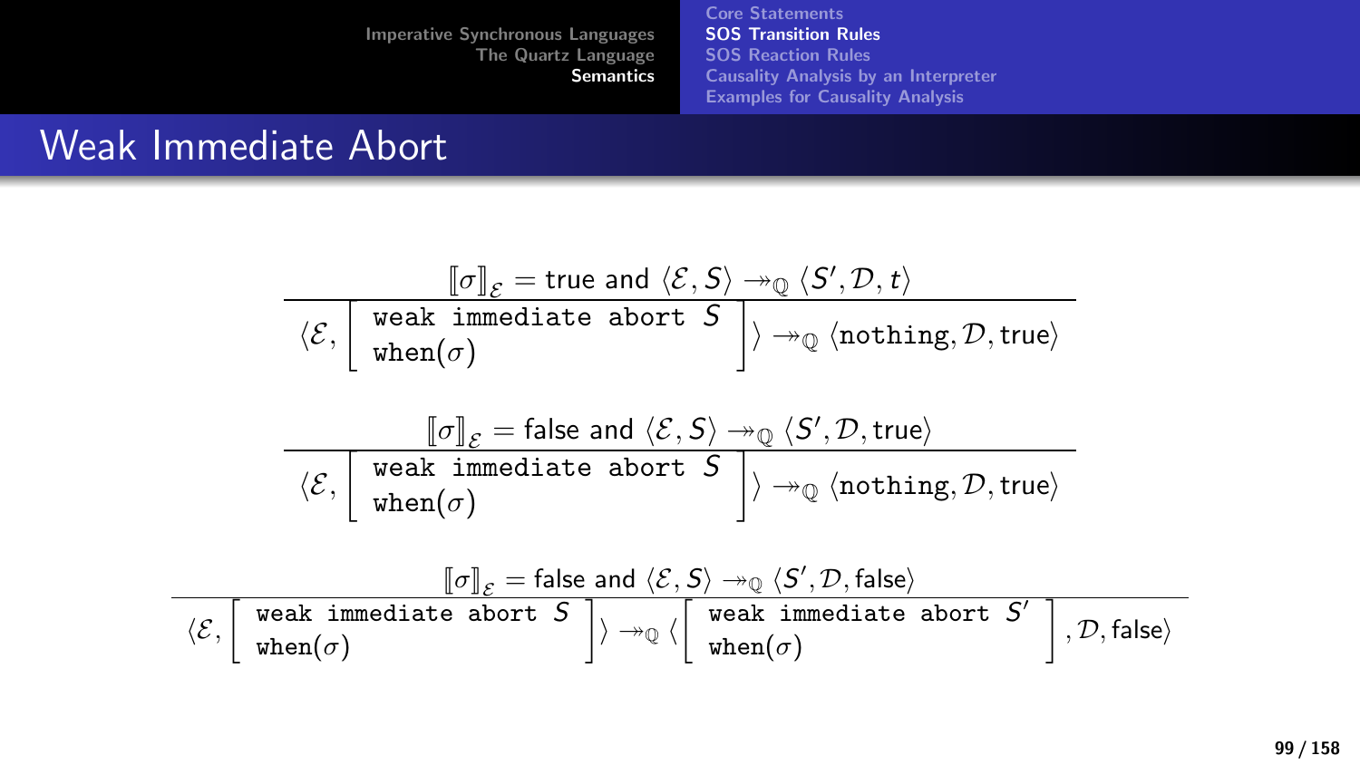# Weak Immediate Abort

$$\frac{[\![\sigma]\!]_{\mathcal{E}} = \text{true and } \langle \mathcal{E}, S\rangle \twoheadrightarrow_{\mathbb{Q}} \langle S', \mathcal{D}, t\rangle}{\left\langle \mathcal{E}, \left[\begin{array}{l}\texttt{weak immediate abort } S\\ \texttt{when}(\sigma)\end{array}\right]\right\rangle \twoheadrightarrow_{\mathbb{Q}} \langle \texttt{nothing}, \mathcal{D}, \text{true}\rangle}$$

$$\frac{[\![\sigma]\!]_{\mathcal{E}} = \text{false and } \langle \mathcal{E}, S\rangle \twoheadrightarrow_{\mathbb{Q}} \langle S', \mathcal{D}, \text{true}\rangle}{\left\langle \mathcal{E}, \left[\begin{array}{l}\texttt{weak immediate abort } S\\ \texttt{when}(\sigma)\end{array}\right]\right\rangle \twoheadrightarrow_{\mathbb{Q}} \langle \texttt{nothing}, \mathcal{D}, \text{true}\rangle}$$

$$\frac{[\![\sigma]\!]_{\mathcal{E}} = \text{false and } \langle \mathcal{E}, S\rangle \twoheadrightarrow_{\mathbb{Q}} \langle S', \mathcal{D}, \text{false}\rangle}{\left\langle \mathcal{E}, \left[\begin{array}{l}\texttt{weak immediate abort } S\\ \texttt{when}(\sigma)\end{array}\right]\right\rangle \twoheadrightarrow_{\mathbb{Q}} \left\langle \left[\begin{array}{l}\texttt{weak immediate abort } S'\\ \texttt{when}(\sigma)\end{array}\right], \mathcal{D}, \text{false}\right\rangle}$$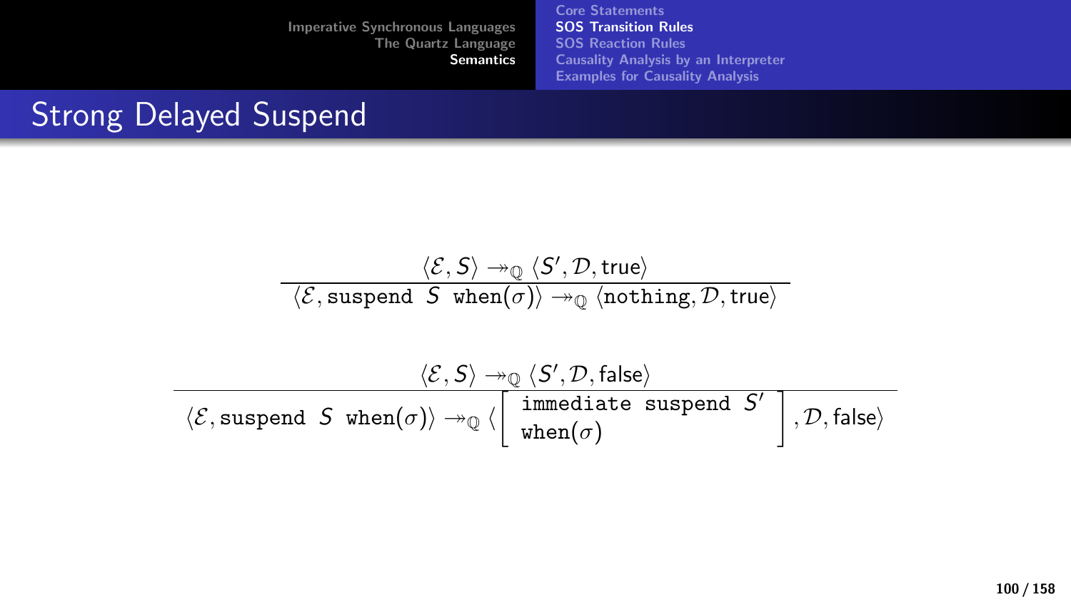# Strong Delayed Suspend

$$\frac{\langle \mathcal{E}, S\rangle \twoheadrightarrow_{\mathbb{Q}} \langle S', \mathcal{D}, \mathsf{true}\rangle}{\langle \mathcal{E}, \texttt{suspend}\ S\ \texttt{when}(\sigma)\rangle \twoheadrightarrow_{\mathbb{Q}} \langle \texttt{nothing}, \mathcal{D}, \mathsf{true}\rangle}$$

$$\frac{\langle \mathcal{E}, S\rangle \twoheadrightarrow_{\mathbb{Q}} \langle S', \mathcal{D}, \mathsf{false}\rangle}{\langle \mathcal{E}, \texttt{suspend}\ S\ \texttt{when}(\sigma)\rangle \twoheadrightarrow_{\mathbb{Q}} \left\langle \left[\begin{array}{l}\texttt{immediate suspend}\ S' \\ \texttt{when}(\sigma)\end{array}\right], \mathcal{D}, \mathsf{false}\right\rangle}$$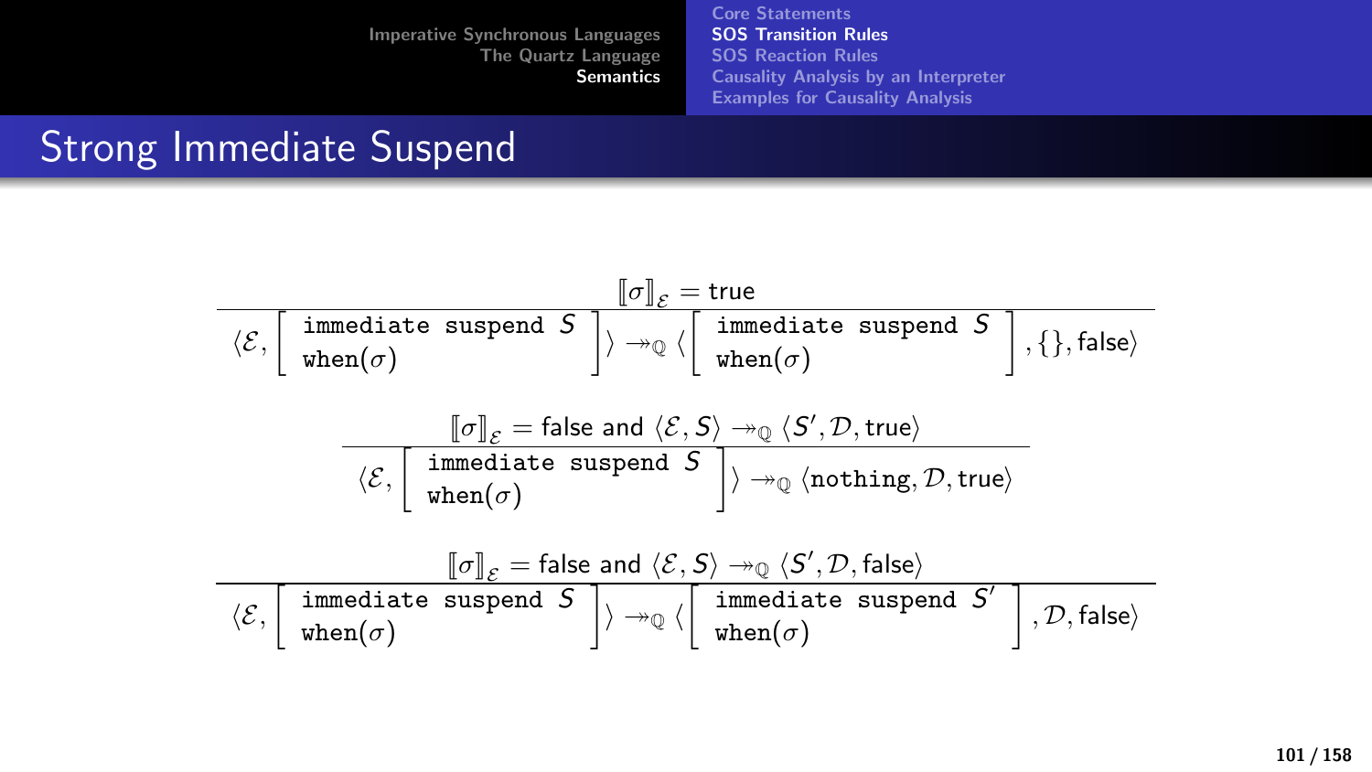# Strong Immediate Suspend

$$\frac{[\![\sigma]\!]_{\mathcal{E}} = \mathsf{true}}{\langle \mathcal{E}, \left[\begin{array}{l}\texttt{immediate suspend } S\\ \texttt{when}(\sigma)\end{array}\right] \rangle \twoheadrightarrow_{\mathbb{Q}} \langle \left[\begin{array}{l}\texttt{immediate suspend } S\\ \texttt{when}(\sigma)\end{array}\right], \{\}, \mathsf{false}\rangle}$$

$$\frac{[\![\sigma]\!]_{\mathcal{E}} = \mathsf{false} \text{ and } \langle \mathcal{E}, S\rangle \twoheadrightarrow_{\mathbb{Q}} \langle S', \mathcal{D}, \mathsf{true}\rangle}{\langle \mathcal{E}, \left[\begin{array}{l}\texttt{immediate suspend } S\\ \texttt{when}(\sigma)\end{array}\right] \rangle \twoheadrightarrow_{\mathbb{Q}} \langle \texttt{nothing}, \mathcal{D}, \mathsf{true}\rangle}$$

$$\frac{[\![\sigma]\!]_{\mathcal{E}} = \mathsf{false} \text{ and } \langle \mathcal{E}, S\rangle \twoheadrightarrow_{\mathbb{Q}} \langle S', \mathcal{D}, \mathsf{false}\rangle}{\langle \mathcal{E}, \left[\begin{array}{l}\texttt{immediate suspend } S\\ \texttt{when}(\sigma)\end{array}\right] \rangle \twoheadrightarrow_{\mathbb{Q}} \langle \left[\begin{array}{l}\texttt{immediate suspend } S'\\ \texttt{when}(\sigma)\end{array}\right], \mathcal{D}, \mathsf{false}\rangle}$$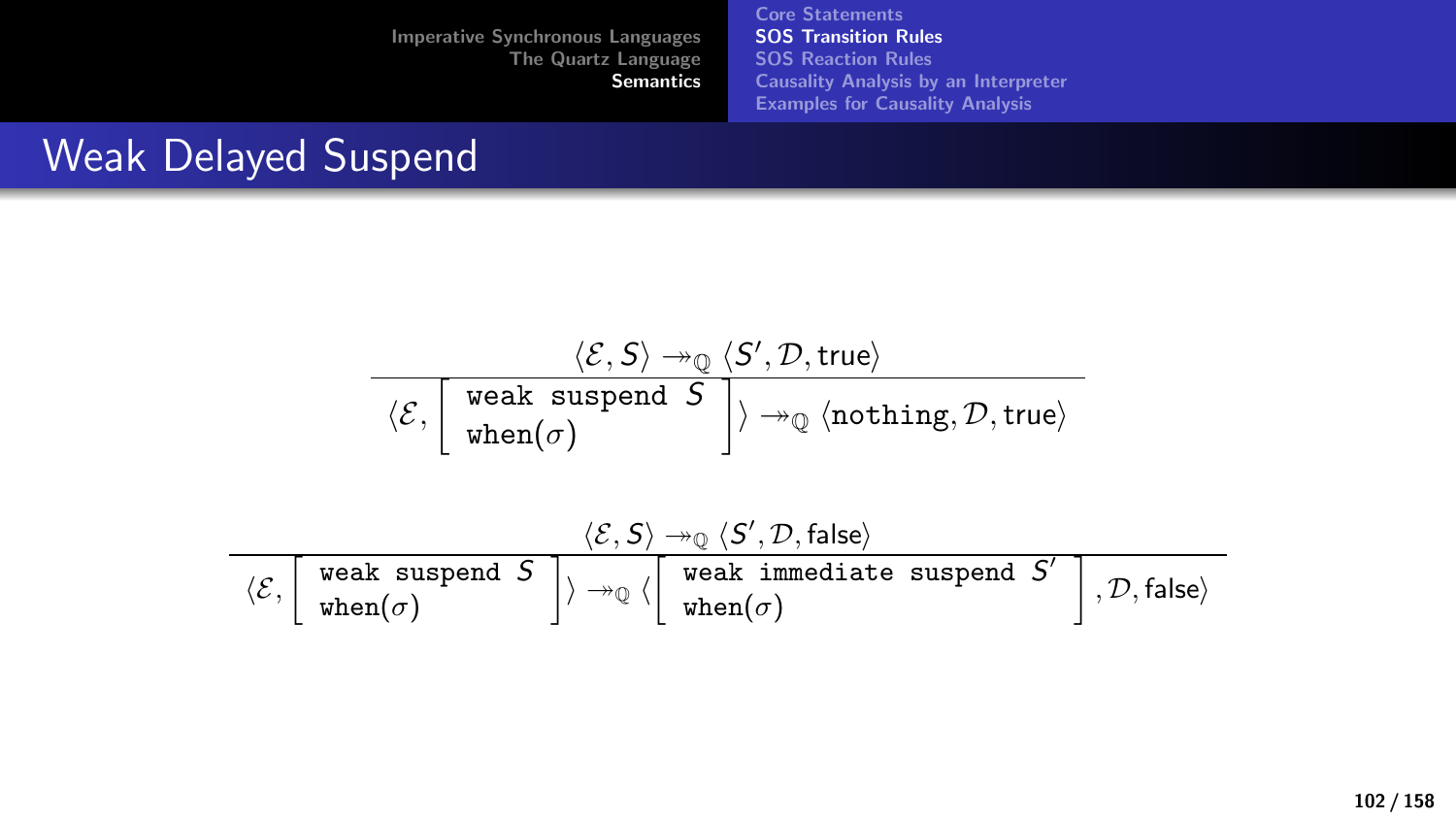# Weak Delayed Suspend

$$\frac{\langle \mathcal{E}, S\rangle \twoheadrightarrow_{\mathbb{Q}} \langle S', \mathcal{D}, \mathsf{true}\rangle}{\langle \mathcal{E}, \left[\begin{array}{l}\texttt{weak suspend } S\\ \texttt{when}(\sigma)\end{array}\right]\rangle \twoheadrightarrow_{\mathbb{Q}} \langle \texttt{nothing}, \mathcal{D}, \mathsf{true}\rangle}$$

$$\frac{\langle \mathcal{E}, S\rangle \twoheadrightarrow_{\mathbb{Q}} \langle S', \mathcal{D}, \mathsf{false}\rangle}{\langle \mathcal{E}, \left[\begin{array}{l}\texttt{weak suspend } S\\ \texttt{when}(\sigma)\end{array}\right]\rangle \twoheadrightarrow_{\mathbb{Q}} \langle \left[\begin{array}{l}\texttt{weak immediate suspend } S'\\ \texttt{when}(\sigma)\end{array}\right], \mathcal{D}, \mathsf{false}\rangle}$$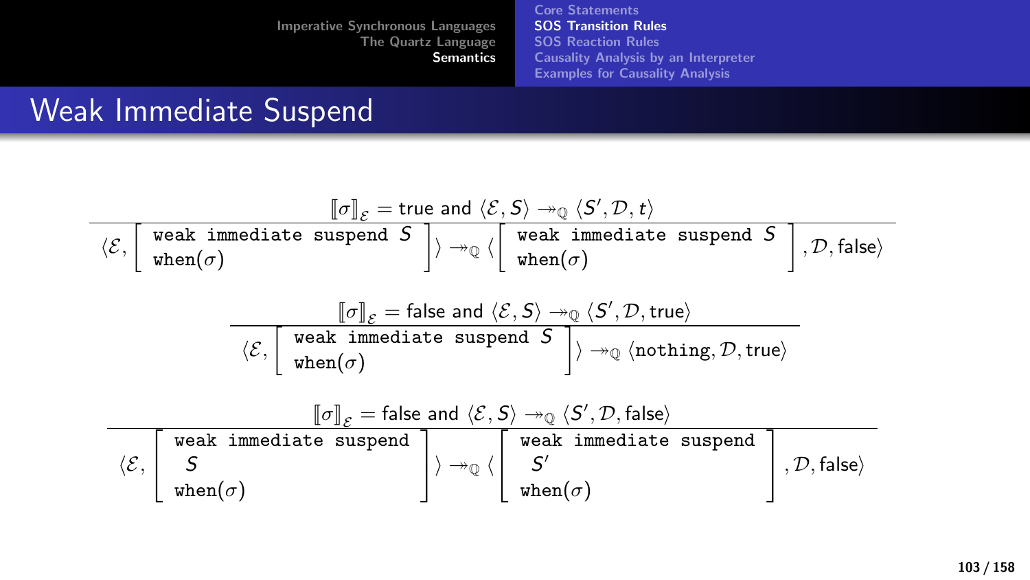# Weak Immediate Suspend

$$\frac{[\![\sigma]\!]_{\mathcal{E}} = \text{true and } \langle \mathcal{E}, S\rangle \twoheadrightarrow_{\mathbb{Q}} \langle S', \mathcal{D}, t\rangle}{\langle \mathcal{E}, \left[\begin{array}{l}\texttt{weak immediate suspend } S\\ \texttt{when}(\sigma)\end{array}\right]\rangle \twoheadrightarrow_{\mathbb{Q}} \langle \left[\begin{array}{l}\texttt{weak immediate suspend } S\\ \texttt{when}(\sigma)\end{array}\right], \mathcal{D}, \text{false}\rangle}$$

$$\frac{[\![\sigma]\!]_{\mathcal{E}} = \text{false and } \langle \mathcal{E}, S\rangle \twoheadrightarrow_{\mathbb{Q}} \langle S', \mathcal{D}, \text{true}\rangle}{\langle \mathcal{E}, \left[\begin{array}{l}\texttt{weak immediate suspend } S\\ \texttt{when}(\sigma)\end{array}\right]\rangle \twoheadrightarrow_{\mathbb{Q}} \langle \texttt{nothing}, \mathcal{D}, \text{true}\rangle}$$

$$\frac{[\![\sigma]\!]_{\mathcal{E}} = \text{false and } \langle \mathcal{E}, S\rangle \twoheadrightarrow_{\mathbb{Q}} \langle S', \mathcal{D}, \text{false}\rangle}{\langle \mathcal{E}, \left[\begin{array}{l}\texttt{weak immediate suspend}\\ \quad S\\ \texttt{when}(\sigma)\end{array}\right]\rangle \twoheadrightarrow_{\mathbb{Q}} \langle \left[\begin{array}{l}\texttt{weak immediate suspend}\\ \quad S'\\ \texttt{when}(\sigma)\end{array}\right], \mathcal{D}, \text{false}\rangle}$$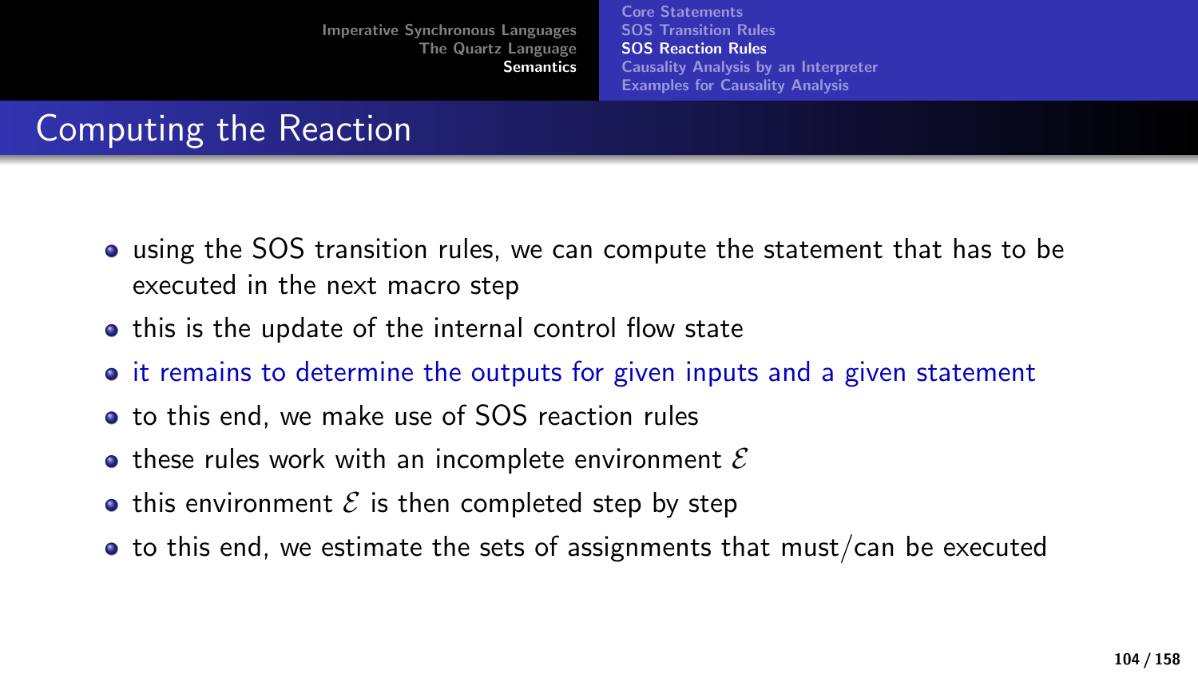# Computing the Reaction

- using the SOS transition rules, we can compute the statement that has to be executed in the next macro step
- this is the update of the internal control flow state
- it remains to determine the outputs for given inputs and a given statement
- to this end, we make use of SOS reaction rules
- these rules work with an incomplete environment $\mathcal{E}$
- this environment $\mathcal{E}$ is then completed step by step
- to this end, we estimate the sets of assignments that must/can be executed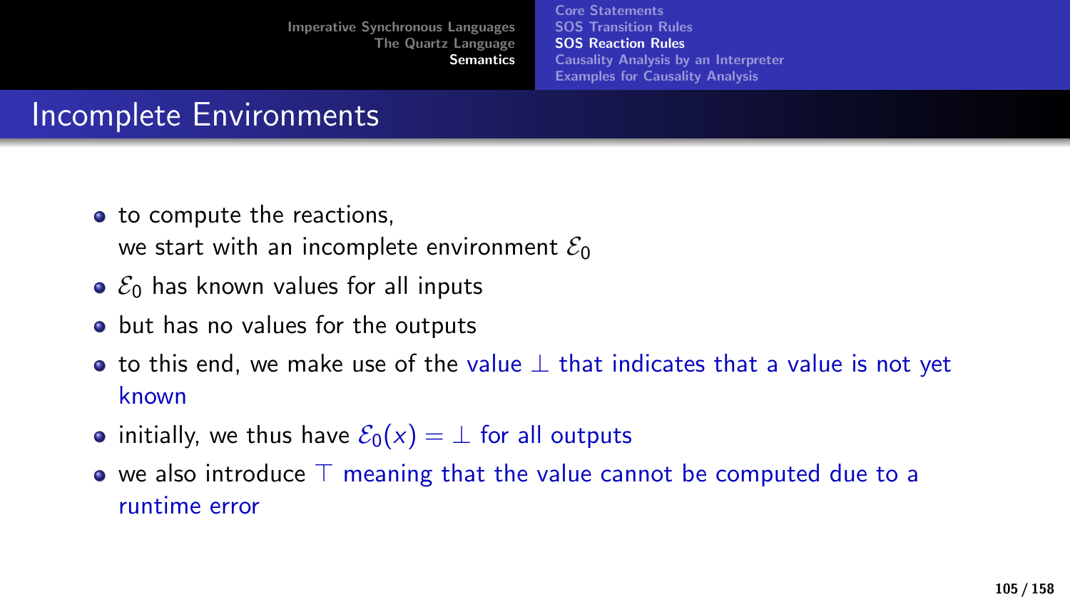# Incomplete Environments

- to compute the reactions,
  we start with an incomplete environment $\mathcal{E}_0$
- $\mathcal{E}_0$ has known values for all inputs
- but has no values for the outputs
- to this end, we make use of the value $\bot$ that indicates that a value is not yet known
- initially, we thus have $\mathcal{E}_0(x) = \bot$ for all outputs
- we also introduce $\top$ meaning that the value cannot be computed due to a runtime error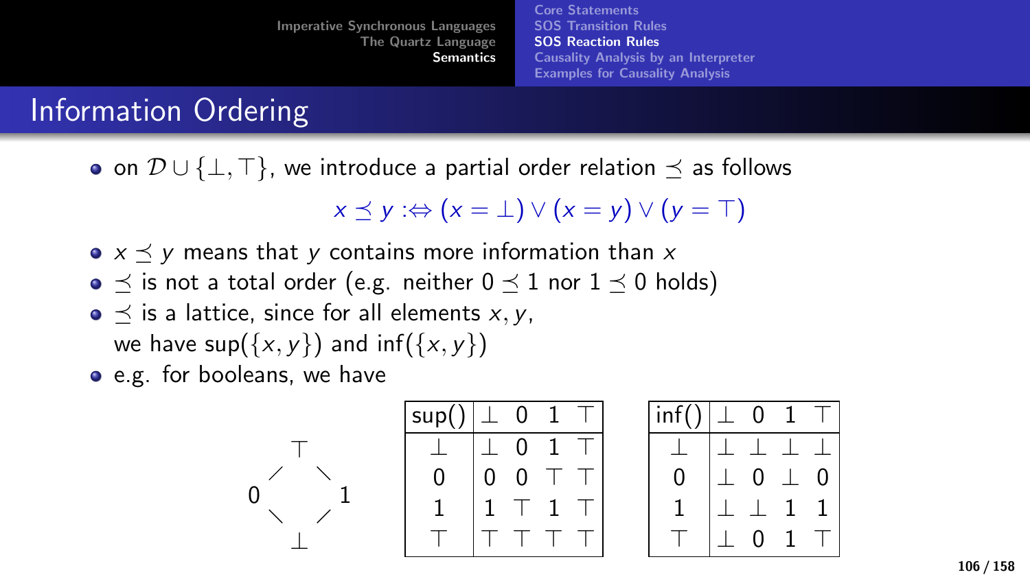# Information Ordering

- on $\mathcal{D} \cup \{\bot, \top\}$, we introduce a partial order relation $\preceq$ as follows

$$x \preceq y :\Leftrightarrow (x = \bot) \vee (x = y) \vee (y = \top)$$

- $x \preceq y$ means that $y$ contains more information than $x$
- $\preceq$ is not a total order (e.g. neither $0 \preceq 1$ nor $1 \preceq 0$ holds)
- $\preceq$ is a lattice, since for all elements $x, y$, we have $\sup(\{x, y\})$ and $\inf(\{x, y\})$
- e.g. for booleans, we have

$$\begin{array}{ccc} & \top & \\ 0 & & 1 \\ & \bot & \end{array}$$

| sup() | $\bot$ | 0 | 1 | $\top$ |
|---|---|---|---|---|
| $\bot$ | $\bot$ | 0 | 1 | $\top$ |
| 0 | 0 | 0 | $\top$ | $\top$ |
| 1 | 1 | $\top$ | 1 | $\top$ |
| $\top$ | $\top$ | $\top$ | $\top$ | $\top$ |

| inf() | $\bot$ | 0 | 1 | $\top$ |
|---|---|---|---|---|
| $\bot$ | $\bot$ | $\bot$ | $\bot$ | $\bot$ |
| 0 | $\bot$ | 0 | $\bot$ | 0 |
| 1 | $\bot$ | $\bot$ | 1 | 1 |
| $\top$ | $\bot$ | 0 | 1 | $\top$ |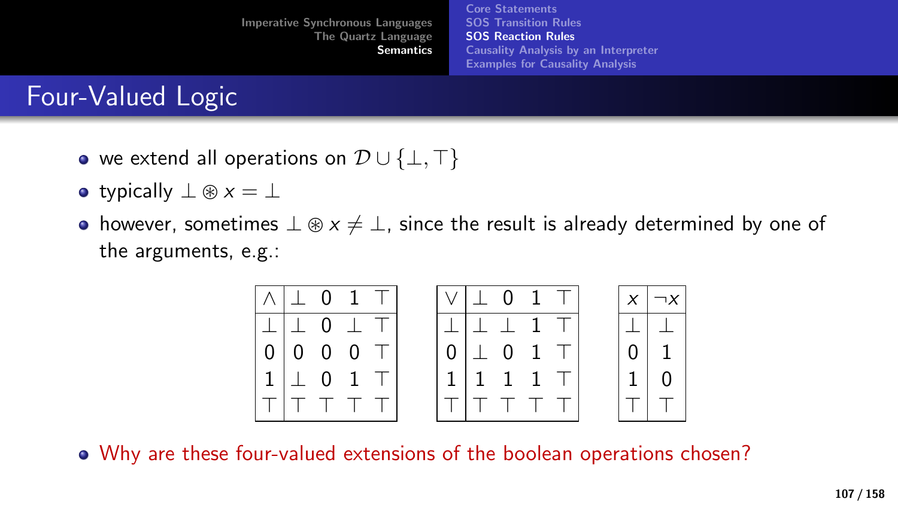# Four-Valued Logic

- we extend all operations on $\mathcal{D} \cup \{\bot, \top\}$
- typically $\bot \circledast x = \bot$
- however, sometimes $\bot \circledast x \neq \bot$, since the result is already determined by one of the arguments, e.g.:

| $\wedge$ | $\bot$ | 0 | 1 | $\top$ |
|---|---|---|---|---|
| $\bot$ | $\bot$ | 0 | $\bot$ | $\top$ |
| 0 | 0 | 0 | 0 | $\top$ |
| 1 | $\bot$ | 0 | 1 | $\top$ |
| $\top$ | $\top$ | $\top$ | $\top$ | $\top$ |

| $\vee$ | $\bot$ | 0 | 1 | $\top$ |
|---|---|---|---|---|
| $\bot$ | $\bot$ | $\bot$ | 1 | $\top$ |
| 0 | $\bot$ | 0 | 1 | $\top$ |
| 1 | 1 | 1 | 1 | $\top$ |
| $\top$ | $\top$ | $\top$ | $\top$ | $\top$ |

| $x$ | $\neg x$ |
|---|---|
| $\bot$ | $\bot$ |
| 0 | 1 |
| 1 | 0 |
| $\top$ | $\top$ |

- Why are these four-valued extensions of the boolean operations chosen?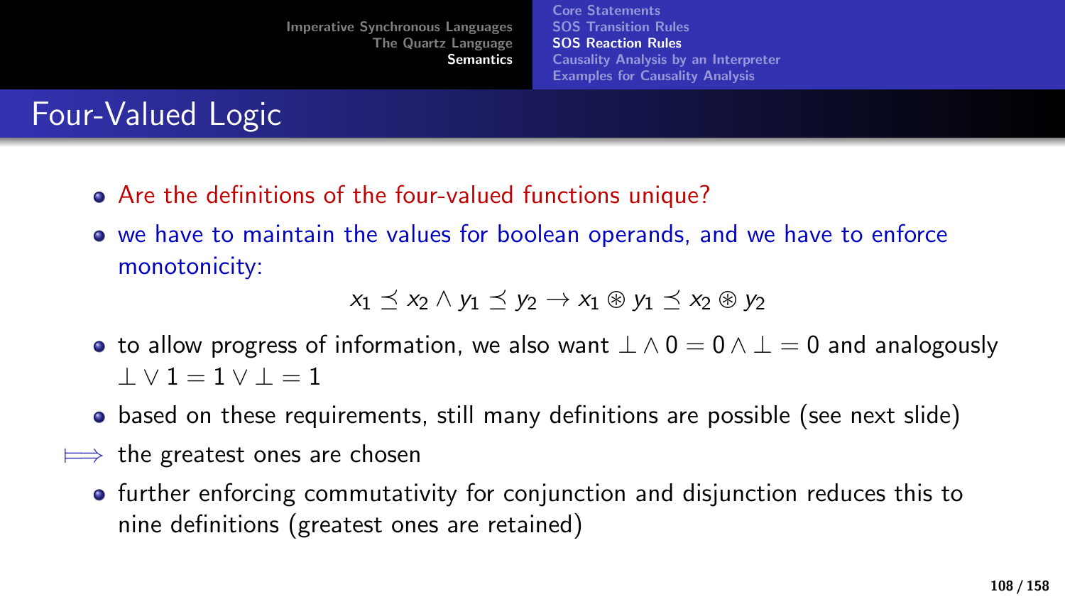# Four-Valued Logic

- Are the definitions of the four-valued functions unique?
- we have to maintain the values for boolean operands, and we have to enforce monotonicity:

$$x_1 \preceq x_2 \wedge y_1 \preceq y_2 \rightarrow x_1 \circledast y_1 \preceq x_2 \circledast y_2$$

- to allow progress of information, we also want $\bot \wedge 0 = 0 \wedge \bot = 0$ and analogously $\bot \vee 1 = 1 \vee \bot = 1$
- based on these requirements, still many definitions are possible (see next slide)

$\Longmapsto$ the greatest ones are chosen

- further enforcing commutativity for conjunction and disjunction reduces this to nine definitions (greatest ones are retained)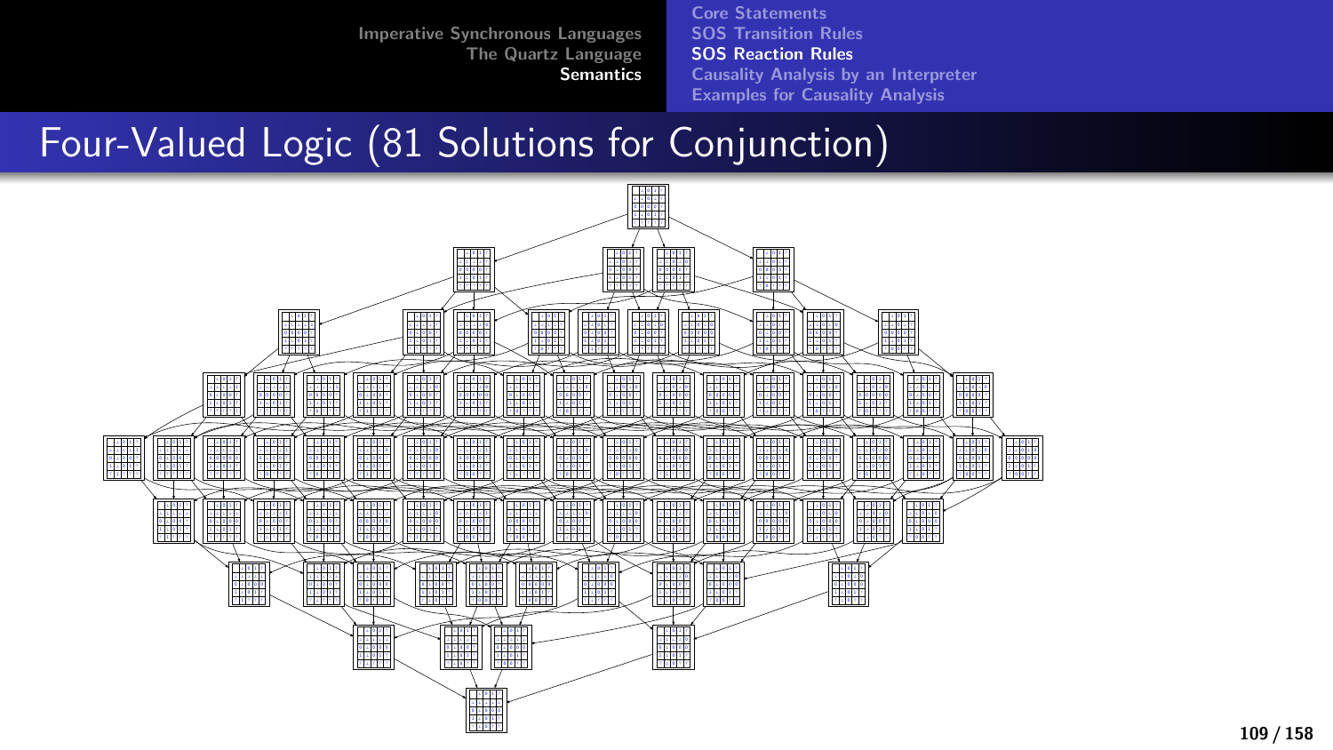# Four-Valued Logic (81 Solutions for Conjunction)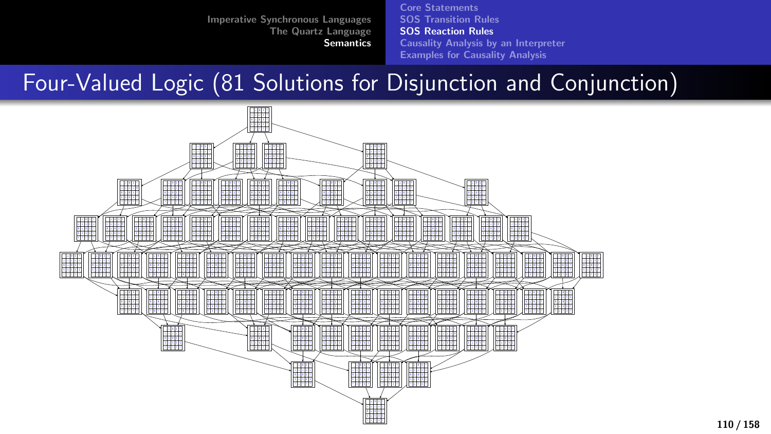# Four-Valued Logic (81 Solutions for Disjunction and Conjunction)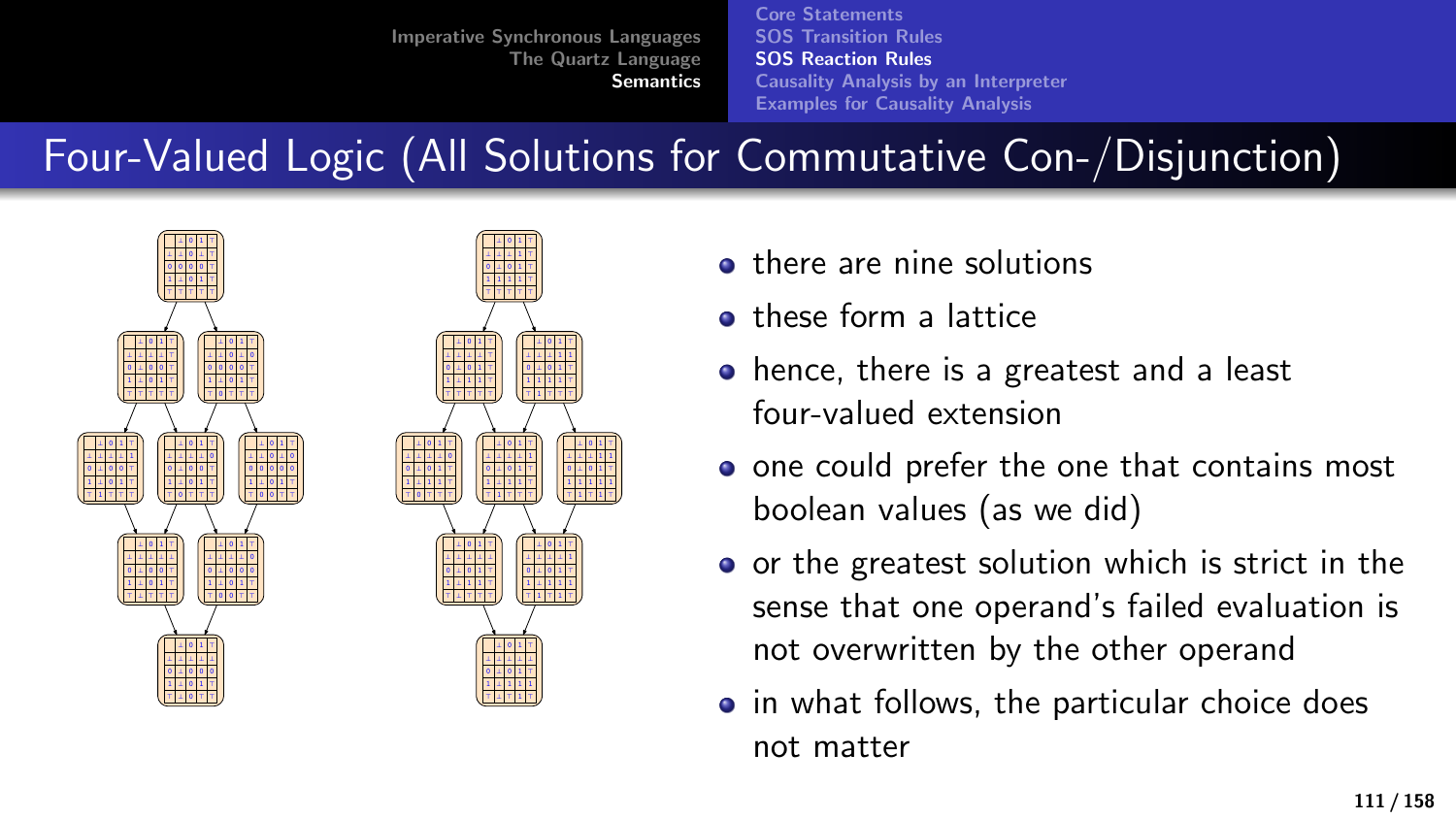# Four-Valued Logic (All Solutions for Commutative Con-/Disjunction)

- there are nine solutions
- these form a lattice
- hence, there is a greatest and a least four-valued extension
- one could prefer the one that contains most boolean values (as we did)
- or the greatest solution which is strict in the sense that one operand's failed evaluation is not overwritten by the other operand
- in what follows, the particular choice does not matter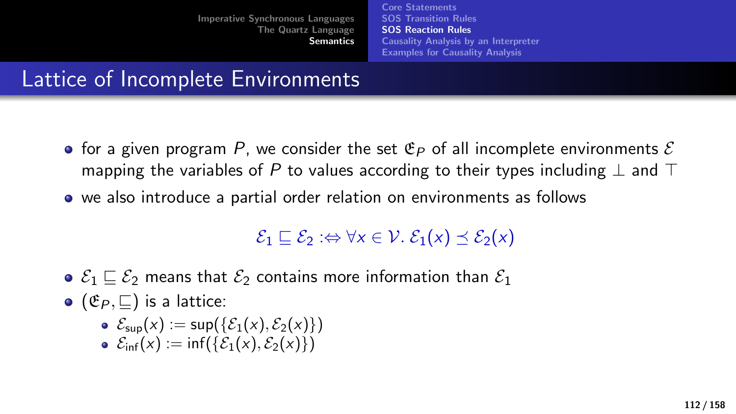## Lattice of Incomplete Environments

- for a given program $P$, we consider the set $\mathfrak{E}_P$ of all incomplete environments $\mathcal{E}$ mapping the variables of $P$ to values according to their types including $\bot$ and $\top$
- we also introduce a partial order relation on environments as follows

$$\mathcal{E}_1 \sqsubseteq \mathcal{E}_2 :\Leftrightarrow \forall x \in \mathcal{V}.\ \mathcal{E}_1(x) \preceq \mathcal{E}_2(x)$$

- $\mathcal{E}_1 \sqsubseteq \mathcal{E}_2$ means that $\mathcal{E}_2$ contains more information than $\mathcal{E}_1$
- $(\mathfrak{E}_P, \sqsubseteq)$ is a lattice:
  - $\mathcal{E}_{\mathsf{sup}}(x) := \mathsf{sup}(\{\mathcal{E}_1(x), \mathcal{E}_2(x)\})$
  - $\mathcal{E}_{\mathsf{inf}}(x) := \mathsf{inf}(\{\mathcal{E}_1(x), \mathcal{E}_2(x)\})$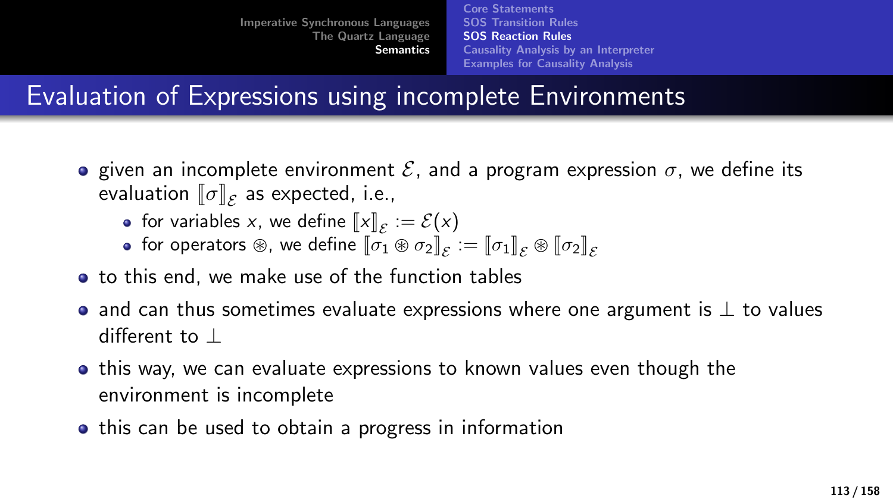# Evaluation of Expressions using incomplete Environments

- given an incomplete environment $\mathcal{E}$, and a program expression $\sigma$, we define its evaluation $[\![\sigma]\!]_{\mathcal{E}}$ as expected, i.e.,
  - for variables $x$, we define $[\![x]\!]_{\mathcal{E}} := \mathcal{E}(x)$
  - for operators $\circledast$, we define $[\![\sigma_1 \circledast \sigma_2]\!]_{\mathcal{E}} := [\![\sigma_1]\!]_{\mathcal{E}} \circledast [\![\sigma_2]\!]_{\mathcal{E}}$
- to this end, we make use of the function tables
- and can thus sometimes evaluate expressions where one argument is $\perp$ to values different to $\perp$
- this way, we can evaluate expressions to known values even though the environment is incomplete
- this can be used to obtain a progress in information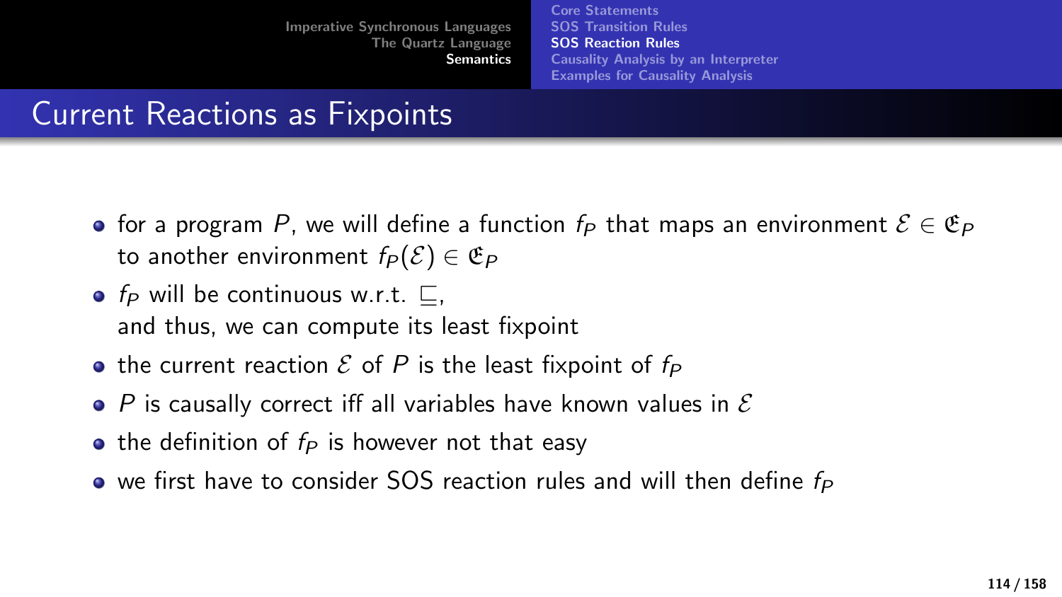# Current Reactions as Fixpoints

- for a program $P$, we will define a function $f_P$ that maps an environment $\mathcal{E} \in \mathfrak{E}_P$ to another environment $f_P(\mathcal{E}) \in \mathfrak{E}_P$
- $f_P$ will be continuous w.r.t. $\sqsubseteq$, and thus, we can compute its least fixpoint
- the current reaction $\mathcal{E}$ of $P$ is the least fixpoint of $f_P$
- $P$ is causally correct iff all variables have known values in $\mathcal{E}$
- the definition of $f_P$ is however not that easy
- we first have to consider SOS reaction rules and will then define $f_P$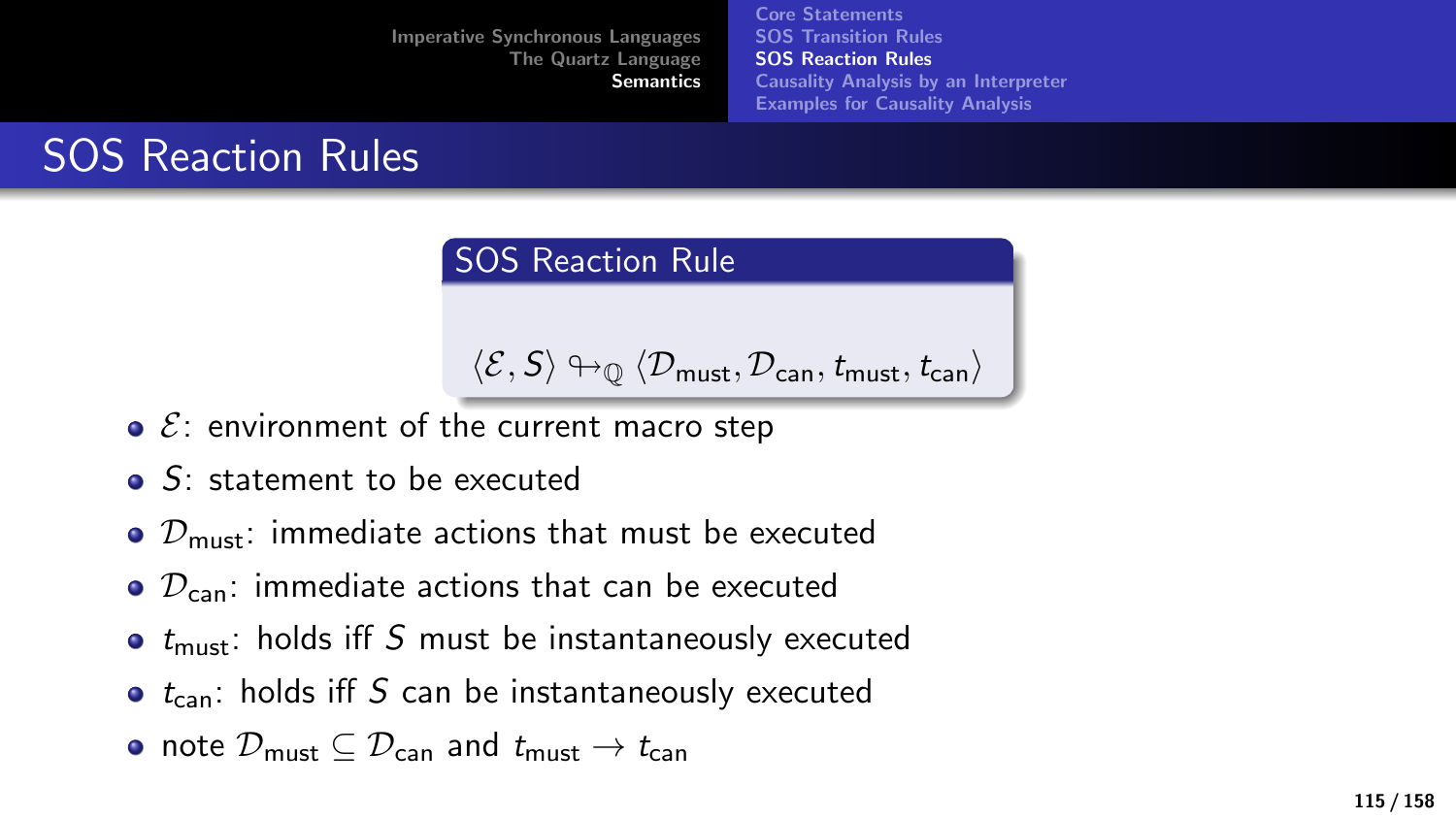## SOS Reaction Rules

### SOS Reaction Rule

$$\langle \mathcal{E}, S \rangle \looparrowright_{\mathbb{Q}} \langle \mathcal{D}_{\mathsf{must}}, \mathcal{D}_{\mathsf{can}}, t_{\mathsf{must}}, t_{\mathsf{can}} \rangle$$

- $\mathcal{E}$: environment of the current macro step
- $S$: statement to be executed
- $\mathcal{D}_{\mathsf{must}}$: immediate actions that must be executed
- $\mathcal{D}_{\mathsf{can}}$: immediate actions that can be executed
- $t_{\mathsf{must}}$: holds iff $S$ must be instantaneously executed
- $t_{\mathsf{can}}$: holds iff $S$ can be instantaneously executed
- note $\mathcal{D}_{\mathsf{must}} \subseteq \mathcal{D}_{\mathsf{can}}$ and $t_{\mathsf{must}} \to t_{\mathsf{can}}$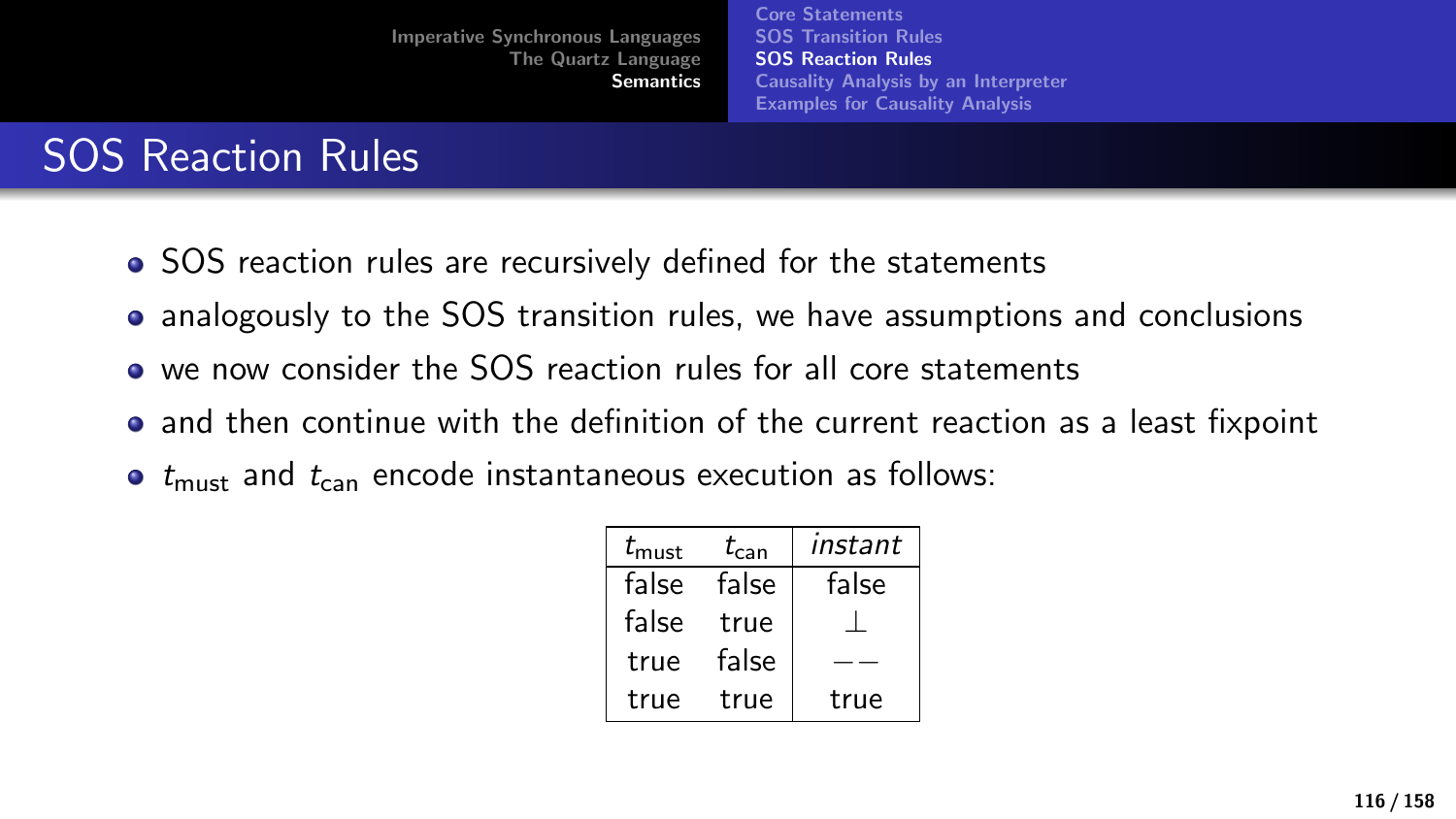## SOS Reaction Rules

- SOS reaction rules are recursively defined for the statements
- analogously to the SOS transition rules, we have assumptions and conclusions
- we now consider the SOS reaction rules for all core statements
- and then continue with the definition of the current reaction as a least fixpoint
- $t_{\text{must}}$ and $t_{\text{can}}$ encode instantaneous execution as follows:

| $t_{\text{must}}$ | $t_{\text{can}}$ | *instant* |
|---|---|---|
| false | false | false |
| false | true | $\perp$ |
| true | false | $--$ |
| true | true | true |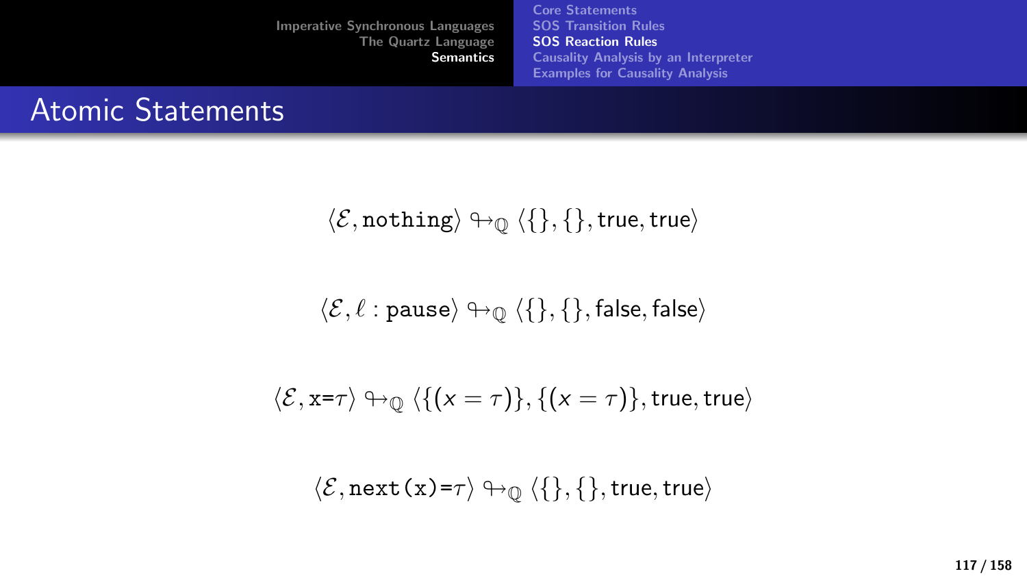## Atomic Statements

$$\langle \mathcal{E}, \texttt{nothing} \rangle \looparrowright_{\mathbb{Q}} \langle \{\}, \{\}, \text{true}, \text{true} \rangle$$

$$\langle \mathcal{E}, \ell : \texttt{pause} \rangle \looparrowright_{\mathbb{Q}} \langle \{\}, \{\}, \text{false}, \text{false} \rangle$$

$$\langle \mathcal{E}, \texttt{x=}\tau \rangle \looparrowright_{\mathbb{Q}} \langle \{(x = \tau)\}, \{(x = \tau)\}, \text{true}, \text{true} \rangle$$

$$\langle \mathcal{E}, \texttt{next(x)=}\tau \rangle \looparrowright_{\mathbb{Q}} \langle \{\}, \{\}, \text{true}, \text{true} \rangle$$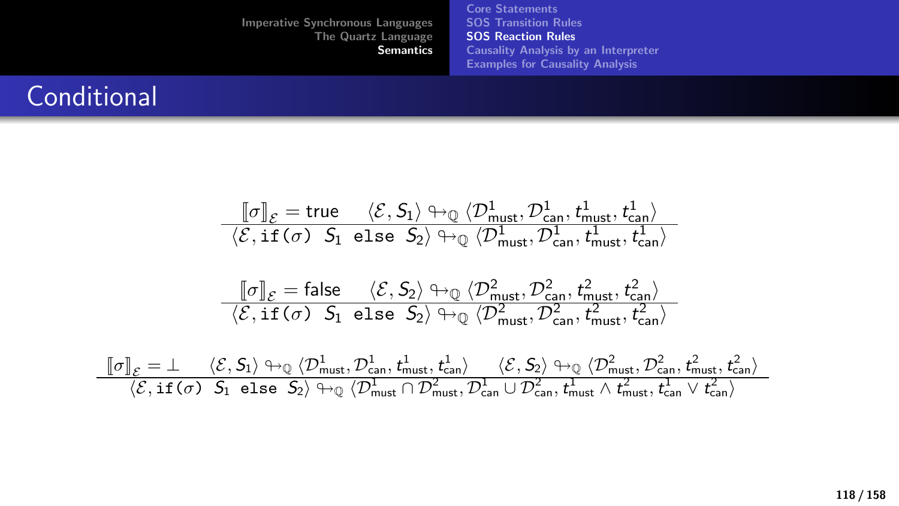# Conditional

$$\frac{\llbracket\sigma\rrbracket_{\mathcal{E}} = \text{true} \qquad \langle\mathcal{E}, S_1\rangle \looparrowright_{\mathbb{Q}} \langle\mathcal{D}^1_{\text{must}}, \mathcal{D}^1_{\text{can}}, t^1_{\text{must}}, t^1_{\text{can}}\rangle}{\langle\mathcal{E}, \texttt{if}(\sigma)\ S_1\ \texttt{else}\ S_2\rangle \looparrowright_{\mathbb{Q}} \langle\mathcal{D}^1_{\text{must}}, \mathcal{D}^1_{\text{can}}, t^1_{\text{must}}, t^1_{\text{can}}\rangle}$$

$$\frac{\llbracket\sigma\rrbracket_{\mathcal{E}} = \text{false} \qquad \langle\mathcal{E}, S_2\rangle \looparrowright_{\mathbb{Q}} \langle\mathcal{D}^2_{\text{must}}, \mathcal{D}^2_{\text{can}}, t^2_{\text{must}}, t^2_{\text{can}}\rangle}{\langle\mathcal{E}, \texttt{if}(\sigma)\ S_1\ \texttt{else}\ S_2\rangle \looparrowright_{\mathbb{Q}} \langle\mathcal{D}^2_{\text{must}}, \mathcal{D}^2_{\text{can}}, t^2_{\text{must}}, t^2_{\text{can}}\rangle}$$

$$\frac{\llbracket\sigma\rrbracket_{\mathcal{E}} = \bot \qquad \langle\mathcal{E}, S_1\rangle \looparrowright_{\mathbb{Q}} \langle\mathcal{D}^1_{\text{must}}, \mathcal{D}^1_{\text{can}}, t^1_{\text{must}}, t^1_{\text{can}}\rangle \qquad \langle\mathcal{E}, S_2\rangle \looparrowright_{\mathbb{Q}} \langle\mathcal{D}^2_{\text{must}}, \mathcal{D}^2_{\text{can}}, t^2_{\text{must}}, t^2_{\text{can}}\rangle}{\langle\mathcal{E}, \texttt{if}(\sigma)\ S_1\ \texttt{else}\ S_2\rangle \looparrowright_{\mathbb{Q}} \langle\mathcal{D}^1_{\text{must}} \cap \mathcal{D}^2_{\text{must}}, \mathcal{D}^1_{\text{can}} \cup \mathcal{D}^2_{\text{can}}, t^1_{\text{must}} \wedge t^2_{\text{must}}, t^1_{\text{can}} \vee t^2_{\text{can}}\rangle}$$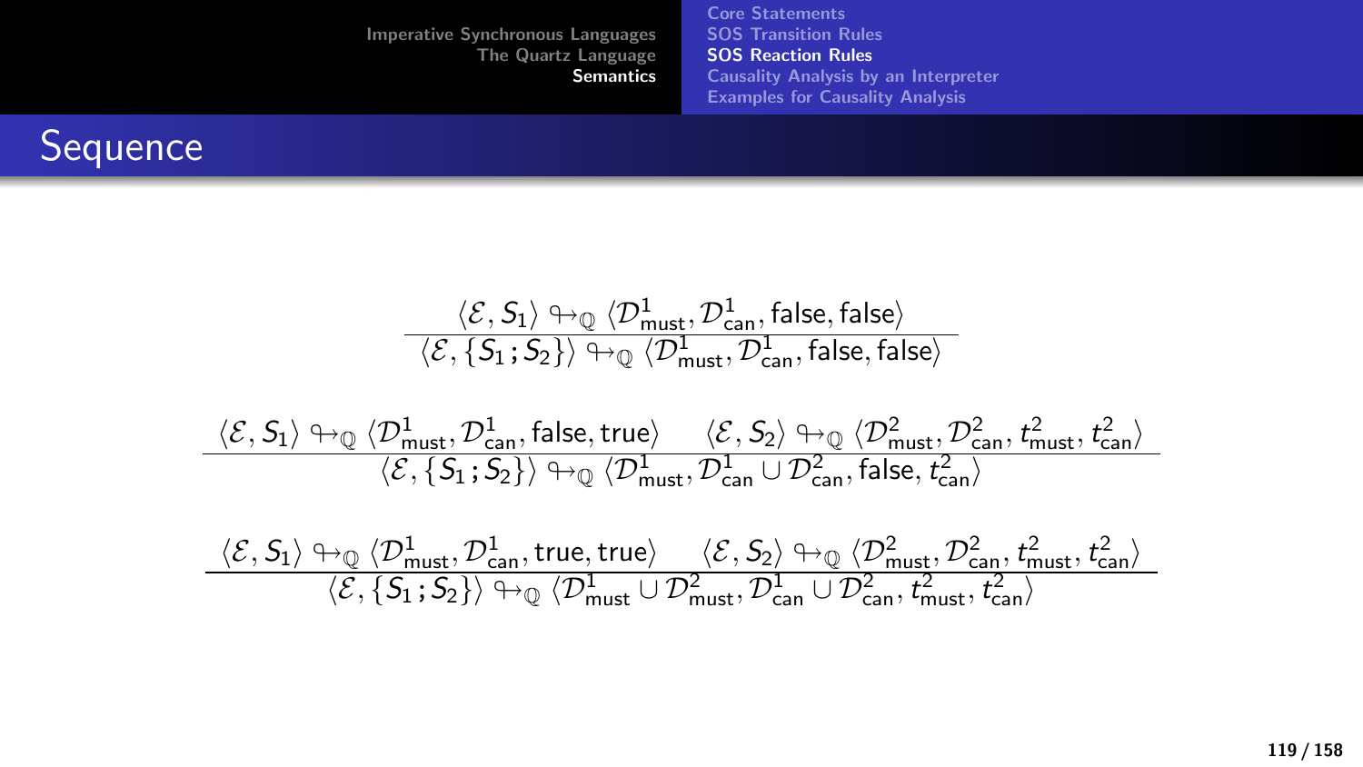# Sequence

$$\frac{\langle \mathcal{E}, S_1 \rangle \looparrowright_{\mathbb{Q}} \langle \mathcal{D}^1_{\mathsf{must}}, \mathcal{D}^1_{\mathsf{can}}, \mathsf{false}, \mathsf{false} \rangle}{\langle \mathcal{E}, \{S_1 ; S_2\} \rangle \looparrowright_{\mathbb{Q}} \langle \mathcal{D}^1_{\mathsf{must}}, \mathcal{D}^1_{\mathsf{can}}, \mathsf{false}, \mathsf{false} \rangle}$$

$$\frac{\langle \mathcal{E}, S_1 \rangle \looparrowright_{\mathbb{Q}} \langle \mathcal{D}^1_{\mathsf{must}}, \mathcal{D}^1_{\mathsf{can}}, \mathsf{false}, \mathsf{true} \rangle \qquad \langle \mathcal{E}, S_2 \rangle \looparrowright_{\mathbb{Q}} \langle \mathcal{D}^2_{\mathsf{must}}, \mathcal{D}^2_{\mathsf{can}}, t^2_{\mathsf{must}}, t^2_{\mathsf{can}} \rangle}{\langle \mathcal{E}, \{S_1 ; S_2\} \rangle \looparrowright_{\mathbb{Q}} \langle \mathcal{D}^1_{\mathsf{must}}, \mathcal{D}^1_{\mathsf{can}} \cup \mathcal{D}^2_{\mathsf{can}}, \mathsf{false}, t^2_{\mathsf{can}} \rangle}$$

$$\frac{\langle \mathcal{E}, S_1 \rangle \looparrowright_{\mathbb{Q}} \langle \mathcal{D}^1_{\mathsf{must}}, \mathcal{D}^1_{\mathsf{can}}, \mathsf{true}, \mathsf{true} \rangle \qquad \langle \mathcal{E}, S_2 \rangle \looparrowright_{\mathbb{Q}} \langle \mathcal{D}^2_{\mathsf{must}}, \mathcal{D}^2_{\mathsf{can}}, t^2_{\mathsf{must}}, t^2_{\mathsf{can}} \rangle}{\langle \mathcal{E}, \{S_1 ; S_2\} \rangle \looparrowright_{\mathbb{Q}} \langle \mathcal{D}^1_{\mathsf{must}} \cup \mathcal{D}^2_{\mathsf{must}}, \mathcal{D}^1_{\mathsf{can}} \cup \mathcal{D}^2_{\mathsf{can}}, t^2_{\mathsf{must}}, t^2_{\mathsf{can}} \rangle}$$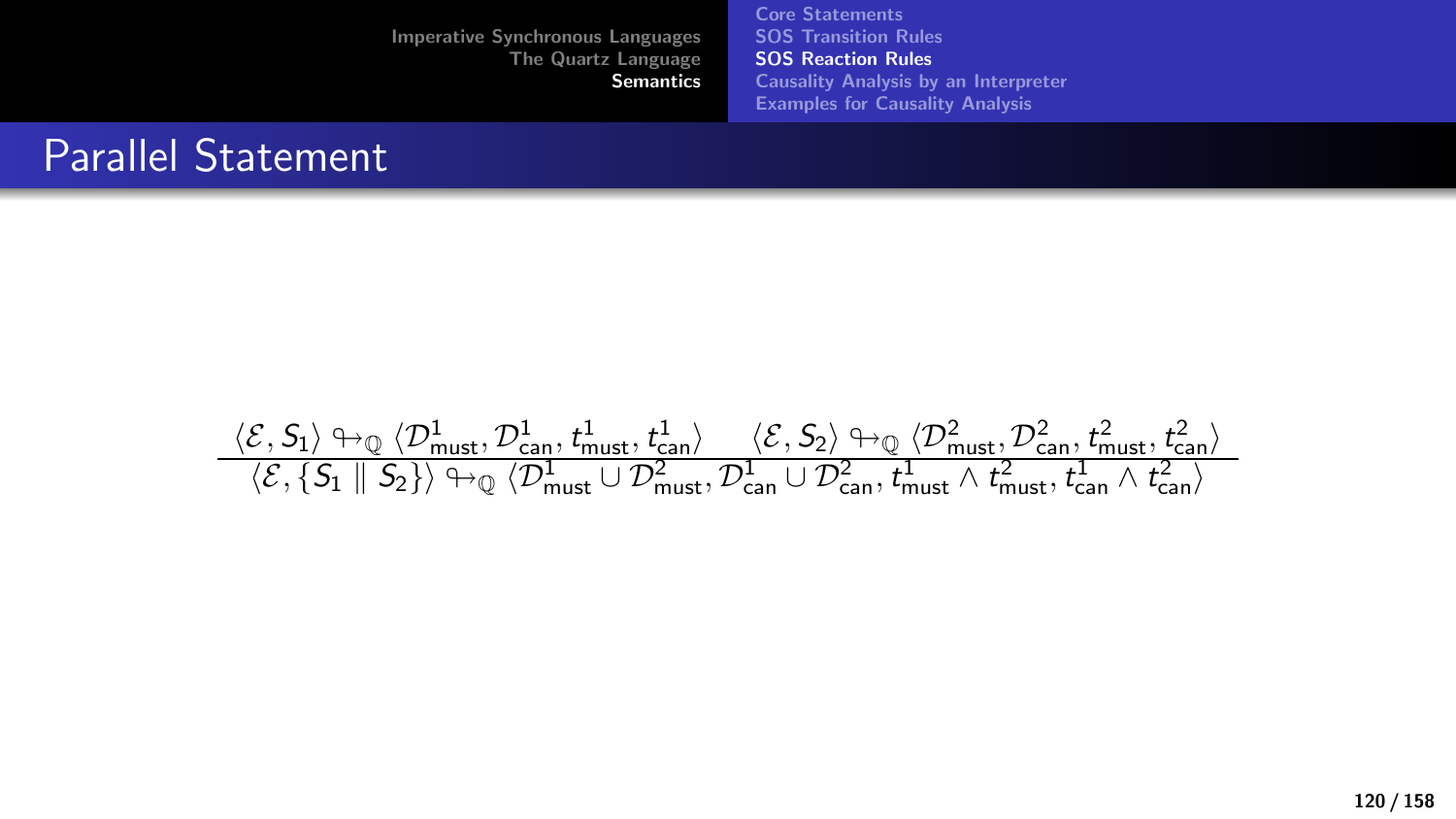# Parallel Statement

$$\frac{\langle \mathcal{E}, S_1 \rangle \looparrowright_{\mathbb{Q}} \langle \mathcal{D}^1_{\mathsf{must}}, \mathcal{D}^1_{\mathsf{can}}, t^1_{\mathsf{must}}, t^1_{\mathsf{can}} \rangle \qquad \langle \mathcal{E}, S_2 \rangle \looparrowright_{\mathbb{Q}} \langle \mathcal{D}^2_{\mathsf{must}}, \mathcal{D}^2_{\mathsf{can}}, t^2_{\mathsf{must}}, t^2_{\mathsf{can}} \rangle}{\langle \mathcal{E}, \{S_1 \parallel S_2\} \rangle \looparrowright_{\mathbb{Q}} \langle \mathcal{D}^1_{\mathsf{must}} \cup \mathcal{D}^2_{\mathsf{must}}, \mathcal{D}^1_{\mathsf{can}} \cup \mathcal{D}^2_{\mathsf{can}}, t^1_{\mathsf{must}} \wedge t^2_{\mathsf{must}}, t^1_{\mathsf{can}} \wedge t^2_{\mathsf{can}} \rangle}$$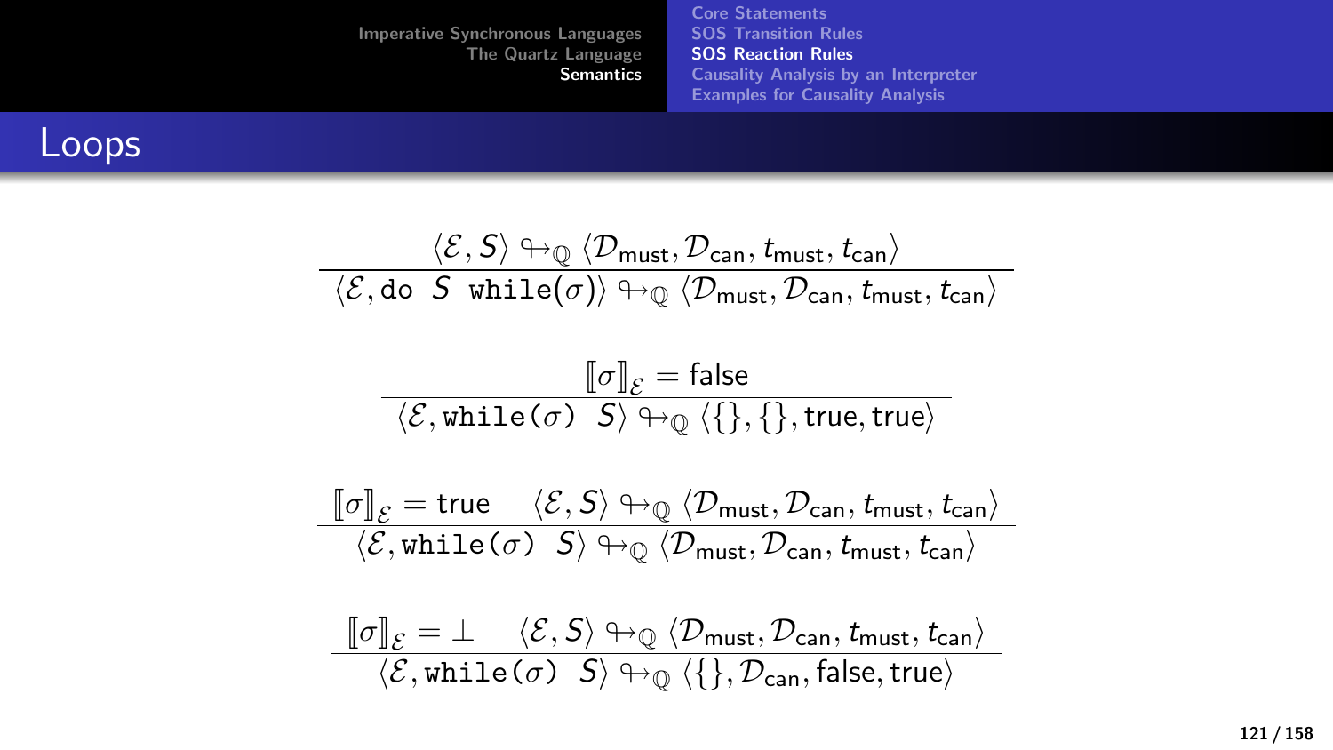# Loops

$$\frac{\langle \mathcal{E}, S \rangle \hookrightarrow_{\mathbb{Q}} \langle \mathcal{D}_{\mathsf{must}}, \mathcal{D}_{\mathsf{can}}, t_{\mathsf{must}}, t_{\mathsf{can}} \rangle}{\langle \mathcal{E}, \mathtt{do}\ \ S\ \ \mathtt{while}(\sigma) \rangle \hookrightarrow_{\mathbb{Q}} \langle \mathcal{D}_{\mathsf{must}}, \mathcal{D}_{\mathsf{can}}, t_{\mathsf{must}}, t_{\mathsf{can}} \rangle}$$

$$\frac{[\![\sigma]\!]_{\mathcal{E}} = \mathsf{false}}{\langle \mathcal{E}, \mathtt{while}(\sigma)\ \ S \rangle \hookrightarrow_{\mathbb{Q}} \langle \{\}, \{\}, \mathsf{true}, \mathsf{true} \rangle}$$

$$\frac{[\![\sigma]\!]_{\mathcal{E}} = \mathsf{true} \quad \langle \mathcal{E}, S \rangle \hookrightarrow_{\mathbb{Q}} \langle \mathcal{D}_{\mathsf{must}}, \mathcal{D}_{\mathsf{can}}, t_{\mathsf{must}}, t_{\mathsf{can}} \rangle}{\langle \mathcal{E}, \mathtt{while}(\sigma)\ \ S \rangle \hookrightarrow_{\mathbb{Q}} \langle \mathcal{D}_{\mathsf{must}}, \mathcal{D}_{\mathsf{can}}, t_{\mathsf{must}}, t_{\mathsf{can}} \rangle}$$

$$\frac{[\![\sigma]\!]_{\mathcal{E}} = \bot \quad \langle \mathcal{E}, S \rangle \hookrightarrow_{\mathbb{Q}} \langle \mathcal{D}_{\mathsf{must}}, \mathcal{D}_{\mathsf{can}}, t_{\mathsf{must}}, t_{\mathsf{can}} \rangle}{\langle \mathcal{E}, \mathtt{while}(\sigma)\ \ S \rangle \hookrightarrow_{\mathbb{Q}} \langle \{\}, \mathcal{D}_{\mathsf{can}}, \mathsf{false}, \mathsf{true} \rangle}$$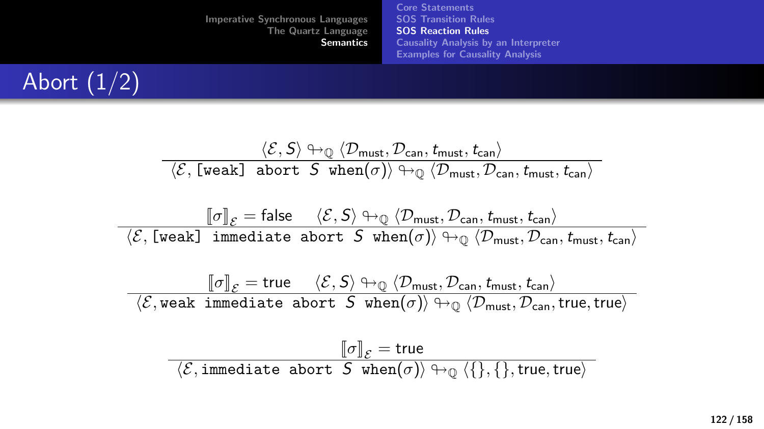# Abort (1/2)

$$\frac{\langle \mathcal{E}, S\rangle \looparrowright_{\mathbb{Q}} \langle \mathcal{D}_{\text{must}}, \mathcal{D}_{\text{can}}, t_{\text{must}}, t_{\text{can}}\rangle}{\langle \mathcal{E}, \texttt{[weak] abort } S \texttt{ when}(\sigma)\rangle \looparrowright_{\mathbb{Q}} \langle \mathcal{D}_{\text{must}}, \mathcal{D}_{\text{can}}, t_{\text{must}}, t_{\text{can}}\rangle}$$

$$\frac{[\![\sigma]\!]_{\mathcal{E}} = \text{false} \qquad \langle \mathcal{E}, S\rangle \looparrowright_{\mathbb{Q}} \langle \mathcal{D}_{\text{must}}, \mathcal{D}_{\text{can}}, t_{\text{must}}, t_{\text{can}}\rangle}{\langle \mathcal{E}, \texttt{[weak] immediate abort } S \texttt{ when}(\sigma)\rangle \looparrowright_{\mathbb{Q}} \langle \mathcal{D}_{\text{must}}, \mathcal{D}_{\text{can}}, t_{\text{must}}, t_{\text{can}}\rangle}$$

$$\frac{[\![\sigma]\!]_{\mathcal{E}} = \text{true} \qquad \langle \mathcal{E}, S\rangle \looparrowright_{\mathbb{Q}} \langle \mathcal{D}_{\text{must}}, \mathcal{D}_{\text{can}}, t_{\text{must}}, t_{\text{can}}\rangle}{\langle \mathcal{E}, \texttt{weak immediate abort } S \texttt{ when}(\sigma)\rangle \looparrowright_{\mathbb{Q}} \langle \mathcal{D}_{\text{must}}, \mathcal{D}_{\text{can}}, \text{true}, \text{true}\rangle}$$

$$\frac{[\![\sigma]\!]_{\mathcal{E}} = \text{true}}{\langle \mathcal{E}, \texttt{immediate abort } S \texttt{ when}(\sigma)\rangle \looparrowright_{\mathbb{Q}} \langle \{\}, \{\}, \text{true}, \text{true}\rangle}$$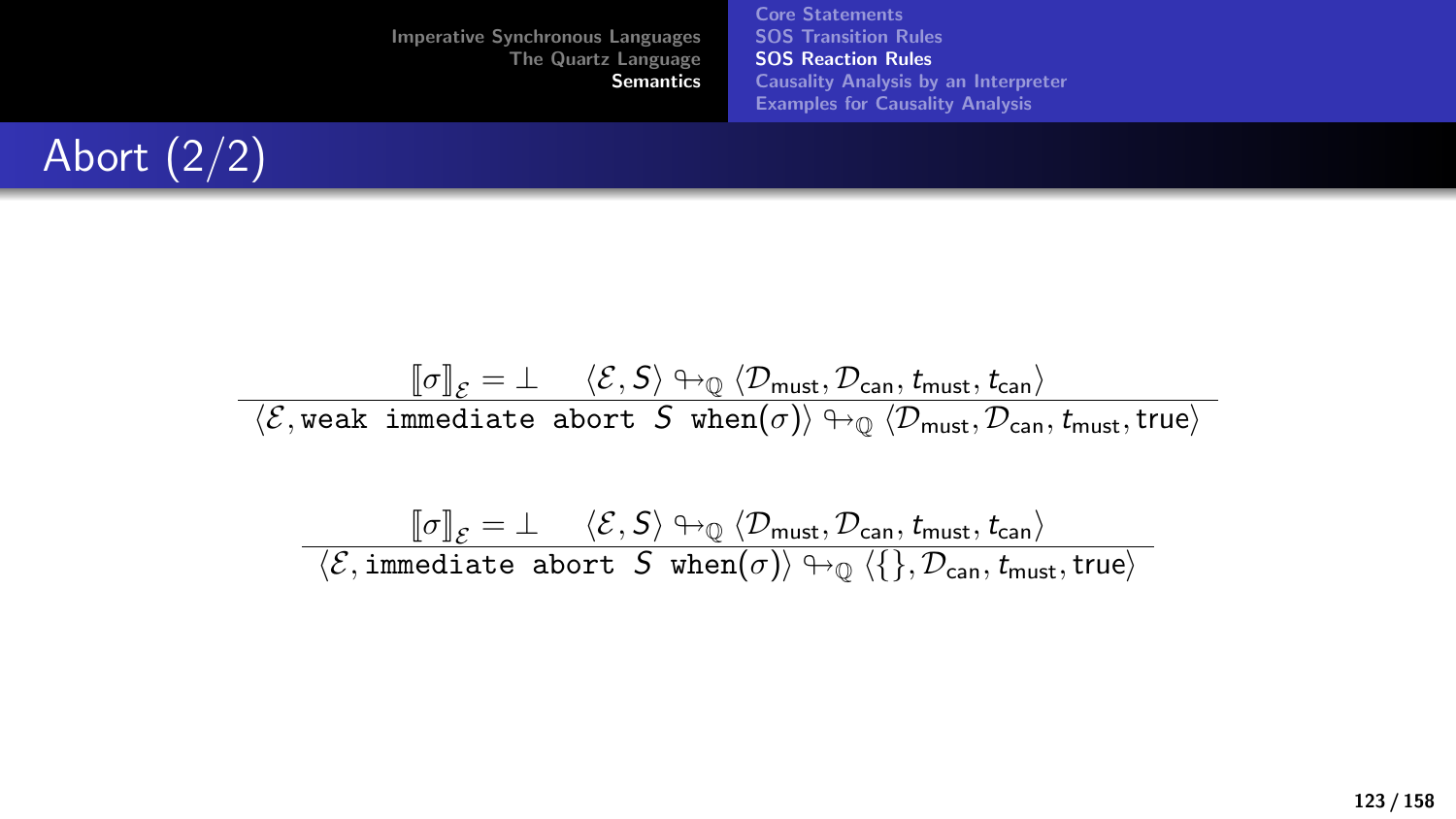# Abort (2/2)

$$\frac{[\![\sigma]\!]_{\mathcal{E}} = \bot \qquad \langle \mathcal{E}, S\rangle \looparrowright_{\mathbb{Q}} \langle \mathcal{D}_{\mathsf{must}}, \mathcal{D}_{\mathsf{can}}, t_{\mathsf{must}}, t_{\mathsf{can}}\rangle}{\langle \mathcal{E}, \texttt{weak immediate abort } S \texttt{ when}(\sigma)\rangle \looparrowright_{\mathbb{Q}} \langle \mathcal{D}_{\mathsf{must}}, \mathcal{D}_{\mathsf{can}}, t_{\mathsf{must}}, \mathsf{true}\rangle}$$

$$\frac{[\![\sigma]\!]_{\mathcal{E}} = \bot \qquad \langle \mathcal{E}, S\rangle \looparrowright_{\mathbb{Q}} \langle \mathcal{D}_{\mathsf{must}}, \mathcal{D}_{\mathsf{can}}, t_{\mathsf{must}}, t_{\mathsf{can}}\rangle}{\langle \mathcal{E}, \texttt{immediate abort } S \texttt{ when}(\sigma)\rangle \looparrowright_{\mathbb{Q}} \langle \{\}, \mathcal{D}_{\mathsf{can}}, t_{\mathsf{must}}, \mathsf{true}\rangle}$$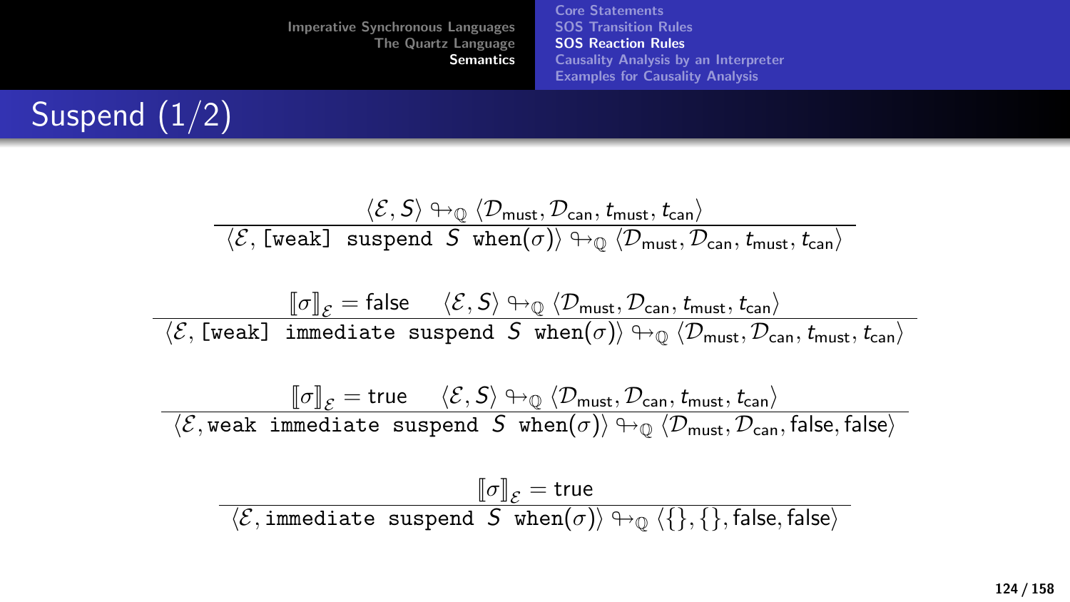# Suspend (1/2)

$$\frac{\langle \mathcal{E}, S\rangle \looparrowright_{\mathbb{Q}} \langle \mathcal{D}_{\mathsf{must}}, \mathcal{D}_{\mathsf{can}}, t_{\mathsf{must}}, t_{\mathsf{can}}\rangle}{\langle \mathcal{E}, \texttt{[weak] suspend } S \texttt{ when}(\sigma)\rangle \looparrowright_{\mathbb{Q}} \langle \mathcal{D}_{\mathsf{must}}, \mathcal{D}_{\mathsf{can}}, t_{\mathsf{must}}, t_{\mathsf{can}}\rangle}$$

$$\frac{[\![\sigma]\!]_{\mathcal{E}} = \mathsf{false} \qquad \langle \mathcal{E}, S\rangle \looparrowright_{\mathbb{Q}} \langle \mathcal{D}_{\mathsf{must}}, \mathcal{D}_{\mathsf{can}}, t_{\mathsf{must}}, t_{\mathsf{can}}\rangle}{\langle \mathcal{E}, \texttt{[weak] immediate suspend } S \texttt{ when}(\sigma)\rangle \looparrowright_{\mathbb{Q}} \langle \mathcal{D}_{\mathsf{must}}, \mathcal{D}_{\mathsf{can}}, t_{\mathsf{must}}, t_{\mathsf{can}}\rangle}$$

$$\frac{[\![\sigma]\!]_{\mathcal{E}} = \mathsf{true} \qquad \langle \mathcal{E}, S\rangle \looparrowright_{\mathbb{Q}} \langle \mathcal{D}_{\mathsf{must}}, \mathcal{D}_{\mathsf{can}}, t_{\mathsf{must}}, t_{\mathsf{can}}\rangle}{\langle \mathcal{E}, \texttt{weak immediate suspend } S \texttt{ when}(\sigma)\rangle \looparrowright_{\mathbb{Q}} \langle \mathcal{D}_{\mathsf{must}}, \mathcal{D}_{\mathsf{can}}, \mathsf{false}, \mathsf{false}\rangle}$$

$$\frac{[\![\sigma]\!]_{\mathcal{E}} = \mathsf{true}}{\langle \mathcal{E}, \texttt{immediate suspend } S \texttt{ when}(\sigma)\rangle \looparrowright_{\mathbb{Q}} \langle \{\}, \{\}, \mathsf{false}, \mathsf{false}\rangle}$$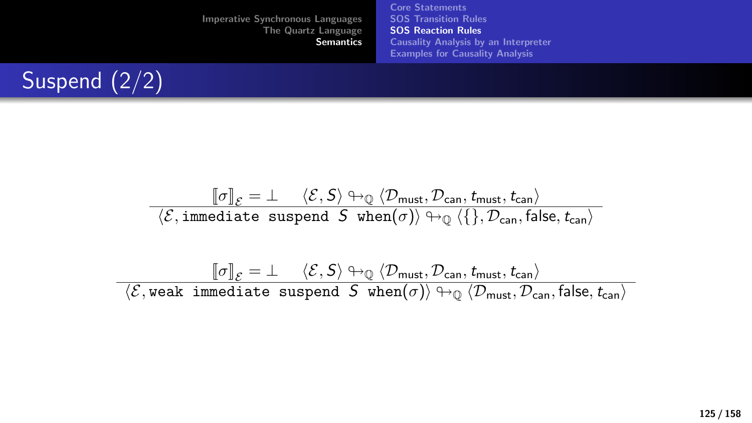# Suspend (2/2)

$$\frac{[\![\sigma]\!]_{\mathcal{E}} = \bot \qquad \langle \mathcal{E}, S\rangle \looparrowright_{\mathbb{Q}} \langle \mathcal{D}_{\mathsf{must}}, \mathcal{D}_{\mathsf{can}}, t_{\mathsf{must}}, t_{\mathsf{can}}\rangle}{\langle \mathcal{E}, \texttt{immediate suspend } S \texttt{ when}(\sigma)\rangle \looparrowright_{\mathbb{Q}} \langle \{\}, \mathcal{D}_{\mathsf{can}}, \mathsf{false}, t_{\mathsf{can}}\rangle}$$

$$\frac{[\![\sigma]\!]_{\mathcal{E}} = \bot \qquad \langle \mathcal{E}, S\rangle \looparrowright_{\mathbb{Q}} \langle \mathcal{D}_{\mathsf{must}}, \mathcal{D}_{\mathsf{can}}, t_{\mathsf{must}}, t_{\mathsf{can}}\rangle}{\langle \mathcal{E}, \texttt{weak immediate suspend } S \texttt{ when}(\sigma)\rangle \looparrowright_{\mathbb{Q}} \langle \mathcal{D}_{\mathsf{must}}, \mathcal{D}_{\mathsf{can}}, \mathsf{false}, t_{\mathsf{can}}\rangle}$$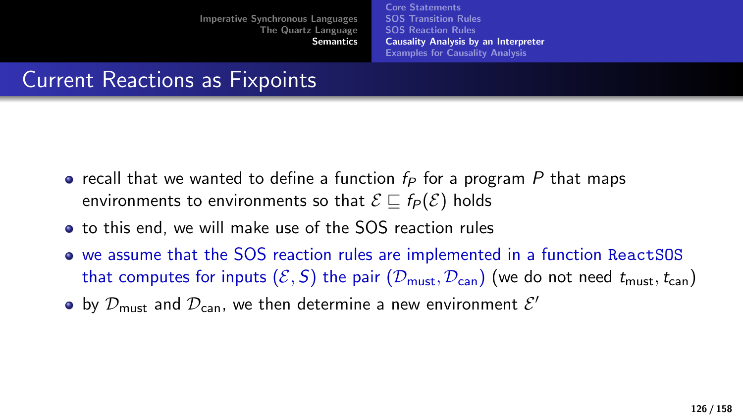## Current Reactions as Fixpoints

- recall that we wanted to define a function $f_P$ for a program $P$ that maps environments to environments so that $\mathcal{E} \sqsubseteq f_P(\mathcal{E})$ holds
- to this end, we will make use of the SOS reaction rules
- we assume that the SOS reaction rules are implemented in a function `ReactSOS` that computes for inputs $(\mathcal{E}, S)$ the pair $(\mathcal{D}_{\text{must}}, \mathcal{D}_{\text{can}})$ (we do not need $t_{\text{must}}, t_{\text{can}}$)
- by $\mathcal{D}_{\text{must}}$ and $\mathcal{D}_{\text{can}}$, we then determine a new environment $\mathcal{E}'$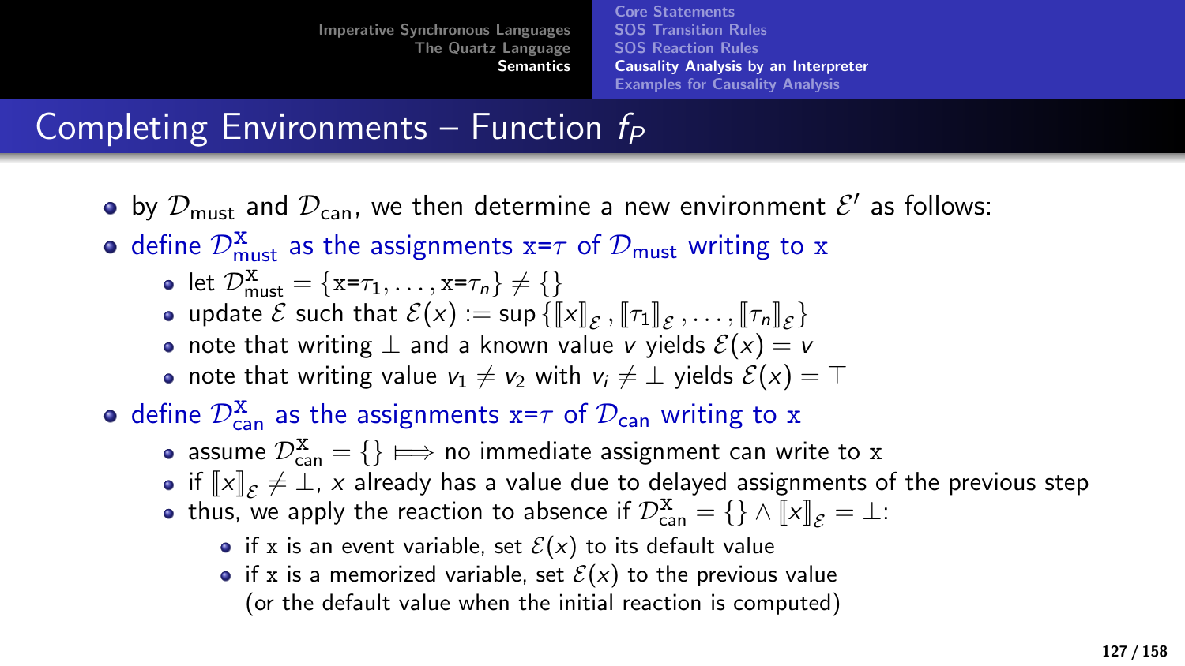# Completing Environments – Function $f_P$

- by $\mathcal{D}_{\text{must}}$ and $\mathcal{D}_{\text{can}}$, we then determine a new environment $\mathcal{E}'$ as follows:
- define $\mathcal{D}^{\mathtt{x}}_{\text{must}}$ as the assignments $\mathtt{x}$=$\tau$ of $\mathcal{D}_{\text{must}}$ writing to $\mathtt{x}$
  - let $\mathcal{D}^{\mathtt{x}}_{\text{must}} = \{\mathtt{x}\texttt{=}\tau_1, \ldots, \mathtt{x}\texttt{=}\tau_n\} \neq \{\}$
  - update $\mathcal{E}$ such that $\mathcal{E}(x) := \sup\{[\![x]\!]_{\mathcal{E}}, [\![\tau_1]\!]_{\mathcal{E}}, \ldots, [\![\tau_n]\!]_{\mathcal{E}}\}$
  - note that writing $\perp$ and a known value $v$ yields $\mathcal{E}(x) = v$
  - note that writing value $v_1 \neq v_2$ with $v_i \neq \perp$ yields $\mathcal{E}(x) = \top$
- define $\mathcal{D}^{\mathtt{x}}_{\text{can}}$ as the assignments $\mathtt{x}$=$\tau$ of $\mathcal{D}_{\text{can}}$ writing to $\mathtt{x}$
  - assume $\mathcal{D}^{\mathtt{x}}_{\text{can}} = \{\} \implies$ no immediate assignment can write to $\mathtt{x}$
  - if $[\![x]\!]_{\mathcal{E}} \neq \perp$, $x$ already has a value due to delayed assignments of the previous step
  - thus, we apply the reaction to absence if $\mathcal{D}^{\mathtt{x}}_{\text{can}} = \{\} \wedge [\![x]\!]_{\mathcal{E}} = \perp$:
    - if $\mathtt{x}$ is an event variable, set $\mathcal{E}(x)$ to its default value
    - if $\mathtt{x}$ is a memorized variable, set $\mathcal{E}(x)$ to the previous value (or the default value when the initial reaction is computed)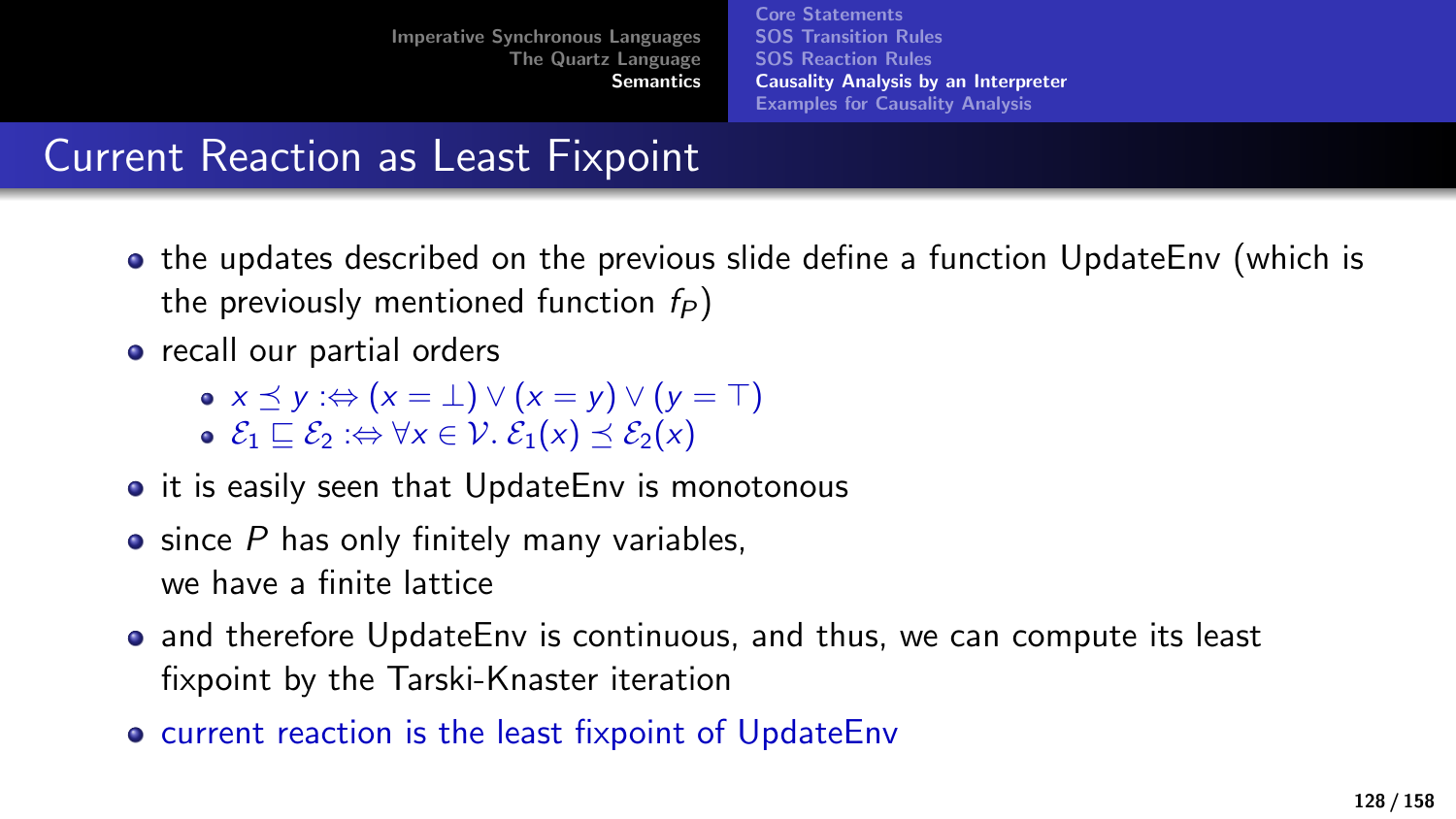# Current Reaction as Least Fixpoint

- the updates described on the previous slide define a function UpdateEnv (which is the previously mentioned function $f_P$)
- recall our partial orders
  - $x \preceq y :\Leftrightarrow (x = \bot) \vee (x = y) \vee (y = \top)$
  - $\mathcal{E}_1 \sqsubseteq \mathcal{E}_2 :\Leftrightarrow \forall x \in \mathcal{V}.\, \mathcal{E}_1(x) \preceq \mathcal{E}_2(x)$
- it is easily seen that UpdateEnv is monotonous
- since $P$ has only finitely many variables, we have a finite lattice
- and therefore UpdateEnv is continuous, and thus, we can compute its least fixpoint by the Tarski-Knaster iteration
- current reaction is the least fixpoint of UpdateEnv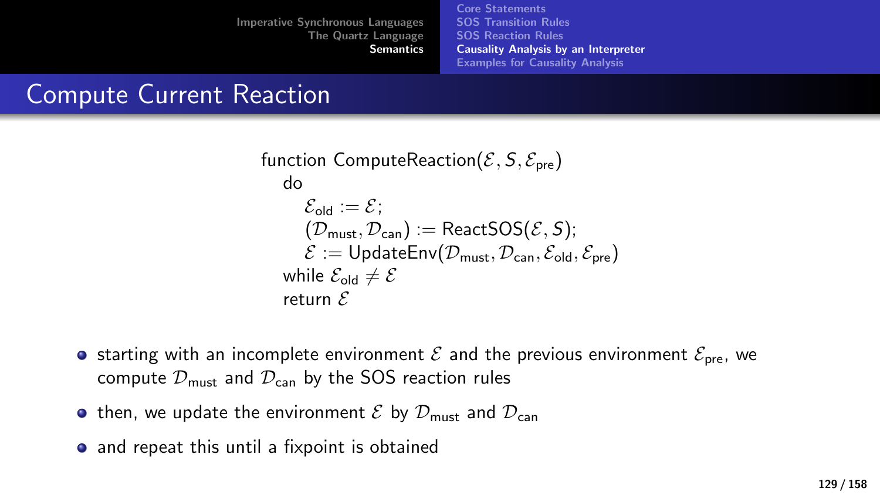## Compute Current Reaction

function ComputeReaction($\mathcal{E}, S, \mathcal{E}_{\text{pre}}$)
  do
    $\mathcal{E}_{\text{old}} := \mathcal{E}$;
    $(\mathcal{D}_{\text{must}}, \mathcal{D}_{\text{can}}) := \text{ReactSOS}(\mathcal{E}, S)$;
    $\mathcal{E} := \text{UpdateEnv}(\mathcal{D}_{\text{must}}, \mathcal{D}_{\text{can}}, \mathcal{E}_{\text{old}}, \mathcal{E}_{\text{pre}})$
  while $\mathcal{E}_{\text{old}} \neq \mathcal{E}$
  return $\mathcal{E}$

- starting with an incomplete environment $\mathcal{E}$ and the previous environment $\mathcal{E}_{\text{pre}}$, we compute $\mathcal{D}_{\text{must}}$ and $\mathcal{D}_{\text{can}}$ by the SOS reaction rules
- then, we update the environment $\mathcal{E}$ by $\mathcal{D}_{\text{must}}$ and $\mathcal{D}_{\text{can}}$
- and repeat this until a fixpoint is obtained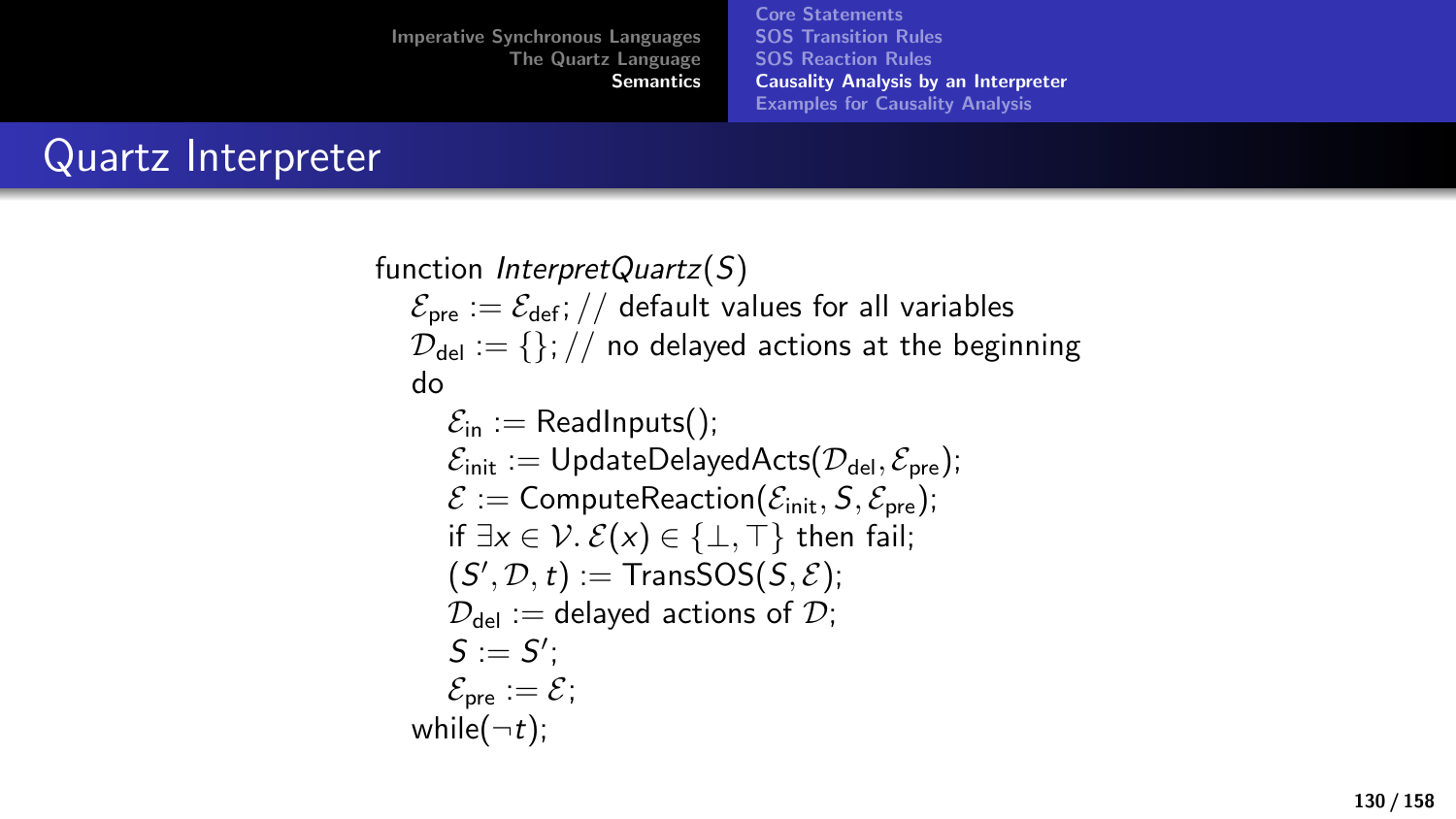# Quartz Interpreter

function *InterpretQuartz*($S$)

$\mathcal{E}_{\text{pre}} := \mathcal{E}_{\text{def}}$; // default values for all variables

$\mathcal{D}_{\text{del}} := \{\}$; // no delayed actions at the beginning

do

$\mathcal{E}_{\text{in}} :=$ ReadInputs();

$\mathcal{E}_{\text{init}} :=$ UpdateDelayedActs($\mathcal{D}_{\text{del}}, \mathcal{E}_{\text{pre}}$);

$\mathcal{E} :=$ ComputeReaction($\mathcal{E}_{\text{init}}, S, \mathcal{E}_{\text{pre}}$);

if $\exists x \in \mathcal{V}.\, \mathcal{E}(x) \in \{\bot, \top\}$ then fail;

$(S', \mathcal{D}, t) :=$ TransSOS($S, \mathcal{E}$);

$\mathcal{D}_{\text{del}} :=$ delayed actions of $\mathcal{D}$;

$S := S'$;

$\mathcal{E}_{\text{pre}} := \mathcal{E}$;

while($\neg t$);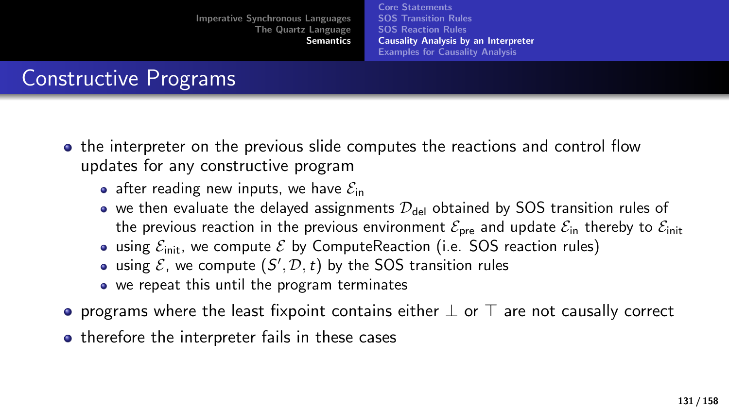## Constructive Programs

- the interpreter on the previous slide computes the reactions and control flow updates for any constructive program
  - after reading new inputs, we have $\mathcal{E}_{\mathsf{in}}$
  - we then evaluate the delayed assignments $\mathcal{D}_{\mathsf{del}}$ obtained by SOS transition rules of the previous reaction in the previous environment $\mathcal{E}_{\mathsf{pre}}$ and update $\mathcal{E}_{\mathsf{in}}$ thereby to $\mathcal{E}_{\mathsf{init}}$
  - using $\mathcal{E}_{\mathsf{init}}$, we compute $\mathcal{E}$ by ComputeReaction (i.e. SOS reaction rules)
  - using $\mathcal{E}$, we compute $(S', \mathcal{D}, t)$ by the SOS transition rules
  - we repeat this until the program terminates
- programs where the least fixpoint contains either $\bot$ or $\top$ are not causally correct
- therefore the interpreter fails in these cases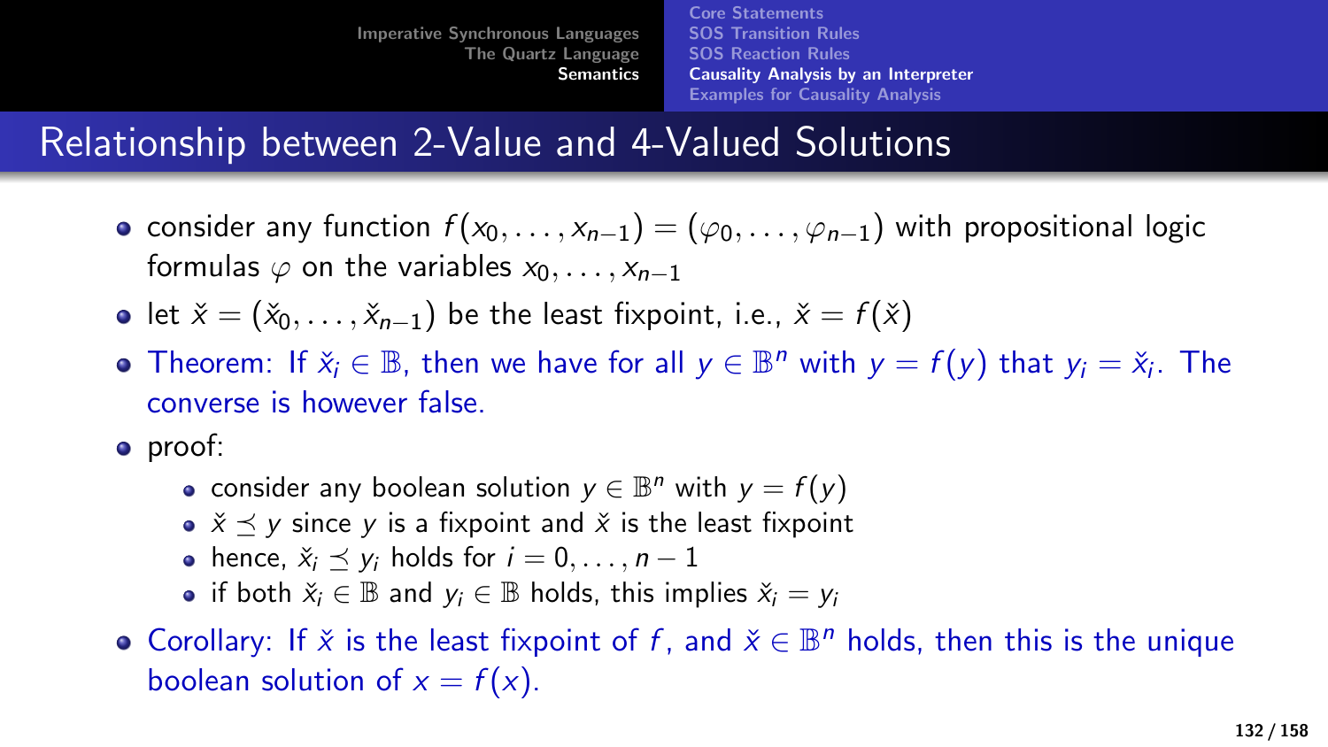# Relationship between 2-Value and 4-Valued Solutions

- consider any function $f(x_0, \ldots, x_{n-1}) = (\varphi_0, \ldots, \varphi_{n-1})$ with propositional logic formulas $\varphi$ on the variables $x_0, \ldots, x_{n-1}$
- let $\check{x} = (\check{x}_0, \ldots, \check{x}_{n-1})$ be the least fixpoint, i.e., $\check{x} = f(\check{x})$
- Theorem: If $\check{x}_i \in \mathbb{B}$, then we have for all $y \in \mathbb{B}^n$ with $y = f(y)$ that $y_i = \check{x}_i$. The converse is however false.
- proof:
  - consider any boolean solution $y \in \mathbb{B}^n$ with $y = f(y)$
  - $\check{x} \preceq y$ since $y$ is a fixpoint and $\check{x}$ is the least fixpoint
  - hence, $\check{x}_i \preceq y_i$ holds for $i = 0, \ldots, n-1$
  - if both $\check{x}_i \in \mathbb{B}$ and $y_i \in \mathbb{B}$ holds, this implies $\check{x}_i = y_i$
- Corollary: If $\check{x}$ is the least fixpoint of $f$, and $\check{x} \in \mathbb{B}^n$ holds, then this is the unique boolean solution of $x = f(x)$.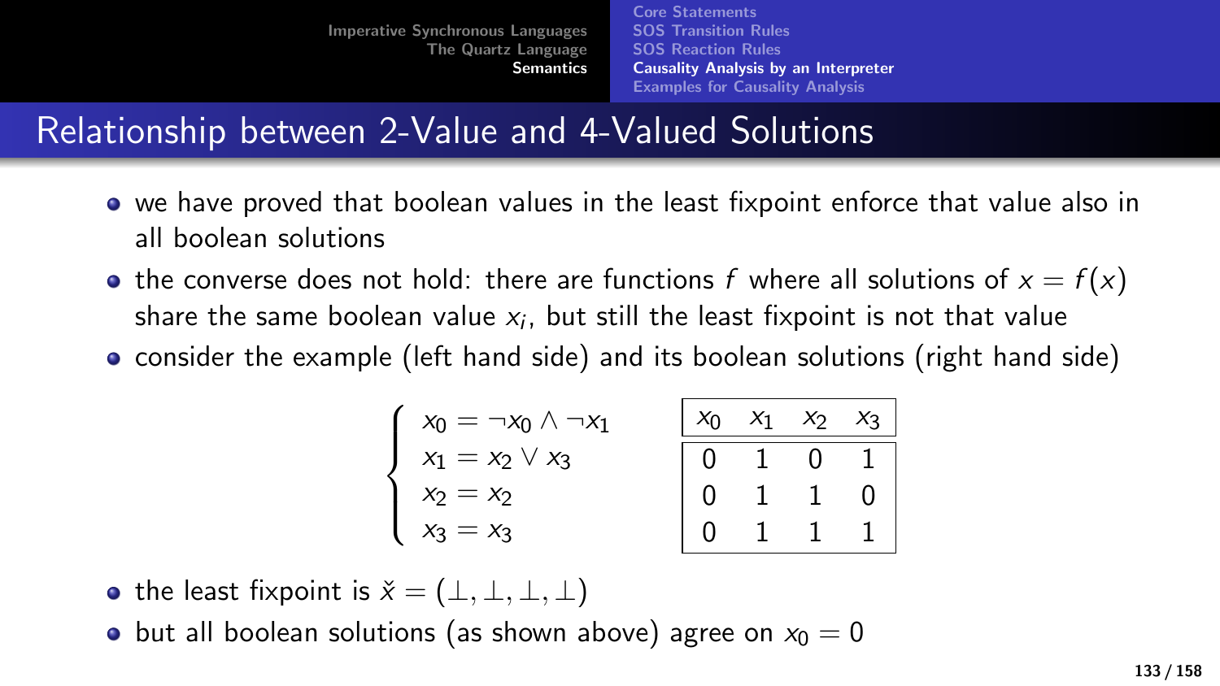## Relationship between 2-Value and 4-Valued Solutions

- we have proved that boolean values in the least fixpoint enforce that value also in all boolean solutions
- the converse does not hold: there are functions $f$ where all solutions of $x = f(x)$ share the same boolean value $x_i$, but still the least fixpoint is not that value
- consider the example (left hand side) and its boolean solutions (right hand side)

$$
\begin{cases}
x_0 = \neg x_0 \wedge \neg x_1 \\
x_1 = x_2 \vee x_3 \\
x_2 = x_2 \\
x_3 = x_3
\end{cases}
$$

| $x_0$ | $x_1$ | $x_2$ | $x_3$ |
|---|---|---|---|
| 0 | 1 | 0 | 1 |
| 0 | 1 | 1 | 0 |
| 0 | 1 | 1 | 1 |

- the least fixpoint is $\check{x} = (\bot, \bot, \bot, \bot)$
- but all boolean solutions (as shown above) agree on $x_0 = 0$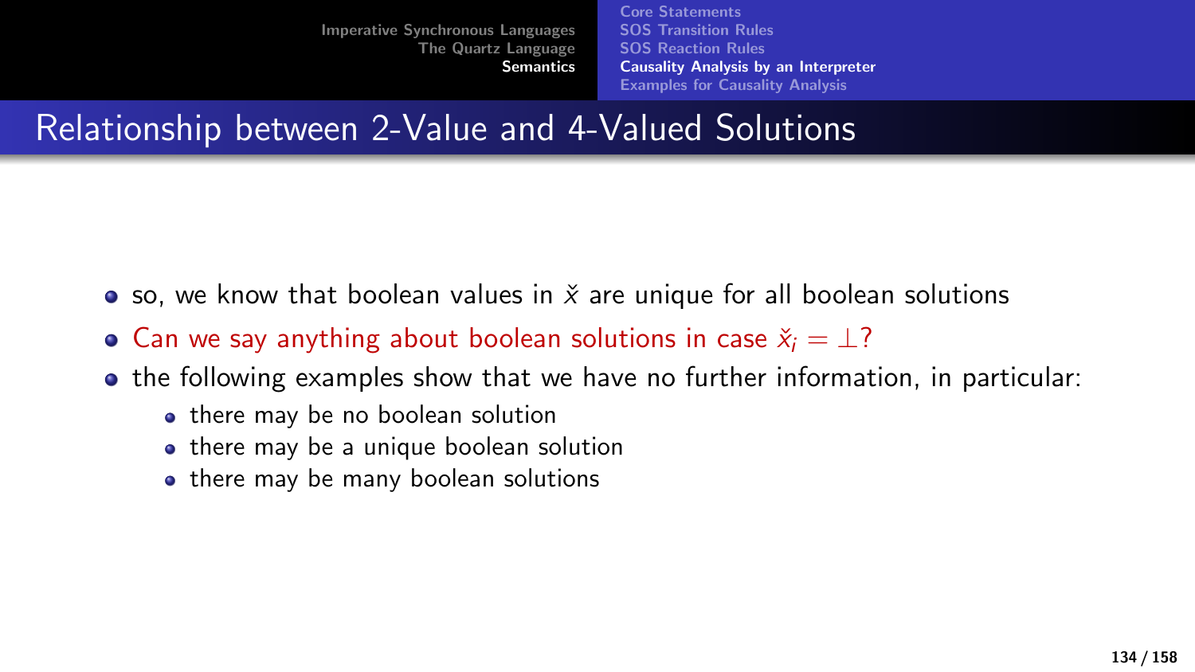## Relationship between 2-Value and 4-Valued Solutions

- so, we know that boolean values in $\check{x}$ are unique for all boolean solutions
- Can we say anything about boolean solutions in case $\check{x}_i = \bot$?
- the following examples show that we have no further information, in particular:
  - there may be no boolean solution
  - there may be a unique boolean solution
  - there may be many boolean solutions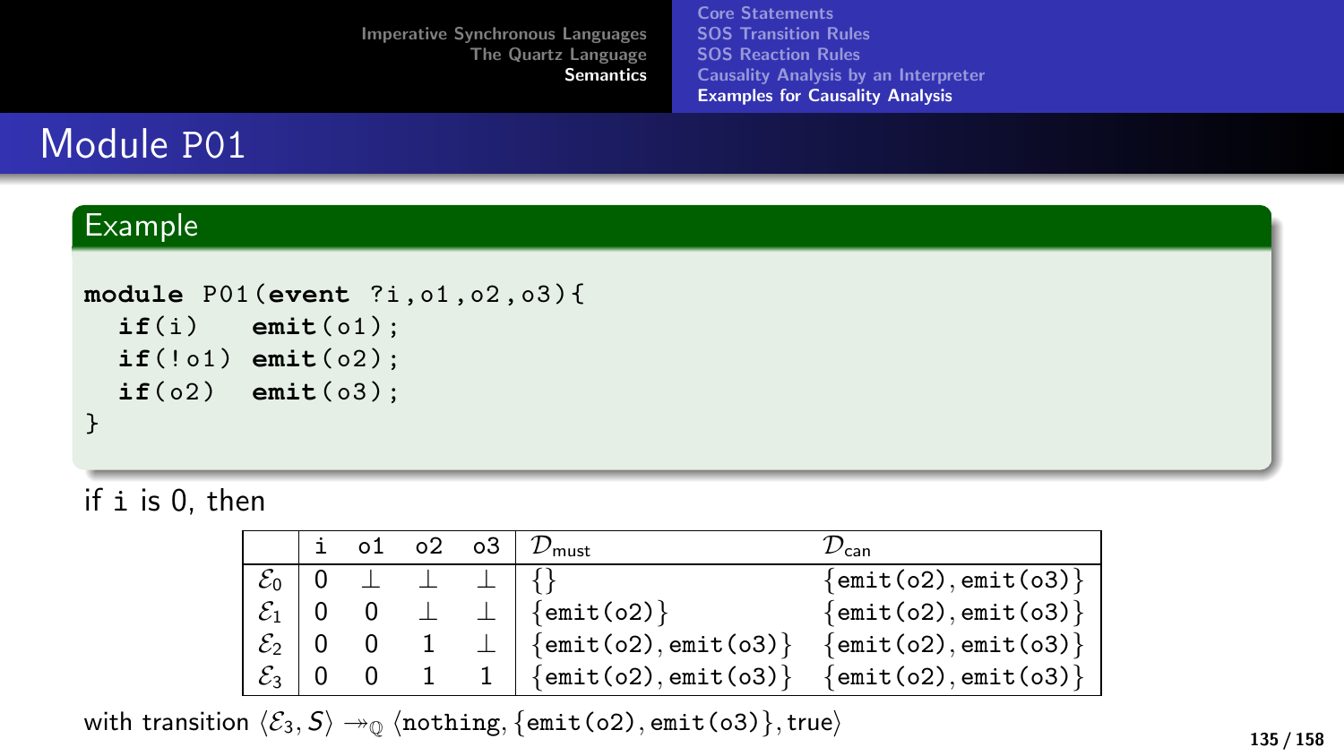# Module P01

## Example

```
module P01(event ?i,o1,o2,o3){
  if(i)   emit(o1);
  if(!o1) emit(o2);
  if(o2)  emit(o3);
}
```

if `i` is 0, then

| | i | o1 | o2 | o3 | $\mathcal{D}_{\text{must}}$ | $\mathcal{D}_{\text{can}}$ |
|---|---|---|---|---|---|---|
| $\mathcal{E}_0$ | 0 | $\perp$ | $\perp$ | $\perp$ | {} | {emit(o2), emit(o3)} |
| $\mathcal{E}_1$ | 0 | 0 | $\perp$ | $\perp$ | {emit(o2)} | {emit(o2), emit(o3)} |
| $\mathcal{E}_2$ | 0 | 0 | 1 | $\perp$ | {emit(o2), emit(o3)} | {emit(o2), emit(o3)} |
| $\mathcal{E}_3$ | 0 | 0 | 1 | 1 | {emit(o2), emit(o3)} | {emit(o2), emit(o3)} |

with transition $\langle \mathcal{E}_3, S \rangle \twoheadrightarrow_{\mathbb{Q}} \langle \texttt{nothing}, \{\texttt{emit(o2)}, \texttt{emit(o3)}\}, \text{true} \rangle$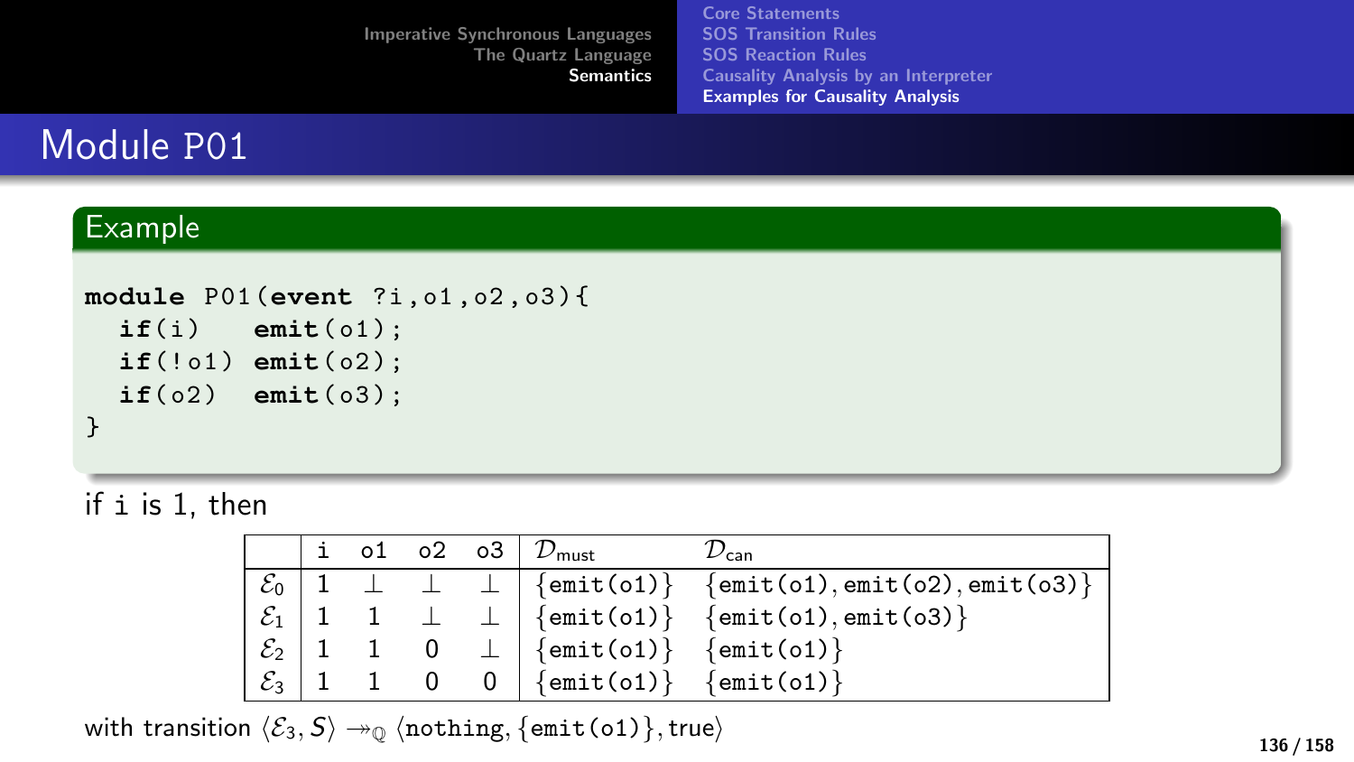# Module P01

## Example

```
module P01(event ?i,o1,o2,o3){
  if(i)   emit(o1);
  if(!o1) emit(o2);
  if(o2)  emit(o3);
}
```

if i is 1, then

| | i | o1 | o2 | o3 | $\mathcal{D}_{\text{must}}$ | $\mathcal{D}_{\text{can}}$ |
|---|---|---|---|---|---|---|
| $\mathcal{E}_0$ | 1 | $\perp$ | $\perp$ | $\perp$ | {emit(o1)} | {emit(o1), emit(o2), emit(o3)} |
| $\mathcal{E}_1$ | 1 | 1 | $\perp$ | $\perp$ | {emit(o1)} | {emit(o1), emit(o3)} |
| $\mathcal{E}_2$ | 1 | 1 | 0 | $\perp$ | {emit(o1)} | {emit(o1)} |
| $\mathcal{E}_3$ | 1 | 1 | 0 | 0 | {emit(o1)} | {emit(o1)} |

with transition $\langle \mathcal{E}_3, S \rangle \twoheadrightarrow_{\mathbb{Q}} \langle \texttt{nothing}, \{\texttt{emit(o1)}\}, \text{true} \rangle$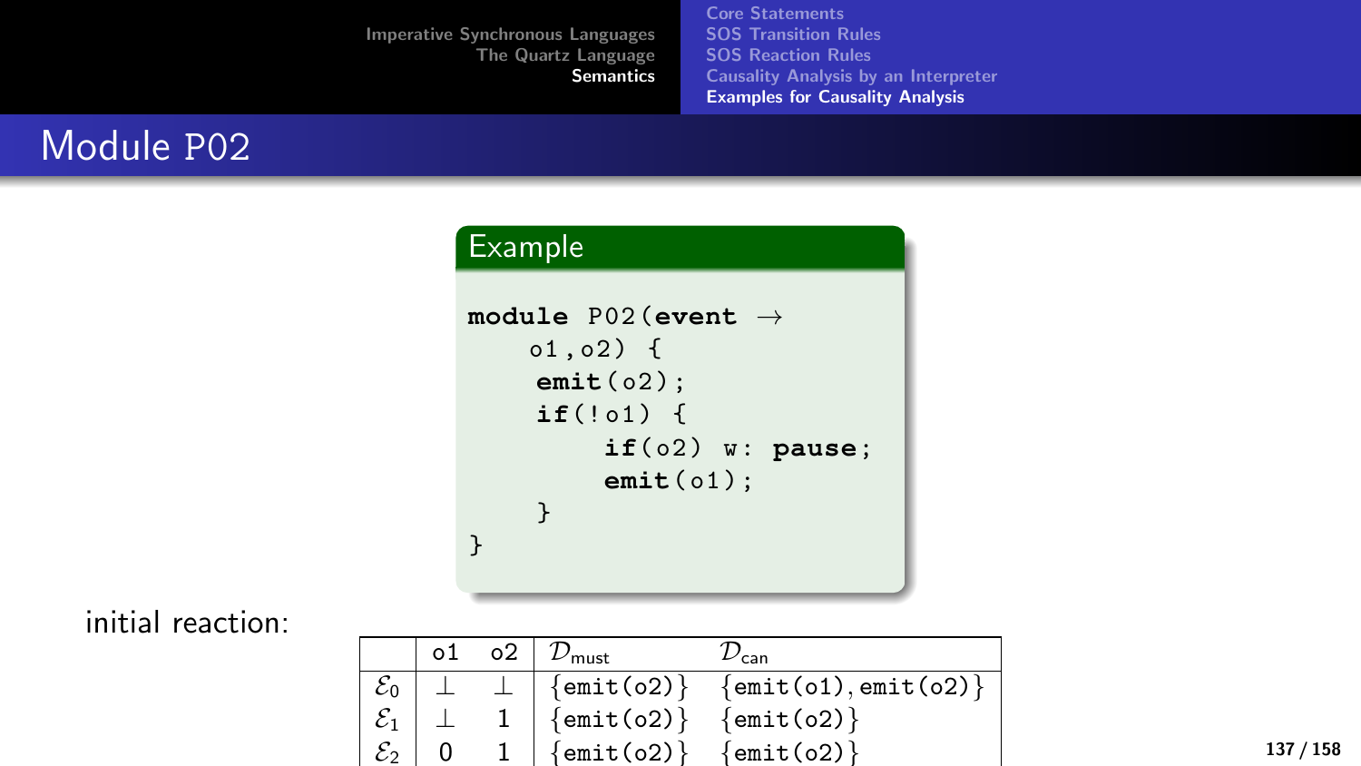# Module P02

## Example

```
module P02(event →
    o1,o2) {
     emit(o2);
     if(!o1) {
          if(o2) w: pause;
          emit(o1);
     }
}
```

initial reaction:

| | o1 | o2 | $\mathcal{D}_{\text{must}}$ | $\mathcal{D}_{\text{can}}$ |
|---|---|---|---|---|
| $\mathcal{E}_0$ | $\perp$ | $\perp$ | {emit(o2)} | {emit(o1), emit(o2)} |
| $\mathcal{E}_1$ | $\perp$ | 1 | {emit(o2)} | {emit(o2)} |
| $\mathcal{E}_2$ | 0 | 1 | {emit(o2)} | {emit(o2)} |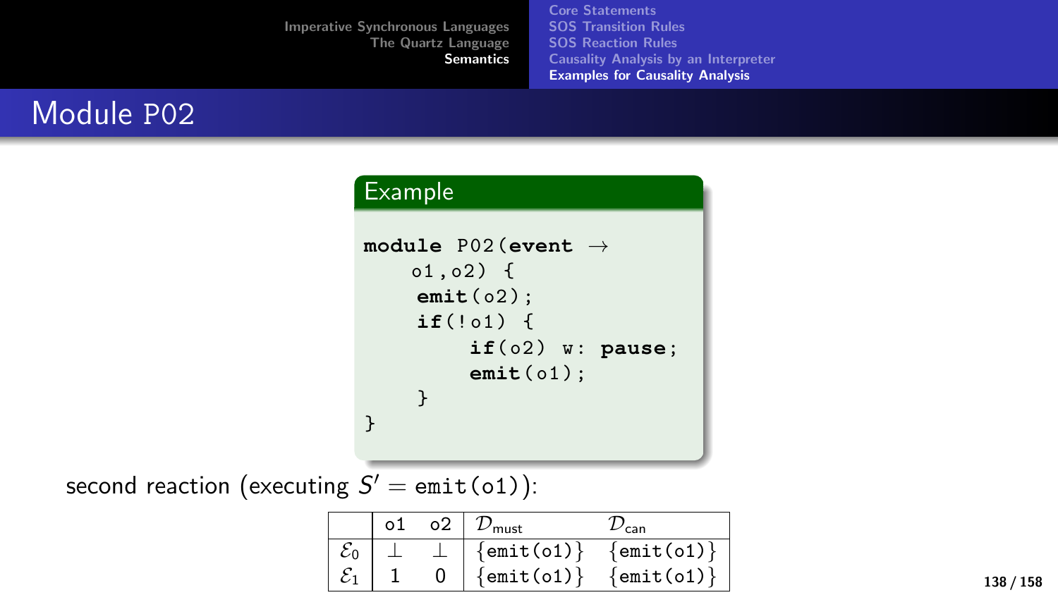# Module P02

**Example**

```
module P02(event →
    o1,o2) {
     emit(o2);
     if(!o1) {
          if(o2) w: pause;
          emit(o1);
     }
}
```

second reaction (executing $S' = \texttt{emit(o1)}$):

| | o1 | o2 | $\mathcal{D}_{\text{must}}$ | $\mathcal{D}_{\text{can}}$ |
|---|---|---|---|---|
| $\mathcal{E}_0$ | $\perp$ | $\perp$ | {emit(o1)} | {emit(o1)} |
| $\mathcal{E}_1$ | 1 | 0 | {emit(o1)} | {emit(o1)} |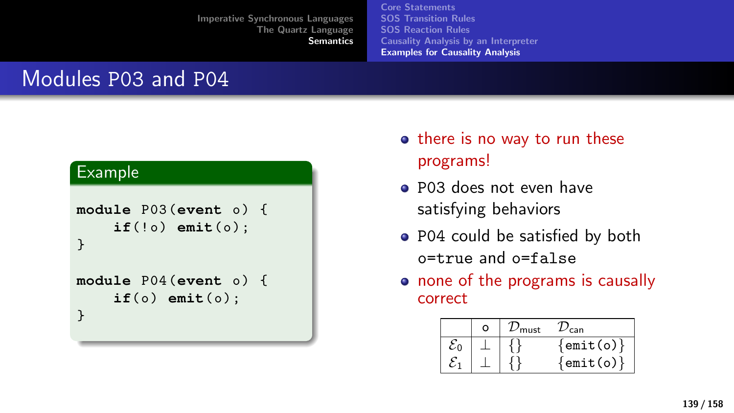# Modules P03 and P04

**Example**

```
module P03(event o) {
    if(!o) emit(o);
}

module P04(event o) {
    if(o) emit(o);
}
```

- there is no way to run these programs!
- P03 does not even have satisfying behaviors
- P04 could be satisfied by both `o=true` and `o=false`
- none of the programs is causally correct

| | o | $\mathcal{D}_{\text{must}}$ | $\mathcal{D}_{\text{can}}$ |
|---|---|---|---|
| $\mathcal{E}_0$ | $\perp$ | {} | {emit(o)} |
| $\mathcal{E}_1$ | $\perp$ | {} | {emit(o)} |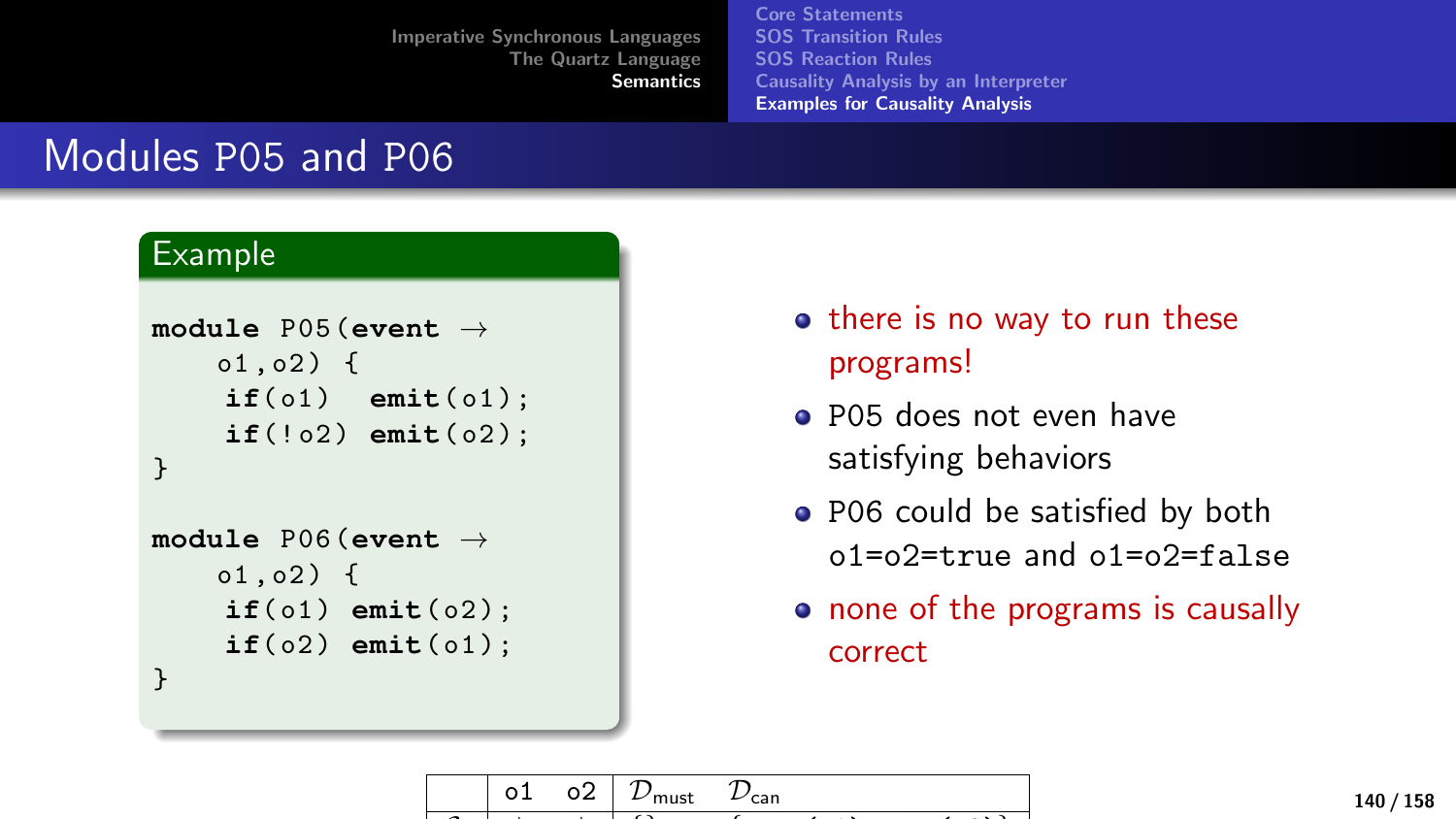# Modules P05 and P06

**Example**

```
module P05(event →
    o1,o2) {
     if(o1)  emit(o1);
     if(!o2) emit(o2);
}

module P06(event →
    o1,o2) {
     if(o1) emit(o2);
     if(o2) emit(o1);
}
```

- there is no way to run these programs!
- P05 does not even have satisfying behaviors
- P06 could be satisfied by both o1=o2=true and o1=o2=false
- none of the programs is causally correct

| | o1 | o2 | $\mathcal{D}_{\text{must}}$ | $\mathcal{D}_{\text{can}}$ |
|---|---|---|---|---|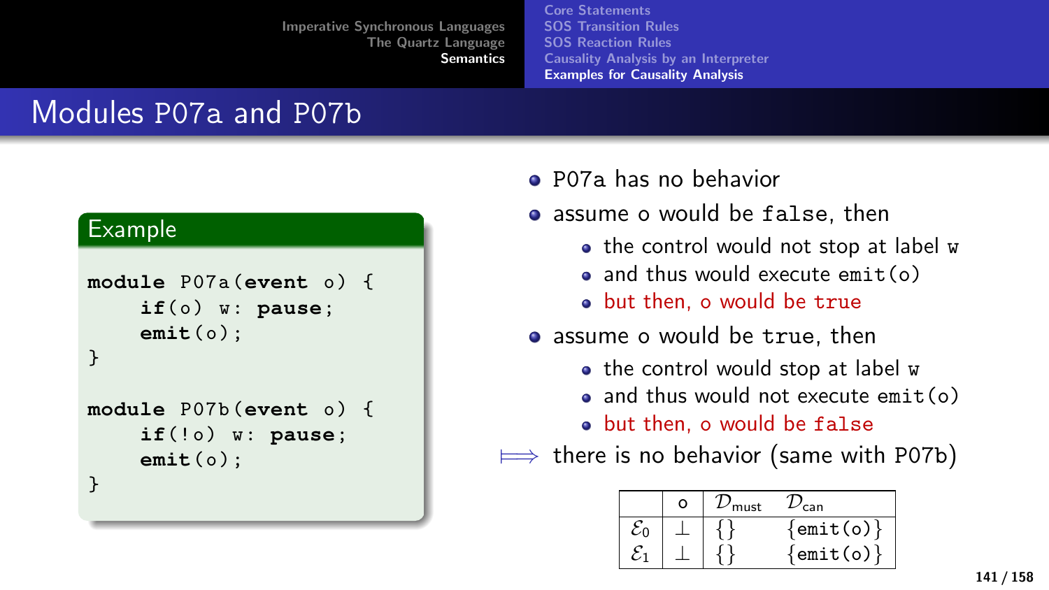# Modules P07a and P07b

**Example**

```
module P07a(event o) {
    if(o) w: pause;
    emit(o);
}

module P07b(event o) {
    if(!o) w: pause;
    emit(o);
}
```

- P07a has no behavior
- assume o would be `false`, then
  - the control would not stop at label `w`
  - and thus would execute `emit(o)`
  - but then, o would be `true`
- assume o would be `true`, then
  - the control would stop at label `w`
  - and thus would not execute `emit(o)`
  - but then, o would be `false`

$\Longrightarrow$ there is no behavior (same with P07b)

| | o | $\mathcal{D}_{\text{must}}$ | $\mathcal{D}_{\text{can}}$ |
|---|---|---|---|
| $\mathcal{E}_0$ | $\perp$ | {} | {emit(o)} |
| $\mathcal{E}_1$ | $\perp$ | {} | {emit(o)} |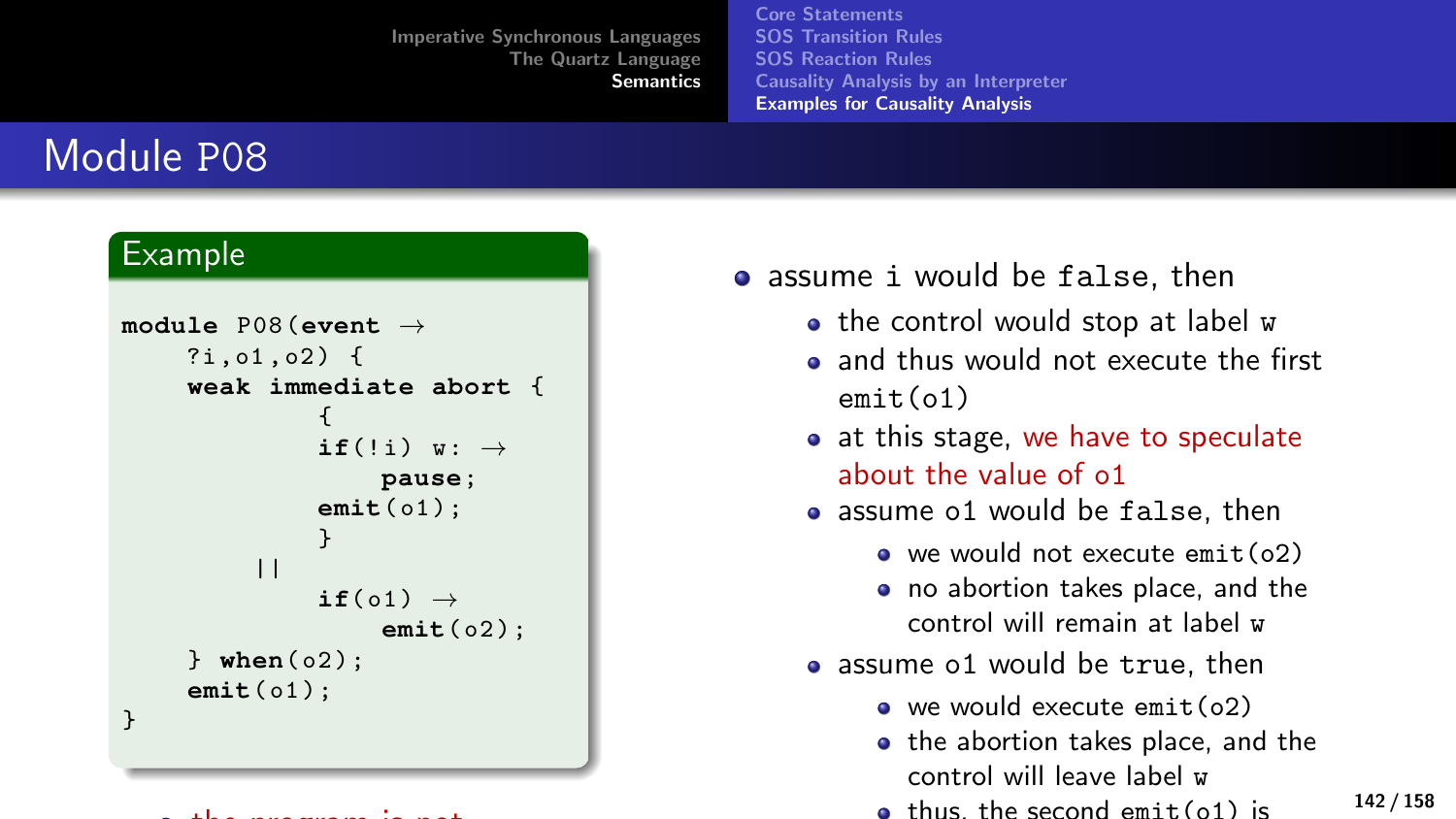## Module P08

**Example**

```
module P08(event →
    ?i,o1,o2) {
    weak immediate abort {
            {
            if(!i) w: →
                pause;
            emit(o1);
            }
        ||
            if(o1) →
                emit(o2);
    } when(o2);
    emit(o1);
}
```

- the program is not

- assume `i` would be `false`, then
  - the control would stop at label `w`
  - and thus would not execute the first `emit(o1)`
  - at this stage, we have to speculate about the value of `o1`
  - assume `o1` would be `false`, then
    - we would not execute `emit(o2)`
    - no abortion takes place, and the control will remain at label `w`
  - assume `o1` would be `true`, then
    - we would execute `emit(o2)`
    - the abortion takes place, and the control will leave label `w`
    - thus, the second `emit(o1)` is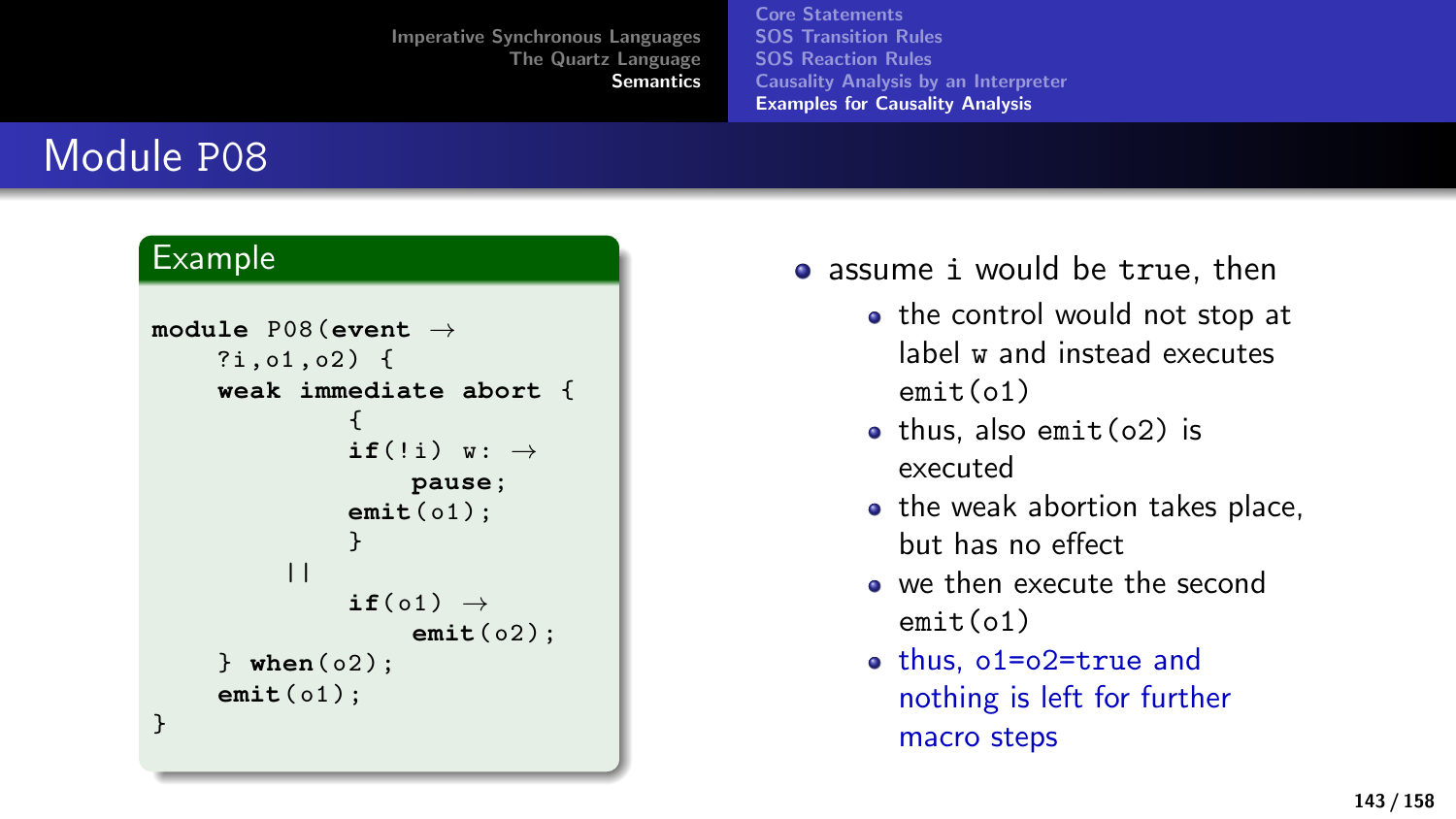# Module P08

## Example

```
module P08(event →
    ?i,o1,o2) {
    weak immediate abort {
            {
            if(!i) w: →
                pause;
            emit(o1);
            }
        ||
            if(o1) →
                emit(o2);
    } when(o2);
    emit(o1);
}
```

- assume i would be true, then
  - the control would not stop at label w and instead executes emit(o1)
  - thus, also emit(o2) is executed
  - the weak abortion takes place, but has no effect
  - we then execute the second emit(o1)
  - thus, o1=o2=true and nothing is left for further macro steps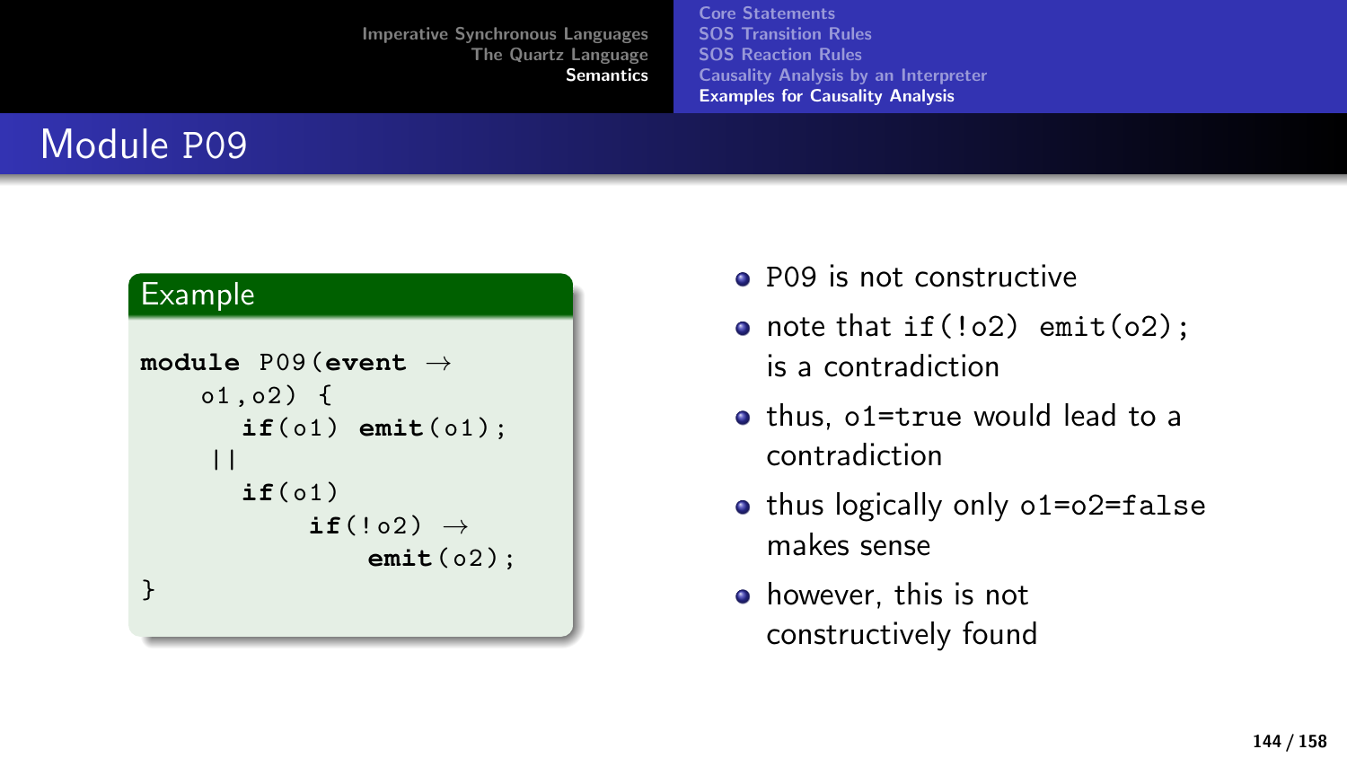# Module P09

**Example**

```
module P09(event →
    o1,o2) {
      if(o1) emit(o1);
    ||
      if(o1)
          if(!o2) →
              emit(o2);
}
```

- P09 is not constructive
- note that `if(!o2) emit(o2);` is a contradiction
- thus, `o1=true` would lead to a contradiction
- thus logically only `o1=o2=false` makes sense
- however, this is not constructively found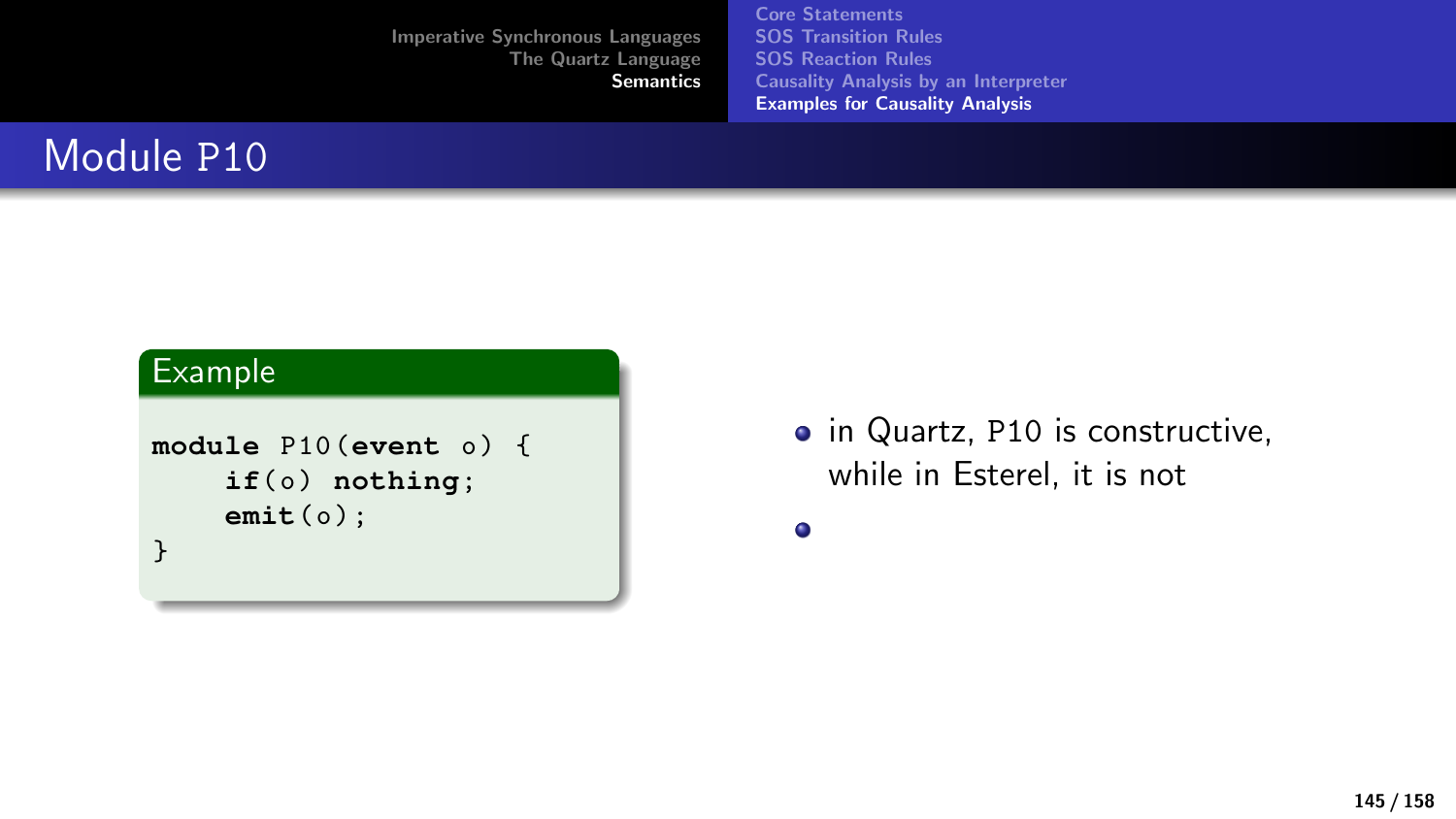# Module P10

**Example**

```
module P10(event o) {
    if(o) nothing;
    emit(o);
}
```

- in Quartz, P10 is constructive, while in Esterel, it is not
-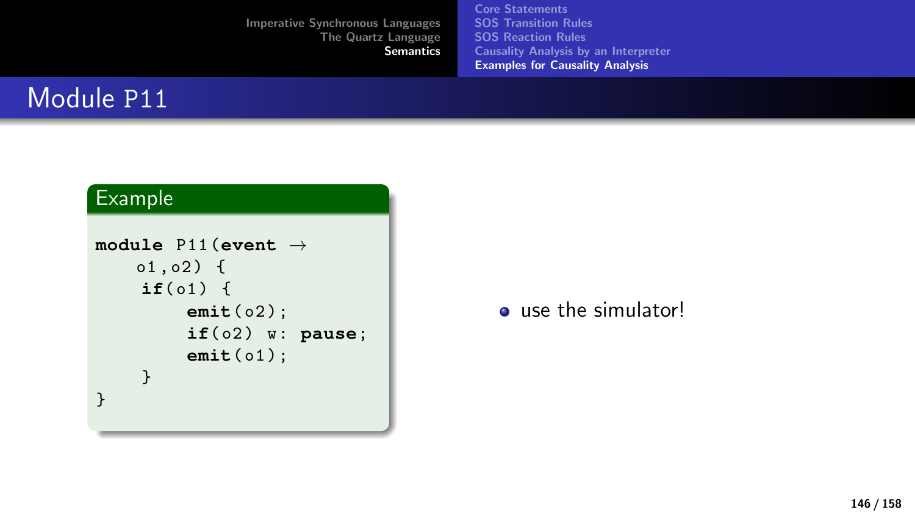# Module P11

**Example**

```
module P11(event →
    o1,o2) {
    if(o1) {
        emit(o2);
        if(o2) w: pause;
        emit(o1);
    }
}
```

- use the simulator!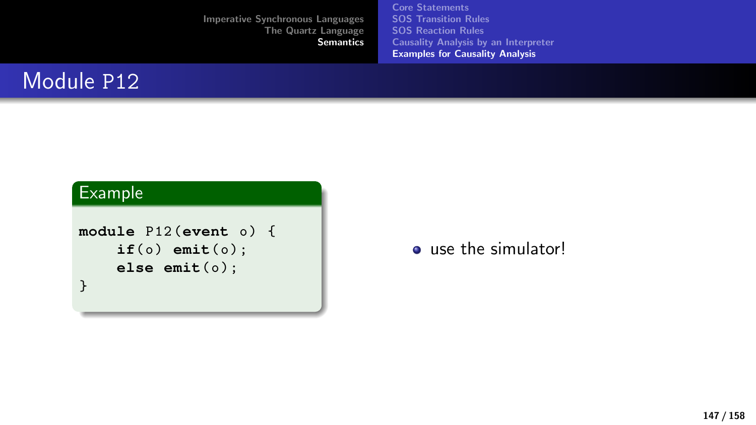# Module P12

**Example**

```
module P12(event o) {
    if(o) emit(o);
    else emit(o);
}
```

- use the simulator!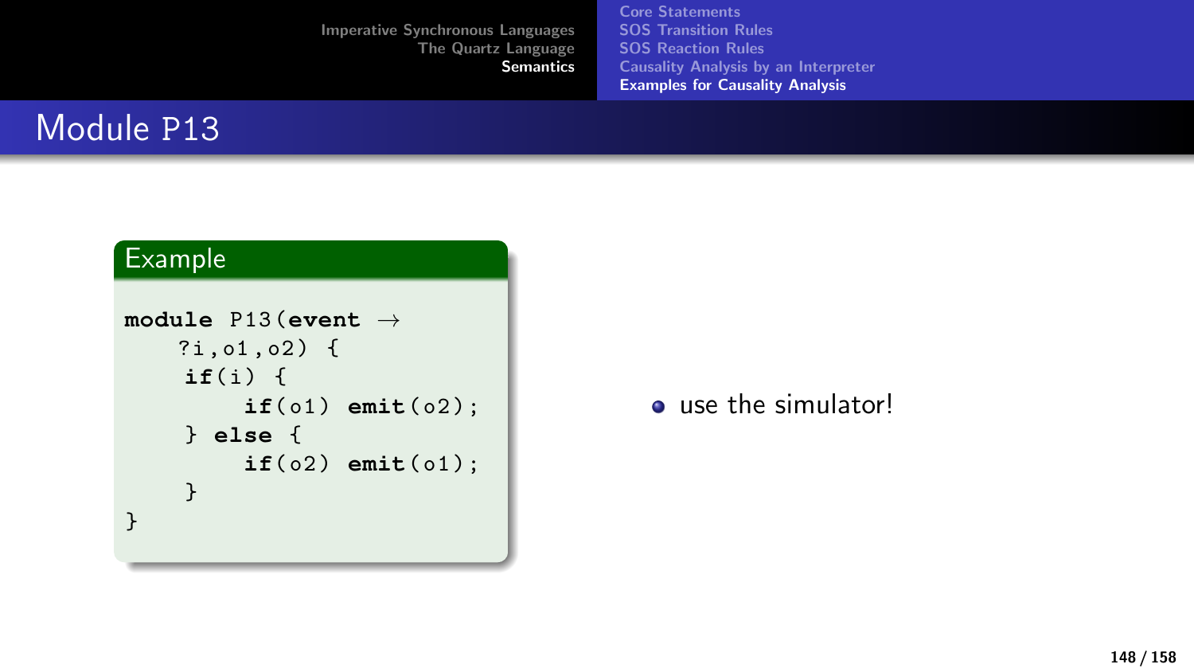# Module P13

**Example**

```
module P13(event →
    ?i,o1,o2) {
     if(i) {
          if(o1) emit(o2);
     } else {
          if(o2) emit(o1);
     }
}
```

- use the simulator!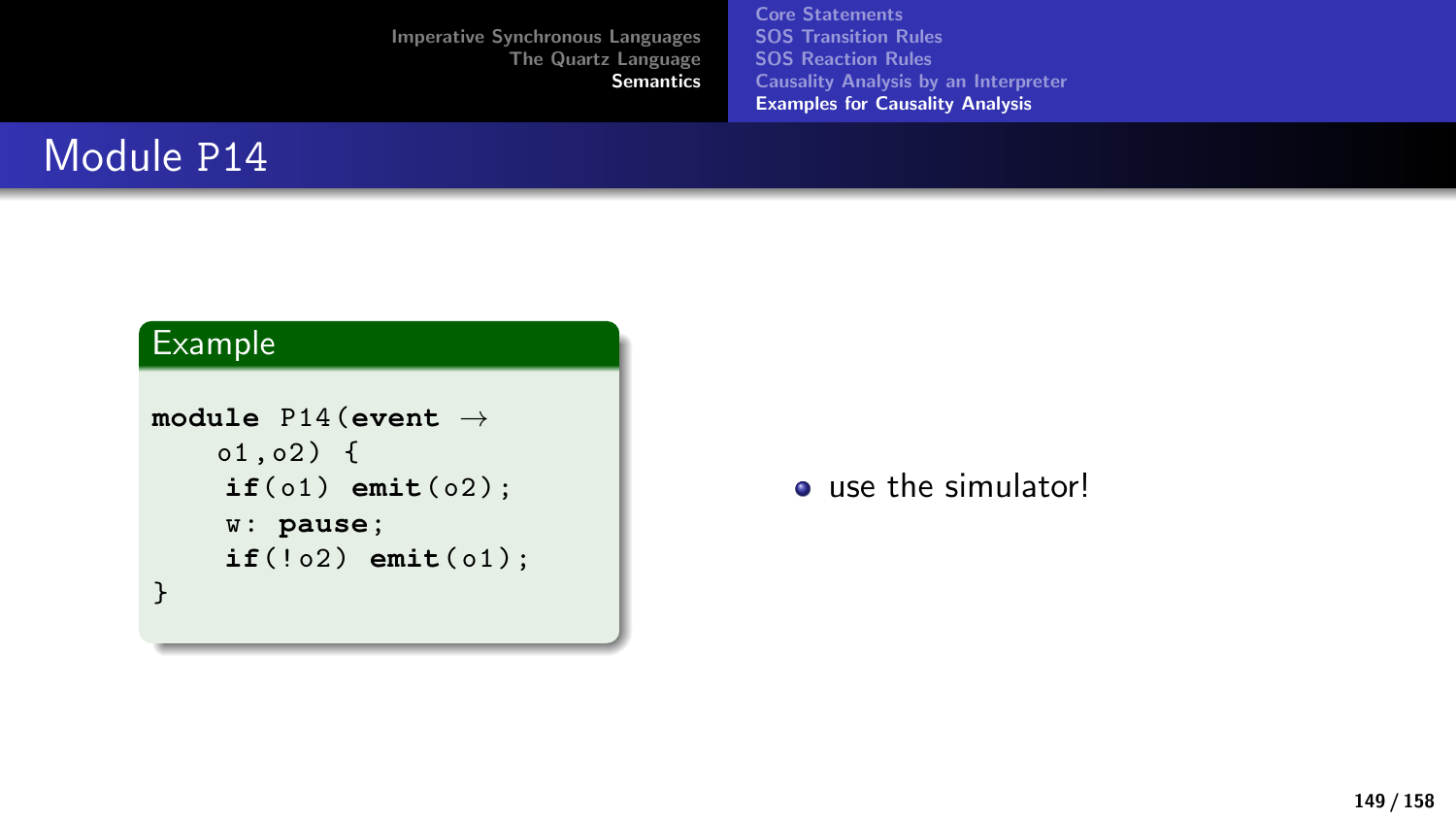# Module P14

## Example

```
module P14(event →
    o1,o2) {
     if(o1) emit(o2);
     w: pause;
     if(!o2) emit(o1);
}
```

- use the simulator!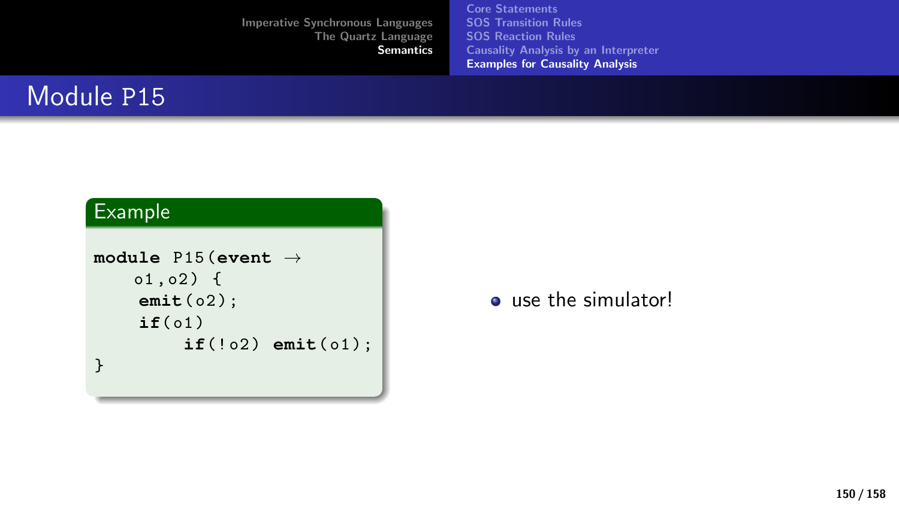# Module P15

**Example**

```
module P15(event →
    o1,o2) {
     emit(o2);
     if(o1)
         if(!o2) emit(o1);
}
```

- use the simulator!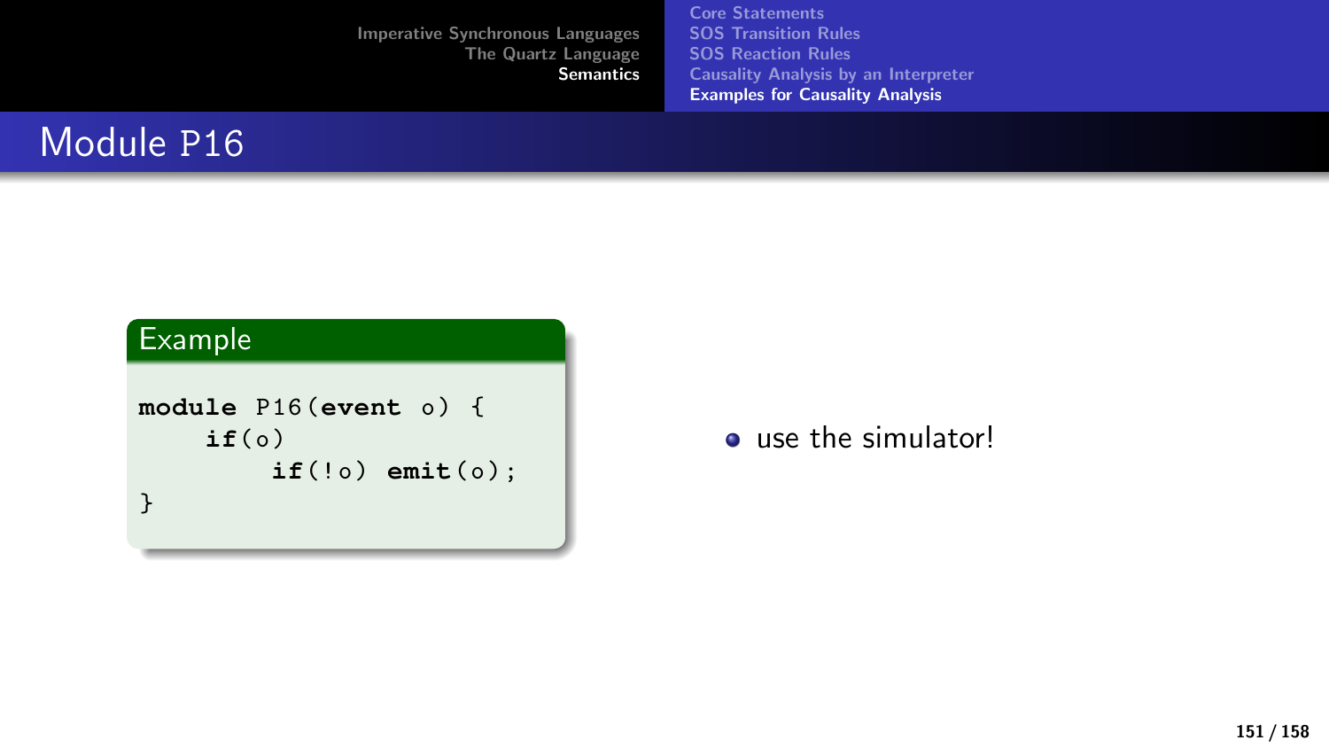# Module P16

**Example**

```
module P16(event o) {
    if(o)
        if(!o) emit(o);
}
```

- use the simulator!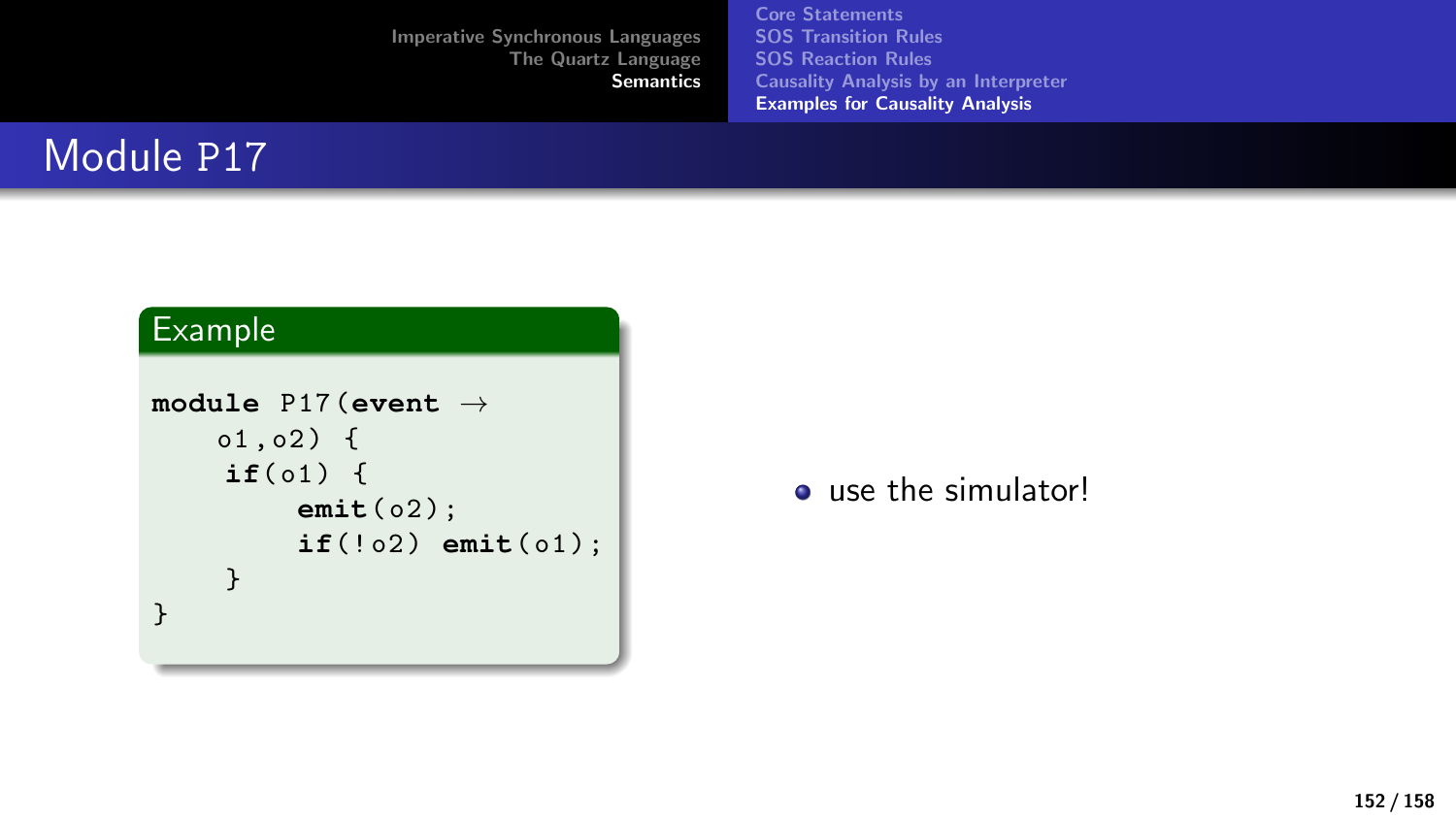# Module P17

**Example**

```
module P17(event →
    o1,o2) {
     if(o1) {
          emit(o2);
          if(!o2) emit(o1);
     }
}
```

- use the simulator!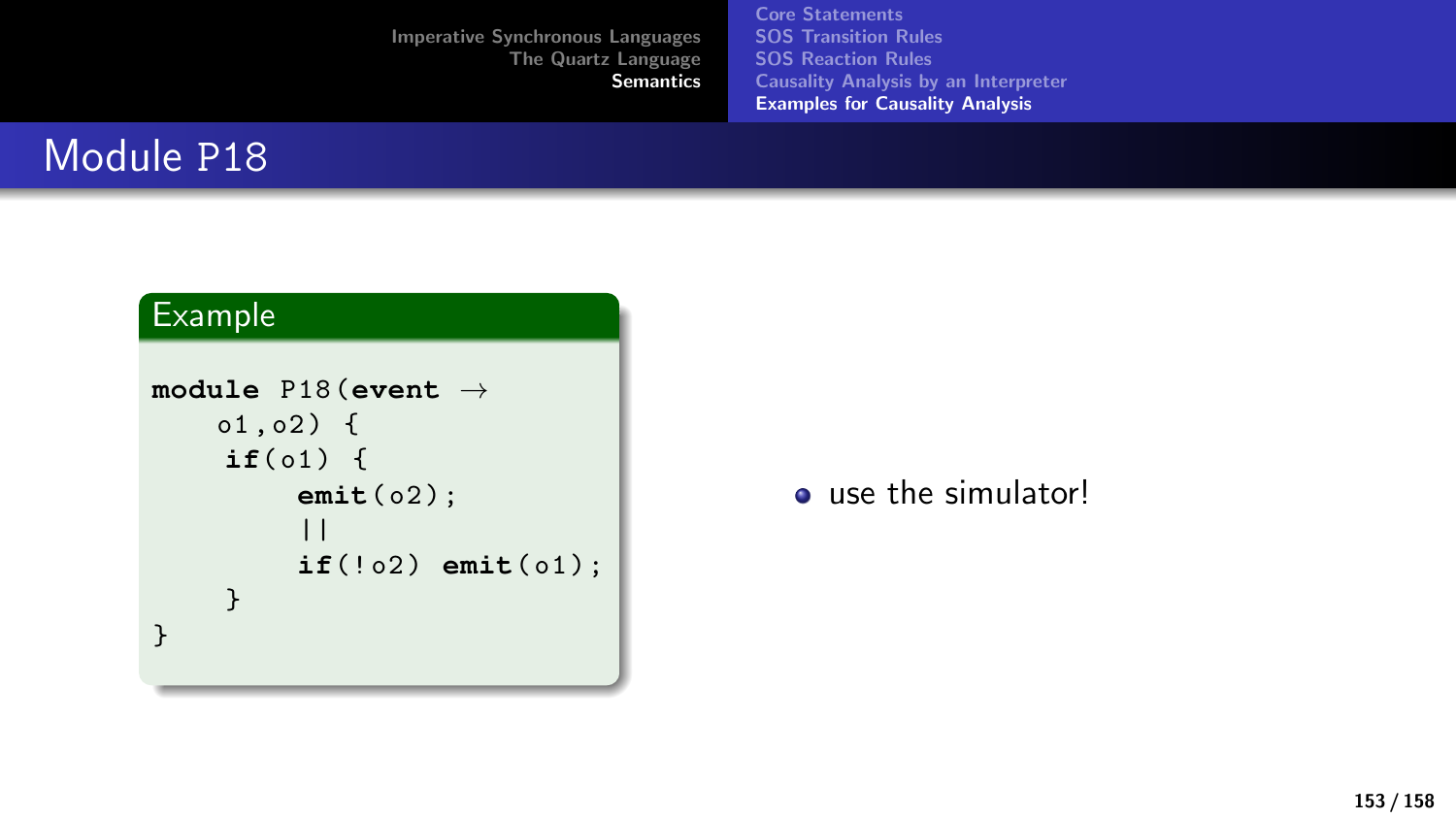# Module P18

**Example**

```
module P18(event →
    o1,o2) {
     if(o1) {
         emit(o2);
         ||
         if(!o2) emit(o1);
     }
}
```

- use the simulator!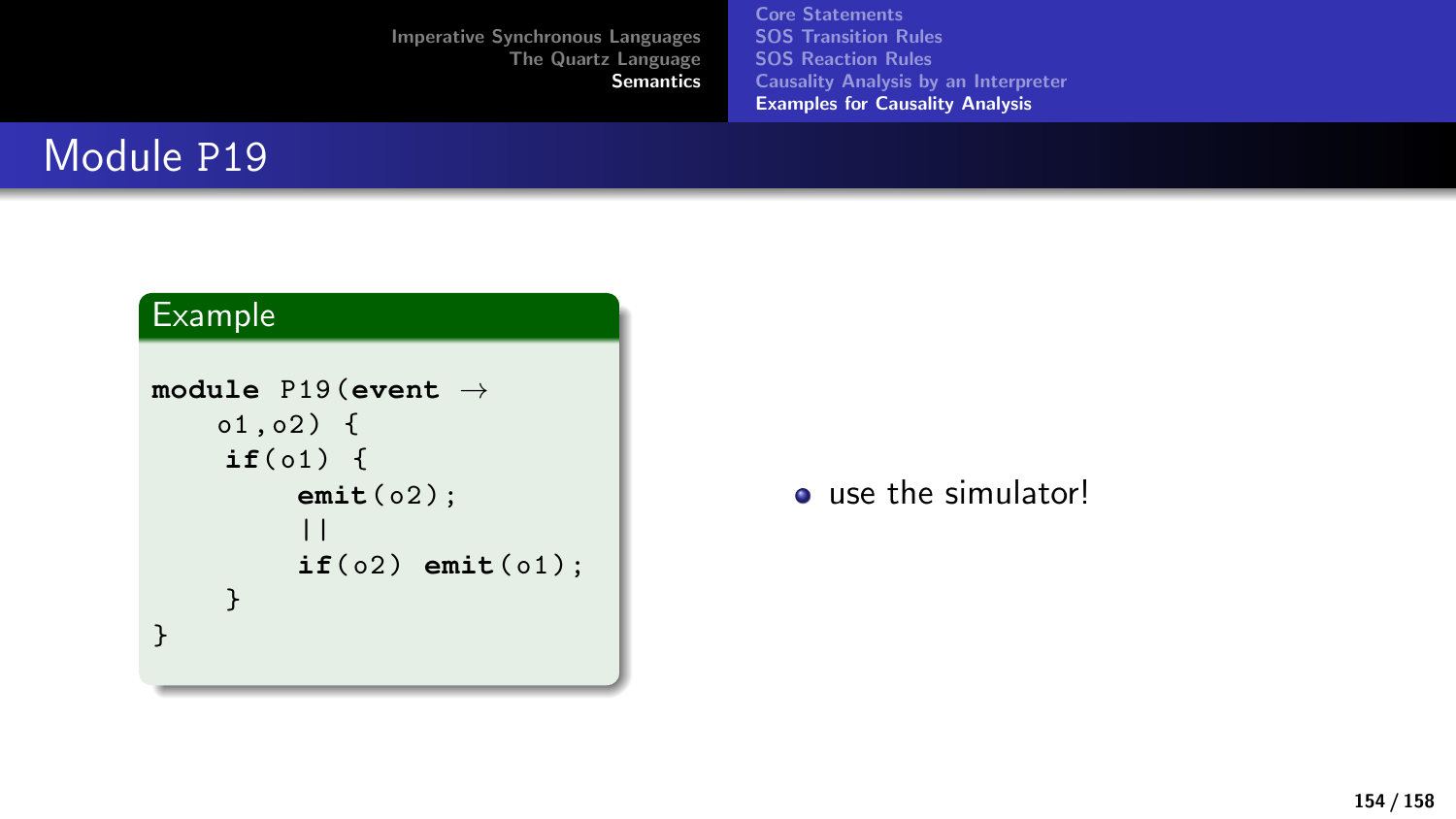# Module P19

**Example**

```
module P19(event →
    o1,o2) {
     if(o1) {
          emit(o2);
          ||
          if(o2) emit(o1);
     }
}
```

- use the simulator!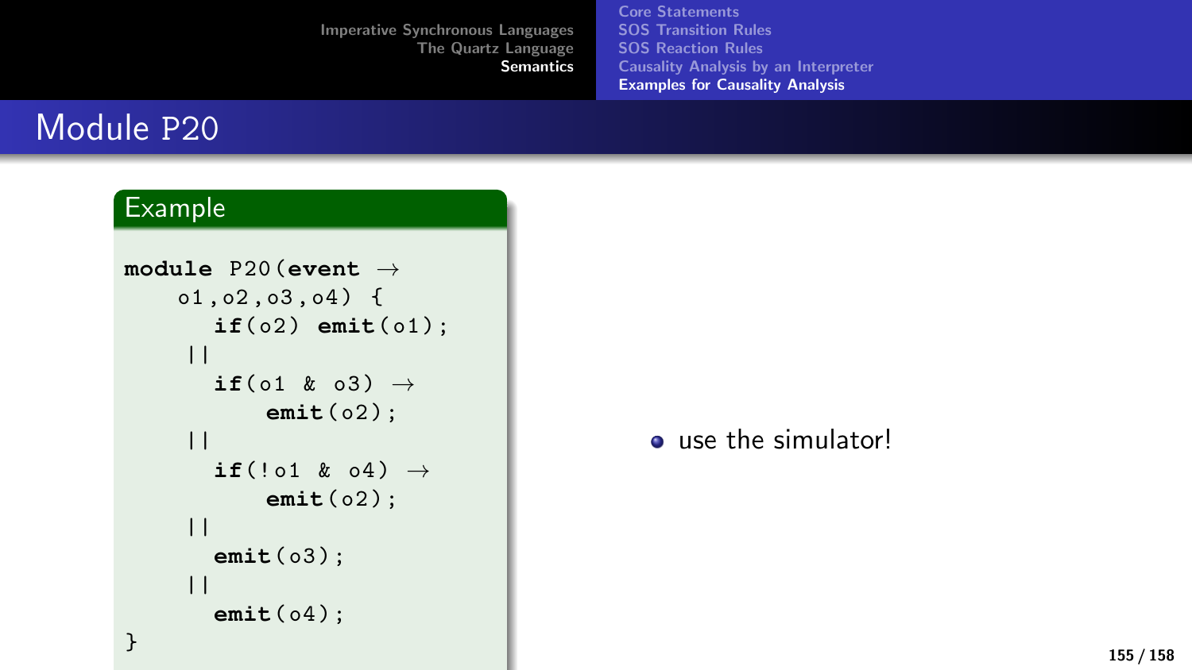# Module P20

**Example**

```
module P20(event →
    o1,o2,o3,o4) {
      if(o2) emit(o1);
    ||
      if(o1 & o3) →
          emit(o2);
    ||
      if(!o1 & o4) →
          emit(o2);
    ||
      emit(o3);
    ||
      emit(o4);
}
```

- use the simulator!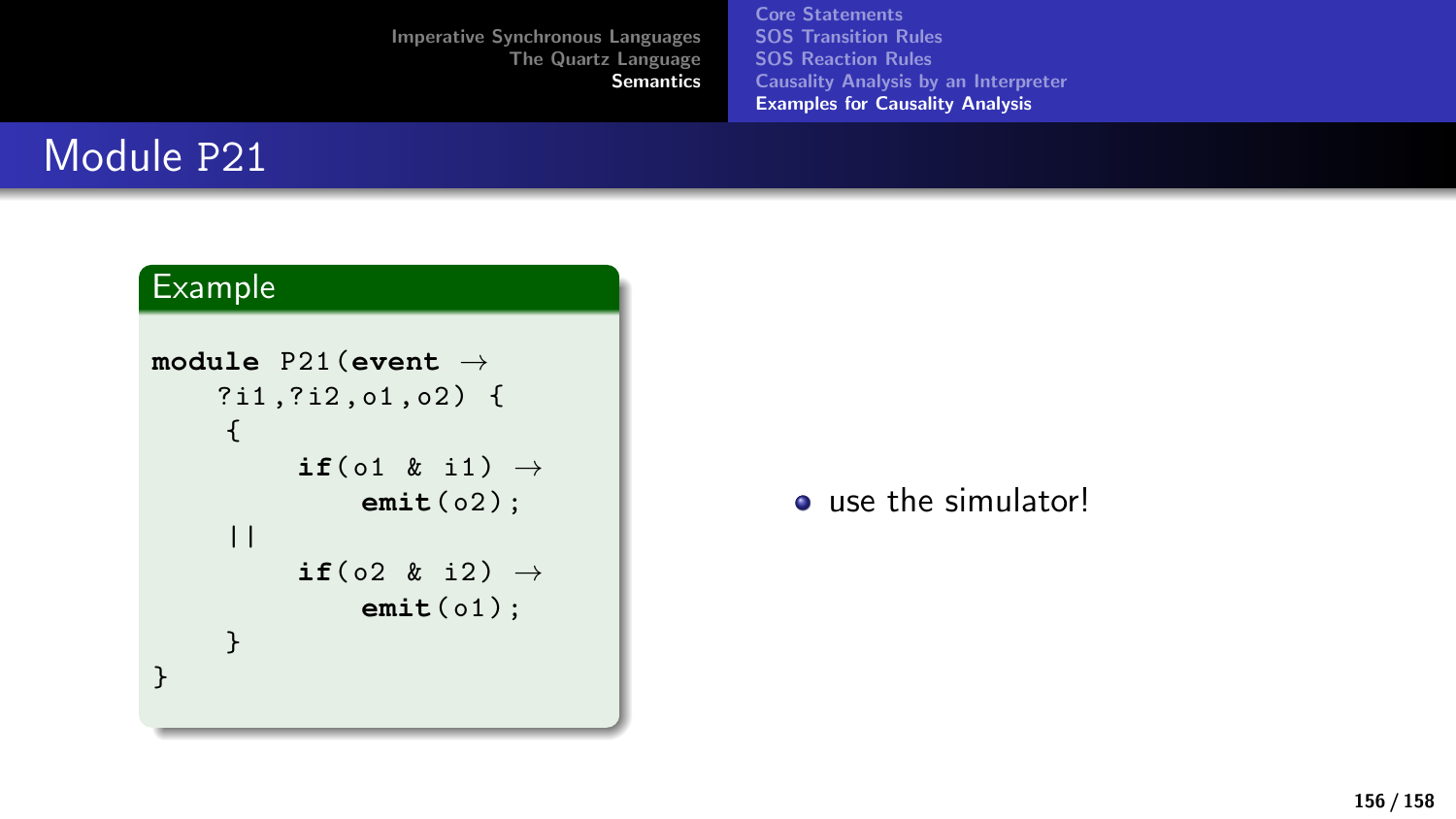# Module P21

**Example**

```
module P21(event →
    ?i1,?i2,o1,o2) {
    {
        if(o1 & i1) →
            emit(o2);
    ||
        if(o2 & i2) →
            emit(o1);
    }
}
```

- use the simulator!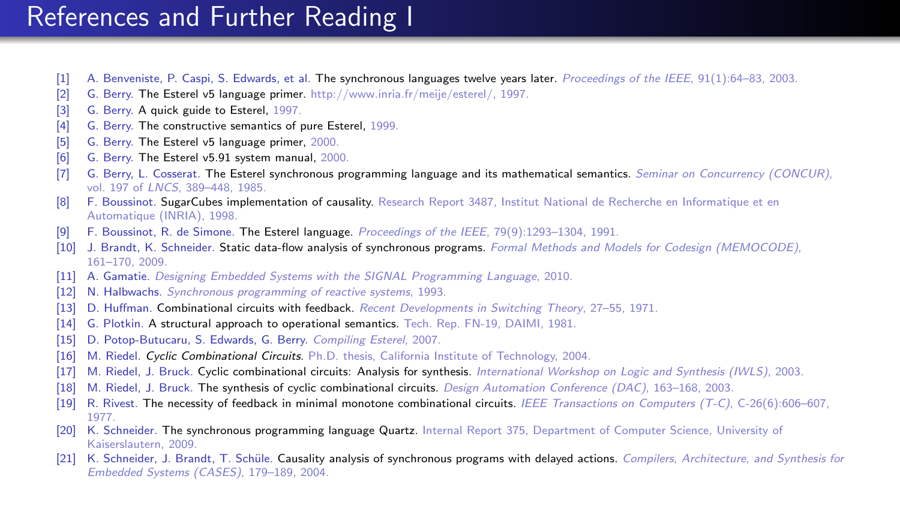# References and Further Reading I

[1] A. Benveniste, P. Caspi, S. Edwards, et al. The synchronous languages twelve years later. *Proceedings of the IEEE*, 91(1):64–83, 2003.

[2] G. Berry. The Esterel v5 language primer. http://www.inria.fr/meije/esterel/, 1997.

[3] G. Berry. A quick guide to Esterel, 1997.

[4] G. Berry. The constructive semantics of pure Esterel, 1999.

[5] G. Berry. The Esterel v5 language primer, 2000.

[6] G. Berry. The Esterel v5.91 system manual, 2000.

[7] G. Berry, L. Cosserat. The Esterel synchronous programming language and its mathematical semantics. *Seminar on Concurrency (CONCUR)*, vol. 197 of *LNCS*, 389–448, 1985.

[8] F. Boussinot. SugarCubes implementation of causality. Research Report 3487, Institut National de Recherche en Informatique et en Automatique (INRIA), 1998.

[9] F. Boussinot, R. de Simone. The Esterel language. *Proceedings of the IEEE*, 79(9):1293–1304, 1991.

[10] J. Brandt, K. Schneider. Static data-flow analysis of synchronous programs. *Formal Methods and Models for Codesign (MEMOCODE)*, 161–170, 2009.

[11] A. Gamatie. *Designing Embedded Systems with the SIGNAL Programming Language*, 2010.

[12] N. Halbwachs. *Synchronous programming of reactive systems*, 1993.

[13] D. Huffman. Combinational circuits with feedback. *Recent Developments in Switching Theory*, 27–55, 1971.

[14] G. Plotkin. A structural approach to operational semantics. Tech. Rep. FN-19, DAIMI, 1981.

[15] D. Potop-Butucaru, S. Edwards, G. Berry. *Compiling Esterel*, 2007.

[16] M. Riedel. *Cyclic Combinational Circuits*. Ph.D. thesis, California Institute of Technology, 2004.

[17] M. Riedel, J. Bruck. Cyclic combinational circuits: Analysis for synthesis. *International Workshop on Logic and Synthesis (IWLS)*, 2003.

[18] M. Riedel, J. Bruck. The synthesis of cyclic combinational circuits. *Design Automation Conference (DAC)*, 163–168, 2003.

[19] R. Rivest. The necessity of feedback in minimal monotone combinational circuits. *IEEE Transactions on Computers (T-C)*, C-26(6):606–607, 1977.

[20] K. Schneider. The synchronous programming language Quartz. Internal Report 375, Department of Computer Science, University of Kaiserslautern, 2009.

[21] K. Schneider, J. Brandt, T. Schüle. Causality analysis of synchronous programs with delayed actions. *Compilers, Architecture, and Synthesis for Embedded Systems (CASES)*, 179–189, 2004.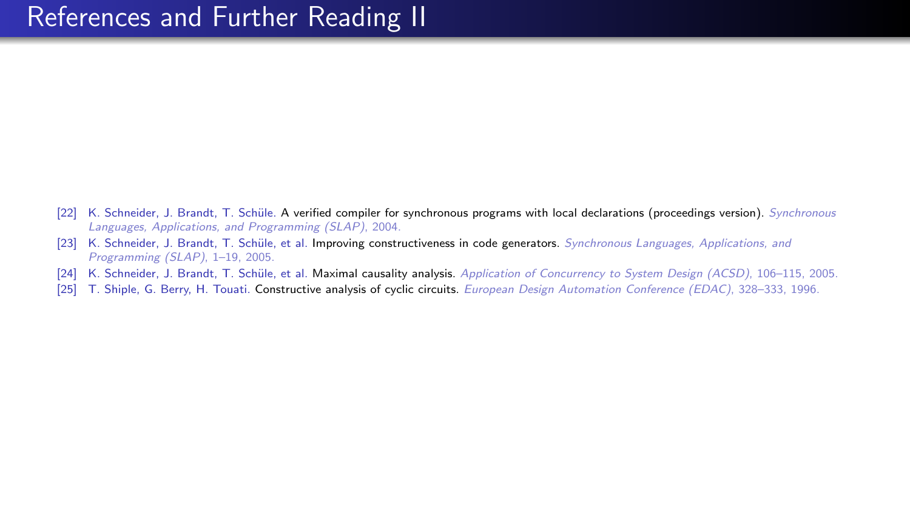# References and Further Reading II

[22] K. Schneider, J. Brandt, T. Schüle. A verified compiler for synchronous programs with local declarations (proceedings version). *Synchronous Languages, Applications, and Programming (SLAP)*, 2004.

[23] K. Schneider, J. Brandt, T. Schüle, et al. Improving constructiveness in code generators. *Synchronous Languages, Applications, and Programming (SLAP)*, 1–19, 2005.

[24] K. Schneider, J. Brandt, T. Schüle, et al. Maximal causality analysis. *Application of Concurrency to System Design (ACSD)*, 106–115, 2005.

[25] T. Shiple, G. Berry, H. Touati. Constructive analysis of cyclic circuits. *European Design Automation Conference (EDAC)*, 328–333, 1996.